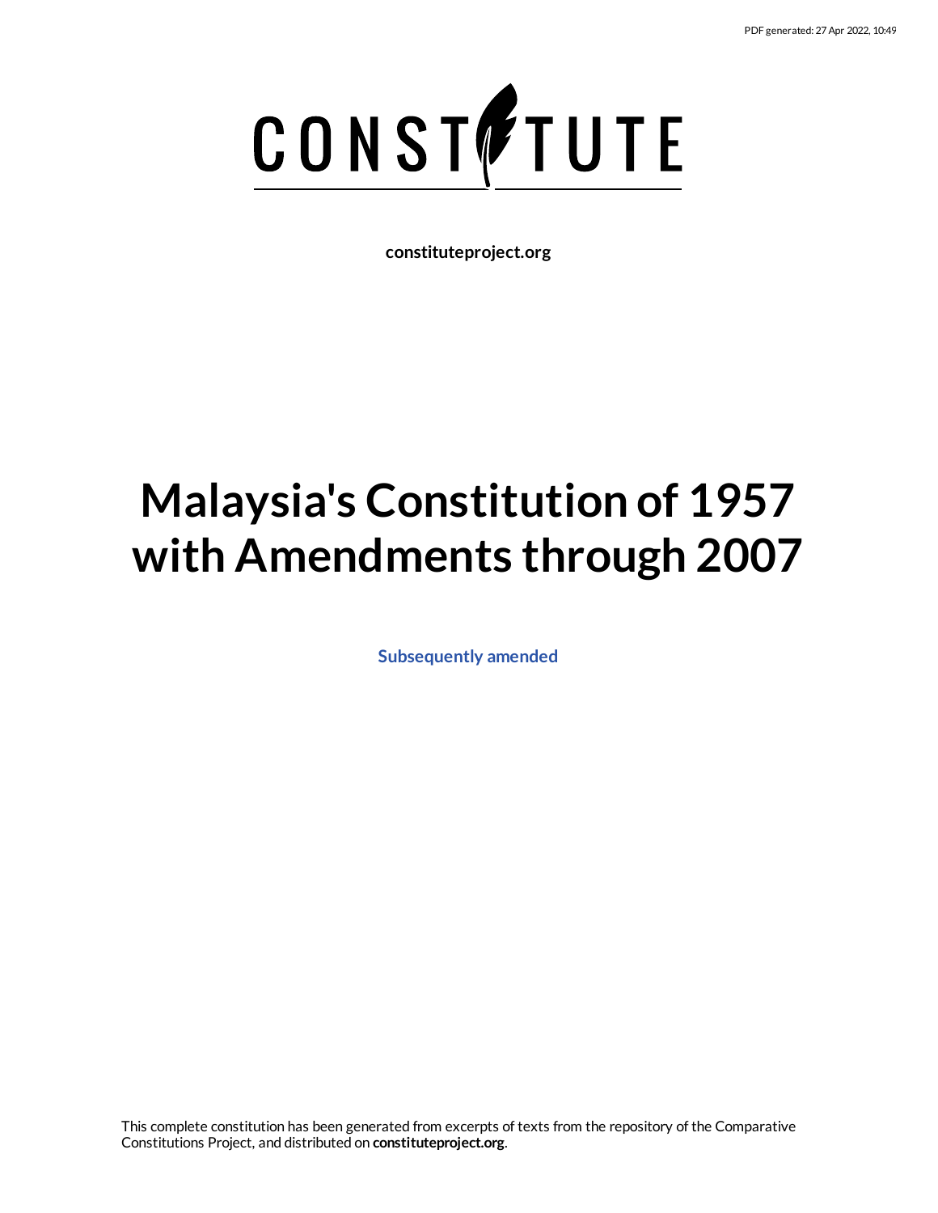PDF generated: 27 Apr 2022, 10:49

CONSTITUTE

**constituteproject.org**

# Malaysia's Constitution of 1957 with Amendments through 2007

**Subsequently amended**

This complete constitution has been generated from excerpts of texts from the repository of the Comparative Constitutions Project, and distributed on **constituteproject.org**.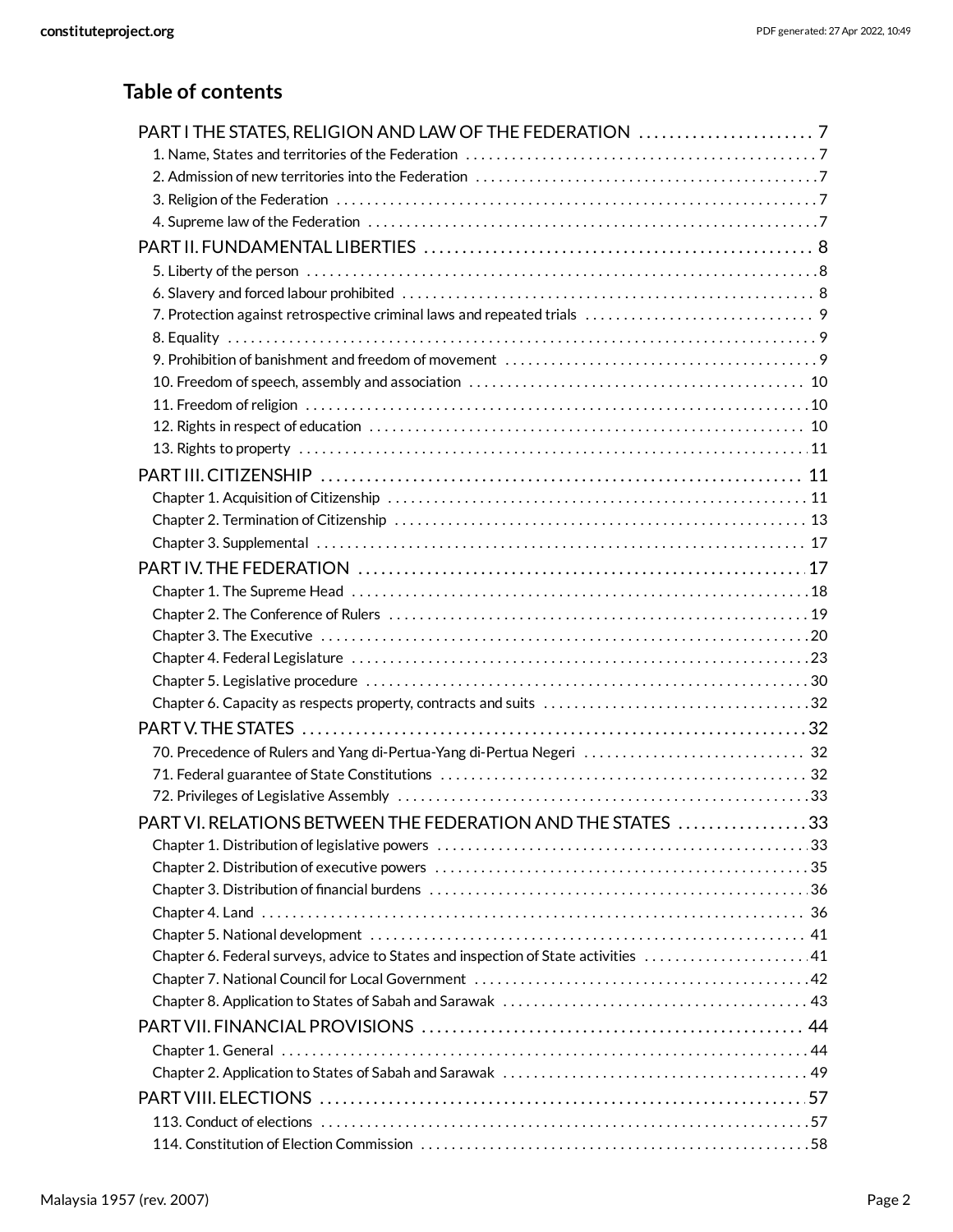## Table of contents

PART I THE STATES, RELIGION AND LAW OF THE FEDERATION . . . . . . . . . . . . . . . . . . . . . . 7
- 1. Name, States and territories of the Federation . . . . . . . . . . 7
- 2. Admission of new territories into the Federation . . . . . . . . . . 7
- 3. Religion of the Federation . . . . . . . . . . 7
- 4. Supreme law of the Federation . . . . . . . . . . 7

PART II. FUNDAMENTAL LIBERTIES . . . . . . . . . . 8
- 5. Liberty of the person . . . . . . . . . . 8
- 6. Slavery and forced labour prohibited . . . . . . . . . . 8
- 7. Protection against retrospective criminal laws and repeated trials . . . . . . . . . . 9
- 8. Equality . . . . . . . . . . 9
- 9. Prohibition of banishment and freedom of movement . . . . . . . . . . 9
- 10. Freedom of speech, assembly and association . . . . . . . . . . 10
- 11. Freedom of religion . . . . . . . . . . 10
- 12. Rights in respect of education . . . . . . . . . . 10
- 13. Rights to property . . . . . . . . . . 11

PART III. CITIZENSHIP . . . . . . . . . . 11
- Chapter 1. Acquisition of Citizenship . . . . . . . . . . 11
- Chapter 2. Termination of Citizenship . . . . . . . . . . 13
- Chapter 3. Supplemental . . . . . . . . . . 17

PART IV. THE FEDERATION . . . . . . . . . . 17
- Chapter 1. The Supreme Head . . . . . . . . . . 18
- Chapter 2. The Conference of Rulers . . . . . . . . . . 19
- Chapter 3. The Executive . . . . . . . . . . 20
- Chapter 4. Federal Legislature . . . . . . . . . . 23
- Chapter 5. Legislative procedure . . . . . . . . . . 30
- Chapter 6. Capacity as respects property, contracts and suits . . . . . . . . . . 32

PART V. THE STATES . . . . . . . . . . 32
- 70. Precedence of Rulers and Yang di-Pertua-Yang di-Pertua Negeri . . . . . . . . . . 32
- 71. Federal guarantee of State Constitutions . . . . . . . . . . 32
- 72. Privileges of Legislative Assembly . . . . . . . . . . 33

PART VI. RELATIONS BETWEEN THE FEDERATION AND THE STATES . . . . . . . . . . 33
- Chapter 1. Distribution of legislative powers . . . . . . . . . . 33
- Chapter 2. Distribution of executive powers . . . . . . . . . . 35
- Chapter 3. Distribution of financial burdens . . . . . . . . . . 36
- Chapter 4. Land . . . . . . . . . . 36
- Chapter 5. National development . . . . . . . . . . 41
- Chapter 6. Federal surveys, advice to States and inspection of State activities . . . . . . . . . . 41
- Chapter 7. National Council for Local Government . . . . . . . . . . 42
- Chapter 8. Application to States of Sabah and Sarawak . . . . . . . . . . 43

PART VII. FINANCIAL PROVISIONS . . . . . . . . . . 44
- Chapter 1. General . . . . . . . . . . 44
- Chapter 2. Application to States of Sabah and Sarawak . . . . . . . . . . 49

PART VIII. ELECTIONS . . . . . . . . . . 57
- 113. Conduct of elections . . . . . . . . . . 57
- 114. Constitution of Election Commission . . . . . . . . . . 58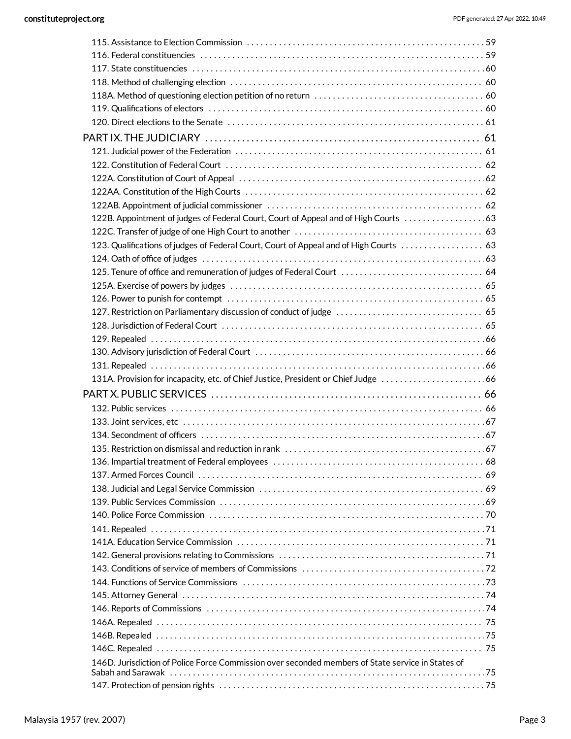115. Assistance to Election Commission . . . . . . . . . . 59
116. Federal constituencies . . . . . . . . . . 59
117. State constituencies . . . . . . . . . . 60
118. Method of challenging election . . . . . . . . . . 60
118A. Method of questioning election petition of no return . . . . . . . . . . 60
119. Qualifications of electors . . . . . . . . . . 60
120. Direct elections to the Senate . . . . . . . . . . 61

PART IX. THE JUDICIARY . . . . . . . . . . 61

121. Judicial power of the Federation . . . . . . . . . . 61
122. Constitution of Federal Court . . . . . . . . . . 62
122A. Constitution of Court of Appeal . . . . . . . . . . 62
122AA. Constitution of the High Courts . . . . . . . . . . 62
122AB. Appointment of judicial commissioner . . . . . . . . . . 62
122B. Appointment of judges of Federal Court, Court of Appeal and of High Courts . . . . . . . . . . 63
122C. Transfer of judge of one High Court to another . . . . . . . . . . 63
123. Qualifications of judges of Federal Court, Court of Appeal and of High Courts . . . . . . . . . . 63
124. Oath of office of judges . . . . . . . . . . 63
125. Tenure of office and remuneration of judges of Federal Court . . . . . . . . . . 64
125A. Exercise of powers by judges . . . . . . . . . . 65
126. Power to punish for contempt . . . . . . . . . . 65
127. Restriction on Parliamentary discussion of conduct of judge . . . . . . . . . . 65
128. Jurisdiction of Federal Court . . . . . . . . . . 65
129. Repealed . . . . . . . . . . 66
130. Advisory jurisdiction of Federal Court . . . . . . . . . . 66
131. Repealed . . . . . . . . . . 66
131A. Provision for incapacity, etc. of Chief Justice, President or Chief Judge . . . . . . . . . . 66

PART X. PUBLIC SERVICES . . . . . . . . . . 66

132. Public services . . . . . . . . . . 66
133. Joint services, etc . . . . . . . . . . 67
134. Secondment of officers . . . . . . . . . . 67
135. Restriction on dismissal and reduction in rank . . . . . . . . . . 67
136. Impartial treatment of Federal employees . . . . . . . . . . 68
137. Armed Forces Council . . . . . . . . . . 69
138. Judicial and Legal Service Commission . . . . . . . . . . 69
139. Public Services Commission . . . . . . . . . . 69
140. Police Force Commission . . . . . . . . . . 70
141. Repealed . . . . . . . . . . 71
141A. Education Service Commission . . . . . . . . . . 71
142. General provisions relating to Commissions . . . . . . . . . . 71
143. Conditions of service of members of Commissions . . . . . . . . . . 72
144. Functions of Service Commissions . . . . . . . . . . 73
145. Attorney General . . . . . . . . . . 74
146. Reports of Commissions . . . . . . . . . . 74
146A. Repealed . . . . . . . . . . 75
146B. Repealed . . . . . . . . . . 75
146C. Repealed . . . . . . . . . . 75
146D. Jurisdiction of Police Force Commission over seconded members of State service in States of Sabah and Sarawak . . . . . . . . . . 75
147. Protection of pension rights . . . . . . . . . . 75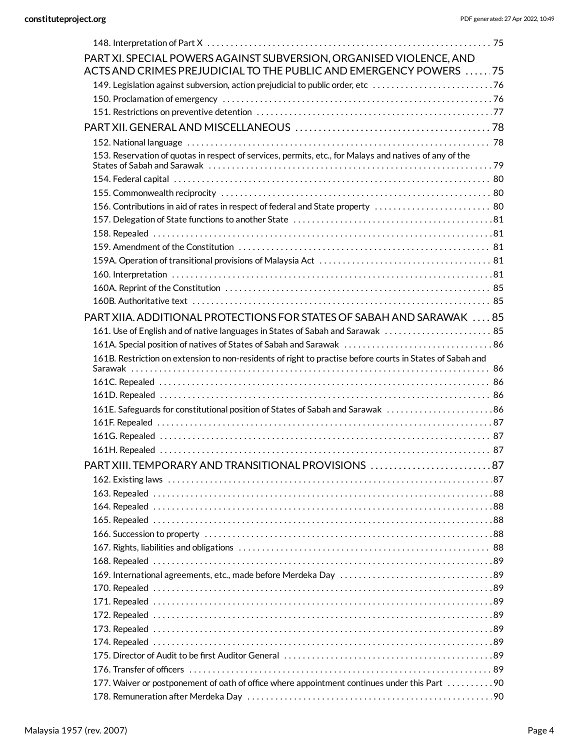148. Interpretation of Part X . . . . . . . . . . 75

PART XI. SPECIAL POWERS AGAINST SUBVERSION, ORGANISED VIOLENCE, AND ACTS AND CRIMES PREJUDICIAL TO THE PUBLIC AND EMERGENCY POWERS . . . . . 75

149. Legislation against subversion, action prejudicial to public order, etc . . . . . . . . . . 76

150. Proclamation of emergency . . . . . . . . . . 76

151. Restrictions on preventive detention . . . . . . . . . . 77

PART XII. GENERAL AND MISCELLANEOUS . . . . . . . . . . 78

152. National language . . . . . . . . . . 78

153. Reservation of quotas in respect of services, permits, etc., for Malays and natives of any of the States of Sabah and Sarawak . . . . . . . . . . 79

154. Federal capital . . . . . . . . . . 80

155. Commonwealth reciprocity . . . . . . . . . . 80

156. Contributions in aid of rates in respect of federal and State property . . . . . . . . . . 80

157. Delegation of State functions to another State . . . . . . . . . . 81

158. Repealed . . . . . . . . . . 81

159. Amendment of the Constitution . . . . . . . . . . 81

159A. Operation of transitional provisions of Malaysia Act . . . . . . . . . . 81

160. Interpretation . . . . . . . . . . 81

160A. Reprint of the Constitution . . . . . . . . . . 85

160B. Authoritative text . . . . . . . . . . 85

PART XIIA. ADDITIONAL PROTECTIONS FOR STATES OF SABAH AND SARAWAK . . . . 85

161. Use of English and of native languages in States of Sabah and Sarawak . . . . . . . . . . 85

161A. Special position of natives of States of Sabah and Sarawak . . . . . . . . . . 86

161B. Restriction on extension to non-residents of right to practise before courts in States of Sabah and Sarawak . . . . . . . . . . 86

161C. Repealed . . . . . . . . . . 86

161D. Repealed . . . . . . . . . . 86

161E. Safeguards for constitutional position of States of Sabah and Sarawak . . . . . . . . . . 86

161F. Repealed . . . . . . . . . . 87

161G. Repealed . . . . . . . . . . 87

161H. Repealed . . . . . . . . . . 87

PART XIII. TEMPORARY AND TRANSITIONAL PROVISIONS . . . . . . . . . . 87

162. Existing laws . . . . . . . . . . 87

163. Repealed . . . . . . . . . . 88

164. Repealed . . . . . . . . . . 88

165. Repealed . . . . . . . . . . 88

166. Succession to property . . . . . . . . . . 88

167. Rights, liabilities and obligations . . . . . . . . . . 88

168. Repealed . . . . . . . . . . 89

169. International agreements, etc., made before Merdeka Day . . . . . . . . . . 89

170. Repealed . . . . . . . . . . 89

171. Repealed . . . . . . . . . . 89

172. Repealed . . . . . . . . . . 89

173. Repealed . . . . . . . . . . 89

174. Repealed . . . . . . . . . . 89

175. Director of Audit to be first Auditor General . . . . . . . . . . 89

176. Transfer of officers . . . . . . . . . . 89

177. Waiver or postponement of oath of office where appointment continues under this Part . . . . . . . . . . 90

178. Remuneration after Merdeka Day . . . . . . . . . . 90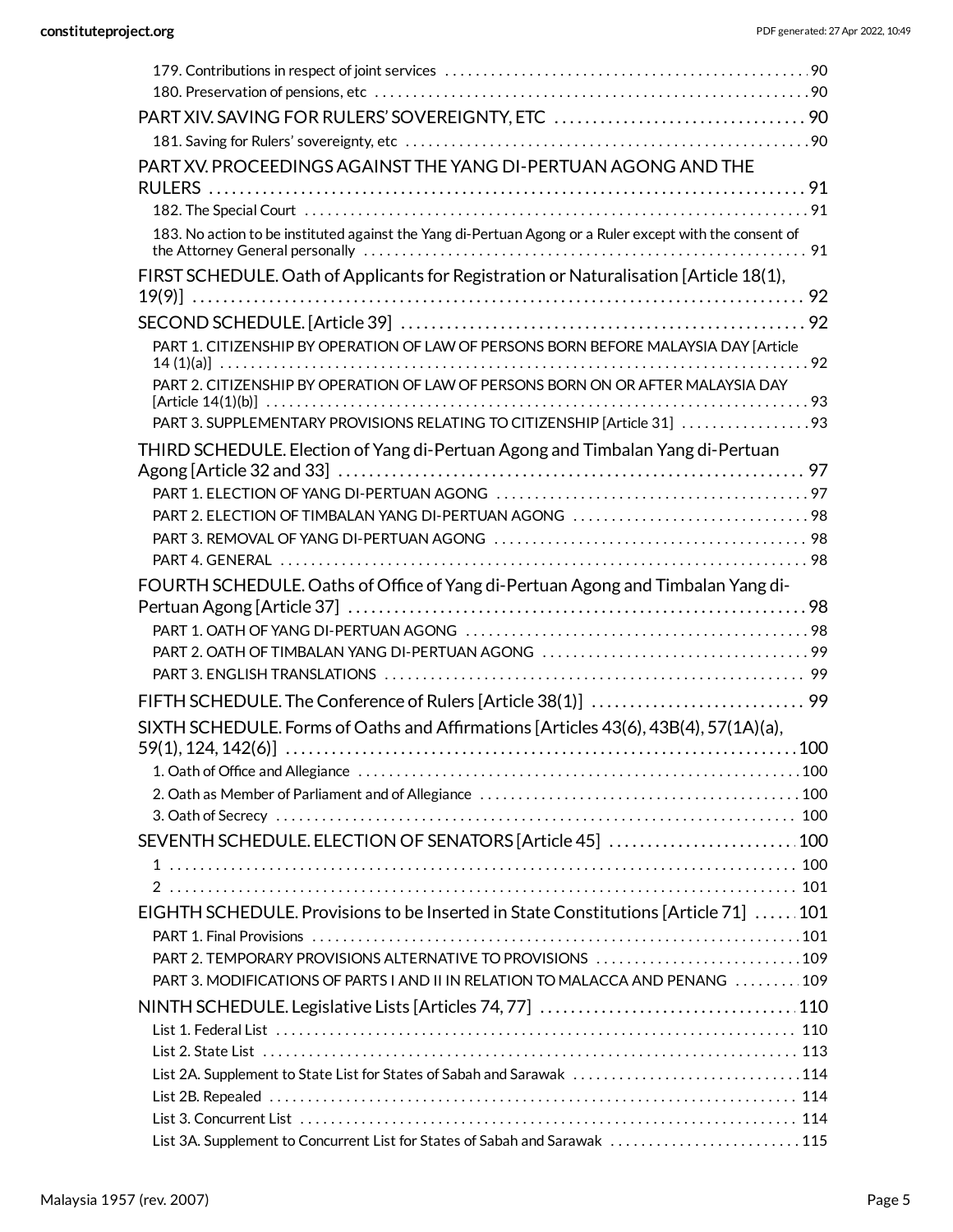179. Contributions in respect of joint services . . . . . . . . . . 90

180. Preservation of pensions, etc . . . . . . . . . . 90

PART XIV. SAVING FOR RULERS' SOVEREIGNTY, ETC . . . . . . . . . . 90

181. Saving for Rulers' sovereignty, etc . . . . . . . . . . 90

PART XV. PROCEEDINGS AGAINST THE YANG DI-PERTUAN AGONG AND THE RULERS . . . . . . . . . . 91

182. The Special Court . . . . . . . . . . 91

183. No action to be instituted against the Yang di-Pertuan Agong or a Ruler except with the consent of the Attorney General personally . . . . . . . . . . 91

FIRST SCHEDULE. Oath of Applicants for Registration or Naturalisation [Article 18(1), 19(9)] . . . . . . . . . . 92

SECOND SCHEDULE. [Article 39] . . . . . . . . . . 92

PART 1. CITIZENSHIP BY OPERATION OF LAW OF PERSONS BORN BEFORE MALAYSIA DAY [Article 14 (1)(a)] . . . . . . . . . . 92

PART 2. CITIZENSHIP BY OPERATION OF LAW OF PERSONS BORN ON OR AFTER MALAYSIA DAY [Article 14(1)(b)] . . . . . . . . . . 93

PART 3. SUPPLEMENTARY PROVISIONS RELATING TO CITIZENSHIP [Article 31] . . . . . . . . . . 93

THIRD SCHEDULE. Election of Yang di-Pertuan Agong and Timbalan Yang di-Pertuan Agong [Article 32 and 33] . . . . . . . . . . 97

PART 1. ELECTION OF YANG DI-PERTUAN AGONG . . . . . . . . . . 97

PART 2. ELECTION OF TIMBALAN YANG DI-PERTUAN AGONG . . . . . . . . . . 98

PART 3. REMOVAL OF YANG DI-PERTUAN AGONG . . . . . . . . . . 98

PART 4. GENERAL . . . . . . . . . . 98

FOURTH SCHEDULE. Oaths of Office of Yang di-Pertuan Agong and Timbalan Yang di-Pertuan Agong [Article 37] . . . . . . . . . . 98

PART 1. OATH OF YANG DI-PERTUAN AGONG . . . . . . . . . . 98

PART 2. OATH OF TIMBALAN YANG DI-PERTUAN AGONG . . . . . . . . . . 99

PART 3. ENGLISH TRANSLATIONS . . . . . . . . . . 99

FIFTH SCHEDULE. The Conference of Rulers [Article 38(1)] . . . . . . . . . . 99

SIXTH SCHEDULE. Forms of Oaths and Affirmations [Articles 43(6), 43B(4), 57(1A)(a), 59(1), 124, 142(6)] . . . . . . . . . . 100

1. Oath of Office and Allegiance . . . . . . . . . . 100

2. Oath as Member of Parliament and of Allegiance . . . . . . . . . . 100

3. Oath of Secrecy . . . . . . . . . . 100

SEVENTH SCHEDULE. ELECTION OF SENATORS [Article 45] . . . . . . . . . . 100

1 . . . . . . . . . . 100

2 . . . . . . . . . . 101

EIGHTH SCHEDULE. Provisions to be Inserted in State Constitutions [Article 71] . . . . . . . . . . 101

PART 1. Final Provisions . . . . . . . . . . 101

PART 2. TEMPORARY PROVISIONS ALTERNATIVE TO PROVISIONS . . . . . . . . . . 109

PART 3. MODIFICATIONS OF PARTS I AND II IN RELATION TO MALACCA AND PENANG . . . . . . . . . . 109

NINTH SCHEDULE. Legislative Lists [Articles 74, 77] . . . . . . . . . . 110

List 1. Federal List . . . . . . . . . . 110

List 2. State List . . . . . . . . . . 113

List 2A. Supplement to State List for States of Sabah and Sarawak . . . . . . . . . . 114

List 2B. Repealed . . . . . . . . . . 114

List 3. Concurrent List . . . . . . . . . . 114

List 3A. Supplement to Concurrent List for States of Sabah and Sarawak . . . . . . . . . . 115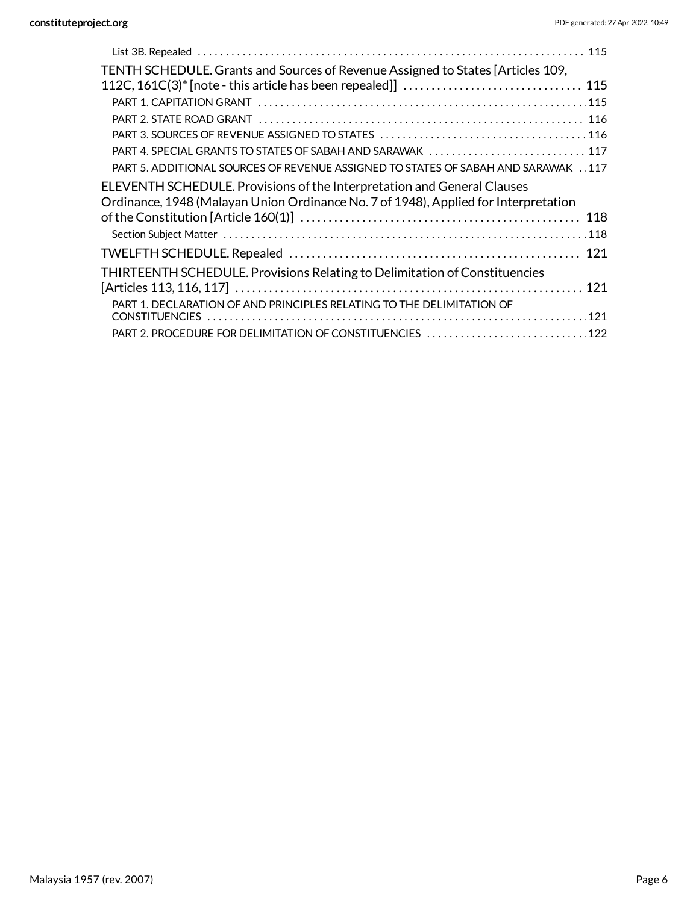- List 3B. Repealed . . . 115

TENTH SCHEDULE. Grants and Sources of Revenue Assigned to States [Articles 109, 112C, 161C(3)* [note - this article has been repealed]] . . . 115

- PART 1. CAPITATION GRANT . . . 115
- PART 2. STATE ROAD GRANT . . . 116
- PART 3. SOURCES OF REVENUE ASSIGNED TO STATES . . . 116
- PART 4. SPECIAL GRANTS TO STATES OF SABAH AND SARAWAK . . . 117
- PART 5. ADDITIONAL SOURCES OF REVENUE ASSIGNED TO STATES OF SABAH AND SARAWAK . . . 117

ELEVENTH SCHEDULE. Provisions of the Interpretation and General Clauses Ordinance, 1948 (Malayan Union Ordinance No. 7 of 1948), Applied for Interpretation of the Constitution [Article 160(1)] . . . 118

- Section Subject Matter . . . 118

TWELFTH SCHEDULE. Repealed . . . 121

THIRTEENTH SCHEDULE. Provisions Relating to Delimitation of Constituencies [Articles 113, 116, 117] . . . 121

- PART 1. DECLARATION OF AND PRINCIPLES RELATING TO THE DELIMITATION OF CONSTITUENCIES . . . 121
- PART 2. PROCEDURE FOR DELIMITATION OF CONSTITUENCIES . . . 122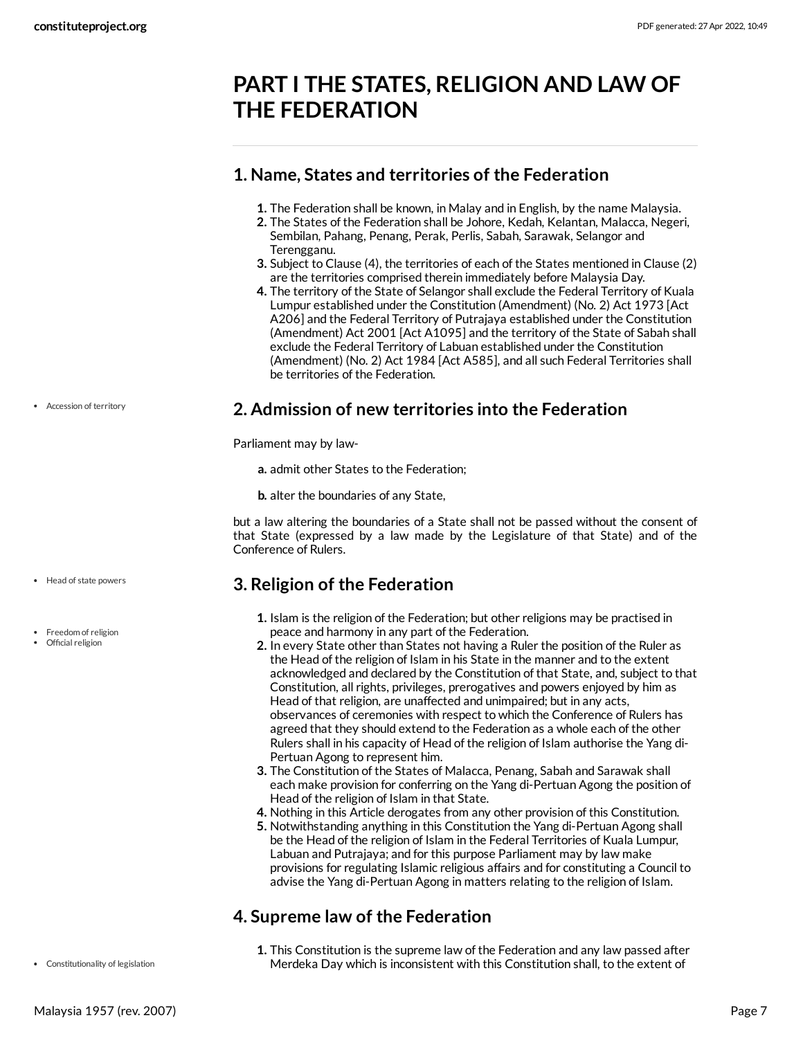# PART I THE STATES, RELIGION AND LAW OF THE FEDERATION

## 1. Name, States and territories of the Federation

1. The Federation shall be known, in Malay and in English, by the name Malaysia.
2. The States of the Federation shall be Johore, Kedah, Kelantan, Malacca, Negeri, Sembilan, Pahang, Penang, Perak, Perlis, Sabah, Sarawak, Selangor and Terengganu.
3. Subject to Clause (4), the territories of each of the States mentioned in Clause (2) are the territories comprised therein immediately before Malaysia Day.
4. The territory of the State of Selangor shall exclude the Federal Territory of Kuala Lumpur established under the Constitution (Amendment) (No. 2) Act 1973 [Act A206] and the Federal Territory of Putrajaya established under the Constitution (Amendment) Act 2001 [Act A1095] and the territory of the State of Sabah shall exclude the Federal Territory of Labuan established under the Constitution (Amendment) (No. 2) Act 1984 [Act A585], and all such Federal Territories shall be territories of the Federation.

- Accession of territory

## 2. Admission of new territories into the Federation

Parliament may by law-

a. admit other States to the Federation;

b. alter the boundaries of any State,

but a law altering the boundaries of a State shall not be passed without the consent of that State (expressed by a law made by the Legislature of that State) and of the Conference of Rulers.

- Head of state powers

## 3. Religion of the Federation

- Freedom of religion
- Official religion

1. Islam is the religion of the Federation; but other religions may be practised in peace and harmony in any part of the Federation.
2. In every State other than States not having a Ruler the position of the Ruler as the Head of the religion of Islam in his State in the manner and to the extent acknowledged and declared by the Constitution of that State, and, subject to that Constitution, all rights, privileges, prerogatives and powers enjoyed by him as Head of that religion, are unaffected and unimpaired; but in any acts, observances of ceremonies with respect to which the Conference of Rulers has agreed that they should extend to the Federation as a whole each of the other Rulers shall in his capacity of Head of the religion of Islam authorise the Yang di-Pertuan Agong to represent him.
3. The Constitution of the States of Malacca, Penang, Sabah and Sarawak shall each make provision for conferring on the Yang di-Pertuan Agong the position of Head of the religion of Islam in that State.
4. Nothing in this Article derogates from any other provision of this Constitution.
5. Notwithstanding anything in this Constitution the Yang di-Pertuan Agong shall be the Head of the religion of Islam in the Federal Territories of Kuala Lumpur, Labuan and Putrajaya; and for this purpose Parliament may by law make provisions for regulating Islamic religious affairs and for constituting a Council to advise the Yang di-Pertuan Agong in matters relating to the religion of Islam.

## 4. Supreme law of the Federation

- Constitutionality of legislation

1. This Constitution is the supreme law of the Federation and any law passed after Merdeka Day which is inconsistent with this Constitution shall, to the extent of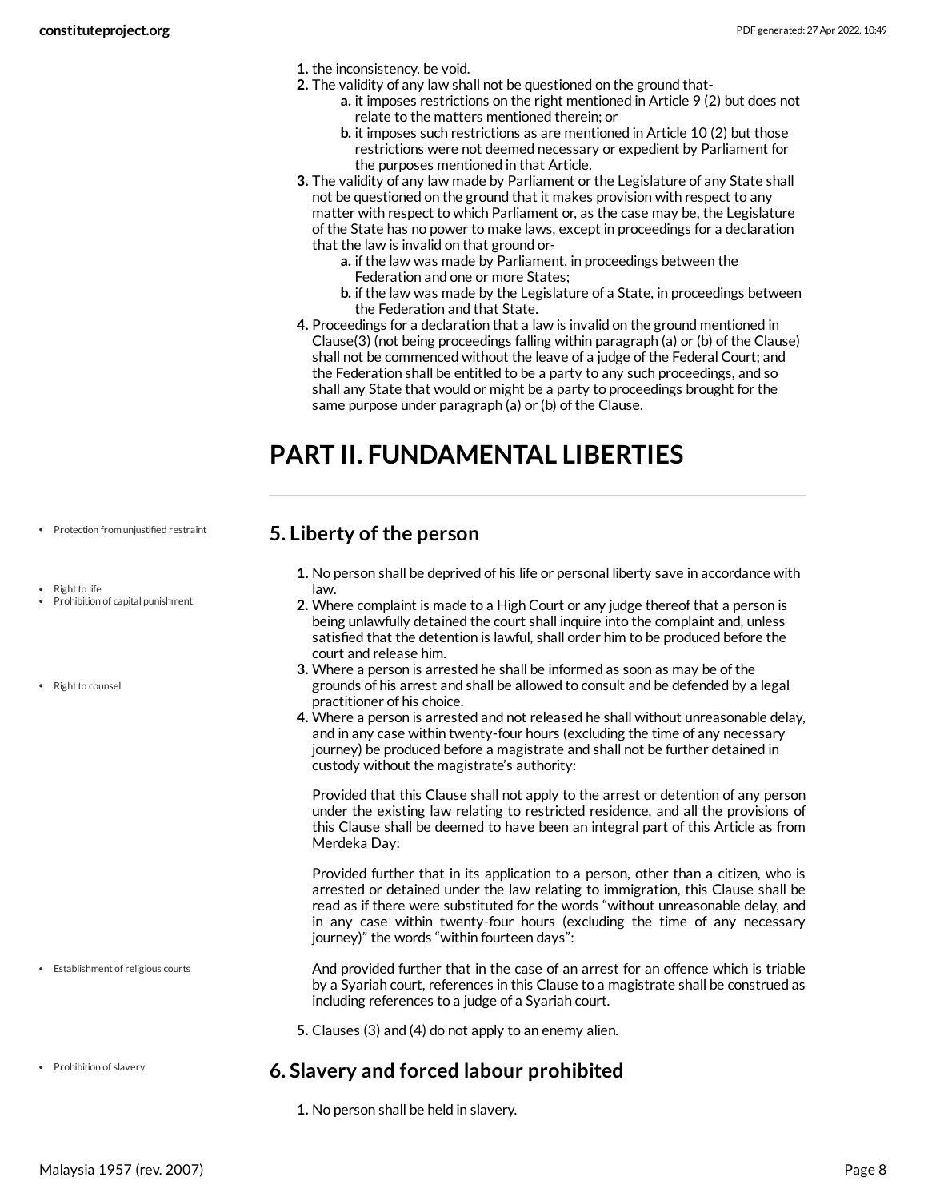1. the inconsistency, be void.
2. The validity of any law shall not be questioned on the ground that-
   a. it imposes restrictions on the right mentioned in Article 9 (2) but does not relate to the matters mentioned therein; or
   b. it imposes such restrictions as are mentioned in Article 10 (2) but those restrictions were not deemed necessary or expedient by Parliament for the purposes mentioned in that Article.
3. The validity of any law made by Parliament or the Legislature of any State shall not be questioned on the ground that it makes provision with respect to any matter with respect to which Parliament or, as the case may be, the Legislature of the State has no power to make laws, except in proceedings for a declaration that the law is invalid on that ground or-
   a. if the law was made by Parliament, in proceedings between the Federation and one or more States;
   b. if the law was made by the Legislature of a State, in proceedings between the Federation and that State.
4. Proceedings for a declaration that a law is invalid on the ground mentioned in Clause(3) (not being proceedings falling within paragraph (a) or (b) of the Clause) shall not be commenced without the leave of a judge of the Federal Court; and the Federation shall be entitled to be a party to any such proceedings, and so shall any State that would or might be a party to proceedings brought for the same purpose under paragraph (a) or (b) of the Clause.

# PART II. FUNDAMENTAL LIBERTIES

- Protection from unjustified restraint

## 5. Liberty of the person

- Right to life
- Prohibition of capital punishment

1. No person shall be deprived of his life or personal liberty save in accordance with law.
2. Where complaint is made to a High Court or any judge thereof that a person is being unlawfully detained the court shall inquire into the complaint and, unless satisfied that the detention is lawful, shall order him to be produced before the court and release him.

- Right to counsel

3. Where a person is arrested he shall be informed as soon as may be of the grounds of his arrest and shall be allowed to consult and be defended by a legal practitioner of his choice.
4. Where a person is arrested and not released he shall without unreasonable delay, and in any case within twenty-four hours (excluding the time of any necessary journey) be produced before a magistrate and shall not be further detained in custody without the magistrate's authority:

   Provided that this Clause shall not apply to the arrest or detention of any person under the existing law relating to restricted residence, and all the provisions of this Clause shall be deemed to have been an integral part of this Article as from Merdeka Day:

   Provided further that in its application to a person, other than a citizen, who is arrested or detained under the law relating to immigration, this Clause shall be read as if there were substituted for the words "without unreasonable delay, and in any case within twenty-four hours (excluding the time of any necessary journey)" the words "within fourteen days":

- Establishment of religious courts

   And provided further that in the case of an arrest for an offence which is triable by a Syariah court, references in this Clause to a magistrate shall be construed as including references to a judge of a Syariah court.

5. Clauses (3) and (4) do not apply to an enemy alien.

- Prohibition of slavery

## 6. Slavery and forced labour prohibited

1. No person shall be held in slavery.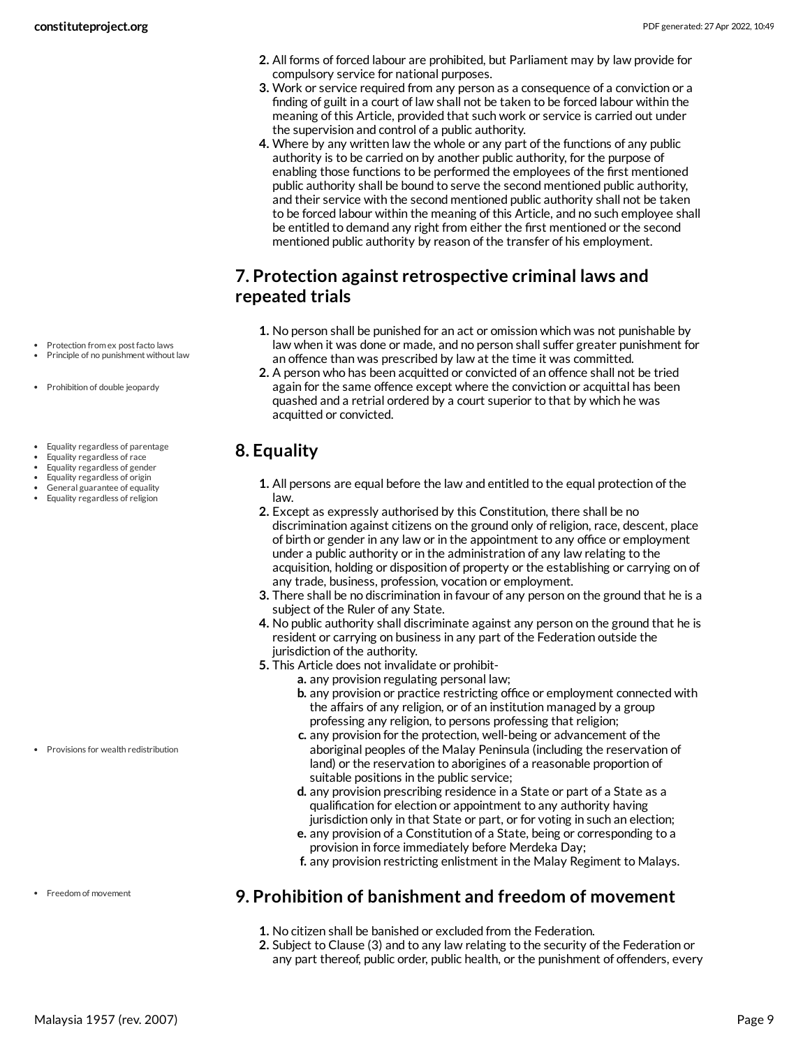2. All forms of forced labour are prohibited, but Parliament may by law provide for compulsory service for national purposes.
3. Work or service required from any person as a consequence of a conviction or a finding of guilt in a court of law shall not be taken to be forced labour within the meaning of this Article, provided that such work or service is carried out under the supervision and control of a public authority.
4. Where by any written law the whole or any part of the functions of any public authority is to be carried on by another public authority, for the purpose of enabling those functions to be performed the employees of the first mentioned public authority shall be bound to serve the second mentioned public authority, and their service with the second mentioned public authority shall not be taken to be forced labour within the meaning of this Article, and no such employee shall be entitled to demand any right from either the first mentioned or the second mentioned public authority by reason of the transfer of his employment.

## 7. Protection against retrospective criminal laws and repeated trials

- Protection from ex post facto laws
- Principle of no punishment without law

1. No person shall be punished for an act or omission which was not punishable by law when it was done or made, and no person shall suffer greater punishment for an offence than was prescribed by law at the time it was committed.

- Prohibition of double jeopardy

2. A person who has been acquitted or convicted of an offence shall not be tried again for the same offence except where the conviction or acquittal has been quashed and a retrial ordered by a court superior to that by which he was acquitted or convicted.

## 8. Equality

- Equality regardless of parentage
- Equality regardless of race
- Equality regardless of gender
- Equality regardless of origin
- General guarantee of equality
- Equality regardless of religion

1. All persons are equal before the law and entitled to the equal protection of the law.
2. Except as expressly authorised by this Constitution, there shall be no discrimination against citizens on the ground only of religion, race, descent, place of birth or gender in any law or in the appointment to any office or employment under a public authority or in the administration of any law relating to the acquisition, holding or disposition of property or the establishing or carrying on of any trade, business, profession, vocation or employment.
3. There shall be no discrimination in favour of any person on the ground that he is a subject of the Ruler of any State.
4. No public authority shall discriminate against any person on the ground that he is resident or carrying on business in any part of the Federation outside the jurisdiction of the authority.
5. This Article does not invalidate or prohibit-
   a. any provision regulating personal law;
   b. any provision or practice restricting office or employment connected with the affairs of any religion, or of an institution managed by a group professing any religion, to persons professing that religion;
   c. any provision for the protection, well-being or advancement of the aboriginal peoples of the Malay Peninsula (including the reservation of land) or the reservation to aborigines of a reasonable proportion of suitable positions in the public service;
   d. any provision prescribing residence in a State or part of a State as a qualification for election or appointment to any authority having jurisdiction only in that State or part, or for voting in such an election;
   e. any provision of a Constitution of a State, being or corresponding to a provision in force immediately before Merdeka Day;
   f. any provision restricting enlistment in the Malay Regiment to Malays.

- Provisions for wealth redistribution

## 9. Prohibition of banishment and freedom of movement

- Freedom of movement

1. No citizen shall be banished or excluded from the Federation.
2. Subject to Clause (3) and to any law relating to the security of the Federation or any part thereof, public order, public health, or the punishment of offenders, every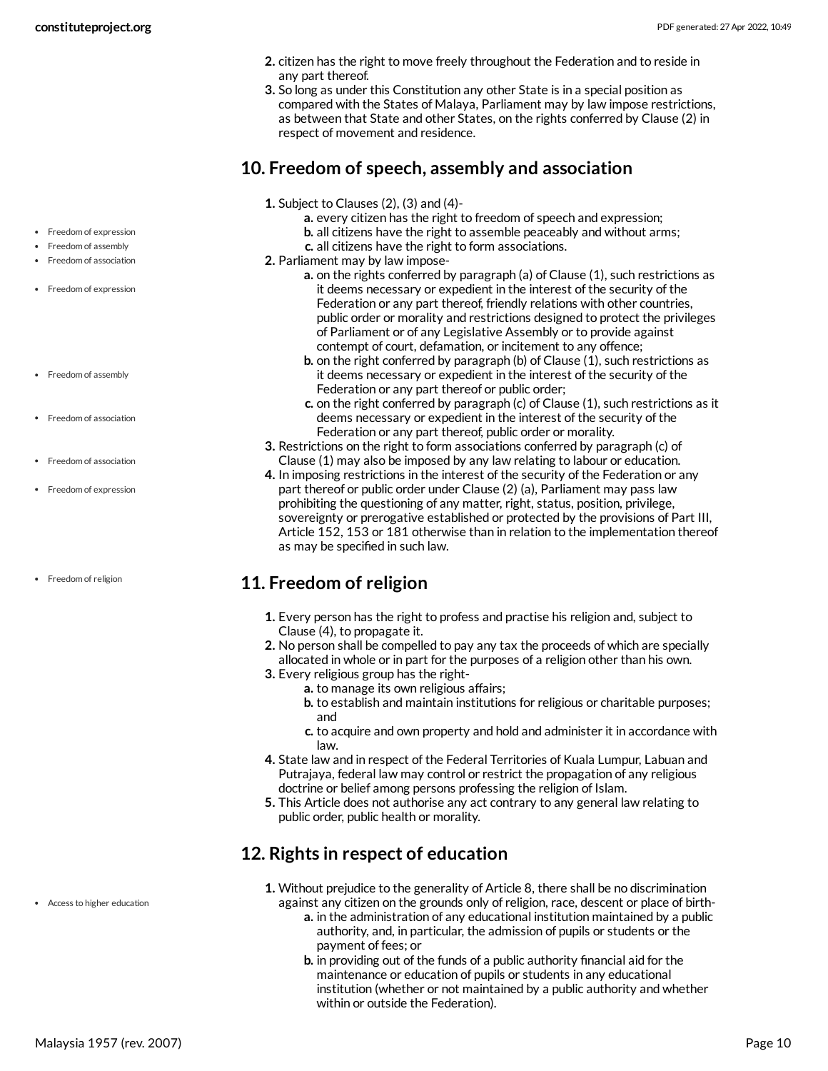2. citizen has the right to move freely throughout the Federation and to reside in any part thereof.
3. So long as under this Constitution any other State is in a special position as compared with the States of Malaya, Parliament may by law impose restrictions, as between that State and other States, on the rights conferred by Clause (2) in respect of movement and residence.

## 10. Freedom of speech, assembly and association

1. Subject to Clauses (2), (3) and (4)-
    a. every citizen has the right to freedom of speech and expression;
    b. all citizens have the right to assemble peaceably and without arms;
    c. all citizens have the right to form associations.
2. Parliament may by law impose-
    a. on the rights conferred by paragraph (a) of Clause (1), such restrictions as it deems necessary or expedient in the interest of the security of the Federation or any part thereof, friendly relations with other countries, public order or morality and restrictions designed to protect the privileges of Parliament or of any Legislative Assembly or to provide against contempt of court, defamation, or incitement to any offence;
    b. on the right conferred by paragraph (b) of Clause (1), such restrictions as it deems necessary or expedient in the interest of the security of the Federation or any part thereof or public order;
    c. on the right conferred by paragraph (c) of Clause (1), such restrictions as it deems necessary or expedient in the interest of the security of the Federation or any part thereof, public order or morality.
3. Restrictions on the right to form associations conferred by paragraph (c) of Clause (1) may also be imposed by any law relating to labour or education.
4. In imposing restrictions in the interest of the security of the Federation or any part thereof or public order under Clause (2) (a), Parliament may pass law prohibiting the questioning of any matter, right, status, position, privilege, sovereignty or prerogative established or protected by the provisions of Part III, Article 152, 153 or 181 otherwise than in relation to the implementation thereof as may be specified in such law.

## 11. Freedom of religion

1. Every person has the right to profess and practise his religion and, subject to Clause (4), to propagate it.
2. No person shall be compelled to pay any tax the proceeds of which are specially allocated in whole or in part for the purposes of a religion other than his own.
3. Every religious group has the right-
    a. to manage its own religious affairs;
    b. to establish and maintain institutions for religious or charitable purposes; and
    c. to acquire and own property and hold and administer it in accordance with law.
4. State law and in respect of the Federal Territories of Kuala Lumpur, Labuan and Putrajaya, federal law may control or restrict the propagation of any religious doctrine or belief among persons professing the religion of Islam.
5. This Article does not authorise any act contrary to any general law relating to public order, public health or morality.

## 12. Rights in respect of education

1. Without prejudice to the generality of Article 8, there shall be no discrimination against any citizen on the grounds only of religion, race, descent or place of birth-
    a. in the administration of any educational institution maintained by a public authority, and, in particular, the admission of pupils or students or the payment of fees; or
    b. in providing out of the funds of a public authority financial aid for the maintenance or education of pupils or students in any educational institution (whether or not maintained by a public authority and whether within or outside the Federation).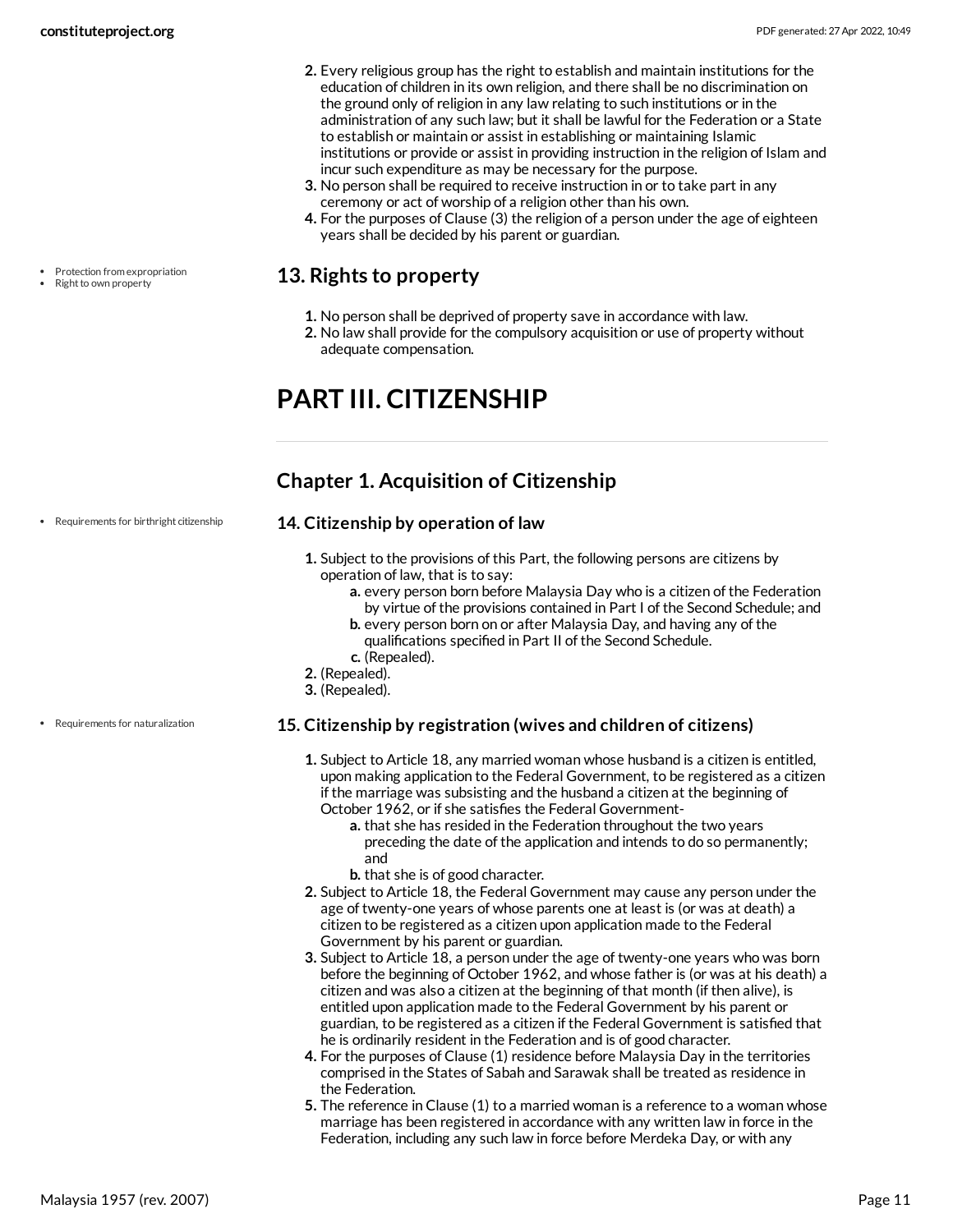2. Every religious group has the right to establish and maintain institutions for the education of children in its own religion, and there shall be no discrimination on the ground only of religion in any law relating to such institutions or in the administration of any such law; but it shall be lawful for the Federation or a State to establish or maintain or assist in establishing or maintaining Islamic institutions or provide or assist in providing instruction in the religion of Islam and incur such expenditure as may be necessary for the purpose.
3. No person shall be required to receive instruction in or to take part in any ceremony or act of worship of a religion other than his own.
4. For the purposes of Clause (3) the religion of a person under the age of eighteen years shall be decided by his parent or guardian.

- Protection from expropriation
- Right to own property

## 13. Rights to property

1. No person shall be deprived of property save in accordance with law.
2. No law shall provide for the compulsory acquisition or use of property without adequate compensation.

# PART III. CITIZENSHIP

## Chapter 1. Acquisition of Citizenship

- Requirements for birthright citizenship

### 14. Citizenship by operation of law

1. Subject to the provisions of this Part, the following persons are citizens by operation of law, that is to say:
   a. every person born before Malaysia Day who is a citizen of the Federation by virtue of the provisions contained in Part I of the Second Schedule; and
   b. every person born on or after Malaysia Day, and having any of the qualifications specified in Part II of the Second Schedule.
   c. (Repealed).
2. (Repealed).
3. (Repealed).

- Requirements for naturalization

### 15. Citizenship by registration (wives and children of citizens)

1. Subject to Article 18, any married woman whose husband is a citizen is entitled, upon making application to the Federal Government, to be registered as a citizen if the marriage was subsisting and the husband a citizen at the beginning of October 1962, or if she satisfies the Federal Government-
   a. that she has resided in the Federation throughout the two years preceding the date of the application and intends to do so permanently; and
   b. that she is of good character.
2. Subject to Article 18, the Federal Government may cause any person under the age of twenty-one years of whose parents one at least is (or was at death) a citizen to be registered as a citizen upon application made to the Federal Government by his parent or guardian.
3. Subject to Article 18, a person under the age of twenty-one years who was born before the beginning of October 1962, and whose father is (or was at his death) a citizen and was also a citizen at the beginning of that month (if then alive), is entitled upon application made to the Federal Government by his parent or guardian, to be registered as a citizen if the Federal Government is satisfied that he is ordinarily resident in the Federation and is of good character.
4. For the purposes of Clause (1) residence before Malaysia Day in the territories comprised in the States of Sabah and Sarawak shall be treated as residence in the Federation.
5. The reference in Clause (1) to a married woman is a reference to a woman whose marriage has been registered in accordance with any written law in force in the Federation, including any such law in force before Merdeka Day, or with any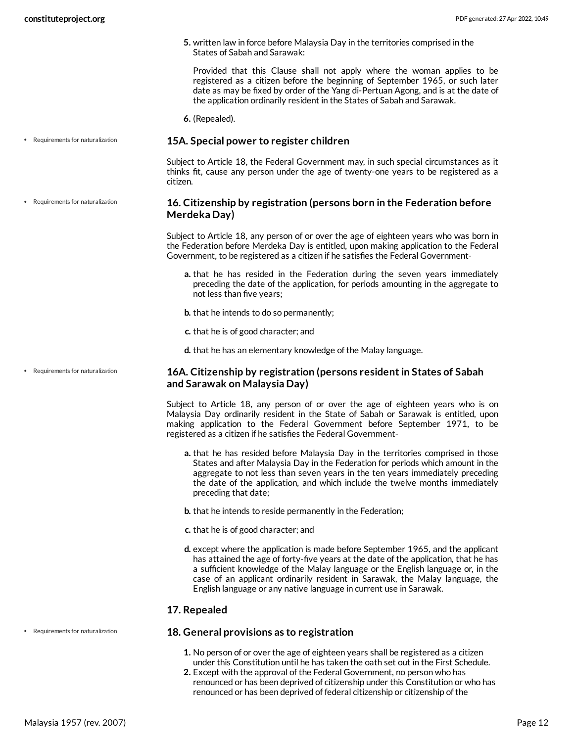5. written law in force before Malaysia Day in the territories comprised in the States of Sabah and Sarawak:

   Provided that this Clause shall not apply where the woman applies to be registered as a citizen before the beginning of September 1965, or such later date as may be fixed by order of the Yang di-Pertuan Agong, and is at the date of the application ordinarily resident in the States of Sabah and Sarawak.

6. (Repealed).

- Requirements for naturalization

### 15A. Special power to register children

Subject to Article 18, the Federal Government may, in such special circumstances as it thinks fit, cause any person under the age of twenty-one years to be registered as a citizen.

- Requirements for naturalization

### 16. Citizenship by registration (persons born in the Federation before Merdeka Day)

Subject to Article 18, any person of or over the age of eighteen years who was born in the Federation before Merdeka Day is entitled, upon making application to the Federal Government, to be registered as a citizen if he satisfies the Federal Government-

a. that he has resided in the Federation during the seven years immediately preceding the date of the application, for periods amounting in the aggregate to not less than five years;

b. that he intends to do so permanently;

c. that he is of good character; and

d. that he has an elementary knowledge of the Malay language.

- Requirements for naturalization

### 16A. Citizenship by registration (persons resident in States of Sabah and Sarawak on Malaysia Day)

Subject to Article 18, any person of or over the age of eighteen years who is on Malaysia Day ordinarily resident in the State of Sabah or Sarawak is entitled, upon making application to the Federal Government before September 1971, to be registered as a citizen if he satisfies the Federal Government-

a. that he has resided before Malaysia Day in the territories comprised in those States and after Malaysia Day in the Federation for periods which amount in the aggregate to not less than seven years in the ten years immediately preceding the date of the application, and which include the twelve months immediately preceding that date;

b. that he intends to reside permanently in the Federation;

c. that he is of good character; and

d. except where the application is made before September 1965, and the applicant has attained the age of forty-five years at the date of the application, that he has a sufficient knowledge of the Malay language or the English language or, in the case of an applicant ordinarily resident in Sarawak, the Malay language, the English language or any native language in current use in Sarawak.

### 17. Repealed

- Requirements for naturalization

### 18. General provisions as to registration

1. No person of or over the age of eighteen years shall be registered as a citizen under this Constitution until he has taken the oath set out in the First Schedule.
2. Except with the approval of the Federal Government, no person who has renounced or has been deprived of citizenship under this Constitution or who has renounced or has been deprived of federal citizenship or citizenship of the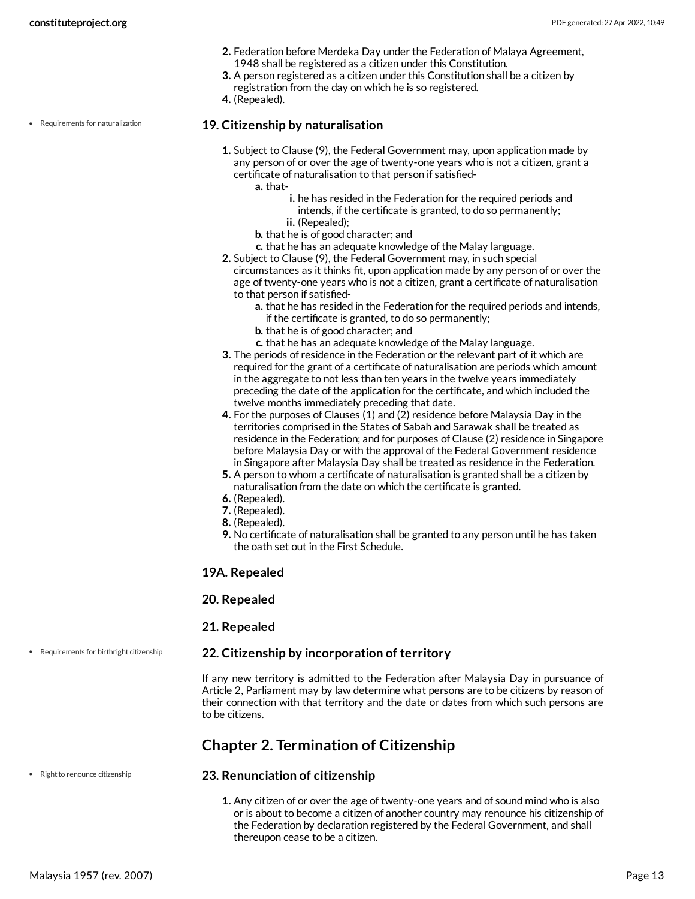2. Federation before Merdeka Day under the Federation of Malaya Agreement, 1948 shall be registered as a citizen under this Constitution.
3. A person registered as a citizen under this Constitution shall be a citizen by registration from the day on which he is so registered.
4. (Repealed).

- Requirements for naturalization

### 19. Citizenship by naturalisation

1. Subject to Clause (9), the Federal Government may, upon application made by any person of or over the age of twenty-one years who is not a citizen, grant a certificate of naturalisation to that person if satisfied-
    - a. that-
        - i. he has resided in the Federation for the required periods and intends, if the certificate is granted, to do so permanently;
        - ii. (Repealed);
    - b. that he is of good character; and
    - c. that he has an adequate knowledge of the Malay language.
2. Subject to Clause (9), the Federal Government may, in such special circumstances as it thinks fit, upon application made by any person of or over the age of twenty-one years who is not a citizen, grant a certificate of naturalisation to that person if satisfied-
    - a. that he has resided in the Federation for the required periods and intends, if the certificate is granted, to do so permanently;
    - b. that he is of good character; and
    - c. that he has an adequate knowledge of the Malay language.
3. The periods of residence in the Federation or the relevant part of it which are required for the grant of a certificate of naturalisation are periods which amount in the aggregate to not less than ten years in the twelve years immediately preceding the date of the application for the certificate, and which included the twelve months immediately preceding that date.
4. For the purposes of Clauses (1) and (2) residence before Malaysia Day in the territories comprised in the States of Sabah and Sarawak shall be treated as residence in the Federation; and for purposes of Clause (2) residence in Singapore before Malaysia Day or with the approval of the Federal Government residence in Singapore after Malaysia Day shall be treated as residence in the Federation.
5. A person to whom a certificate of naturalisation is granted shall be a citizen by naturalisation from the date on which the certificate is granted.
6. (Repealed).
7. (Repealed).
8. (Repealed).
9. No certificate of naturalisation shall be granted to any person until he has taken the oath set out in the First Schedule.

### 19A. Repealed

### 20. Repealed

### 21. Repealed

- Requirements for birthright citizenship

### 22. Citizenship by incorporation of territory

If any new territory is admitted to the Federation after Malaysia Day in pursuance of Article 2, Parliament may by law determine what persons are to be citizens by reason of their connection with that territory and the date or dates from which such persons are to be citizens.

## Chapter 2. Termination of Citizenship

- Right to renounce citizenship

### 23. Renunciation of citizenship

1. Any citizen of or over the age of twenty-one years and of sound mind who is also or is about to become a citizen of another country may renounce his citizenship of the Federation by declaration registered by the Federal Government, and shall thereupon cease to be a citizen.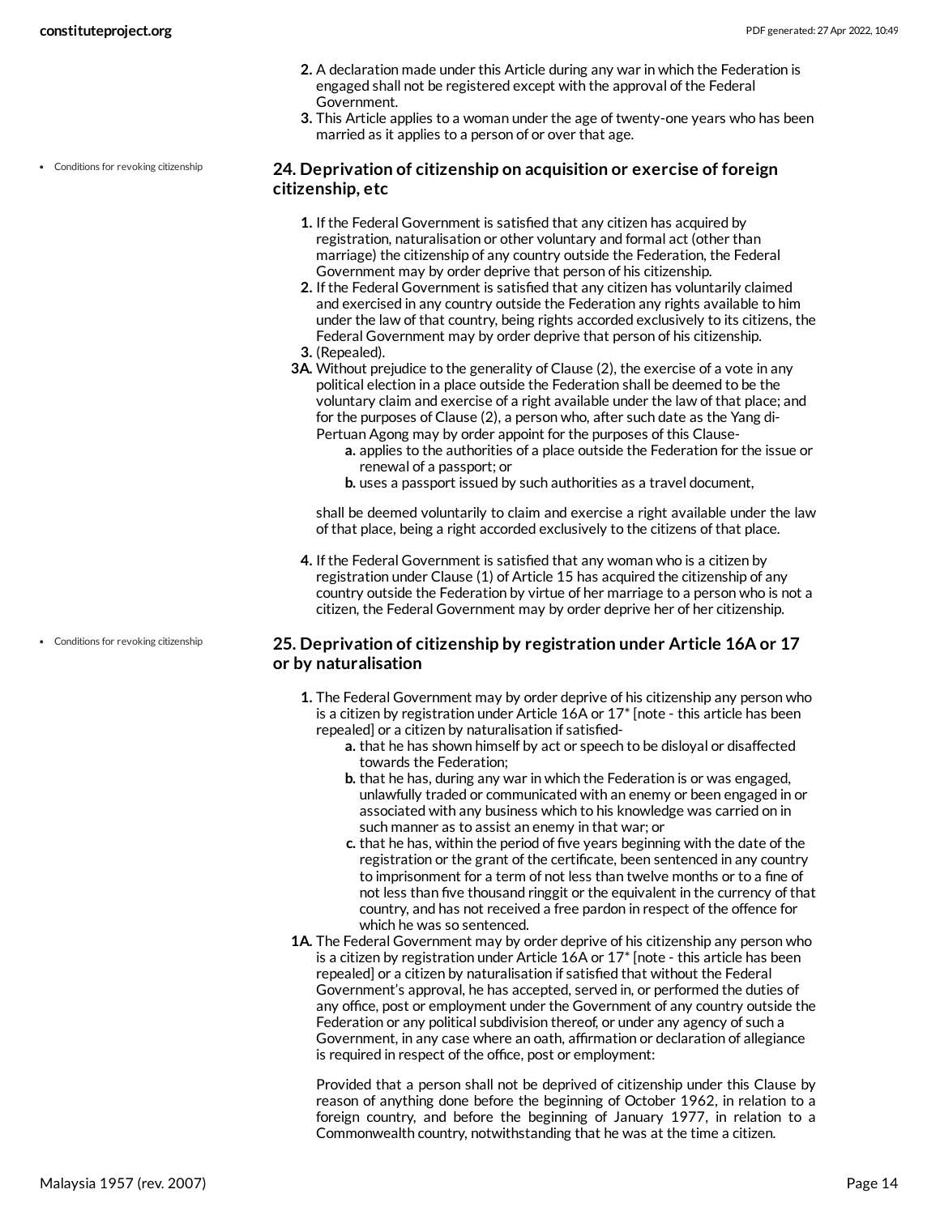2. A declaration made under this Article during any war in which the Federation is engaged shall not be registered except with the approval of the Federal Government.
3. This Article applies to a woman under the age of twenty-one years who has been married as it applies to a person of or over that age.

- Conditions for revoking citizenship

### 24. Deprivation of citizenship on acquisition or exercise of foreign citizenship, etc

1. If the Federal Government is satisfied that any citizen has acquired by registration, naturalisation or other voluntary and formal act (other than marriage) the citizenship of any country outside the Federation, the Federal Government may by order deprive that person of his citizenship.
2. If the Federal Government is satisfied that any citizen has voluntarily claimed and exercised in any country outside the Federation any rights available to him under the law of that country, being rights accorded exclusively to its citizens, the Federal Government may by order deprive that person of his citizenship.
3. (Repealed).

**3A.** Without prejudice to the generality of Clause (2), the exercise of a vote in any political election in a place outside the Federation shall be deemed to be the voluntary claim and exercise of a right available under the law of that place; and for the purposes of Clause (2), a person who, after such date as the Yang di-Pertuan Agong may by order appoint for the purposes of this Clause-

   a. applies to the authorities of a place outside the Federation for the issue or renewal of a passport; or
   b. uses a passport issued by such authorities as a travel document,

   shall be deemed voluntarily to claim and exercise a right available under the law of that place, being a right accorded exclusively to the citizens of that place.

4. If the Federal Government is satisfied that any woman who is a citizen by registration under Clause (1) of Article 15 has acquired the citizenship of any country outside the Federation by virtue of her marriage to a person who is not a citizen, the Federal Government may by order deprive her of her citizenship.

- Conditions for revoking citizenship

### 25. Deprivation of citizenship by registration under Article 16A or 17 or by naturalisation

1. The Federal Government may by order deprive of his citizenship any person who is a citizen by registration under Article 16A or 17* [note - this article has been repealed] or a citizen by naturalisation if satisfied-
   a. that he has shown himself by act or speech to be disloyal or disaffected towards the Federation;
   b. that he has, during any war in which the Federation is or was engaged, unlawfully traded or communicated with an enemy or been engaged in or associated with any business which to his knowledge was carried on in such manner as to assist an enemy in that war; or
   c. that he has, within the period of five years beginning with the date of the registration or the grant of the certificate, been sentenced in any country to imprisonment for a term of not less than twelve months or to a fine of not less than five thousand ringgit or the equivalent in the currency of that country, and has not received a free pardon in respect of the offence for which he was so sentenced.

**1A.** The Federal Government may by order deprive of his citizenship any person who is a citizen by registration under Article 16A or 17* [note - this article has been repealed] or a citizen by naturalisation if satisfied that without the Federal Government's approval, he has accepted, served in, or performed the duties of any office, post or employment under the Government of any country outside the Federation or any political subdivision thereof, or under any agency of such a Government, in any case where an oath, affirmation or declaration of allegiance is required in respect of the office, post or employment:

   Provided that a person shall not be deprived of citizenship under this Clause by reason of anything done before the beginning of October 1962, in relation to a foreign country, and before the beginning of January 1977, in relation to a Commonwealth country, notwithstanding that he was at the time a citizen.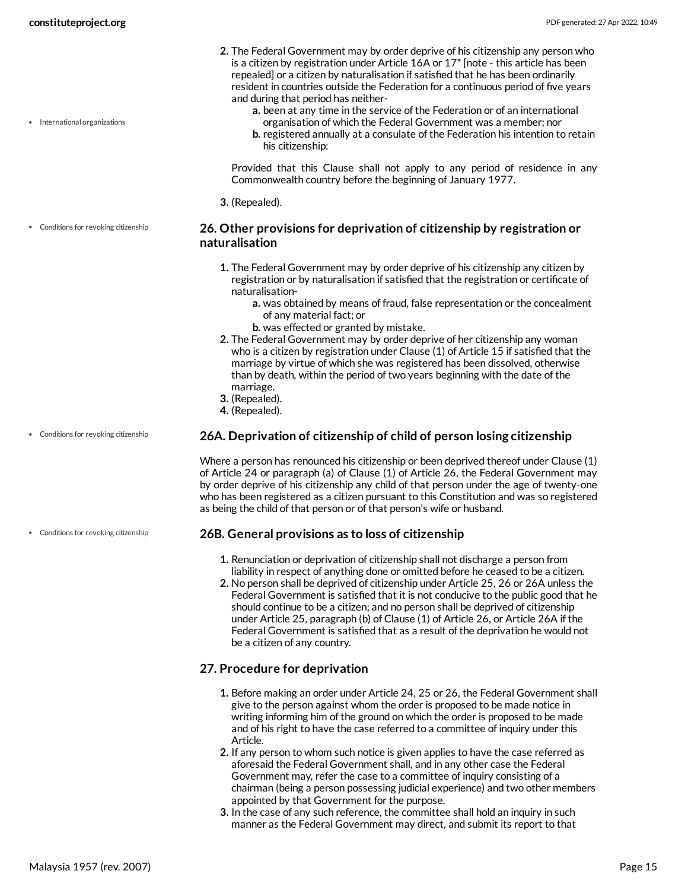2. The Federal Government may by order deprive of his citizenship any person who is a citizen by registration under Article 16A or 17* [note - this article has been repealed] or a citizen by naturalisation if satisfied that he has been ordinarily resident in countries outside the Federation for a continuous period of five years and during that period has neither-
    a. been at any time in the service of the Federation or of an international organisation of which the Federal Government was a member; nor
    b. registered annually at a consulate of the Federation his intention to retain his citizenship:

    Provided that this Clause shall not apply to any period of residence in any Commonwealth country before the beginning of January 1977.
3. (Repealed).

### 26. Other provisions for deprivation of citizenship by registration or naturalisation

1. The Federal Government may by order deprive of his citizenship any citizen by registration or by naturalisation if satisfied that the registration or certificate of naturalisation-
    a. was obtained by means of fraud, false representation or the concealment of any material fact; or
    b. was effected or granted by mistake.
2. The Federal Government may by order deprive of her citizenship any woman who is a citizen by registration under Clause (1) of Article 15 if satisfied that the marriage by virtue of which she was registered has been dissolved, otherwise than by death, within the period of two years beginning with the date of the marriage.
3. (Repealed).
4. (Repealed).

### 26A. Deprivation of citizenship of child of person losing citizenship

Where a person has renounced his citizenship or been deprived thereof under Clause (1) of Article 24 or paragraph (a) of Clause (1) of Article 26, the Federal Government may by order deprive of his citizenship any child of that person under the age of twenty-one who has been registered as a citizen pursuant to this Constitution and was so registered as being the child of that person or of that person's wife or husband.

### 26B. General provisions as to loss of citizenship

1. Renunciation or deprivation of citizenship shall not discharge a person from liability in respect of anything done or omitted before he ceased to be a citizen.
2. No person shall be deprived of citizenship under Article 25, 26 or 26A unless the Federal Government is satisfied that it is not conducive to the public good that he should continue to be a citizen; and no person shall be deprived of citizenship under Article 25, paragraph (b) of Clause (1) of Article 26, or Article 26A if the Federal Government is satisfied that as a result of the deprivation he would not be a citizen of any country.

### 27. Procedure for deprivation

1. Before making an order under Article 24, 25 or 26, the Federal Government shall give to the person against whom the order is proposed to be made notice in writing informing him of the ground on which the order is proposed to be made and of his right to have the case referred to a committee of inquiry under this Article.
2. If any person to whom such notice is given applies to have the case referred as aforesaid the Federal Government shall, and in any other case the Federal Government may, refer the case to a committee of inquiry consisting of a chairman (being a person possessing judicial experience) and two other members appointed by that Government for the purpose.
3. In the case of any such reference, the committee shall hold an inquiry in such manner as the Federal Government may direct, and submit its report to that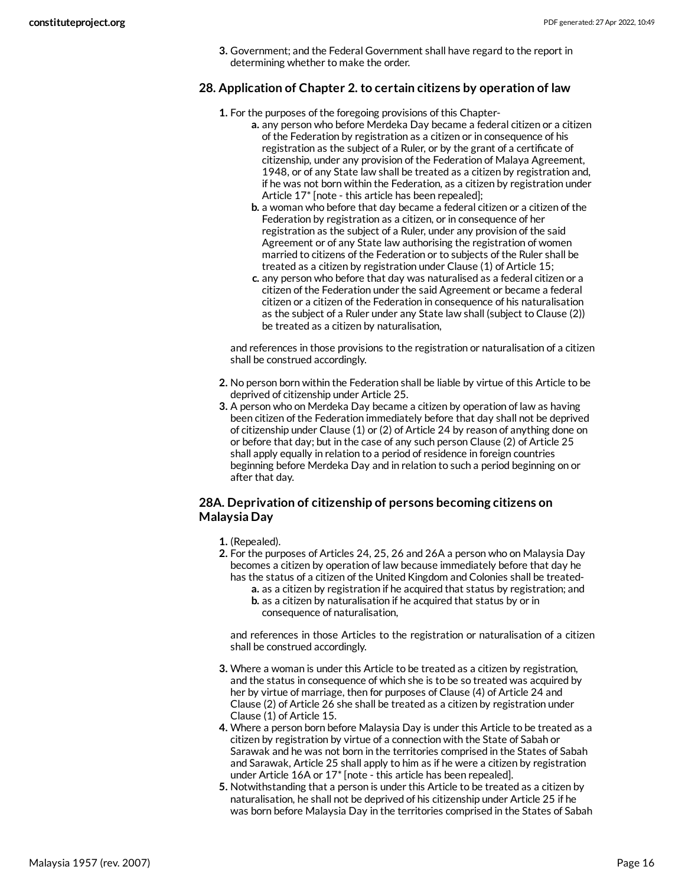3. Government; and the Federal Government shall have regard to the report in determining whether to make the order.

### 28. Application of Chapter 2. to certain citizens by operation of law

1. For the purposes of the foregoing provisions of this Chapter-
   a. any person who before Merdeka Day became a federal citizen or a citizen of the Federation by registration as a citizen or in consequence of his registration as the subject of a Ruler, or by the grant of a certificate of citizenship, under any provision of the Federation of Malaya Agreement, 1948, or of any State law shall be treated as a citizen by registration and, if he was not born within the Federation, as a citizen by registration under Article 17* [note - this article has been repealed];
   b. a woman who before that day became a federal citizen or a citizen of the Federation by registration as a citizen, or in consequence of her registration as the subject of a Ruler, under any provision of the said Agreement or of any State law authorising the registration of women married to citizens of the Federation or to subjects of the Ruler shall be treated as a citizen by registration under Clause (1) of Article 15;
   c. any person who before that day was naturalised as a federal citizen or a citizen of the Federation under the said Agreement or became a federal citizen or a citizen of the Federation in consequence of his naturalisation as the subject of a Ruler under any State law shall (subject to Clause (2)) be treated as a citizen by naturalisation,

   and references in those provisions to the registration or naturalisation of a citizen shall be construed accordingly.

2. No person born within the Federation shall be liable by virtue of this Article to be deprived of citizenship under Article 25.
3. A person who on Merdeka Day became a citizen by operation of law as having been citizen of the Federation immediately before that day shall not be deprived of citizenship under Clause (1) or (2) of Article 24 by reason of anything done on or before that day; but in the case of any such person Clause (2) of Article 25 shall apply equally in relation to a period of residence in foreign countries beginning before Merdeka Day and in relation to such a period beginning on or after that day.

### 28A. Deprivation of citizenship of persons becoming citizens on Malaysia Day

1. (Repealed).
2. For the purposes of Articles 24, 25, 26 and 26A a person who on Malaysia Day becomes a citizen by operation of law because immediately before that day he has the status of a citizen of the United Kingdom and Colonies shall be treated-
   a. as a citizen by registration if he acquired that status by registration; and
   b. as a citizen by naturalisation if he acquired that status by or in consequence of naturalisation,

   and references in those Articles to the registration or naturalisation of a citizen shall be construed accordingly.

3. Where a woman is under this Article to be treated as a citizen by registration, and the status in consequence of which she is to be so treated was acquired by her by virtue of marriage, then for purposes of Clause (4) of Article 24 and Clause (2) of Article 26 she shall be treated as a citizen by registration under Clause (1) of Article 15.
4. Where a person born before Malaysia Day is under this Article to be treated as a citizen by registration by virtue of a connection with the State of Sabah or Sarawak and he was not born in the territories comprised in the States of Sabah and Sarawak, Article 25 shall apply to him as if he were a citizen by registration under Article 16A or 17* [note - this article has been repealed].
5. Notwithstanding that a person is under this Article to be treated as a citizen by naturalisation, he shall not be deprived of his citizenship under Article 25 if he was born before Malaysia Day in the territories comprised in the States of Sabah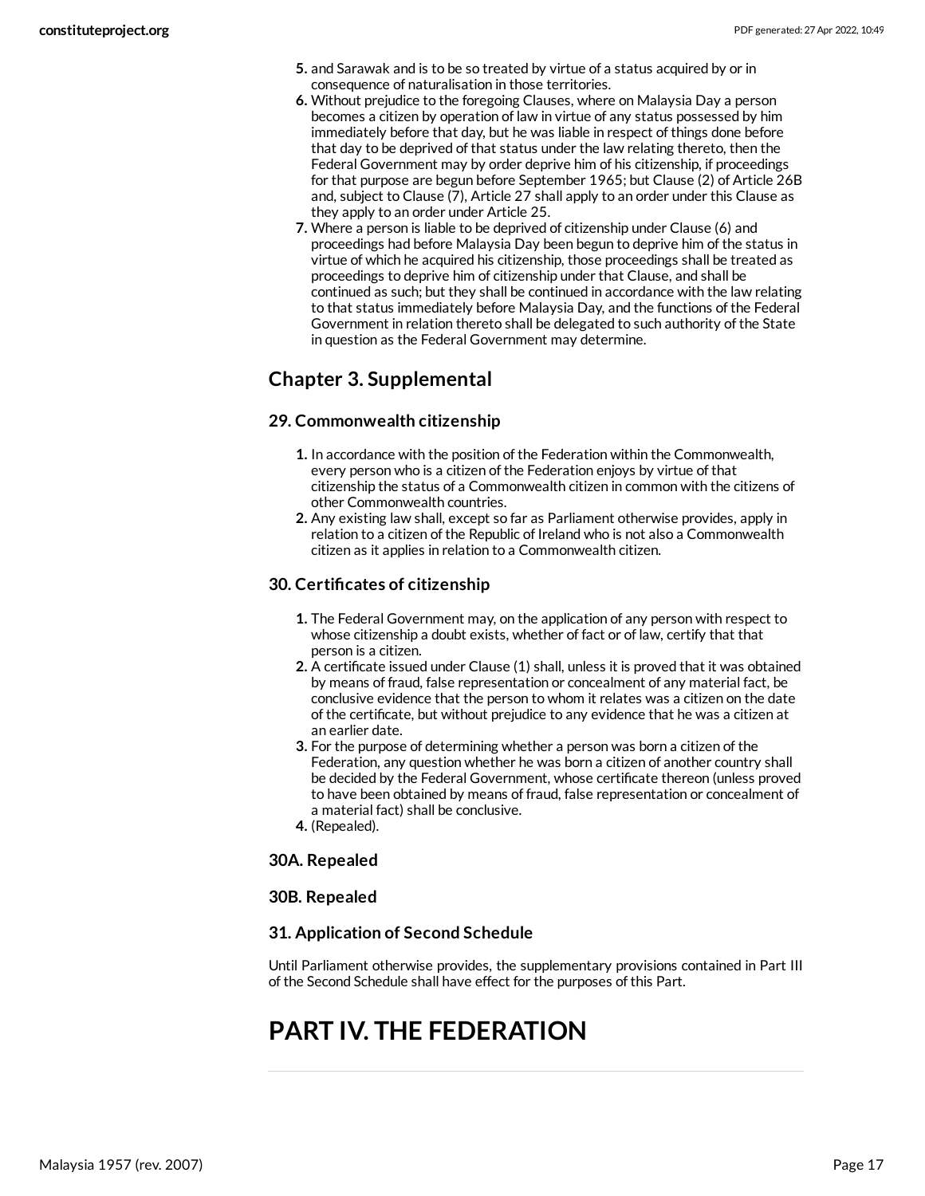5. and Sarawak and is to be so treated by virtue of a status acquired by or in consequence of naturalisation in those territories.
6. Without prejudice to the foregoing Clauses, where on Malaysia Day a person becomes a citizen by operation of law in virtue of any status possessed by him immediately before that day, but he was liable in respect of things done before that day to be deprived of that status under the law relating thereto, then the Federal Government may by order deprive him of his citizenship, if proceedings for that purpose are begun before September 1965; but Clause (2) of Article 26B and, subject to Clause (7), Article 27 shall apply to an order under this Clause as they apply to an order under Article 25.
7. Where a person is liable to be deprived of citizenship under Clause (6) and proceedings had before Malaysia Day been begun to deprive him of the status in virtue of which he acquired his citizenship, those proceedings shall be treated as proceedings to deprive him of citizenship under that Clause, and shall be continued as such; but they shall be continued in accordance with the law relating to that status immediately before Malaysia Day, and the functions of the Federal Government in relation thereto shall be delegated to such authority of the State in question as the Federal Government may determine.

## Chapter 3. Supplemental

### 29. Commonwealth citizenship

1. In accordance with the position of the Federation within the Commonwealth, every person who is a citizen of the Federation enjoys by virtue of that citizenship the status of a Commonwealth citizen in common with the citizens of other Commonwealth countries.
2. Any existing law shall, except so far as Parliament otherwise provides, apply in relation to a citizen of the Republic of Ireland who is not also a Commonwealth citizen as it applies in relation to a Commonwealth citizen.

### 30. Certificates of citizenship

1. The Federal Government may, on the application of any person with respect to whose citizenship a doubt exists, whether of fact or of law, certify that that person is a citizen.
2. A certificate issued under Clause (1) shall, unless it is proved that it was obtained by means of fraud, false representation or concealment of any material fact, be conclusive evidence that the person to whom it relates was a citizen on the date of the certificate, but without prejudice to any evidence that he was a citizen at an earlier date.
3. For the purpose of determining whether a person was born a citizen of the Federation, any question whether he was born a citizen of another country shall be decided by the Federal Government, whose certificate thereon (unless proved to have been obtained by means of fraud, false representation or concealment of a material fact) shall be conclusive.
4. (Repealed).

### 30A. Repealed

### 30B. Repealed

### 31. Application of Second Schedule

Until Parliament otherwise provides, the supplementary provisions contained in Part III of the Second Schedule shall have effect for the purposes of this Part.

# PART IV. THE FEDERATION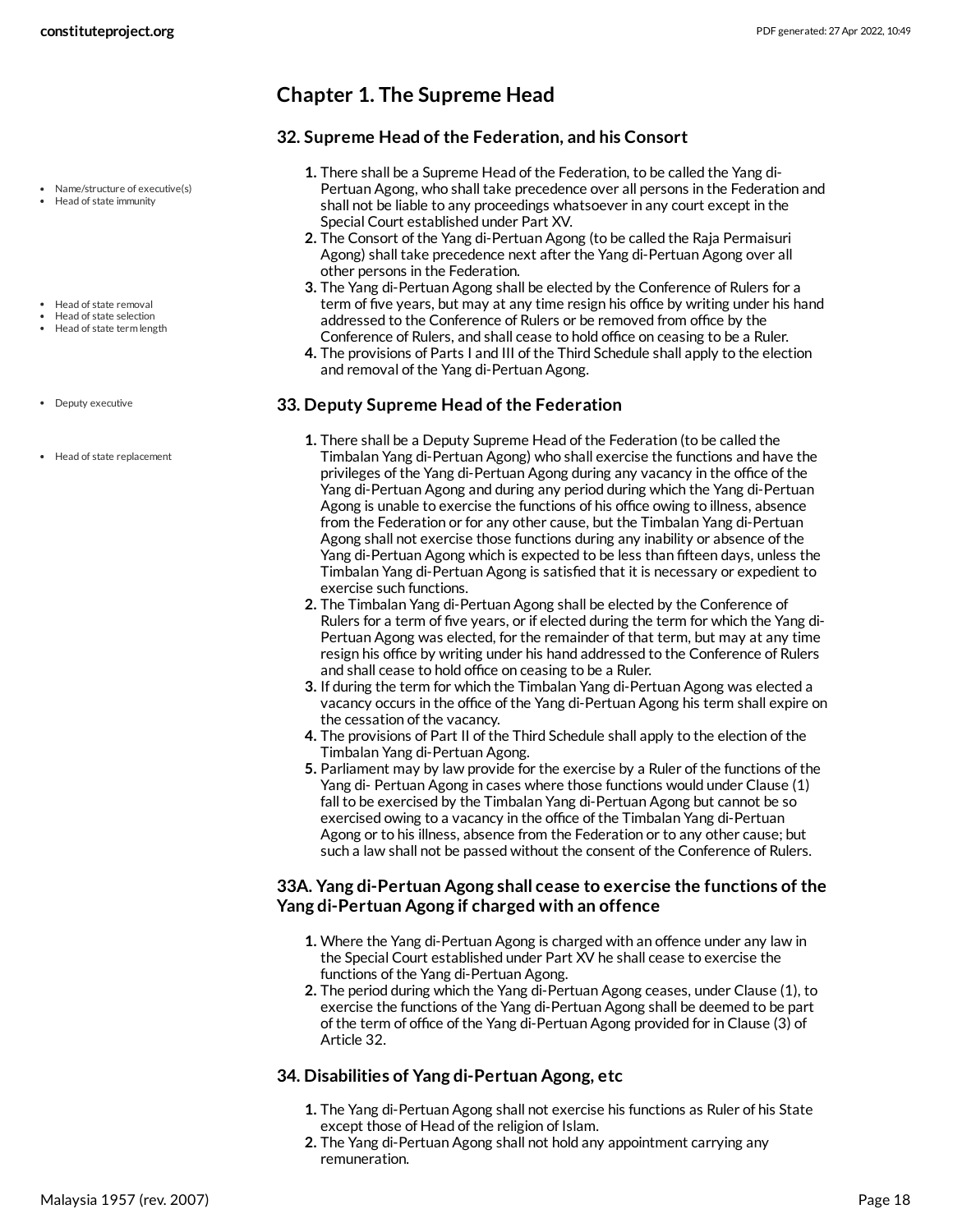## Chapter 1. The Supreme Head

### 32. Supreme Head of the Federation, and his Consort

- Name/structure of executive(s)
- Head of state immunity

1. There shall be a Supreme Head of the Federation, to be called the Yang di-Pertuan Agong, who shall take precedence over all persons in the Federation and shall not be liable to any proceedings whatsoever in any court except in the Special Court established under Part XV.
2. The Consort of the Yang di-Pertuan Agong (to be called the Raja Permaisuri Agong) shall take precedence next after the Yang di-Pertuan Agong over all other persons in the Federation.
3. The Yang di-Pertuan Agong shall be elected by the Conference of Rulers for a term of five years, but may at any time resign his office by writing under his hand addressed to the Conference of Rulers or be removed from office by the Conference of Rulers, and shall cease to hold office on ceasing to be a Ruler.
4. The provisions of Parts I and III of the Third Schedule shall apply to the election and removal of the Yang di-Pertuan Agong.

- Head of state removal
- Head of state selection
- Head of state term length

### 33. Deputy Supreme Head of the Federation

- Deputy executive
- Head of state replacement

1. There shall be a Deputy Supreme Head of the Federation (to be called the Timbalan Yang di-Pertuan Agong) who shall exercise the functions and have the privileges of the Yang di-Pertuan Agong during any vacancy in the office of the Yang di-Pertuan Agong and during any period during which the Yang di-Pertuan Agong is unable to exercise the functions of his office owing to illness, absence from the Federation or for any other cause, but the Timbalan Yang di-Pertuan Agong shall not exercise those functions during any inability or absence of the Yang di-Pertuan Agong which is expected to be less than fifteen days, unless the Timbalan Yang di-Pertuan Agong is satisfied that it is necessary or expedient to exercise such functions.
2. The Timbalan Yang di-Pertuan Agong shall be elected by the Conference of Rulers for a term of five years, or if elected during the term for which the Yang di-Pertuan Agong was elected, for the remainder of that term, but may at any time resign his office by writing under his hand addressed to the Conference of Rulers and shall cease to hold office on ceasing to be a Ruler.
3. If during the term for which the Timbalan Yang di-Pertuan Agong was elected a vacancy occurs in the office of the Yang di-Pertuan Agong his term shall expire on the cessation of the vacancy.
4. The provisions of Part II of the Third Schedule shall apply to the election of the Timbalan Yang di-Pertuan Agong.
5. Parliament may by law provide for the exercise by a Ruler of the functions of the Yang di- Pertuan Agong in cases where those functions would under Clause (1) fall to be exercised by the Timbalan Yang di-Pertuan Agong but cannot be so exercised owing to a vacancy in the office of the Timbalan Yang di-Pertuan Agong or to his illness, absence from the Federation or to any other cause; but such a law shall not be passed without the consent of the Conference of Rulers.

### 33A. Yang di-Pertuan Agong shall cease to exercise the functions of the Yang di-Pertuan Agong if charged with an offence

1. Where the Yang di-Pertuan Agong is charged with an offence under any law in the Special Court established under Part XV he shall cease to exercise the functions of the Yang di-Pertuan Agong.
2. The period during which the Yang di-Pertuan Agong ceases, under Clause (1), to exercise the functions of the Yang di-Pertuan Agong shall be deemed to be part of the term of office of the Yang di-Pertuan Agong provided for in Clause (3) of Article 32.

### 34. Disabilities of Yang di-Pertuan Agong, etc

1. The Yang di-Pertuan Agong shall not exercise his functions as Ruler of his State except those of Head of the religion of Islam.
2. The Yang di-Pertuan Agong shall not hold any appointment carrying any remuneration.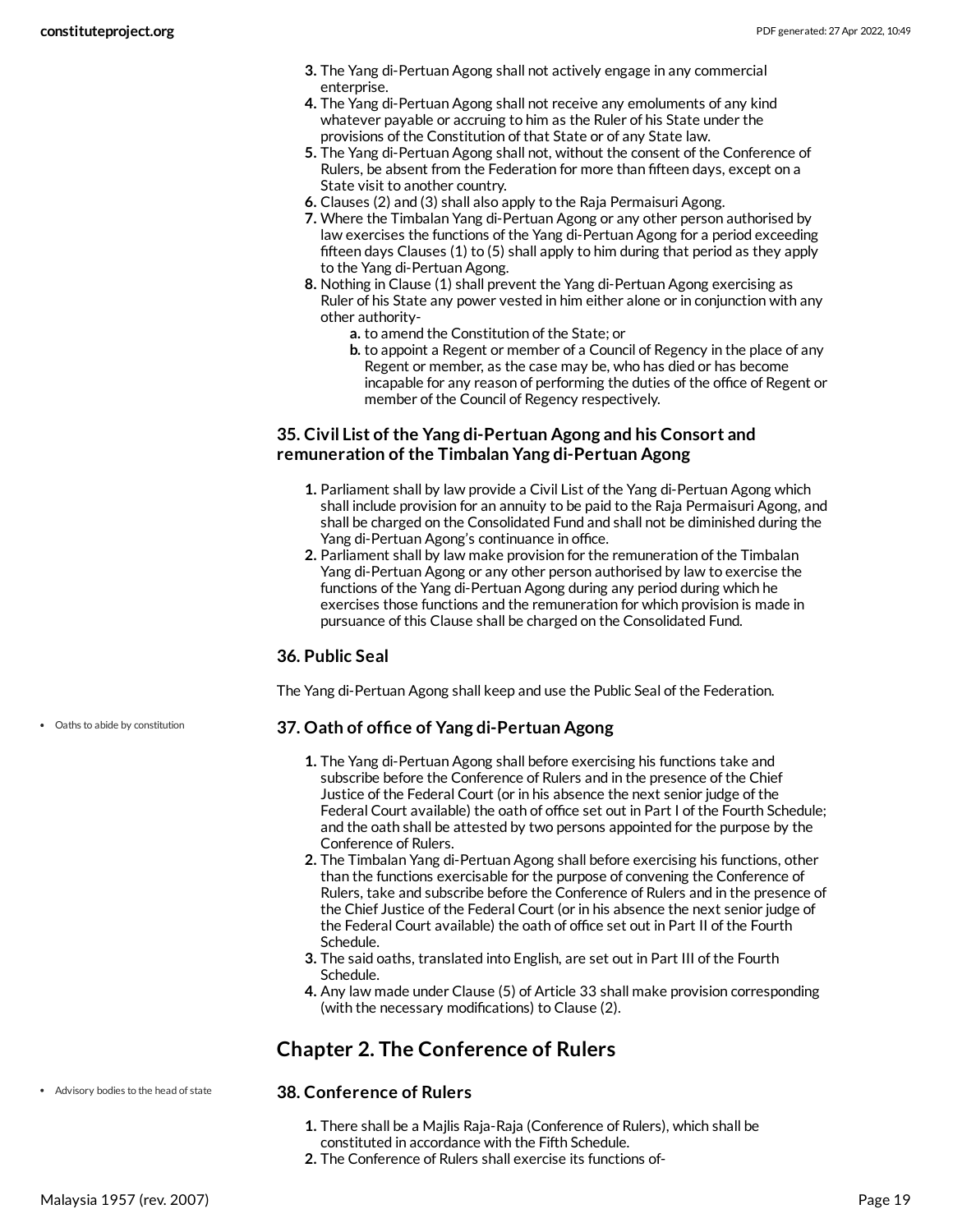3. The Yang di-Pertuan Agong shall not actively engage in any commercial enterprise.
4. The Yang di-Pertuan Agong shall not receive any emoluments of any kind whatever payable or accruing to him as the Ruler of his State under the provisions of the Constitution of that State or of any State law.
5. The Yang di-Pertuan Agong shall not, without the consent of the Conference of Rulers, be absent from the Federation for more than fifteen days, except on a State visit to another country.
6. Clauses (2) and (3) shall also apply to the Raja Permaisuri Agong.
7. Where the Timbalan Yang di-Pertuan Agong or any other person authorised by law exercises the functions of the Yang di-Pertuan Agong for a period exceeding fifteen days Clauses (1) to (5) shall apply to him during that period as they apply to the Yang di-Pertuan Agong.
8. Nothing in Clause (1) shall prevent the Yang di-Pertuan Agong exercising as Ruler of his State any power vested in him either alone or in conjunction with any other authority-
   a. to amend the Constitution of the State; or
   b. to appoint a Regent or member of a Council of Regency in the place of any Regent or member, as the case may be, who has died or has become incapable for any reason of performing the duties of the office of Regent or member of the Council of Regency respectively.

### 35. Civil List of the Yang di-Pertuan Agong and his Consort and remuneration of the Timbalan Yang di-Pertuan Agong

1. Parliament shall by law provide a Civil List of the Yang di-Pertuan Agong which shall include provision for an annuity to be paid to the Raja Permaisuri Agong, and shall be charged on the Consolidated Fund and shall not be diminished during the Yang di-Pertuan Agong's continuance in office.
2. Parliament shall by law make provision for the remuneration of the Timbalan Yang di-Pertuan Agong or any other person authorised by law to exercise the functions of the Yang di-Pertuan Agong during any period during which he exercises those functions and the remuneration for which provision is made in pursuance of this Clause shall be charged on the Consolidated Fund.

### 36. Public Seal

The Yang di-Pertuan Agong shall keep and use the Public Seal of the Federation.

- Oaths to abide by constitution

### 37. Oath of office of Yang di-Pertuan Agong

1. The Yang di-Pertuan Agong shall before exercising his functions take and subscribe before the Conference of Rulers and in the presence of the Chief Justice of the Federal Court (or in his absence the next senior judge of the Federal Court available) the oath of office set out in Part I of the Fourth Schedule; and the oath shall be attested by two persons appointed for the purpose by the Conference of Rulers.
2. The Timbalan Yang di-Pertuan Agong shall before exercising his functions, other than the functions exercisable for the purpose of convening the Conference of Rulers, take and subscribe before the Conference of Rulers and in the presence of the Chief Justice of the Federal Court (or in his absence the next senior judge of the Federal Court available) the oath of office set out in Part II of the Fourth Schedule.
3. The said oaths, translated into English, are set out in Part III of the Fourth Schedule.
4. Any law made under Clause (5) of Article 33 shall make provision corresponding (with the necessary modifications) to Clause (2).

## Chapter 2. The Conference of Rulers

- Advisory bodies to the head of state

### 38. Conference of Rulers

1. There shall be a Majlis Raja-Raja (Conference of Rulers), which shall be constituted in accordance with the Fifth Schedule.
2. The Conference of Rulers shall exercise its functions of-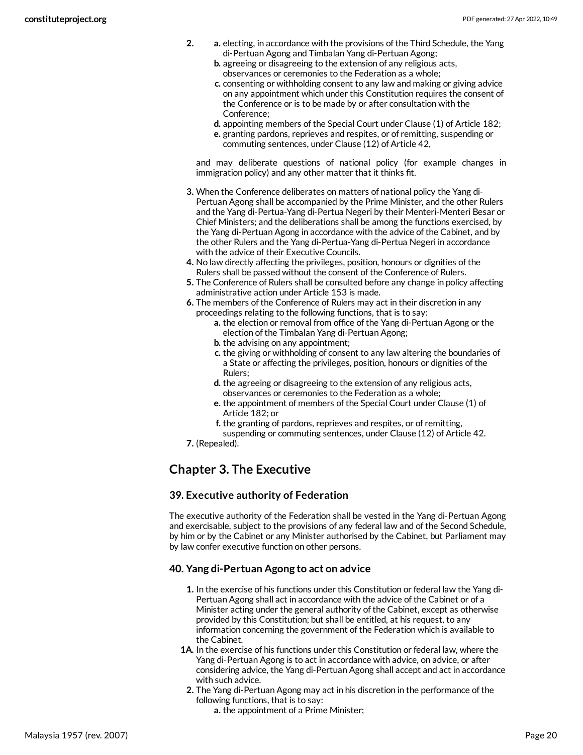2. a. electing, in accordance with the provisions of the Third Schedule, the Yang di-Pertuan Agong and Timbalan Yang di-Pertuan Agong;
   b. agreeing or disagreeing to the extension of any religious acts, observances or ceremonies to the Federation as a whole;
   c. consenting or withholding consent to any law and making or giving advice on any appointment which under this Constitution requires the consent of the Conference or is to be made by or after consultation with the Conference;
   d. appointing members of the Special Court under Clause (1) of Article 182;
   e. granting pardons, reprieves and respites, or of remitting, suspending or commuting sentences, under Clause (12) of Article 42,

   and may deliberate questions of national policy (for example changes in immigration policy) and any other matter that it thinks fit.

3. When the Conference deliberates on matters of national policy the Yang di-Pertuan Agong shall be accompanied by the Prime Minister, and the other Rulers and the Yang di-Pertua-Yang di-Pertua Negeri by their Menteri-Menteri Besar or Chief Ministers; and the deliberations shall be among the functions exercised, by the Yang di-Pertuan Agong in accordance with the advice of the Cabinet, and by the other Rulers and the Yang di-Pertua-Yang di-Pertua Negeri in accordance with the advice of their Executive Councils.
4. No law directly affecting the privileges, position, honours or dignities of the Rulers shall be passed without the consent of the Conference of Rulers.
5. The Conference of Rulers shall be consulted before any change in policy affecting administrative action under Article 153 is made.
6. The members of the Conference of Rulers may act in their discretion in any proceedings relating to the following functions, that is to say:
   a. the election or removal from office of the Yang di-Pertuan Agong or the election of the Timbalan Yang di-Pertuan Agong;
   b. the advising on any appointment;
   c. the giving or withholding of consent to any law altering the boundaries of a State or affecting the privileges, position, honours or dignities of the Rulers;
   d. the agreeing or disagreeing to the extension of any religious acts, observances or ceremonies to the Federation as a whole;
   e. the appointment of members of the Special Court under Clause (1) of Article 182; or
   f. the granting of pardons, reprieves and respites, or of remitting, suspending or commuting sentences, under Clause (12) of Article 42.
7. (Repealed).

## Chapter 3. The Executive

### 39. Executive authority of Federation

The executive authority of the Federation shall be vested in the Yang di-Pertuan Agong and exercisable, subject to the provisions of any federal law and of the Second Schedule, by him or by the Cabinet or any Minister authorised by the Cabinet, but Parliament may by law confer executive function on other persons.

### 40. Yang di-Pertuan Agong to act on advice

1. In the exercise of his functions under this Constitution or federal law the Yang di-Pertuan Agong shall act in accordance with the advice of the Cabinet or of a Minister acting under the general authority of the Cabinet, except as otherwise provided by this Constitution; but shall be entitled, at his request, to any information concerning the government of the Federation which is available to the Cabinet.

1A. In the exercise of his functions under this Constitution or federal law, where the Yang di-Pertuan Agong is to act in accordance with advice, on advice, or after considering advice, the Yang di-Pertuan Agong shall accept and act in accordance with such advice.

2. The Yang di-Pertuan Agong may act in his discretion in the performance of the following functions, that is to say:
   a. the appointment of a Prime Minister;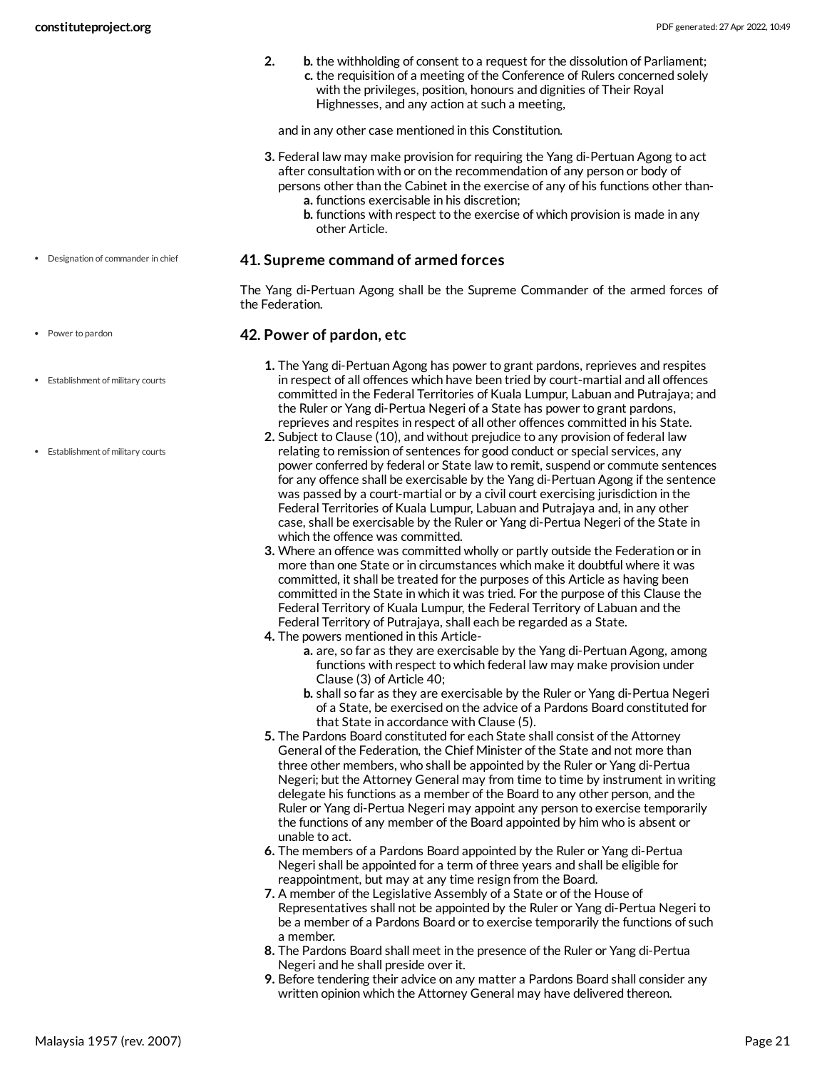2.
   b. the withholding of consent to a request for the dissolution of Parliament;
   c. the requisition of a meeting of the Conference of Rulers concerned solely with the privileges, position, honours and dignities of Their Royal Highnesses, and any action at such a meeting,

   and in any other case mentioned in this Constitution.

3. Federal law may make provision for requiring the Yang di-Pertuan Agong to act after consultation with or on the recommendation of any person or body of persons other than the Cabinet in the exercise of any of his functions other than-
   a. functions exercisable in his discretion;
   b. functions with respect to the exercise of which provision is made in any other Article.

- Designation of commander in chief

## 41. Supreme command of armed forces

The Yang di-Pertuan Agong shall be the Supreme Commander of the armed forces of the Federation.

- Power to pardon

## 42. Power of pardon, etc

- Establishment of military courts
- Establishment of military courts

1. The Yang di-Pertuan Agong has power to grant pardons, reprieves and respites in respect of all offences which have been tried by court-martial and all offences committed in the Federal Territories of Kuala Lumpur, Labuan and Putrajaya; and the Ruler or Yang di-Pertua Negeri of a State has power to grant pardons, reprieves and respites in respect of all other offences committed in his State.
2. Subject to Clause (10), and without prejudice to any provision of federal law relating to remission of sentences for good conduct or special services, any power conferred by federal or State law to remit, suspend or commute sentences for any offence shall be exercisable by the Yang di-Pertuan Agong if the sentence was passed by a court-martial or by a civil court exercising jurisdiction in the Federal Territories of Kuala Lumpur, Labuan and Putrajaya and, in any other case, shall be exercisable by the Ruler or Yang di-Pertua Negeri of the State in which the offence was committed.
3. Where an offence was committed wholly or partly outside the Federation or in more than one State or in circumstances which make it doubtful where it was committed, it shall be treated for the purposes of this Article as having been committed in the State in which it was tried. For the purpose of this Clause the Federal Territory of Kuala Lumpur, the Federal Territory of Labuan and the Federal Territory of Putrajaya, shall each be regarded as a State.
4. The powers mentioned in this Article-
   a. are, so far as they are exercisable by the Yang di-Pertuan Agong, among functions with respect to which federal law may make provision under Clause (3) of Article 40;
   b. shall so far as they are exercisable by the Ruler or Yang di-Pertua Negeri of a State, be exercised on the advice of a Pardons Board constituted for that State in accordance with Clause (5).
5. The Pardons Board constituted for each State shall consist of the Attorney General of the Federation, the Chief Minister of the State and not more than three other members, who shall be appointed by the Ruler or Yang di-Pertua Negeri; but the Attorney General may from time to time by instrument in writing delegate his functions as a member of the Board to any other person, and the Ruler or Yang di-Pertua Negeri may appoint any person to exercise temporarily the functions of any member of the Board appointed by him who is absent or unable to act.
6. The members of a Pardons Board appointed by the Ruler or Yang di-Pertua Negeri shall be appointed for a term of three years and shall be eligible for reappointment, but may at any time resign from the Board.
7. A member of the Legislative Assembly of a State or of the House of Representatives shall not be appointed by the Ruler or Yang di-Pertua Negeri to be a member of a Pardons Board or to exercise temporarily the functions of such a member.
8. The Pardons Board shall meet in the presence of the Ruler or Yang di-Pertua Negeri and he shall preside over it.
9. Before tendering their advice on any matter a Pardons Board shall consider any written opinion which the Attorney General may have delivered thereon.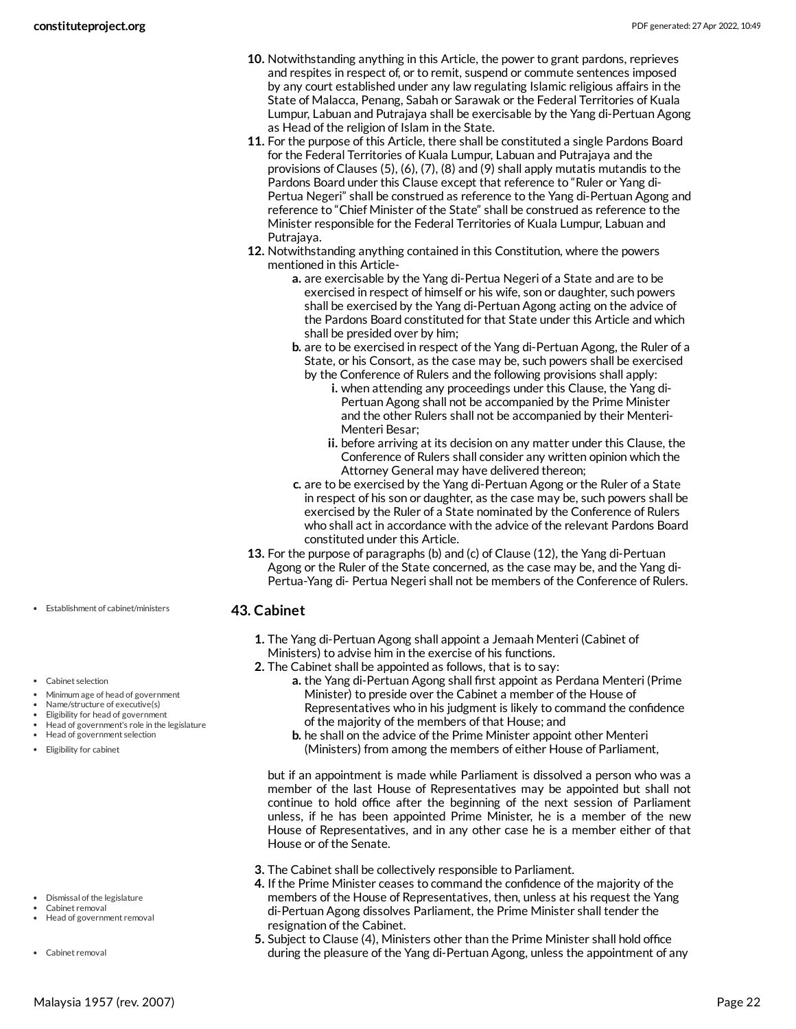10. Notwithstanding anything in this Article, the power to grant pardons, reprieves and respites in respect of, or to remit, suspend or commute sentences imposed by any court established under any law regulating Islamic religious affairs in the State of Malacca, Penang, Sabah or Sarawak or the Federal Territories of Kuala Lumpur, Labuan and Putrajaya shall be exercisable by the Yang di-Pertuan Agong as Head of the religion of Islam in the State.
11. For the purpose of this Article, there shall be constituted a single Pardons Board for the Federal Territories of Kuala Lumpur, Labuan and Putrajaya and the provisions of Clauses (5), (6), (7), (8) and (9) shall apply mutatis mutandis to the Pardons Board under this Clause except that reference to "Ruler or Yang di-Pertua Negeri" shall be construed as reference to the Yang di-Pertuan Agong and reference to "Chief Minister of the State" shall be construed as reference to the Minister responsible for the Federal Territories of Kuala Lumpur, Labuan and Putrajaya.
12. Notwithstanding anything contained in this Constitution, where the powers mentioned in this Article-
    a. are exercisable by the Yang di-Pertua Negeri of a State and are to be exercised in respect of himself or his wife, son or daughter, such powers shall be exercised by the Yang di-Pertuan Agong acting on the advice of the Pardons Board constituted for that State under this Article and which shall be presided over by him;
    b. are to be exercised in respect of the Yang di-Pertuan Agong, the Ruler of a State, or his Consort, as the case may be, such powers shall be exercised by the Conference of Rulers and the following provisions shall apply:
        i. when attending any proceedings under this Clause, the Yang di-Pertuan Agong shall not be accompanied by the Prime Minister and the other Rulers shall not be accompanied by their Menteri-Menteri Besar;
        ii. before arriving at its decision on any matter under this Clause, the Conference of Rulers shall consider any written opinion which the Attorney General may have delivered thereon;
    c. are to be exercised by the Yang di-Pertuan Agong or the Ruler of a State in respect of his son or daughter, as the case may be, such powers shall be exercised by the Ruler of a State nominated by the Conference of Rulers who shall act in accordance with the advice of the relevant Pardons Board constituted under this Article.
13. For the purpose of paragraphs (b) and (c) of Clause (12), the Yang di-Pertuan Agong or the Ruler of the State concerned, as the case may be, and the Yang di-Pertua-Yang di- Pertua Negeri shall not be members of the Conference of Rulers.

- Establishment of cabinet/ministers

### 43. Cabinet

1. The Yang di-Pertuan Agong shall appoint a Jemaah Menteri (Cabinet of Ministers) to advise him in the exercise of his functions.

- Cabinet selection
- Minimum age of head of government
- Name/structure of executive(s)
- Eligibility for head of government
- Head of government's role in the legislature
- Head of government selection
- Eligibility for cabinet

2. The Cabinet shall be appointed as follows, that is to say:
    a. the Yang di-Pertuan Agong shall first appoint as Perdana Menteri (Prime Minister) to preside over the Cabinet a member of the House of Representatives who in his judgment is likely to command the confidence of the majority of the members of that House; and
    b. he shall on the advice of the Prime Minister appoint other Menteri (Ministers) from among the members of either House of Parliament,

    but if an appointment is made while Parliament is dissolved a person who was a member of the last House of Representatives may be appointed but shall not continue to hold office after the beginning of the next session of Parliament unless, if he has been appointed Prime Minister, he is a member of the new House of Representatives, and in any other case he is a member either of that House or of the Senate.
3. The Cabinet shall be collectively responsible to Parliament.

- Dismissal of the legislature
- Cabinet removal
- Head of government removal

4. If the Prime Minister ceases to command the confidence of the majority of the members of the House of Representatives, then, unless at his request the Yang di-Pertuan Agong dissolves Parliament, the Prime Minister shall tender the resignation of the Cabinet.

- Cabinet removal

5. Subject to Clause (4), Ministers other than the Prime Minister shall hold office during the pleasure of the Yang di-Pertuan Agong, unless the appointment of any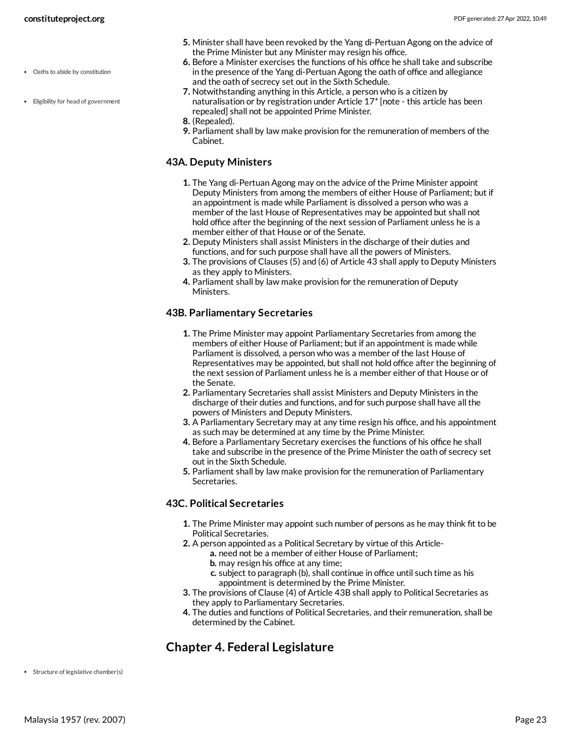5. Minister shall have been revoked by the Yang di-Pertuan Agong on the advice of the Prime Minister but any Minister may resign his office.
6. Before a Minister exercises the functions of his office he shall take and subscribe in the presence of the Yang di-Pertuan Agong the oath of office and allegiance and the oath of secrecy set out in the Sixth Schedule.
7. Notwithstanding anything in this Article, a person who is a citizen by naturalisation or by registration under Article 17* [note - this article has been repealed] shall not be appointed Prime Minister.
8. (Repealed).
9. Parliament shall by law make provision for the remuneration of members of the Cabinet.

### 43A. Deputy Ministers

1. The Yang di-Pertuan Agong may on the advice of the Prime Minister appoint Deputy Ministers from among the members of either House of Parliament; but if an appointment is made while Parliament is dissolved a person who was a member of the last House of Representatives may be appointed but shall not hold office after the beginning of the next session of Parliament unless he is a member either of that House or of the Senate.
2. Deputy Ministers shall assist Ministers in the discharge of their duties and functions, and for such purpose shall have all the powers of Ministers.
3. The provisions of Clauses (5) and (6) of Article 43 shall apply to Deputy Ministers as they apply to Ministers.
4. Parliament shall by law make provision for the remuneration of Deputy Ministers.

### 43B. Parliamentary Secretaries

1. The Prime Minister may appoint Parliamentary Secretaries from among the members of either House of Parliament; but if an appointment is made while Parliament is dissolved, a person who was a member of the last House of Representatives may be appointed, but shall not hold office after the beginning of the next session of Parliament unless he is a member either of that House or of the Senate.
2. Parliamentary Secretaries shall assist Ministers and Deputy Ministers in the discharge of their duties and functions, and for such purpose shall have all the powers of Ministers and Deputy Ministers.
3. A Parliamentary Secretary may at any time resign his office, and his appointment as such may be determined at any time by the Prime Minister.
4. Before a Parliamentary Secretary exercises the functions of his office he shall take and subscribe in the presence of the Prime Minister the oath of secrecy set out in the Sixth Schedule.
5. Parliament shall by law make provision for the remuneration of Parliamentary Secretaries.

### 43C. Political Secretaries

1. The Prime Minister may appoint such number of persons as he may think fit to be Political Secretaries.
2. A person appointed as a Political Secretary by virtue of this Article-
   a. need not be a member of either House of Parliament;
   b. may resign his office at any time;
   c. subject to paragraph (b), shall continue in office until such time as his appointment is determined by the Prime Minister.
3. The provisions of Clause (4) of Article 43B shall apply to Political Secretaries as they apply to Parliamentary Secretaries.
4. The duties and functions of Political Secretaries, and their remuneration, shall be determined by the Cabinet.

## Chapter 4. Federal Legislature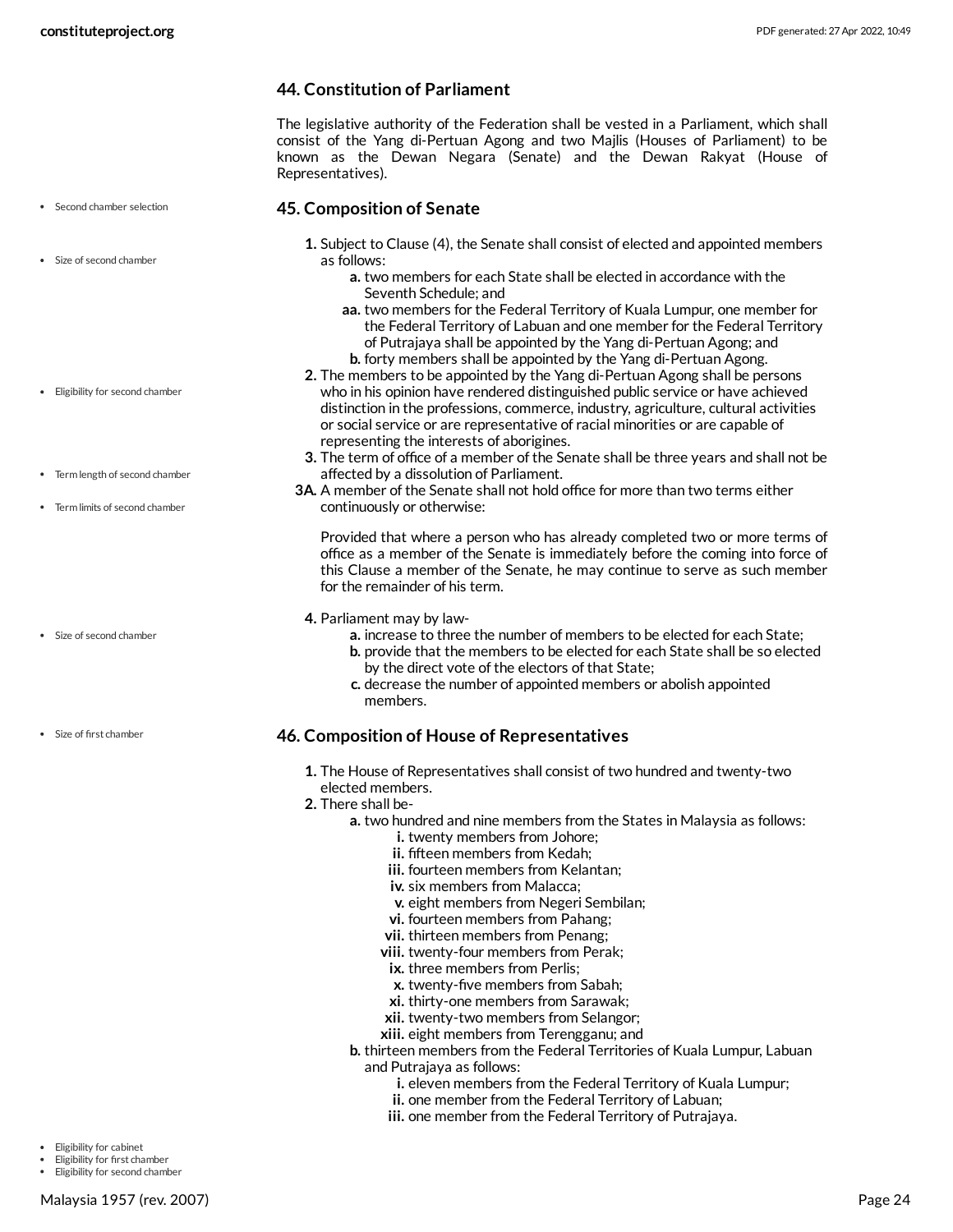## 44. Constitution of Parliament

The legislative authority of the Federation shall be vested in a Parliament, which shall consist of the Yang di-Pertuan Agong and two Majlis (Houses of Parliament) to be known as the Dewan Negara (Senate) and the Dewan Rakyat (House of Representatives).

- Second chamber selection

## 45. Composition of Senate

- Size of second chamber

1. Subject to Clause (4), the Senate shall consist of elected and appointed members as follows:
   - a. two members for each State shall be elected in accordance with the Seventh Schedule; and
   - aa. two members for the Federal Territory of Kuala Lumpur, one member for the Federal Territory of Labuan and one member for the Federal Territory of Putrajaya shall be appointed by the Yang di-Pertuan Agong; and
   - b. forty members shall be appointed by the Yang di-Pertuan Agong.
2. The members to be appointed by the Yang di-Pertuan Agong shall be persons who in his opinion have rendered distinguished public service or have achieved distinction in the professions, commerce, industry, agriculture, cultural activities or social service or are representative of racial minorities or are capable of representing the interests of aborigines.

- Eligibility for second chamber

3. The term of office of a member of the Senate shall be three years and shall not be affected by a dissolution of Parliament.

- Term length of second chamber
- Term limits of second chamber

3A. A member of the Senate shall not hold office for more than two terms either continuously or otherwise:

Provided that where a person who has already completed two or more terms of office as a member of the Senate is immediately before the coming into force of this Clause a member of the Senate, he may continue to serve as such member for the remainder of his term.

- Size of second chamber

4. Parliament may by law-
   - a. increase to three the number of members to be elected for each State;
   - b. provide that the members to be elected for each State shall be so elected by the direct vote of the electors of that State;
   - c. decrease the number of appointed members or abolish appointed members.

- Size of first chamber

## 46. Composition of House of Representatives

1. The House of Representatives shall consist of two hundred and twenty-two elected members.
2. There shall be-
   - a. two hundred and nine members from the States in Malaysia as follows:
     - i. twenty members from Johore;
     - ii. fifteen members from Kedah;
     - iii. fourteen members from Kelantan;
     - iv. six members from Malacca;
     - v. eight members from Negeri Sembilan;
     - vi. fourteen members from Pahang;
     - vii. thirteen members from Penang;
     - viii. twenty-four members from Perak;
     - ix. three members from Perlis;
     - x. twenty-five members from Sabah;
     - xi. thirty-one members from Sarawak;
     - xii. twenty-two members from Selangor;
     - xiii. eight members from Terengganu; and
   - b. thirteen members from the Federal Territories of Kuala Lumpur, Labuan and Putrajaya as follows:
     - i. eleven members from the Federal Territory of Kuala Lumpur;
     - ii. one member from the Federal Territory of Labuan;
     - iii. one member from the Federal Territory of Putrajaya.

- Eligibility for cabinet
- Eligibility for first chamber
- Eligibility for second chamber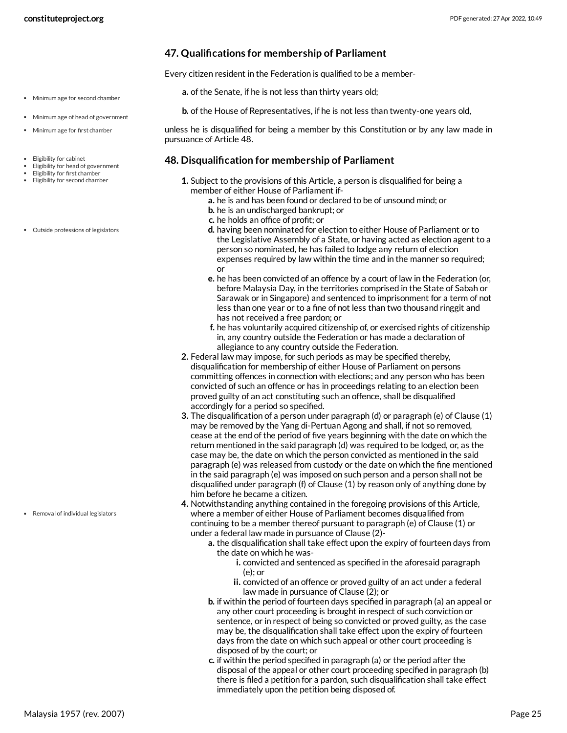### 47. Qualifications for membership of Parliament

Every citizen resident in the Federation is qualified to be a member-

- **a.** of the Senate, if he is not less than thirty years old;
- **b.** of the House of Representatives, if he is not less than twenty-one years old,

unless he is disqualified for being a member by this Constitution or by any law made in pursuance of Article 48.

### 48. Disqualification for membership of Parliament

1. Subject to the provisions of this Article, a person is disqualified for being a member of either House of Parliament if-
   - **a.** he is and has been found or declared to be of unsound mind; or
   - **b.** he is an undischarged bankrupt; or
   - **c.** he holds an office of profit; or
   - **d.** having been nominated for election to either House of Parliament or to the Legislative Assembly of a State, or having acted as election agent to a person so nominated, he has failed to lodge any return of election expenses required by law within the time and in the manner so required; or
   - **e.** he has been convicted of an offence by a court of law in the Federation (or, before Malaysia Day, in the territories comprised in the State of Sabah or Sarawak or in Singapore) and sentenced to imprisonment for a term of not less than one year or to a fine of not less than two thousand ringgit and has not received a free pardon; or
   - **f.** he has voluntarily acquired citizenship of, or exercised rights of citizenship in, any country outside the Federation or has made a declaration of allegiance to any country outside the Federation.
2. Federal law may impose, for such periods as may be specified thereby, disqualification for membership of either House of Parliament on persons committing offences in connection with elections; and any person who has been convicted of such an offence or has in proceedings relating to an election been proved guilty of an act constituting such an offence, shall be disqualified accordingly for a period so specified.
3. The disqualification of a person under paragraph (d) or paragraph (e) of Clause (1) may be removed by the Yang di-Pertuan Agong and shall, if not so removed, cease at the end of the period of five years beginning with the date on which the return mentioned in the said paragraph (d) was required to be lodged, or, as the case may be, the date on which the person convicted as mentioned in the said paragraph (e) was released from custody or the date on which the fine mentioned in the said paragraph (e) was imposed on such person and a person shall not be disqualified under paragraph (f) of Clause (1) by reason only of anything done by him before he became a citizen.
4. Notwithstanding anything contained in the foregoing provisions of this Article, where a member of either House of Parliament becomes disqualified from continuing to be a member thereof pursuant to paragraph (e) of Clause (1) or under a federal law made in pursuance of Clause (2)-
   - **a.** the disqualification shall take effect upon the expiry of fourteen days from the date on which he was-
     - **i.** convicted and sentenced as specified in the aforesaid paragraph (e); or
     - **ii.** convicted of an offence or proved guilty of an act under a federal law made in pursuance of Clause (2); or
   - **b.** if within the period of fourteen days specified in paragraph (a) an appeal or any other court proceeding is brought in respect of such conviction or sentence, or in respect of being so convicted or proved guilty, as the case may be, the disqualification shall take effect upon the expiry of fourteen days from the date on which such appeal or other court proceeding is disposed of by the court; or
   - **c.** if within the period specified in paragraph (a) or the period after the disposal of the appeal or other court proceeding specified in paragraph (b) there is filed a petition for a pardon, such disqualification shall take effect immediately upon the petition being disposed of.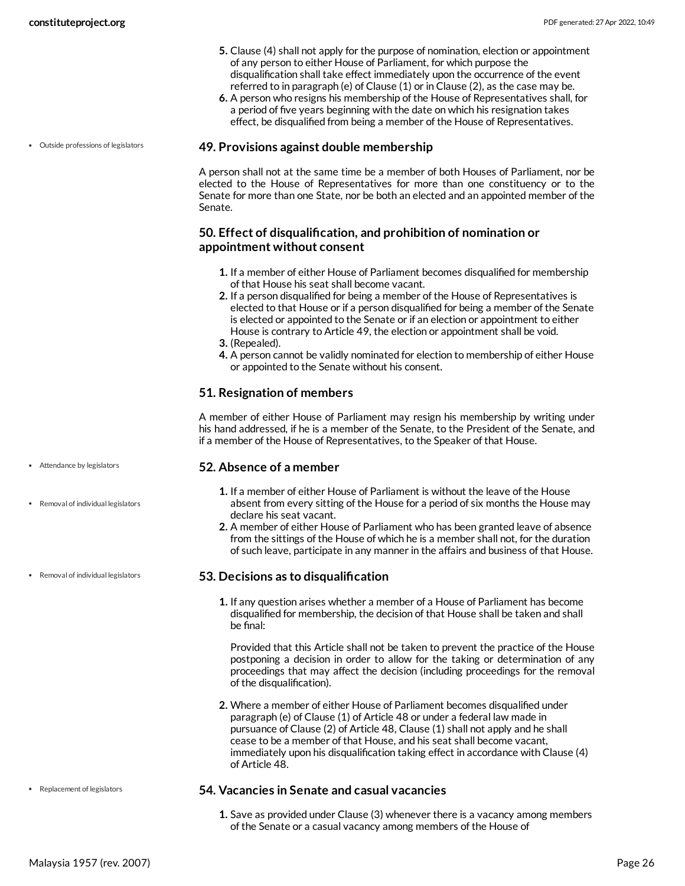5. Clause (4) shall not apply for the purpose of nomination, election or appointment of any person to either House of Parliament, for which purpose the disqualification shall take effect immediately upon the occurrence of the event referred to in paragraph (e) of Clause (1) or in Clause (2), as the case may be.
6. A person who resigns his membership of the House of Representatives shall, for a period of five years beginning with the date on which his resignation takes effect, be disqualified from being a member of the House of Representatives.

- Outside professions of legislators

### 49. Provisions against double membership

A person shall not at the same time be a member of both Houses of Parliament, nor be elected to the House of Representatives for more than one constituency or to the Senate for more than one State, nor be both an elected and an appointed member of the Senate.

### 50. Effect of disqualification, and prohibition of nomination or appointment without consent

1. If a member of either House of Parliament becomes disqualified for membership of that House his seat shall become vacant.
2. If a person disqualified for being a member of the House of Representatives is elected to that House or if a person disqualified for being a member of the Senate is elected or appointed to the Senate or if an election or appointment to either House is contrary to Article 49, the election or appointment shall be void.
3. (Repealed).
4. A person cannot be validly nominated for election to membership of either House or appointed to the Senate without his consent.

### 51. Resignation of members

A member of either House of Parliament may resign his membership by writing under his hand addressed, if he is a member of the Senate, to the President of the Senate, and if a member of the House of Representatives, to the Speaker of that House.

- Attendance by legislators
- Removal of individual legislators

### 52. Absence of a member

1. If a member of either House of Parliament is without the leave of the House absent from every sitting of the House for a period of six months the House may declare his seat vacant.
2. A member of either House of Parliament who has been granted leave of absence from the sittings of the House of which he is a member shall not, for the duration of such leave, participate in any manner in the affairs and business of that House.

- Removal of individual legislators

### 53. Decisions as to disqualification

1. If any question arises whether a member of a House of Parliament has become disqualified for membership, the decision of that House shall be taken and shall be final:

   Provided that this Article shall not be taken to prevent the practice of the House postponing a decision in order to allow for the taking or determination of any proceedings that may affect the decision (including proceedings for the removal of the disqualification).

2. Where a member of either House of Parliament becomes disqualified under paragraph (e) of Clause (1) of Article 48 or under a federal law made in pursuance of Clause (2) of Article 48, Clause (1) shall not apply and he shall cease to be a member of that House, and his seat shall become vacant, immediately upon his disqualification taking effect in accordance with Clause (4) of Article 48.

- Replacement of legislators

### 54. Vacancies in Senate and casual vacancies

1. Save as provided under Clause (3) whenever there is a vacancy among members of the Senate or a casual vacancy among members of the House of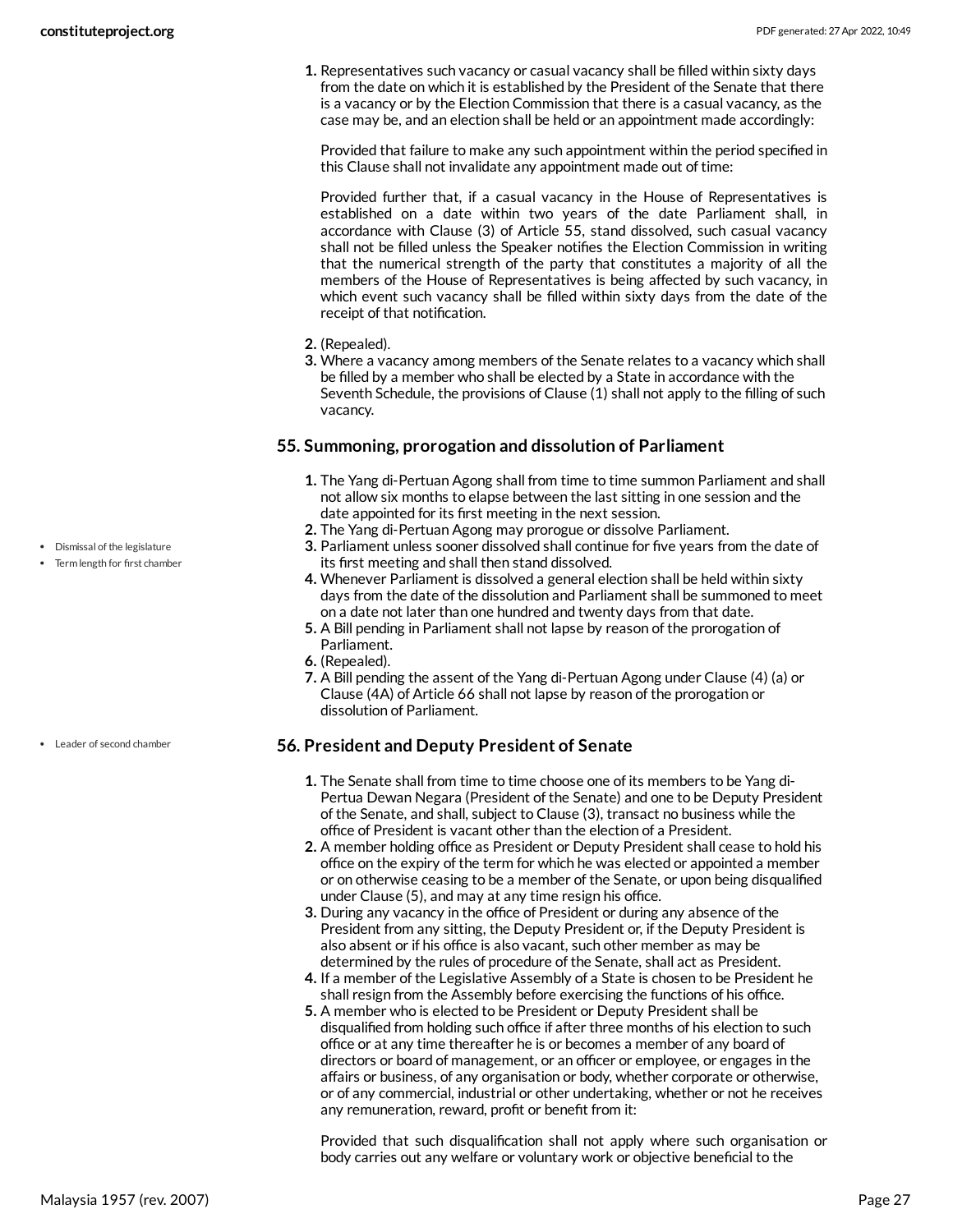1. Representatives such vacancy or casual vacancy shall be filled within sixty days from the date on which it is established by the President of the Senate that there is a vacancy or by the Election Commission that there is a casual vacancy, as the case may be, and an election shall be held or an appointment made accordingly:

   Provided that failure to make any such appointment within the period specified in this Clause shall not invalidate any appointment made out of time:

   Provided further that, if a casual vacancy in the House of Representatives is established on a date within two years of the date Parliament shall, in accordance with Clause (3) of Article 55, stand dissolved, such casual vacancy shall not be filled unless the Speaker notifies the Election Commission in writing that the numerical strength of the party that constitutes a majority of all the members of the House of Representatives is being affected by such vacancy, in which event such vacancy shall be filled within sixty days from the date of the receipt of that notification.

2. (Repealed).
3. Where a vacancy among members of the Senate relates to a vacancy which shall be filled by a member who shall be elected by a State in accordance with the Seventh Schedule, the provisions of Clause (1) shall not apply to the filling of such vacancy.

### 55. Summoning, prorogation and dissolution of Parliament

- Dismissal of the legislature
- Term length for first chamber

1. The Yang di-Pertuan Agong shall from time to time summon Parliament and shall not allow six months to elapse between the last sitting in one session and the date appointed for its first meeting in the next session.
2. The Yang di-Pertuan Agong may prorogue or dissolve Parliament.
3. Parliament unless sooner dissolved shall continue for five years from the date of its first meeting and shall then stand dissolved.
4. Whenever Parliament is dissolved a general election shall be held within sixty days from the date of the dissolution and Parliament shall be summoned to meet on a date not later than one hundred and twenty days from that date.
5. A Bill pending in Parliament shall not lapse by reason of the prorogation of Parliament.
6. (Repealed).
7. A Bill pending the assent of the Yang di-Pertuan Agong under Clause (4) (a) or Clause (4A) of Article 66 shall not lapse by reason of the prorogation or dissolution of Parliament.

### 56. President and Deputy President of Senate

- Leader of second chamber

1. The Senate shall from time to time choose one of its members to be Yang di-Pertua Dewan Negara (President of the Senate) and one to be Deputy President of the Senate, and shall, subject to Clause (3), transact no business while the office of President is vacant other than the election of a President.
2. A member holding office as President or Deputy President shall cease to hold his office on the expiry of the term for which he was elected or appointed a member or on otherwise ceasing to be a member of the Senate, or upon being disqualified under Clause (5), and may at any time resign his office.
3. During any vacancy in the office of President or during any absence of the President from any sitting, the Deputy President or, if the Deputy President is also absent or if his office is also vacant, such other member as may be determined by the rules of procedure of the Senate, shall act as President.
4. If a member of the Legislative Assembly of a State is chosen to be President he shall resign from the Assembly before exercising the functions of his office.
5. A member who is elected to be President or Deputy President shall be disqualified from holding such office if after three months of his election to such office or at any time thereafter he is or becomes a member of any board of directors or board of management, or an officer or employee, or engages in the affairs or business, of any organisation or body, whether corporate or otherwise, or of any commercial, industrial or other undertaking, whether or not he receives any remuneration, reward, profit or benefit from it:

   Provided that such disqualification shall not apply where such organisation or body carries out any welfare or voluntary work or objective beneficial to the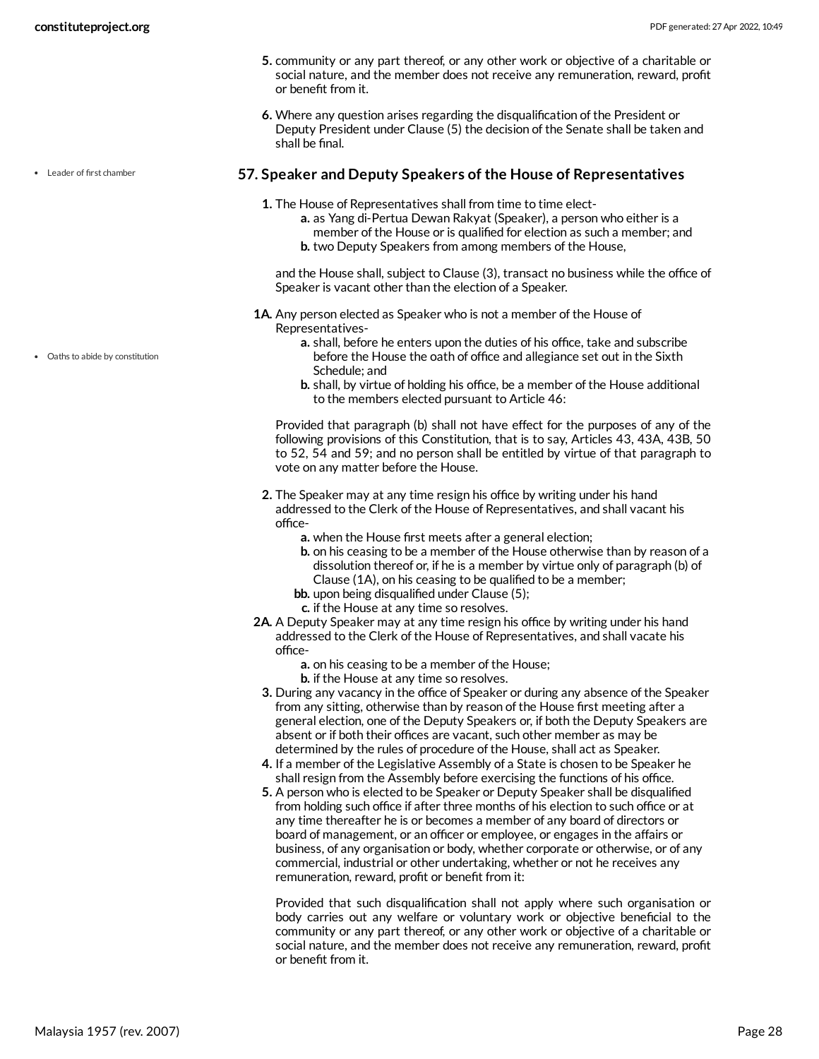5. community or any part thereof, or any other work or objective of a charitable or social nature, and the member does not receive any remuneration, reward, profit or benefit from it.

6. Where any question arises regarding the disqualification of the President or Deputy President under Clause (5) the decision of the Senate shall be taken and shall be final.

- Leader of first chamber

## 57. Speaker and Deputy Speakers of the House of Representatives

1. The House of Representatives shall from time to time elect-
   - a. as Yang di-Pertua Dewan Rakyat (Speaker), a person who either is a member of the House or is qualified for election as such a member; and
   - b. two Deputy Speakers from among members of the House,

   and the House shall, subject to Clause (3), transact no business while the office of Speaker is vacant other than the election of a Speaker.

1A. Any person elected as Speaker who is not a member of the House of Representatives-
   - a. shall, before he enters upon the duties of his office, take and subscribe before the House the oath of office and allegiance set out in the Sixth Schedule; and
   - b. shall, by virtue of holding his office, be a member of the House additional to the members elected pursuant to Article 46:

   Provided that paragraph (b) shall not have effect for the purposes of any of the following provisions of this Constitution, that is to say, Articles 43, 43A, 43B, 50 to 52, 54 and 59; and no person shall be entitled by virtue of that paragraph to vote on any matter before the House.

- Oaths to abide by constitution

2. The Speaker may at any time resign his office by writing under his hand addressed to the Clerk of the House of Representatives, and shall vacant his office-
   - a. when the House first meets after a general election;
   - b. on his ceasing to be a member of the House otherwise than by reason of a dissolution thereof or, if he is a member by virtue only of paragraph (b) of Clause (1A), on his ceasing to be qualified to be a member;
   - bb. upon being disqualified under Clause (5);
   - c. if the House at any time so resolves.

2A. A Deputy Speaker may at any time resign his office by writing under his hand addressed to the Clerk of the House of Representatives, and shall vacate his office-
   - a. on his ceasing to be a member of the House;
   - b. if the House at any time so resolves.

3. During any vacancy in the office of Speaker or during any absence of the Speaker from any sitting, otherwise than by reason of the House first meeting after a general election, one of the Deputy Speakers or, if both the Deputy Speakers are absent or if both their offices are vacant, such other member as may be determined by the rules of procedure of the House, shall act as Speaker.

4. If a member of the Legislative Assembly of a State is chosen to be Speaker he shall resign from the Assembly before exercising the functions of his office.

5. A person who is elected to be Speaker or Deputy Speaker shall be disqualified from holding such office if after three months of his election to such office or at any time thereafter he is or becomes a member of any board of directors or board of management, or an officer or employee, or engages in the affairs or business, of any organisation or body, whether corporate or otherwise, or of any commercial, industrial or other undertaking, whether or not he receives any remuneration, reward, profit or benefit from it:

   Provided that such disqualification shall not apply where such organisation or body carries out any welfare or voluntary work or objective beneficial to the community or any part thereof, or any other work or objective of a charitable or social nature, and the member does not receive any remuneration, reward, profit or benefit from it.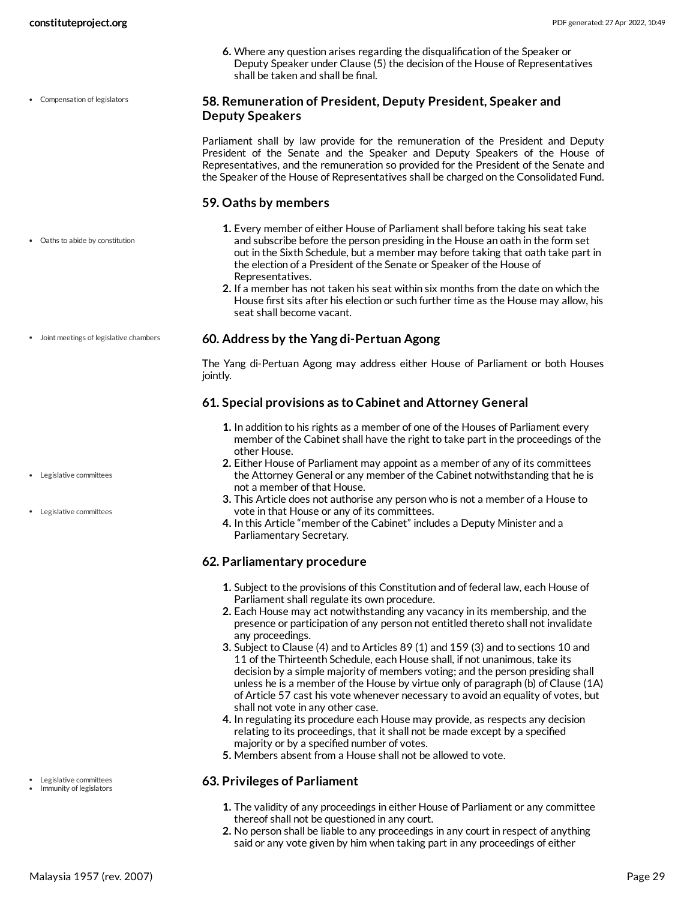6. Where any question arises regarding the disqualification of the Speaker or Deputy Speaker under Clause (5) the decision of the House of Representatives shall be taken and shall be final.

• Compensation of legislators

### 58. Remuneration of President, Deputy President, Speaker and Deputy Speakers

Parliament shall by law provide for the remuneration of the President and Deputy President of the Senate and the Speaker and Deputy Speakers of the House of Representatives, and the remuneration so provided for the President of the Senate and the Speaker of the House of Representatives shall be charged on the Consolidated Fund.

### 59. Oaths by members

• Oaths to abide by constitution

1. Every member of either House of Parliament shall before taking his seat take and subscribe before the person presiding in the House an oath in the form set out in the Sixth Schedule, but a member may before taking that oath take part in the election of a President of the Senate or Speaker of the House of Representatives.
2. If a member has not taken his seat within six months from the date on which the House first sits after his election or such further time as the House may allow, his seat shall become vacant.

• Joint meetings of legislative chambers

### 60. Address by the Yang di-Pertuan Agong

The Yang di-Pertuan Agong may address either House of Parliament or both Houses jointly.

### 61. Special provisions as to Cabinet and Attorney General

1. In addition to his rights as a member of one of the Houses of Parliament every member of the Cabinet shall have the right to take part in the proceedings of the other House.
2. Either House of Parliament may appoint as a member of any of its committees the Attorney General or any member of the Cabinet notwithstanding that he is not a member of that House.
3. This Article does not authorise any person who is not a member of a House to vote in that House or any of its committees.
4. In this Article "member of the Cabinet" includes a Deputy Minister and a Parliamentary Secretary.

• Legislative committees

• Legislative committees

### 62. Parliamentary procedure

1. Subject to the provisions of this Constitution and of federal law, each House of Parliament shall regulate its own procedure.
2. Each House may act notwithstanding any vacancy in its membership, and the presence or participation of any person not entitled thereto shall not invalidate any proceedings.
3. Subject to Clause (4) and to Articles 89 (1) and 159 (3) and to sections 10 and 11 of the Thirteenth Schedule, each House shall, if not unanimous, take its decision by a simple majority of members voting; and the person presiding shall unless he is a member of the House by virtue only of paragraph (b) of Clause (1A) of Article 57 cast his vote whenever necessary to avoid an equality of votes, but shall not vote in any other case.
4. In regulating its procedure each House may provide, as respects any decision relating to its proceedings, that it shall not be made except by a specified majority or by a specified number of votes.
5. Members absent from a House shall not be allowed to vote.

• Legislative committees
• Immunity of legislators

### 63. Privileges of Parliament

1. The validity of any proceedings in either House of Parliament or any committee thereof shall not be questioned in any court.
2. No person shall be liable to any proceedings in any court in respect of anything said or any vote given by him when taking part in any proceedings of either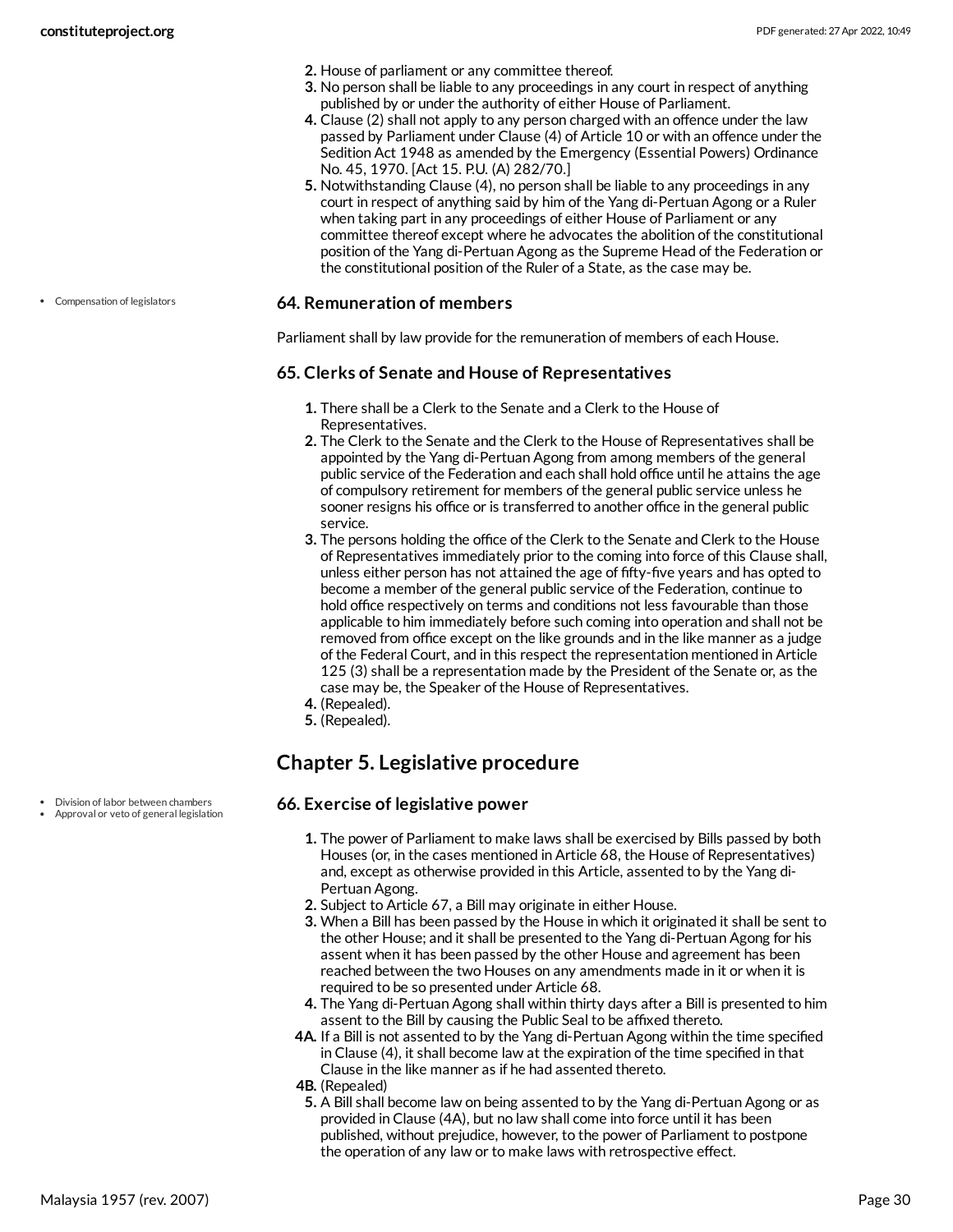2. House of parliament or any committee thereof.
3. No person shall be liable to any proceedings in any court in respect of anything published by or under the authority of either House of Parliament.
4. Clause (2) shall not apply to any person charged with an offence under the law passed by Parliament under Clause (4) of Article 10 or with an offence under the Sedition Act 1948 as amended by the Emergency (Essential Powers) Ordinance No. 45, 1970. [Act 15. P.U. (A) 282/70.]
5. Notwithstanding Clause (4), no person shall be liable to any proceedings in any court in respect of anything said by him of the Yang di-Pertuan Agong or a Ruler when taking part in any proceedings of either House of Parliament or any committee thereof except where he advocates the abolition of the constitutional position of the Yang di-Pertuan Agong as the Supreme Head of the Federation or the constitutional position of the Ruler of a State, as the case may be.

- Compensation of legislators

### 64. Remuneration of members

Parliament shall by law provide for the remuneration of members of each House.

### 65. Clerks of Senate and House of Representatives

1. There shall be a Clerk to the Senate and a Clerk to the House of Representatives.
2. The Clerk to the Senate and the Clerk to the House of Representatives shall be appointed by the Yang di-Pertuan Agong from among members of the general public service of the Federation and each shall hold office until he attains the age of compulsory retirement for members of the general public service unless he sooner resigns his office or is transferred to another office in the general public service.
3. The persons holding the office of the Clerk to the Senate and Clerk to the House of Representatives immediately prior to the coming into force of this Clause shall, unless either person has not attained the age of fifty-five years and has opted to become a member of the general public service of the Federation, continue to hold office respectively on terms and conditions not less favourable than those applicable to him immediately before such coming into operation and shall not be removed from office except on the like grounds and in the like manner as a judge of the Federal Court, and in this respect the representation mentioned in Article 125 (3) shall be a representation made by the President of the Senate or, as the case may be, the Speaker of the House of Representatives.
4. (Repealed).
5. (Repealed).

## Chapter 5. Legislative procedure

- Division of labor between chambers
- Approval or veto of general legislation

### 66. Exercise of legislative power

1. The power of Parliament to make laws shall be exercised by Bills passed by both Houses (or, in the cases mentioned in Article 68, the House of Representatives) and, except as otherwise provided in this Article, assented to by the Yang di-Pertuan Agong.
2. Subject to Article 67, a Bill may originate in either House.
3. When a Bill has been passed by the House in which it originated it shall be sent to the other House; and it shall be presented to the Yang di-Pertuan Agong for his assent when it has been passed by the other House and agreement has been reached between the two Houses on any amendments made in it or when it is required to be so presented under Article 68.
4. The Yang di-Pertuan Agong shall within thirty days after a Bill is presented to him assent to the Bill by causing the Public Seal to be affixed thereto.

4A. If a Bill is not assented to by the Yang di-Pertuan Agong within the time specified in Clause (4), it shall become law at the expiration of the time specified in that Clause in the like manner as if he had assented thereto.

4B. (Repealed)

5. A Bill shall become law on being assented to by the Yang di-Pertuan Agong or as provided in Clause (4A), but no law shall come into force until it has been published, without prejudice, however, to the power of Parliament to postpone the operation of any law or to make laws with retrospective effect.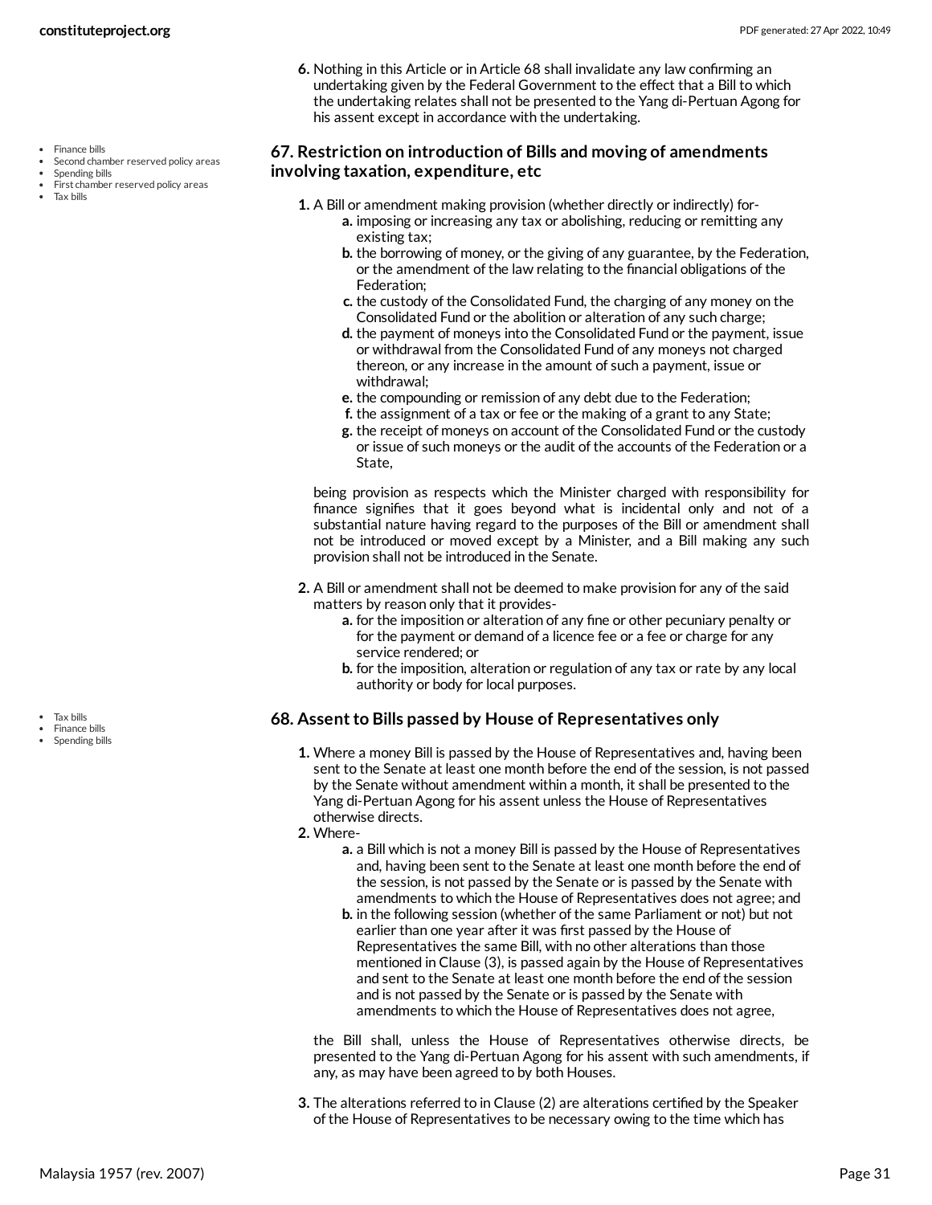6. Nothing in this Article or in Article 68 shall invalidate any law confirming an undertaking given by the Federal Government to the effect that a Bill to which the undertaking relates shall not be presented to the Yang di-Pertuan Agong for his assent except in accordance with the undertaking.

- Finance bills
- Second chamber reserved policy areas
- Spending bills
- First chamber reserved policy areas
- Tax bills

### 67. Restriction on introduction of Bills and moving of amendments involving taxation, expenditure, etc

1. A Bill or amendment making provision (whether directly or indirectly) for-
   a. imposing or increasing any tax or abolishing, reducing or remitting any existing tax;
   b. the borrowing of money, or the giving of any guarantee, by the Federation, or the amendment of the law relating to the financial obligations of the Federation;
   c. the custody of the Consolidated Fund, the charging of any money on the Consolidated Fund or the abolition or alteration of any such charge;
   d. the payment of moneys into the Consolidated Fund or the payment, issue or withdrawal from the Consolidated Fund of any moneys not charged thereon, or any increase in the amount of such a payment, issue or withdrawal;
   e. the compounding or remission of any debt due to the Federation;
   f. the assignment of a tax or fee or the making of a grant to any State;
   g. the receipt of moneys on account of the Consolidated Fund or the custody or issue of such moneys or the audit of the accounts of the Federation or a State,

   being provision as respects which the Minister charged with responsibility for finance signifies that it goes beyond what is incidental only and not of a substantial nature having regard to the purposes of the Bill or amendment shall not be introduced or moved except by a Minister, and a Bill making any such provision shall not be introduced in the Senate.

2. A Bill or amendment shall not be deemed to make provision for any of the said matters by reason only that it provides-
   a. for the imposition or alteration of any fine or other pecuniary penalty or for the payment or demand of a licence fee or a fee or charge for any service rendered; or
   b. for the imposition, alteration or regulation of any tax or rate by any local authority or body for local purposes.

- Tax bills
- Finance bills
- Spending bills

### 68. Assent to Bills passed by House of Representatives only

1. Where a money Bill is passed by the House of Representatives and, having been sent to the Senate at least one month before the end of the session, is not passed by the Senate without amendment within a month, it shall be presented to the Yang di-Pertuan Agong for his assent unless the House of Representatives otherwise directs.
2. Where-
   a. a Bill which is not a money Bill is passed by the House of Representatives and, having been sent to the Senate at least one month before the end of the session, is not passed by the Senate or is passed by the Senate with amendments to which the House of Representatives does not agree; and
   b. in the following session (whether of the same Parliament or not) but not earlier than one year after it was first passed by the House of Representatives the same Bill, with no other alterations than those mentioned in Clause (3), is passed again by the House of Representatives and sent to the Senate at least one month before the end of the session and is not passed by the Senate or is passed by the Senate with amendments to which the House of Representatives does not agree,

   the Bill shall, unless the House of Representatives otherwise directs, be presented to the Yang di-Pertuan Agong for his assent with such amendments, if any, as may have been agreed to by both Houses.

3. The alterations referred to in Clause (2) are alterations certified by the Speaker of the House of Representatives to be necessary owing to the time which has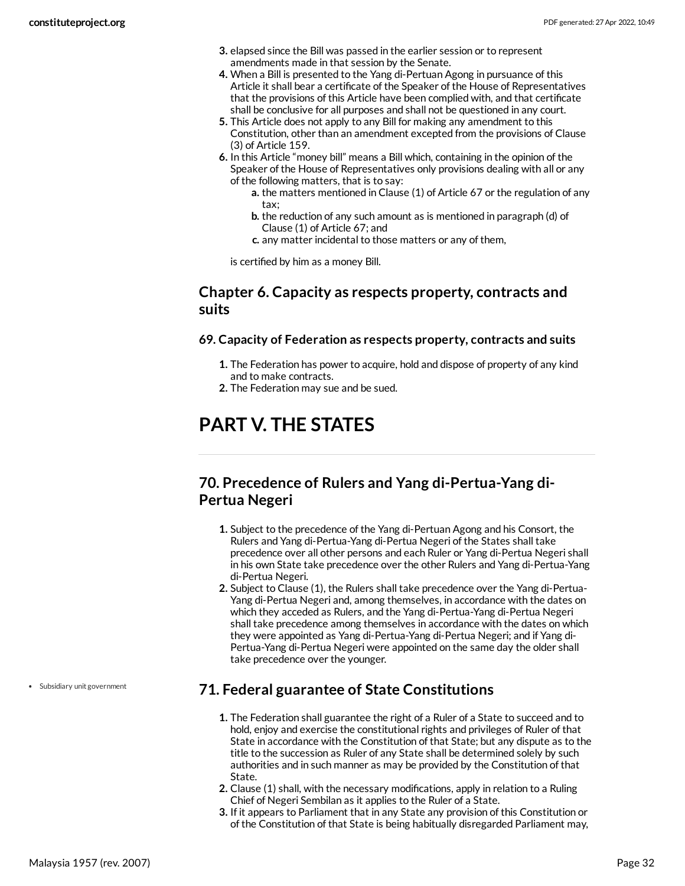3. elapsed since the Bill was passed in the earlier session or to represent amendments made in that session by the Senate.
4. When a Bill is presented to the Yang di-Pertuan Agong in pursuance of this Article it shall bear a certificate of the Speaker of the House of Representatives that the provisions of this Article have been complied with, and that certificate shall be conclusive for all purposes and shall not be questioned in any court.
5. This Article does not apply to any Bill for making any amendment to this Constitution, other than an amendment excepted from the provisions of Clause (3) of Article 159.
6. In this Article "money bill" means a Bill which, containing in the opinion of the Speaker of the House of Representatives only provisions dealing with all or any of the following matters, that is to say:
   a. the matters mentioned in Clause (1) of Article 67 or the regulation of any tax;
   b. the reduction of any such amount as is mentioned in paragraph (d) of Clause (1) of Article 67; and
   c. any matter incidental to those matters or any of them,

   is certified by him as a money Bill.

## Chapter 6. Capacity as respects property, contracts and suits

### 69. Capacity of Federation as respects property, contracts and suits

1. The Federation has power to acquire, hold and dispose of property of any kind and to make contracts.
2. The Federation may sue and be sued.

# PART V. THE STATES

## 70. Precedence of Rulers and Yang di-Pertua-Yang di-Pertua Negeri

1. Subject to the precedence of the Yang di-Pertuan Agong and his Consort, the Rulers and Yang di-Pertua-Yang di-Pertua Negeri of the States shall take precedence over all other persons and each Ruler or Yang di-Pertua Negeri shall in his own State take precedence over the other Rulers and Yang di-Pertua-Yang di-Pertua Negeri.
2. Subject to Clause (1), the Rulers shall take precedence over the Yang di-Pertua-Yang di-Pertua Negeri and, among themselves, in accordance with the dates on which they acceded as Rulers, and the Yang di-Pertua-Yang di-Pertua Negeri shall take precedence among themselves in accordance with the dates on which they were appointed as Yang di-Pertua-Yang di-Pertua Negeri; and if Yang di-Pertua-Yang di-Pertua Negeri were appointed on the same day the older shall take precedence over the younger.

- Subsidiary unit government

## 71. Federal guarantee of State Constitutions

1. The Federation shall guarantee the right of a Ruler of a State to succeed and to hold, enjoy and exercise the constitutional rights and privileges of Ruler of that State in accordance with the Constitution of that State; but any dispute as to the title to the succession as Ruler of any State shall be determined solely by such authorities and in such manner as may be provided by the Constitution of that State.
2. Clause (1) shall, with the necessary modifications, apply in relation to a Ruling Chief of Negeri Sembilan as it applies to the Ruler of a State.
3. If it appears to Parliament that in any State any provision of this Constitution or of the Constitution of that State is being habitually disregarded Parliament may,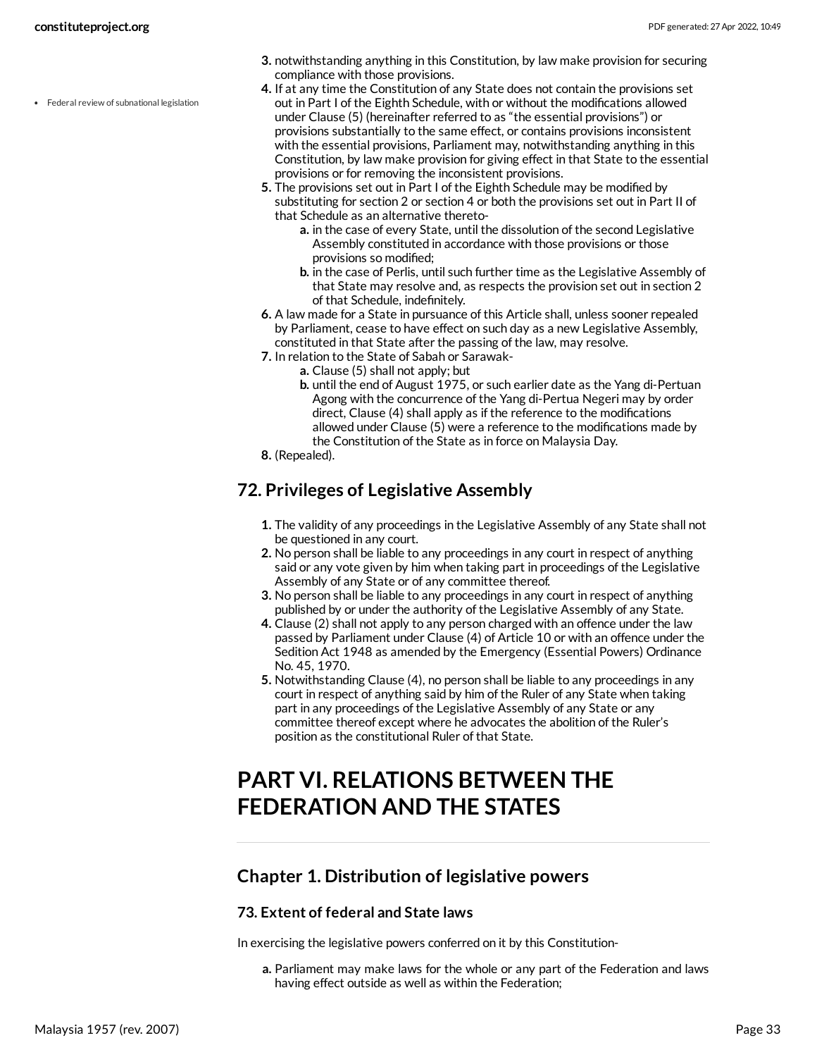3. notwithstanding anything in this Constitution, by law make provision for securing compliance with those provisions.
4. If at any time the Constitution of any State does not contain the provisions set out in Part I of the Eighth Schedule, with or without the modifications allowed under Clause (5) (hereinafter referred to as "the essential provisions") or provisions substantially to the same effect, or contains provisions inconsistent with the essential provisions, Parliament may, notwithstanding anything in this Constitution, by law make provision for giving effect in that State to the essential provisions or for removing the inconsistent provisions.
5. The provisions set out in Part I of the Eighth Schedule may be modified by substituting for section 2 or section 4 or both the provisions set out in Part II of that Schedule as an alternative thereto-
    a. in the case of every State, until the dissolution of the second Legislative Assembly constituted in accordance with those provisions or those provisions so modified;
    b. in the case of Perlis, until such further time as the Legislative Assembly of that State may resolve and, as respects the provision set out in section 2 of that Schedule, indefinitely.
6. A law made for a State in pursuance of this Article shall, unless sooner repealed by Parliament, cease to have effect on such day as a new Legislative Assembly, constituted in that State after the passing of the law, may resolve.
7. In relation to the State of Sabah or Sarawak-
    a. Clause (5) shall not apply; but
    b. until the end of August 1975, or such earlier date as the Yang di-Pertuan Agong with the concurrence of the Yang di-Pertua Negeri may by order direct, Clause (4) shall apply as if the reference to the modifications allowed under Clause (5) were a reference to the modifications made by the Constitution of the State as in force on Malaysia Day.
8. (Repealed).

## 72. Privileges of Legislative Assembly

1. The validity of any proceedings in the Legislative Assembly of any State shall not be questioned in any court.
2. No person shall be liable to any proceedings in any court in respect of anything said or any vote given by him when taking part in proceedings of the Legislative Assembly of any State or of any committee thereof.
3. No person shall be liable to any proceedings in any court in respect of anything published by or under the authority of the Legislative Assembly of any State.
4. Clause (2) shall not apply to any person charged with an offence under the law passed by Parliament under Clause (4) of Article 10 or with an offence under the Sedition Act 1948 as amended by the Emergency (Essential Powers) Ordinance No. 45, 1970.
5. Notwithstanding Clause (4), no person shall be liable to any proceedings in any court in respect of anything said by him of the Ruler of any State when taking part in any proceedings of the Legislative Assembly of any State or any committee thereof except where he advocates the abolition of the Ruler's position as the constitutional Ruler of that State.

# PART VI. RELATIONS BETWEEN THE FEDERATION AND THE STATES

## Chapter 1. Distribution of legislative powers

### 73. Extent of federal and State laws

In exercising the legislative powers conferred on it by this Constitution-

a. Parliament may make laws for the whole or any part of the Federation and laws having effect outside as well as within the Federation;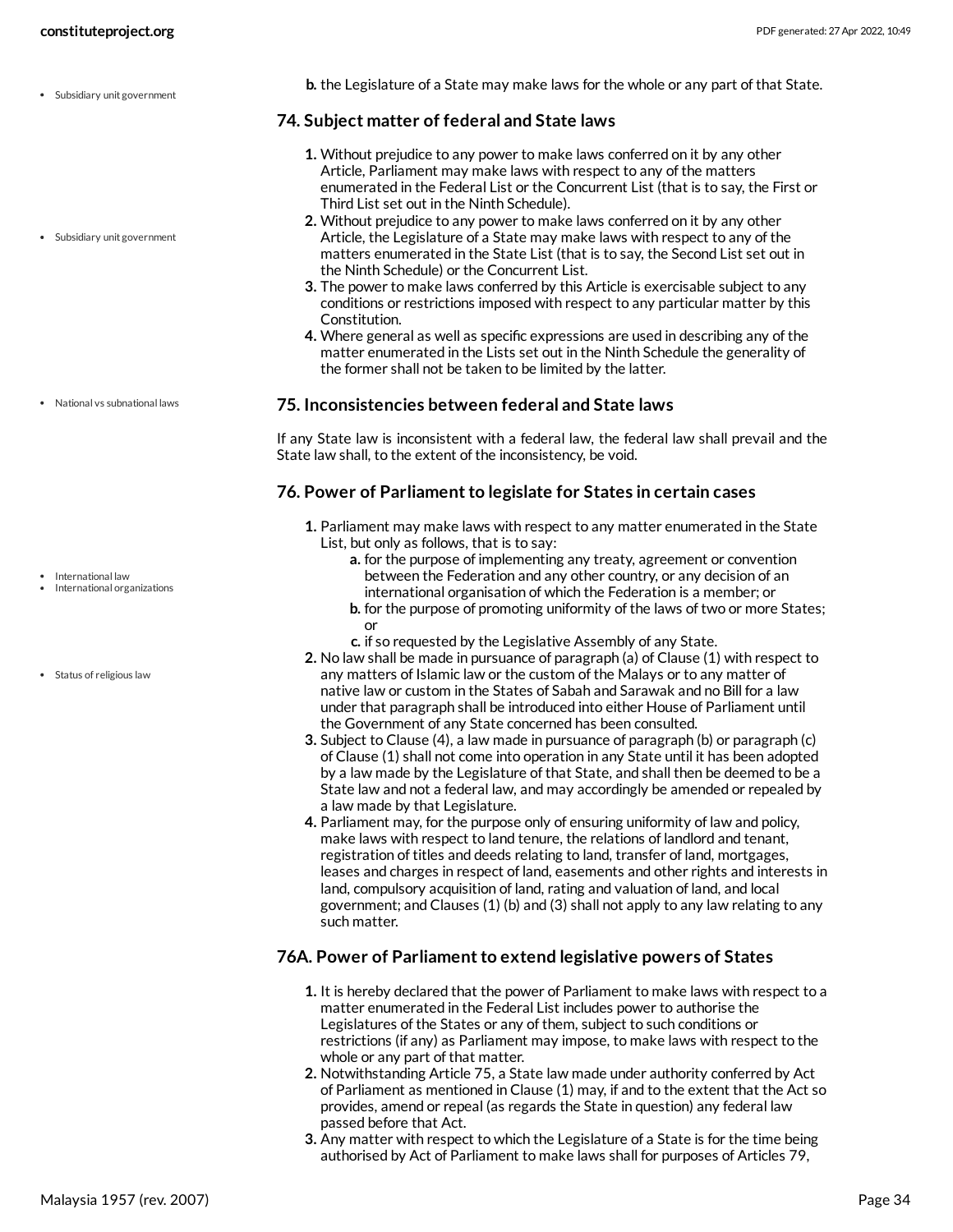- Subsidiary unit government

b. the Legislature of a State may make laws for the whole or any part of that State.

## 74. Subject matter of federal and State laws

- Subsidiary unit government

1. Without prejudice to any power to make laws conferred on it by any other Article, Parliament may make laws with respect to any of the matters enumerated in the Federal List or the Concurrent List (that is to say, the First or Third List set out in the Ninth Schedule).
2. Without prejudice to any power to make laws conferred on it by any other Article, the Legislature of a State may make laws with respect to any of the matters enumerated in the State List (that is to say, the Second List set out in the Ninth Schedule) or the Concurrent List.
3. The power to make laws conferred by this Article is exercisable subject to any conditions or restrictions imposed with respect to any particular matter by this Constitution.
4. Where general as well as specific expressions are used in describing any of the matter enumerated in the Lists set out in the Ninth Schedule the generality of the former shall not be taken to be limited by the latter.

- National vs subnational laws

## 75. Inconsistencies between federal and State laws

If any State law is inconsistent with a federal law, the federal law shall prevail and the State law shall, to the extent of the inconsistency, be void.

## 76. Power of Parliament to legislate for States in certain cases

- International law
- International organizations
- Status of religious law

1. Parliament may make laws with respect to any matter enumerated in the State List, but only as follows, that is to say:
   a. for the purpose of implementing any treaty, agreement or convention between the Federation and any other country, or any decision of an international organisation of which the Federation is a member; or
   b. for the purpose of promoting uniformity of the laws of two or more States; or
   c. if so requested by the Legislative Assembly of any State.
2. No law shall be made in pursuance of paragraph (a) of Clause (1) with respect to any matters of Islamic law or the custom of the Malays or to any matter of native law or custom in the States of Sabah and Sarawak and no Bill for a law under that paragraph shall be introduced into either House of Parliament until the Government of any State concerned has been consulted.
3. Subject to Clause (4), a law made in pursuance of paragraph (b) or paragraph (c) of Clause (1) shall not come into operation in any State until it has been adopted by a law made by the Legislature of that State, and shall then be deemed to be a State law and not a federal law, and may accordingly be amended or repealed by a law made by that Legislature.
4. Parliament may, for the purpose only of ensuring uniformity of law and policy, make laws with respect to land tenure, the relations of landlord and tenant, registration of titles and deeds relating to land, transfer of land, mortgages, leases and charges in respect of land, easements and other rights and interests in land, compulsory acquisition of land, rating and valuation of land, and local government; and Clauses (1) (b) and (3) shall not apply to any law relating to any such matter.

## 76A. Power of Parliament to extend legislative powers of States

1. It is hereby declared that the power of Parliament to make laws with respect to a matter enumerated in the Federal List includes power to authorise the Legislatures of the States or any of them, subject to such conditions or restrictions (if any) as Parliament may impose, to make laws with respect to the whole or any part of that matter.
2. Notwithstanding Article 75, a State law made under authority conferred by Act of Parliament as mentioned in Clause (1) may, if and to the extent that the Act so provides, amend or repeal (as regards the State in question) any federal law passed before that Act.
3. Any matter with respect to which the Legislature of a State is for the time being authorised by Act of Parliament to make laws shall for purposes of Articles 79,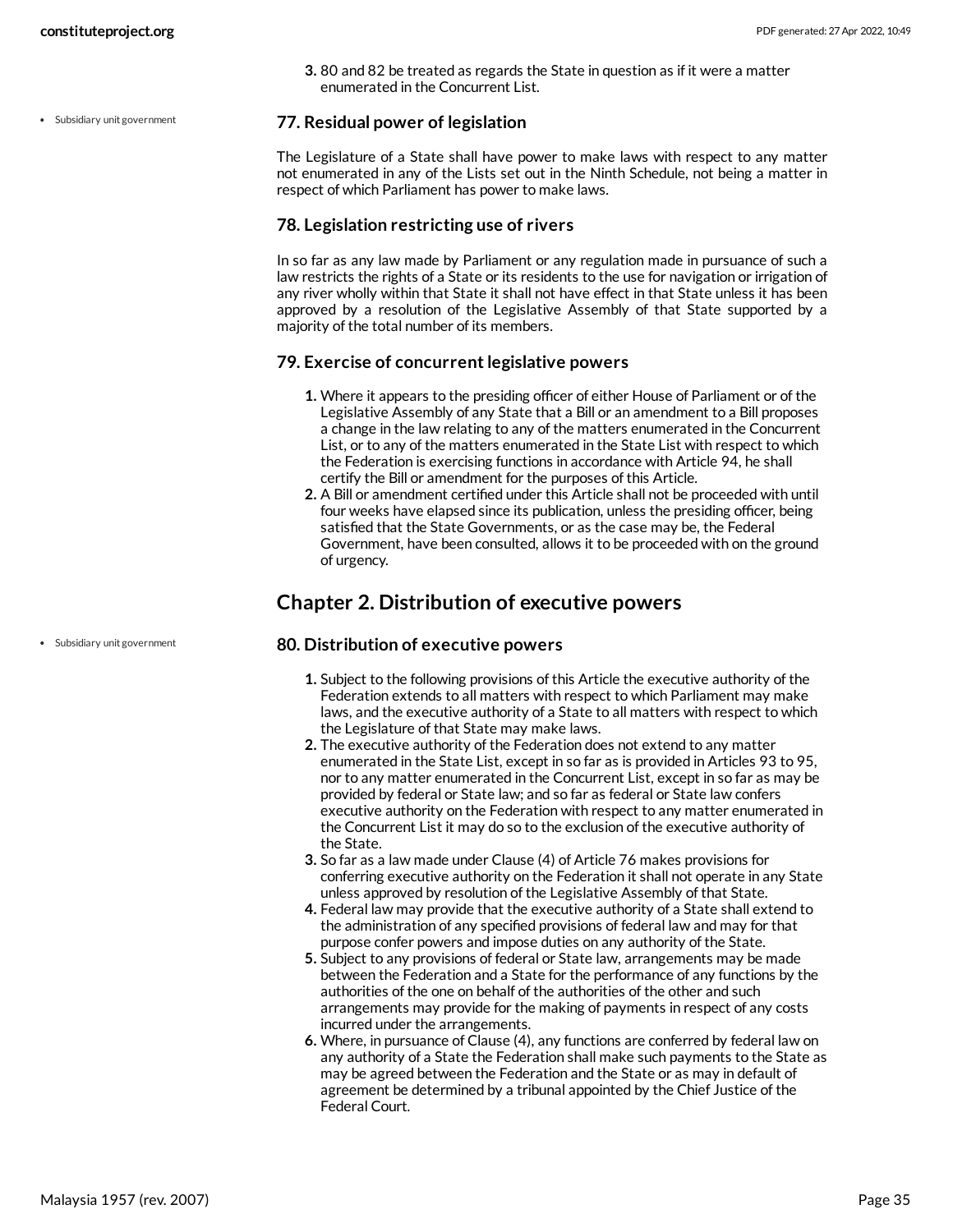3. 80 and 82 be treated as regards the State in question as if it were a matter enumerated in the Concurrent List.

- Subsidiary unit government

### 77. Residual power of legislation

The Legislature of a State shall have power to make laws with respect to any matter not enumerated in any of the Lists set out in the Ninth Schedule, not being a matter in respect of which Parliament has power to make laws.

### 78. Legislation restricting use of rivers

In so far as any law made by Parliament or any regulation made in pursuance of such a law restricts the rights of a State or its residents to the use for navigation or irrigation of any river wholly within that State it shall not have effect in that State unless it has been approved by a resolution of the Legislative Assembly of that State supported by a majority of the total number of its members.

### 79. Exercise of concurrent legislative powers

1. Where it appears to the presiding officer of either House of Parliament or of the Legislative Assembly of any State that a Bill or an amendment to a Bill proposes a change in the law relating to any of the matters enumerated in the Concurrent List, or to any of the matters enumerated in the State List with respect to which the Federation is exercising functions in accordance with Article 94, he shall certify the Bill or amendment for the purposes of this Article.
2. A Bill or amendment certified under this Article shall not be proceeded with until four weeks have elapsed since its publication, unless the presiding officer, being satisfied that the State Governments, or as the case may be, the Federal Government, have been consulted, allows it to be proceeded with on the ground of urgency.

## Chapter 2. Distribution of executive powers

- Subsidiary unit government

### 80. Distribution of executive powers

1. Subject to the following provisions of this Article the executive authority of the Federation extends to all matters with respect to which Parliament may make laws, and the executive authority of a State to all matters with respect to which the Legislature of that State may make laws.
2. The executive authority of the Federation does not extend to any matter enumerated in the State List, except in so far as is provided in Articles 93 to 95, nor to any matter enumerated in the Concurrent List, except in so far as may be provided by federal or State law; and so far as federal or State law confers executive authority on the Federation with respect to any matter enumerated in the Concurrent List it may do so to the exclusion of the executive authority of the State.
3. So far as a law made under Clause (4) of Article 76 makes provisions for conferring executive authority on the Federation it shall not operate in any State unless approved by resolution of the Legislative Assembly of that State.
4. Federal law may provide that the executive authority of a State shall extend to the administration of any specified provisions of federal law and may for that purpose confer powers and impose duties on any authority of the State.
5. Subject to any provisions of federal or State law, arrangements may be made between the Federation and a State for the performance of any functions by the authorities of the one on behalf of the authorities of the other and such arrangements may provide for the making of payments in respect of any costs incurred under the arrangements.
6. Where, in pursuance of Clause (4), any functions are conferred by federal law on any authority of a State the Federation shall make such payments to the State as may be agreed between the Federation and the State or as may in default of agreement be determined by a tribunal appointed by the Chief Justice of the Federal Court.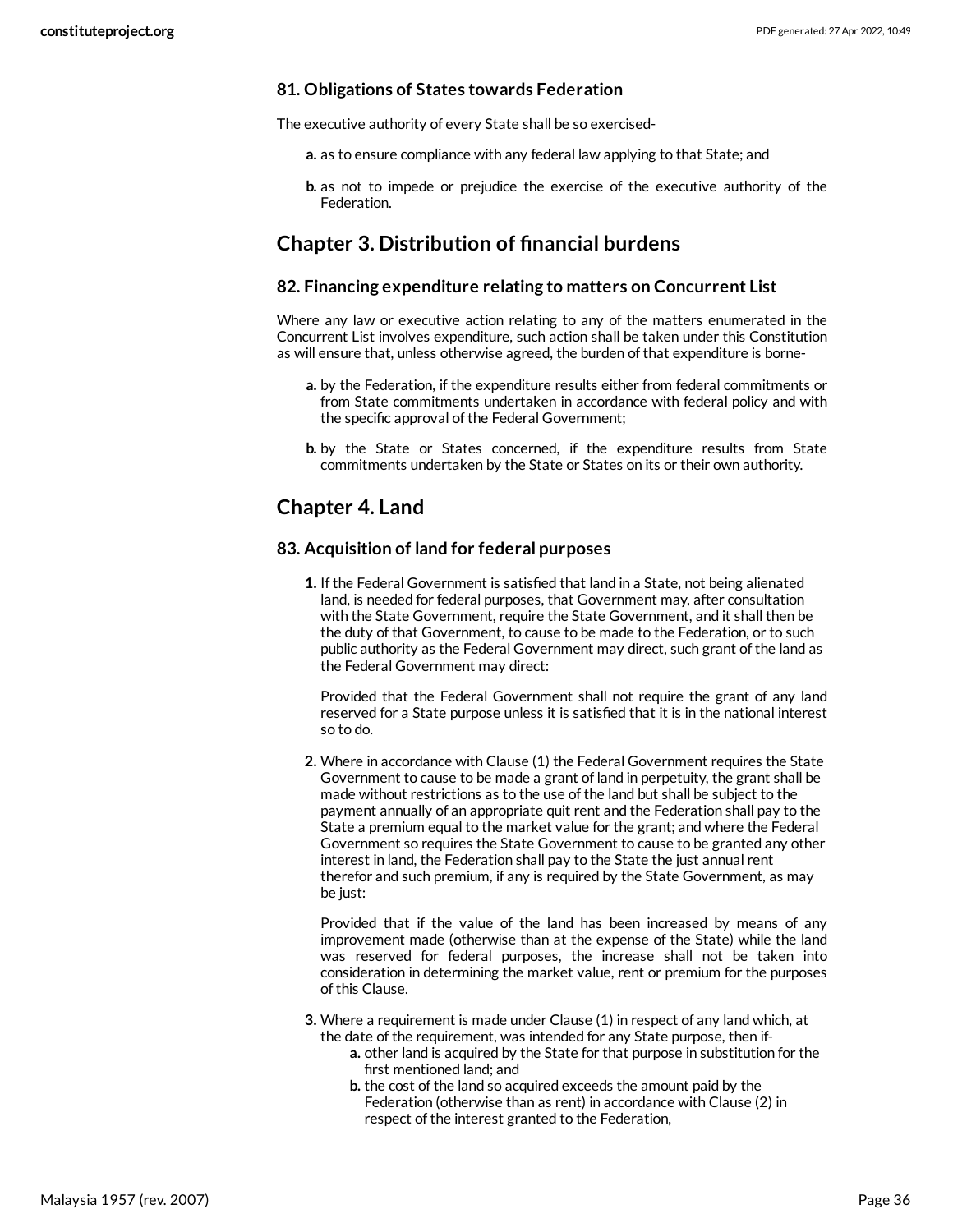### 81. Obligations of States towards Federation

The executive authority of every State shall be so exercised-

- **a.** as to ensure compliance with any federal law applying to that State; and
- **b.** as not to impede or prejudice the exercise of the executive authority of the Federation.

## Chapter 3. Distribution of financial burdens

### 82. Financing expenditure relating to matters on Concurrent List

Where any law or executive action relating to any of the matters enumerated in the Concurrent List involves expenditure, such action shall be taken under this Constitution as will ensure that, unless otherwise agreed, the burden of that expenditure is borne-

- **a.** by the Federation, if the expenditure results either from federal commitments or from State commitments undertaken in accordance with federal policy and with the specific approval of the Federal Government;
- **b.** by the State or States concerned, if the expenditure results from State commitments undertaken by the State or States on its or their own authority.

## Chapter 4. Land

### 83. Acquisition of land for federal purposes

1. If the Federal Government is satisfied that land in a State, not being alienated land, is needed for federal purposes, that Government may, after consultation with the State Government, require the State Government, and it shall then be the duty of that Government, to cause to be made to the Federation, or to such public authority as the Federal Government may direct, such grant of the land as the Federal Government may direct:

   Provided that the Federal Government shall not require the grant of any land reserved for a State purpose unless it is satisfied that it is in the national interest so to do.

2. Where in accordance with Clause (1) the Federal Government requires the State Government to cause to be made a grant of land in perpetuity, the grant shall be made without restrictions as to the use of the land but shall be subject to the payment annually of an appropriate quit rent and the Federation shall pay to the State a premium equal to the market value for the grant; and where the Federal Government so requires the State Government to cause to be granted any other interest in land, the Federation shall pay to the State the just annual rent therefor and such premium, if any is required by the State Government, as may be just:

   Provided that if the value of the land has been increased by means of any improvement made (otherwise than at the expense of the State) while the land was reserved for federal purposes, the increase shall not be taken into consideration in determining the market value, rent or premium for the purposes of this Clause.

3. Where a requirement is made under Clause (1) in respect of any land which, at the date of the requirement, was intended for any State purpose, then if-
   - **a.** other land is acquired by the State for that purpose in substitution for the first mentioned land; and
   - **b.** the cost of the land so acquired exceeds the amount paid by the Federation (otherwise than as rent) in accordance with Clause (2) in respect of the interest granted to the Federation,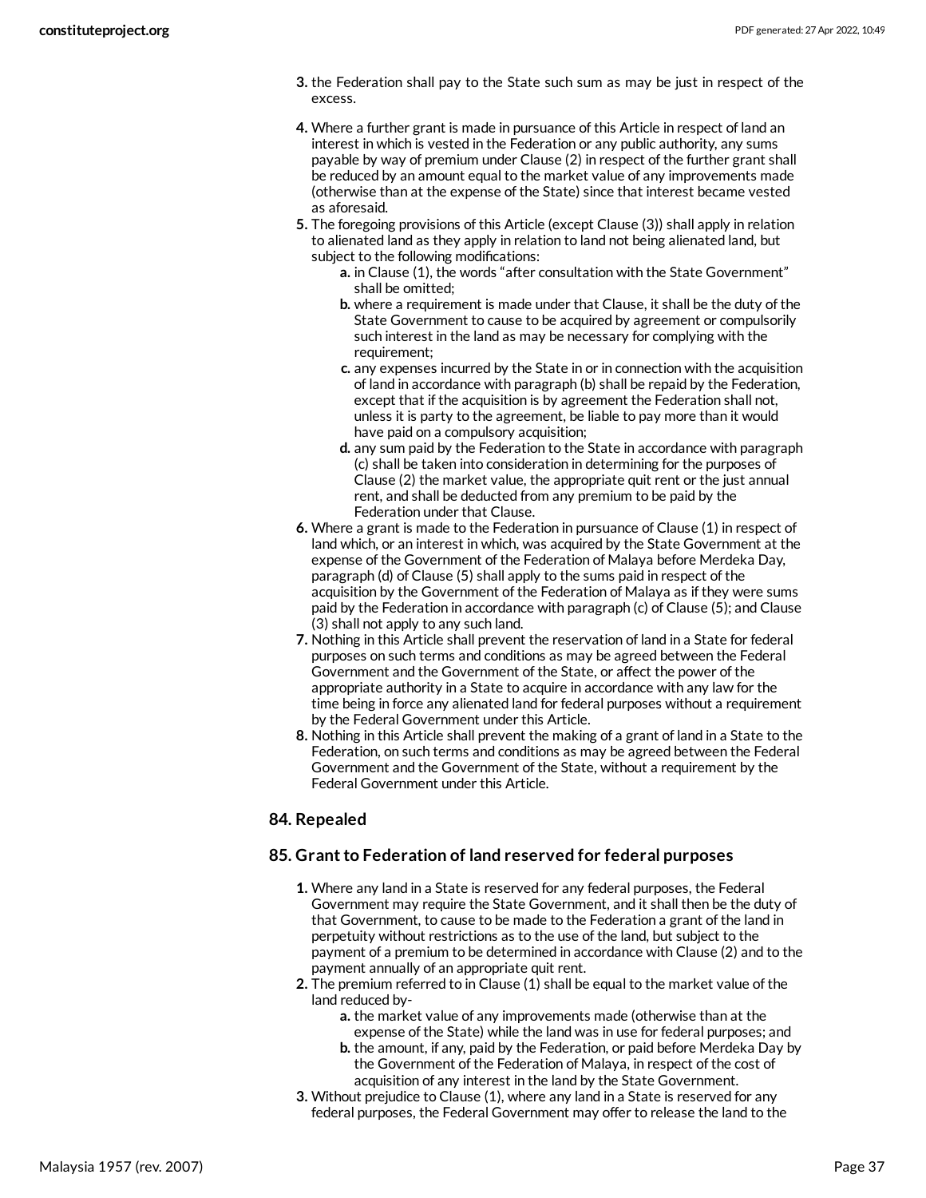3. the Federation shall pay to the State such sum as may be just in respect of the excess.

4. Where a further grant is made in pursuance of this Article in respect of land an interest in which is vested in the Federation or any public authority, any sums payable by way of premium under Clause (2) in respect of the further grant shall be reduced by an amount equal to the market value of any improvements made (otherwise than at the expense of the State) since that interest became vested as aforesaid.
5. The foregoing provisions of this Article (except Clause (3)) shall apply in relation to alienated land as they apply in relation to land not being alienated land, but subject to the following modifications:
   a. in Clause (1), the words "after consultation with the State Government" shall be omitted;
   b. where a requirement is made under that Clause, it shall be the duty of the State Government to cause to be acquired by agreement or compulsorily such interest in the land as may be necessary for complying with the requirement;
   c. any expenses incurred by the State in or in connection with the acquisition of land in accordance with paragraph (b) shall be repaid by the Federation, except that if the acquisition is by agreement the Federation shall not, unless it is party to the agreement, be liable to pay more than it would have paid on a compulsory acquisition;
   d. any sum paid by the Federation to the State in accordance with paragraph (c) shall be taken into consideration in determining for the purposes of Clause (2) the market value, the appropriate quit rent or the just annual rent, and shall be deducted from any premium to be paid by the Federation under that Clause.
6. Where a grant is made to the Federation in pursuance of Clause (1) in respect of land which, or an interest in which, was acquired by the State Government at the expense of the Government of the Federation of Malaya before Merdeka Day, paragraph (d) of Clause (5) shall apply to the sums paid in respect of the acquisition by the Government of the Federation of Malaya as if they were sums paid by the Federation in accordance with paragraph (c) of Clause (5); and Clause (3) shall not apply to any such land.
7. Nothing in this Article shall prevent the reservation of land in a State for federal purposes on such terms and conditions as may be agreed between the Federal Government and the Government of the State, or affect the power of the appropriate authority in a State to acquire in accordance with any law for the time being in force any alienated land for federal purposes without a requirement by the Federal Government under this Article.
8. Nothing in this Article shall prevent the making of a grant of land in a State to the Federation, on such terms and conditions as may be agreed between the Federal Government and the Government of the State, without a requirement by the Federal Government under this Article.

### 84. Repealed

### 85. Grant to Federation of land reserved for federal purposes

1. Where any land in a State is reserved for any federal purposes, the Federal Government may require the State Government, and it shall then be the duty of that Government, to cause to be made to the Federation a grant of the land in perpetuity without restrictions as to the use of the land, but subject to the payment of a premium to be determined in accordance with Clause (2) and to the payment annually of an appropriate quit rent.
2. The premium referred to in Clause (1) shall be equal to the market value of the land reduced by-
   a. the market value of any improvements made (otherwise than at the expense of the State) while the land was in use for federal purposes; and
   b. the amount, if any, paid by the Federation, or paid before Merdeka Day by the Government of the Federation of Malaya, in respect of the cost of acquisition of any interest in the land by the State Government.
3. Without prejudice to Clause (1), where any land in a State is reserved for any federal purposes, the Federal Government may offer to release the land to the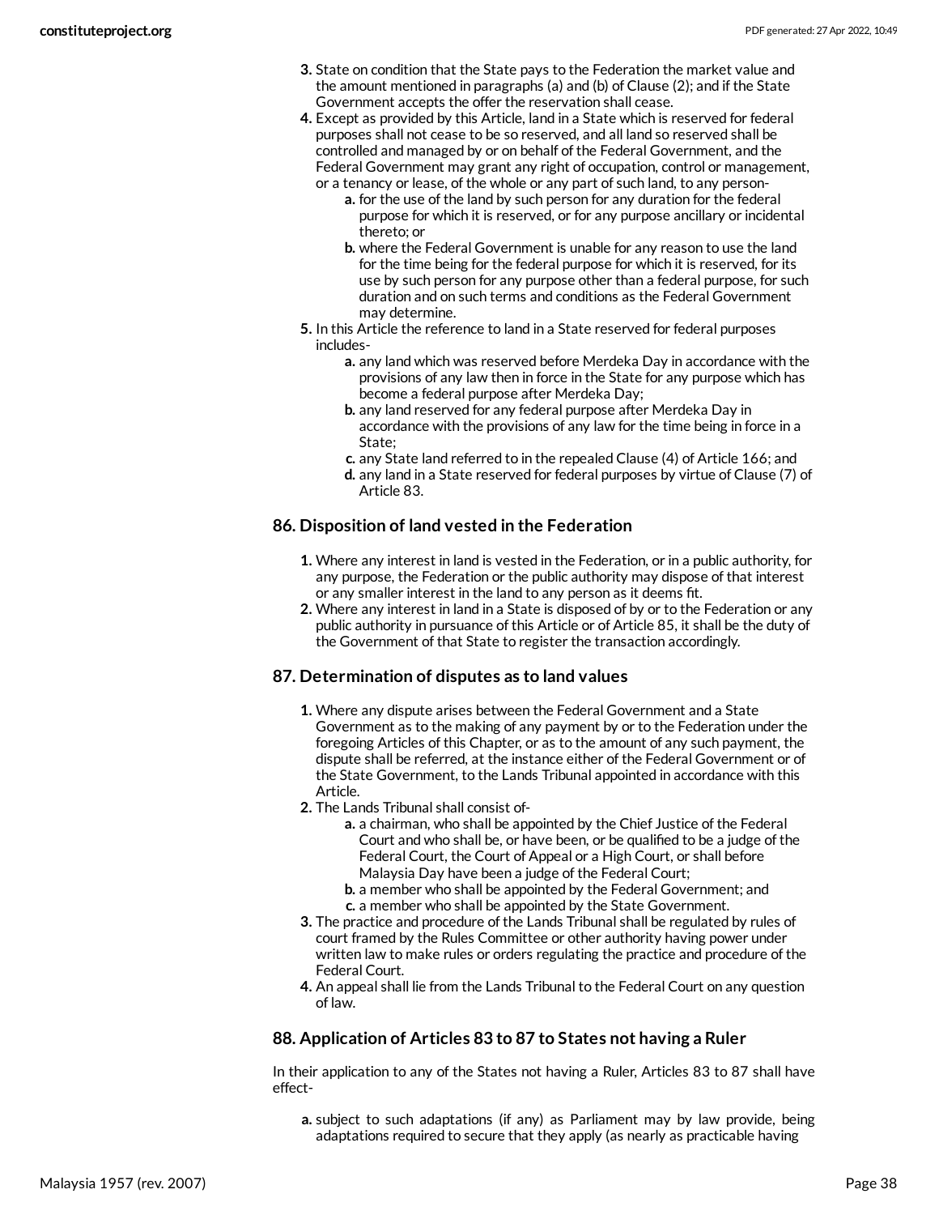3. State on condition that the State pays to the Federation the market value and the amount mentioned in paragraphs (a) and (b) of Clause (2); and if the State Government accepts the offer the reservation shall cease.
4. Except as provided by this Article, land in a State which is reserved for federal purposes shall not cease to be so reserved, and all land so reserved shall be controlled and managed by or on behalf of the Federal Government, and the Federal Government may grant any right of occupation, control or management, or a tenancy or lease, of the whole or any part of such land, to any person-
   a. for the use of the land by such person for any duration for the federal purpose for which it is reserved, or for any purpose ancillary or incidental thereto; or
   b. where the Federal Government is unable for any reason to use the land for the time being for the federal purpose for which it is reserved, for its use by such person for any purpose other than a federal purpose, for such duration and on such terms and conditions as the Federal Government may determine.
5. In this Article the reference to land in a State reserved for federal purposes includes-
   a. any land which was reserved before Merdeka Day in accordance with the provisions of any law then in force in the State for any purpose which has become a federal purpose after Merdeka Day;
   b. any land reserved for any federal purpose after Merdeka Day in accordance with the provisions of any law for the time being in force in a State;
   c. any State land referred to in the repealed Clause (4) of Article 166; and
   d. any land in a State reserved for federal purposes by virtue of Clause (7) of Article 83.

### 86. Disposition of land vested in the Federation

1. Where any interest in land is vested in the Federation, or in a public authority, for any purpose, the Federation or the public authority may dispose of that interest or any smaller interest in the land to any person as it deems fit.
2. Where any interest in land in a State is disposed of by or to the Federation or any public authority in pursuance of this Article or of Article 85, it shall be the duty of the Government of that State to register the transaction accordingly.

### 87. Determination of disputes as to land values

1. Where any dispute arises between the Federal Government and a State Government as to the making of any payment by or to the Federation under the foregoing Articles of this Chapter, or as to the amount of any such payment, the dispute shall be referred, at the instance either of the Federal Government or of the State Government, to the Lands Tribunal appointed in accordance with this Article.
2. The Lands Tribunal shall consist of-
   a. a chairman, who shall be appointed by the Chief Justice of the Federal Court and who shall be, or have been, or be qualified to be a judge of the Federal Court, the Court of Appeal or a High Court, or shall before Malaysia Day have been a judge of the Federal Court;
   b. a member who shall be appointed by the Federal Government; and
   c. a member who shall be appointed by the State Government.
3. The practice and procedure of the Lands Tribunal shall be regulated by rules of court framed by the Rules Committee or other authority having power under written law to make rules or orders regulating the practice and procedure of the Federal Court.
4. An appeal shall lie from the Lands Tribunal to the Federal Court on any question of law.

### 88. Application of Articles 83 to 87 to States not having a Ruler

In their application to any of the States not having a Ruler, Articles 83 to 87 shall have effect-

a. subject to such adaptations (if any) as Parliament may by law provide, being adaptations required to secure that they apply (as nearly as practicable having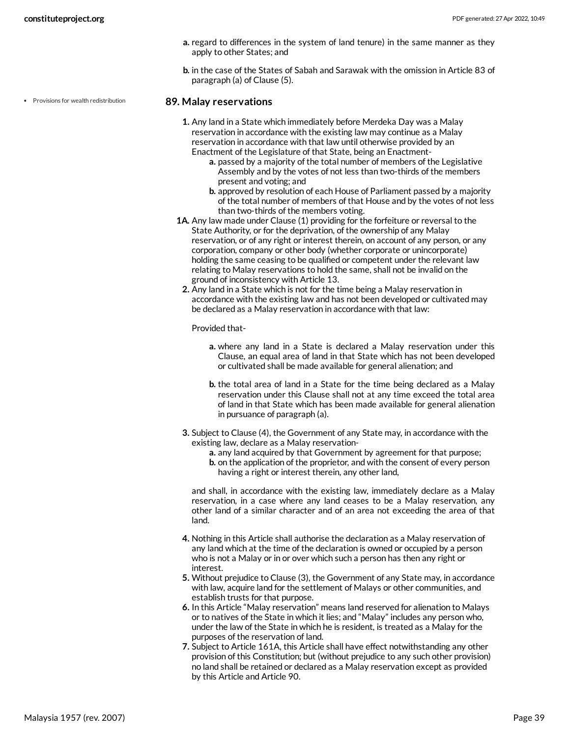a. regard to differences in the system of land tenure) in the same manner as they apply to other States; and

b. in the case of the States of Sabah and Sarawak with the omission in Article 83 of paragraph (a) of Clause (5).

- Provisions for wealth redistribution

## 89. Malay reservations

1. Any land in a State which immediately before Merdeka Day was a Malay reservation in accordance with the existing law may continue as a Malay reservation in accordance with that law until otherwise provided by an Enactment of the Legislature of that State, being an Enactment-
   a. passed by a majority of the total number of members of the Legislative Assembly and by the votes of not less than two-thirds of the members present and voting; and
   b. approved by resolution of each House of Parliament passed by a majority of the total number of members of that House and by the votes of not less than two-thirds of the members voting.

1A. Any law made under Clause (1) providing for the forfeiture or reversal to the State Authority, or for the deprivation, of the ownership of any Malay reservation, or of any right or interest therein, on account of any person, or any corporation, company or other body (whether corporate or unincorporate) holding the same ceasing to be qualified or competent under the relevant law relating to Malay reservations to hold the same, shall not be invalid on the ground of inconsistency with Article 13.

2. Any land in a State which is not for the time being a Malay reservation in accordance with the existing law and has not been developed or cultivated may be declared as a Malay reservation in accordance with that law:

   Provided that-

   a. where any land in a State is declared a Malay reservation under this Clause, an equal area of land in that State which has not been developed or cultivated shall be made available for general alienation; and

   b. the total area of land in a State for the time being declared as a Malay reservation under this Clause shall not at any time exceed the total area of land in that State which has been made available for general alienation in pursuance of paragraph (a).

3. Subject to Clause (4), the Government of any State may, in accordance with the existing law, declare as a Malay reservation-
   a. any land acquired by that Government by agreement for that purpose;
   b. on the application of the proprietor, and with the consent of every person having a right or interest therein, any other land,

   and shall, in accordance with the existing law, immediately declare as a Malay reservation, in a case where any land ceases to be a Malay reservation, any other land of a similar character and of an area not exceeding the area of that land.

4. Nothing in this Article shall authorise the declaration as a Malay reservation of any land which at the time of the declaration is owned or occupied by a person who is not a Malay or in or over which such a person has then any right or interest.
5. Without prejudice to Clause (3), the Government of any State may, in accordance with law, acquire land for the settlement of Malays or other communities, and establish trusts for that purpose.
6. In this Article "Malay reservation" means land reserved for alienation to Malays or to natives of the State in which it lies; and "Malay" includes any person who, under the law of the State in which he is resident, is treated as a Malay for the purposes of the reservation of land.
7. Subject to Article 161A, this Article shall have effect notwithstanding any other provision of this Constitution; but (without prejudice to any such other provision) no land shall be retained or declared as a Malay reservation except as provided by this Article and Article 90.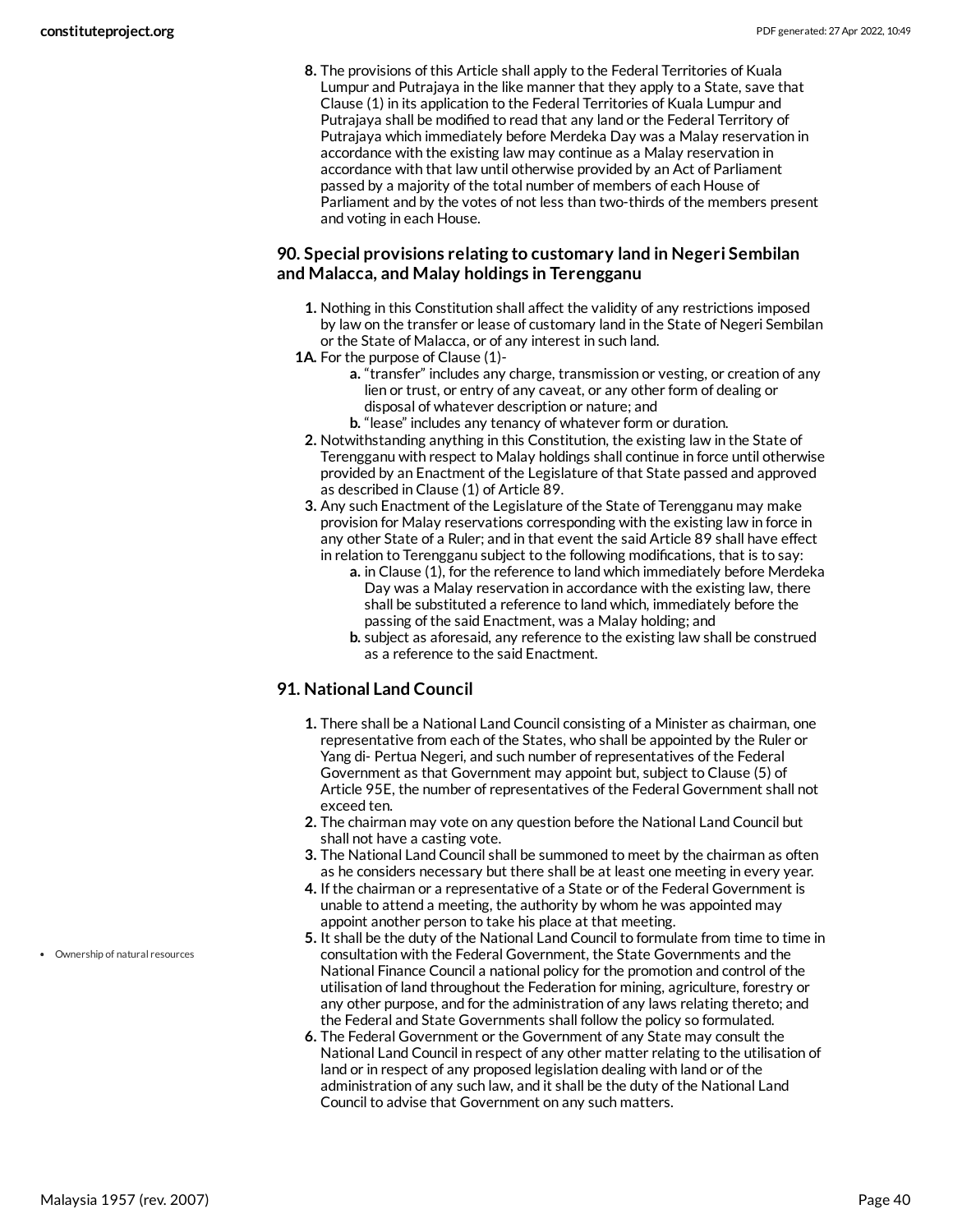8. The provisions of this Article shall apply to the Federal Territories of Kuala Lumpur and Putrajaya in the like manner that they apply to a State, save that Clause (1) in its application to the Federal Territories of Kuala Lumpur and Putrajaya shall be modified to read that any land or the Federal Territory of Putrajaya which immediately before Merdeka Day was a Malay reservation in accordance with the existing law may continue as a Malay reservation in accordance with that law until otherwise provided by an Act of Parliament passed by a majority of the total number of members of each House of Parliament and by the votes of not less than two-thirds of the members present and voting in each House.

### 90. Special provisions relating to customary land in Negeri Sembilan and Malacca, and Malay holdings in Terengganu

1. Nothing in this Constitution shall affect the validity of any restrictions imposed by law on the transfer or lease of customary land in the State of Negeri Sembilan or the State of Malacca, or of any interest in such land.

1A. For the purpose of Clause (1)-
   a. "transfer" includes any charge, transmission or vesting, or creation of any lien or trust, or entry of any caveat, or any other form of dealing or disposal of whatever description or nature; and
   b. "lease" includes any tenancy of whatever form or duration.

2. Notwithstanding anything in this Constitution, the existing law in the State of Terengganu with respect to Malay holdings shall continue in force until otherwise provided by an Enactment of the Legislature of that State passed and approved as described in Clause (1) of Article 89.

3. Any such Enactment of the Legislature of the State of Terengganu may make provision for Malay reservations corresponding with the existing law in force in any other State of a Ruler; and in that event the said Article 89 shall have effect in relation to Terengganu subject to the following modifications, that is to say:
   a. in Clause (1), for the reference to land which immediately before Merdeka Day was a Malay reservation in accordance with the existing law, there shall be substituted a reference to land which, immediately before the passing of the said Enactment, was a Malay holding; and
   b. subject as aforesaid, any reference to the existing law shall be construed as a reference to the said Enactment.

### 91. National Land Council

1. There shall be a National Land Council consisting of a Minister as chairman, one representative from each of the States, who shall be appointed by the Ruler or Yang di- Pertua Negeri, and such number of representatives of the Federal Government as that Government may appoint but, subject to Clause (5) of Article 95E, the number of representatives of the Federal Government shall not exceed ten.
2. The chairman may vote on any question before the National Land Council but shall not have a casting vote.
3. The National Land Council shall be summoned to meet by the chairman as often as he considers necessary but there shall be at least one meeting in every year.
4. If the chairman or a representative of a State or of the Federal Government is unable to attend a meeting, the authority by whom he was appointed may appoint another person to take his place at that meeting.
5. It shall be the duty of the National Land Council to formulate from time to time in consultation with the Federal Government, the State Governments and the National Finance Council a national policy for the promotion and control of the utilisation of land throughout the Federation for mining, agriculture, forestry or any other purpose, and for the administration of any laws relating thereto; and the Federal and State Governments shall follow the policy so formulated.
6. The Federal Government or the Government of any State may consult the National Land Council in respect of any other matter relating to the utilisation of land or in respect of any proposed legislation dealing with land or of the administration of any such law, and it shall be the duty of the National Land Council to advise that Government on any such matters.

- Ownership of natural resources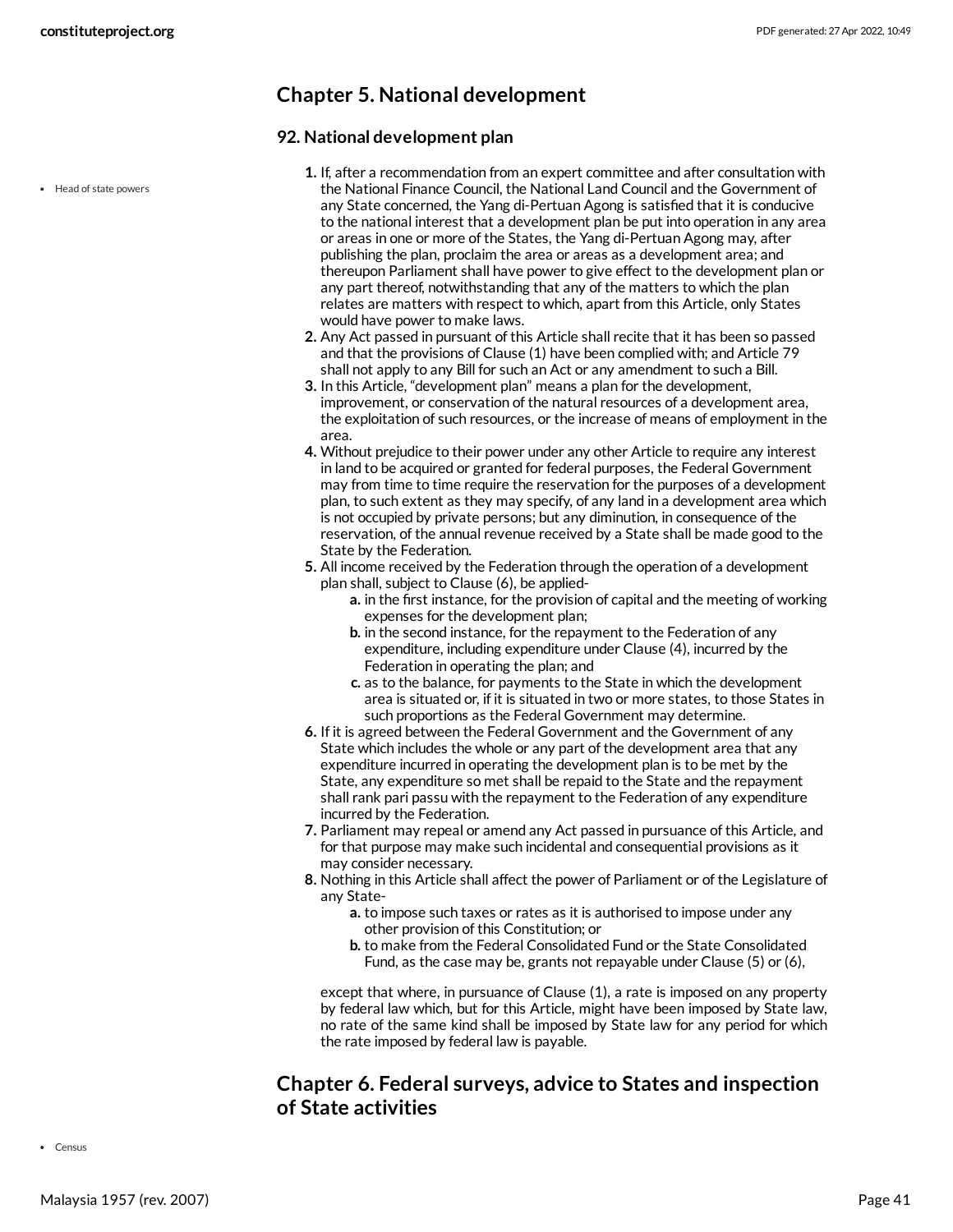## Chapter 5. National development

### 92. National development plan

Head of state powers

1. If, after a recommendation from an expert committee and after consultation with the National Finance Council, the National Land Council and the Government of any State concerned, the Yang di-Pertuan Agong is satisfied that it is conducive to the national interest that a development plan be put into operation in any area or areas in one or more of the States, the Yang di-Pertuan Agong may, after publishing the plan, proclaim the area or areas as a development area; and thereupon Parliament shall have power to give effect to the development plan or any part thereof, notwithstanding that any of the matters to which the plan relates are matters with respect to which, apart from this Article, only States would have power to make laws.
2. Any Act passed in pursuant of this Article shall recite that it has been so passed and that the provisions of Clause (1) have been complied with; and Article 79 shall not apply to any Bill for such an Act or any amendment to such a Bill.
3. In this Article, "development plan" means a plan for the development, improvement, or conservation of the natural resources of a development area, the exploitation of such resources, or the increase of means of employment in the area.
4. Without prejudice to their power under any other Article to require any interest in land to be acquired or granted for federal purposes, the Federal Government may from time to time require the reservation for the purposes of a development plan, to such extent as they may specify, of any land in a development area which is not occupied by private persons; but any diminution, in consequence of the reservation, of the annual revenue received by a State shall be made good to the State by the Federation.
5. All income received by the Federation through the operation of a development plan shall, subject to Clause (6), be applied-
    a. in the first instance, for the provision of capital and the meeting of working expenses for the development plan;
    b. in the second instance, for the repayment to the Federation of any expenditure, including expenditure under Clause (4), incurred by the Federation in operating the plan; and
    c. as to the balance, for payments to the State in which the development area is situated or, if it is situated in two or more states, to those States in such proportions as the Federal Government may determine.
6. If it is agreed between the Federal Government and the Government of any State which includes the whole or any part of the development area that any expenditure incurred in operating the development plan is to be met by the State, any expenditure so met shall be repaid to the State and the repayment shall rank pari passu with the repayment to the Federation of any expenditure incurred by the Federation.
7. Parliament may repeal or amend any Act passed in pursuance of this Article, and for that purpose may make such incidental and consequential provisions as it may consider necessary.
8. Nothing in this Article shall affect the power of Parliament or of the Legislature of any State-
    a. to impose such taxes or rates as it is authorised to impose under any other provision of this Constitution; or
    b. to make from the Federal Consolidated Fund or the State Consolidated Fund, as the case may be, grants not repayable under Clause (5) or (6),

    except that where, in pursuance of Clause (1), a rate is imposed on any property by federal law which, but for this Article, might have been imposed by State law, no rate of the same kind shall be imposed by State law for any period for which the rate imposed by federal law is payable.

## Chapter 6. Federal surveys, advice to States and inspection of State activities

Census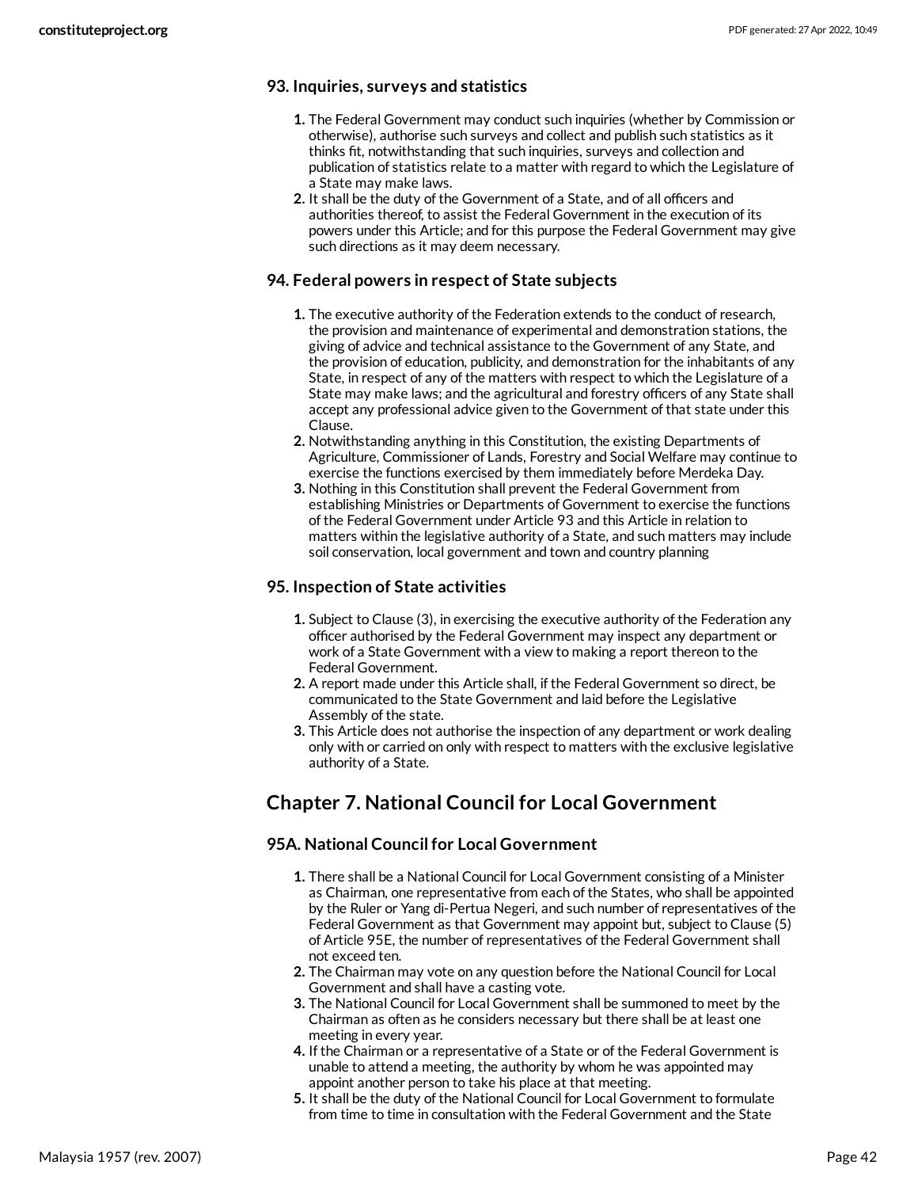### 93. Inquiries, surveys and statistics

1. The Federal Government may conduct such inquiries (whether by Commission or otherwise), authorise such surveys and collect and publish such statistics as it thinks fit, notwithstanding that such inquiries, surveys and collection and publication of statistics relate to a matter with regard to which the Legislature of a State may make laws.
2. It shall be the duty of the Government of a State, and of all officers and authorities thereof, to assist the Federal Government in the execution of its powers under this Article; and for this purpose the Federal Government may give such directions as it may deem necessary.

### 94. Federal powers in respect of State subjects

1. The executive authority of the Federation extends to the conduct of research, the provision and maintenance of experimental and demonstration stations, the giving of advice and technical assistance to the Government of any State, and the provision of education, publicity, and demonstration for the inhabitants of any State, in respect of any of the matters with respect to which the Legislature of a State may make laws; and the agricultural and forestry officers of any State shall accept any professional advice given to the Government of that state under this Clause.
2. Notwithstanding anything in this Constitution, the existing Departments of Agriculture, Commissioner of Lands, Forestry and Social Welfare may continue to exercise the functions exercised by them immediately before Merdeka Day.
3. Nothing in this Constitution shall prevent the Federal Government from establishing Ministries or Departments of Government to exercise the functions of the Federal Government under Article 93 and this Article in relation to matters within the legislative authority of a State, and such matters may include soil conservation, local government and town and country planning

### 95. Inspection of State activities

1. Subject to Clause (3), in exercising the executive authority of the Federation any officer authorised by the Federal Government may inspect any department or work of a State Government with a view to making a report thereon to the Federal Government.
2. A report made under this Article shall, if the Federal Government so direct, be communicated to the State Government and laid before the Legislative Assembly of the state.
3. This Article does not authorise the inspection of any department or work dealing only with or carried on only with respect to matters with the exclusive legislative authority of a State.

## Chapter 7. National Council for Local Government

### 95A. National Council for Local Government

1. There shall be a National Council for Local Government consisting of a Minister as Chairman, one representative from each of the States, who shall be appointed by the Ruler or Yang di-Pertua Negeri, and such number of representatives of the Federal Government as that Government may appoint but, subject to Clause (5) of Article 95E, the number of representatives of the Federal Government shall not exceed ten.
2. The Chairman may vote on any question before the National Council for Local Government and shall have a casting vote.
3. The National Council for Local Government shall be summoned to meet by the Chairman as often as he considers necessary but there shall be at least one meeting in every year.
4. If the Chairman or a representative of a State or of the Federal Government is unable to attend a meeting, the authority by whom he was appointed may appoint another person to take his place at that meeting.
5. It shall be the duty of the National Council for Local Government to formulate from time to time in consultation with the Federal Government and the State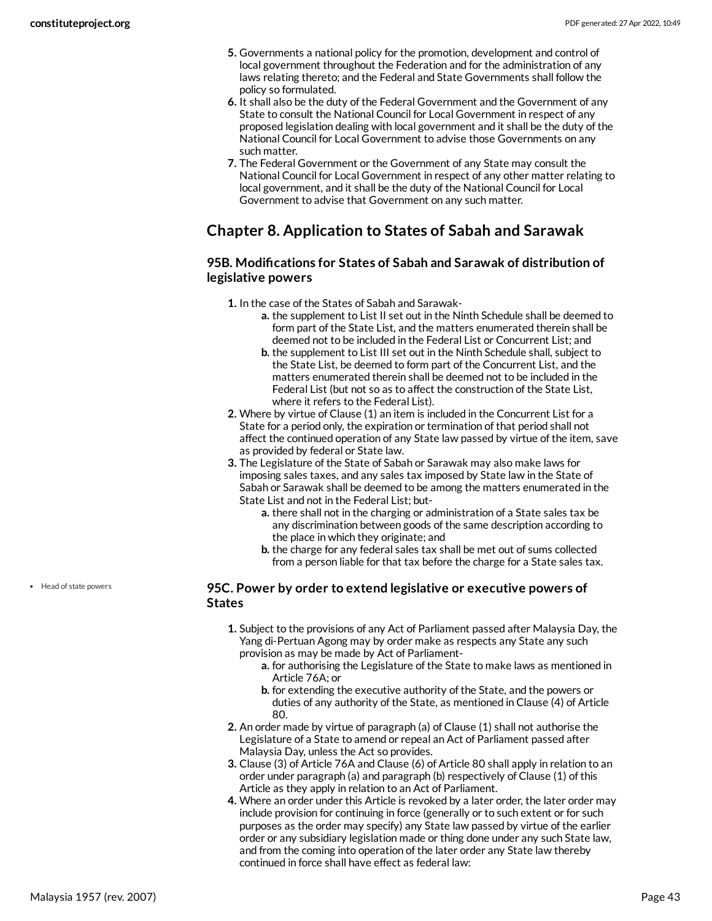5. Governments a national policy for the promotion, development and control of local government throughout the Federation and for the administration of any laws relating thereto; and the Federal and State Governments shall follow the policy so formulated.
6. It shall also be the duty of the Federal Government and the Government of any State to consult the National Council for Local Government in respect of any proposed legislation dealing with local government and it shall be the duty of the National Council for Local Government to advise those Governments on any such matter.
7. The Federal Government or the Government of any State may consult the National Council for Local Government in respect of any other matter relating to local government, and it shall be the duty of the National Council for Local Government to advise that Government on any such matter.

## Chapter 8. Application to States of Sabah and Sarawak

### 95B. Modifications for States of Sabah and Sarawak of distribution of legislative powers

1. In the case of the States of Sabah and Sarawak-
    a. the supplement to List II set out in the Ninth Schedule shall be deemed to form part of the State List, and the matters enumerated therein shall be deemed not to be included in the Federal List or Concurrent List; and
    b. the supplement to List III set out in the Ninth Schedule shall, subject to the State List, be deemed to form part of the Concurrent List, and the matters enumerated therein shall be deemed not to be included in the Federal List (but not so as to affect the construction of the State List, where it refers to the Federal List).
2. Where by virtue of Clause (1) an item is included in the Concurrent List for a State for a period only, the expiration or termination of that period shall not affect the continued operation of any State law passed by virtue of the item, save as provided by federal or State law.
3. The Legislature of the State of Sabah or Sarawak may also make laws for imposing sales taxes, and any sales tax imposed by State law in the State of Sabah or Sarawak shall be deemed to be among the matters enumerated in the State List and not in the Federal List; but-
    a. there shall not in the charging or administration of a State sales tax be any discrimination between goods of the same description according to the place in which they originate; and
    b. the charge for any federal sales tax shall be met out of sums collected from a person liable for that tax before the charge for a State sales tax.

- Head of state powers

### 95C. Power by order to extend legislative or executive powers of States

1. Subject to the provisions of any Act of Parliament passed after Malaysia Day, the Yang di-Pertuan Agong may by order make as respects any State any such provision as may be made by Act of Parliament-
    a. for authorising the Legislature of the State to make laws as mentioned in Article 76A; or
    b. for extending the executive authority of the State, and the powers or duties of any authority of the State, as mentioned in Clause (4) of Article 80.
2. An order made by virtue of paragraph (a) of Clause (1) shall not authorise the Legislature of a State to amend or repeal an Act of Parliament passed after Malaysia Day, unless the Act so provides.
3. Clause (3) of Article 76A and Clause (6) of Article 80 shall apply in relation to an order under paragraph (a) and paragraph (b) respectively of Clause (1) of this Article as they apply in relation to an Act of Parliament.
4. Where an order under this Article is revoked by a later order, the later order may include provision for continuing in force (generally or to such extent or for such purposes as the order may specify) any State law passed by virtue of the earlier order or any subsidiary legislation made or thing done under any such State law, and from the coming into operation of the later order any State law thereby continued in force shall have effect as federal law: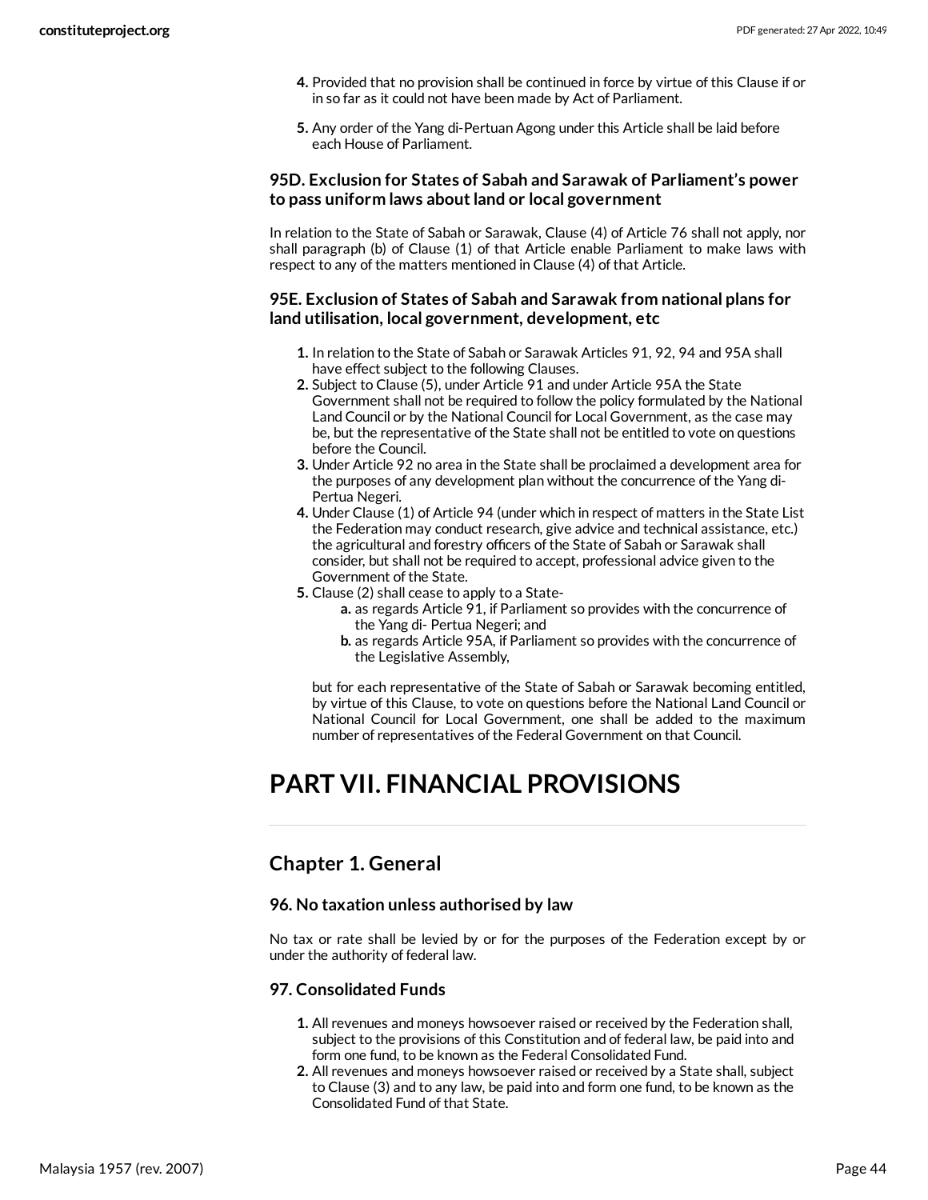4. Provided that no provision shall be continued in force by virtue of this Clause if or in so far as it could not have been made by Act of Parliament.

5. Any order of the Yang di-Pertuan Agong under this Article shall be laid before each House of Parliament.

### 95D. Exclusion for States of Sabah and Sarawak of Parliament's power to pass uniform laws about land or local government

In relation to the State of Sabah or Sarawak, Clause (4) of Article 76 shall not apply, nor shall paragraph (b) of Clause (1) of that Article enable Parliament to make laws with respect to any of the matters mentioned in Clause (4) of that Article.

### 95E. Exclusion of States of Sabah and Sarawak from national plans for land utilisation, local government, development, etc

1. In relation to the State of Sabah or Sarawak Articles 91, 92, 94 and 95A shall have effect subject to the following Clauses.
2. Subject to Clause (5), under Article 91 and under Article 95A the State Government shall not be required to follow the policy formulated by the National Land Council or by the National Council for Local Government, as the case may be, but the representative of the State shall not be entitled to vote on questions before the Council.
3. Under Article 92 no area in the State shall be proclaimed a development area for the purposes of any development plan without the concurrence of the Yang di-Pertua Negeri.
4. Under Clause (1) of Article 94 (under which in respect of matters in the State List the Federation may conduct research, give advice and technical assistance, etc.) the agricultural and forestry officers of the State of Sabah or Sarawak shall consider, but shall not be required to accept, professional advice given to the Government of the State.
5. Clause (2) shall cease to apply to a State-
    a. as regards Article 91, if Parliament so provides with the concurrence of the Yang di- Pertua Negeri; and
    b. as regards Article 95A, if Parliament so provides with the concurrence of the Legislative Assembly,

    but for each representative of the State of Sabah or Sarawak becoming entitled, by virtue of this Clause, to vote on questions before the National Land Council or National Council for Local Government, one shall be added to the maximum number of representatives of the Federal Government on that Council.

# PART VII. FINANCIAL PROVISIONS

## Chapter 1. General

### 96. No taxation unless authorised by law

No tax or rate shall be levied by or for the purposes of the Federation except by or under the authority of federal law.

### 97. Consolidated Funds

1. All revenues and moneys howsoever raised or received by the Federation shall, subject to the provisions of this Constitution and of federal law, be paid into and form one fund, to be known as the Federal Consolidated Fund.
2. All revenues and moneys howsoever raised or received by a State shall, subject to Clause (3) and to any law, be paid into and form one fund, to be known as the Consolidated Fund of that State.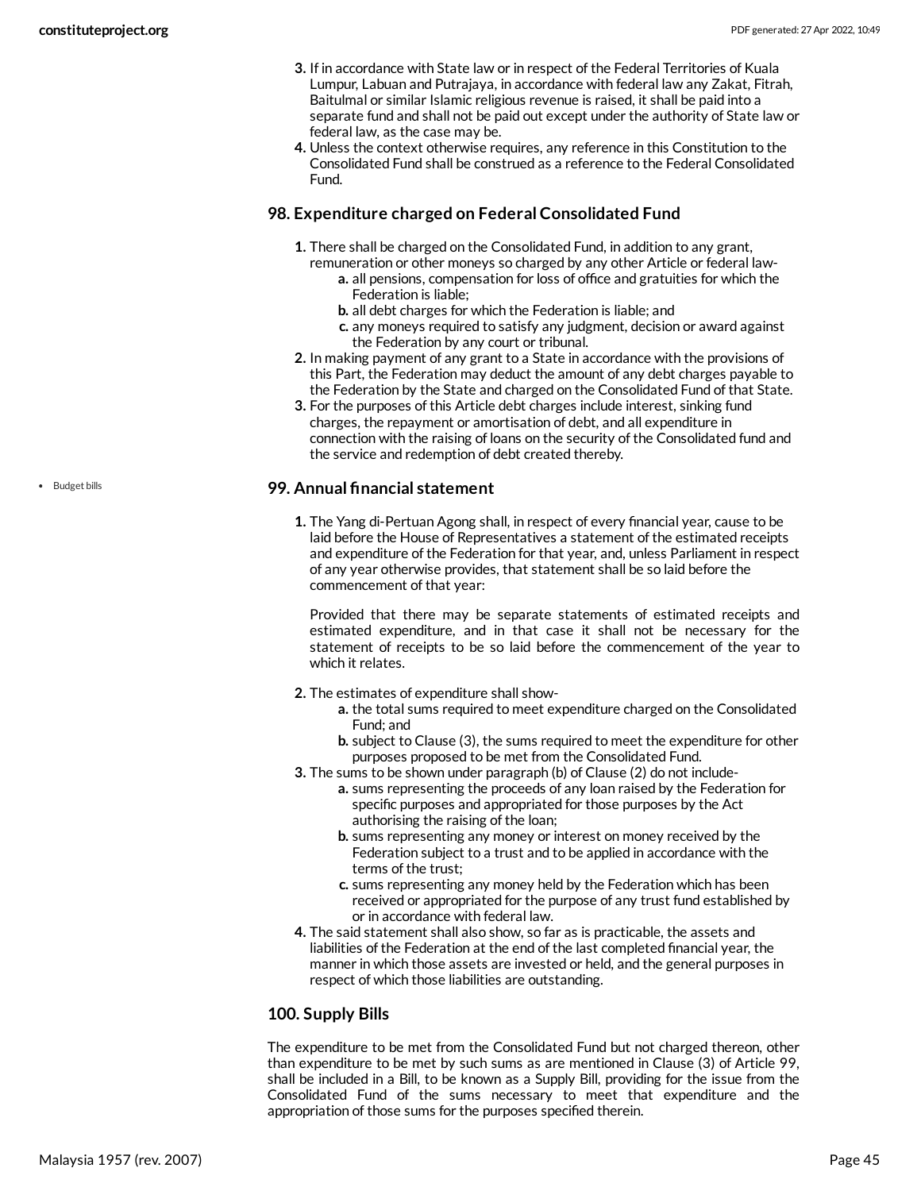3. If in accordance with State law or in respect of the Federal Territories of Kuala Lumpur, Labuan and Putrajaya, in accordance with federal law any Zakat, Fitrah, Baitulmal or similar Islamic religious revenue is raised, it shall be paid into a separate fund and shall not be paid out except under the authority of State law or federal law, as the case may be.
4. Unless the context otherwise requires, any reference in this Constitution to the Consolidated Fund shall be construed as a reference to the Federal Consolidated Fund.

### 98. Expenditure charged on Federal Consolidated Fund

1. There shall be charged on the Consolidated Fund, in addition to any grant, remuneration or other moneys so charged by any other Article or federal law-
   a. all pensions, compensation for loss of office and gratuities for which the Federation is liable;
   b. all debt charges for which the Federation is liable; and
   c. any moneys required to satisfy any judgment, decision or award against the Federation by any court or tribunal.
2. In making payment of any grant to a State in accordance with the provisions of this Part, the Federation may deduct the amount of any debt charges payable to the Federation by the State and charged on the Consolidated Fund of that State.
3. For the purposes of this Article debt charges include interest, sinking fund charges, the repayment or amortisation of debt, and all expenditure in connection with the raising of loans on the security of the Consolidated fund and the service and redemption of debt created thereby.

- Budget bills

### 99. Annual financial statement

1. The Yang di-Pertuan Agong shall, in respect of every financial year, cause to be laid before the House of Representatives a statement of the estimated receipts and expenditure of the Federation for that year, and, unless Parliament in respect of any year otherwise provides, that statement shall be so laid before the commencement of that year:

   Provided that there may be separate statements of estimated receipts and estimated expenditure, and in that case it shall not be necessary for the statement of receipts to be so laid before the commencement of the year to which it relates.

2. The estimates of expenditure shall show-
   a. the total sums required to meet expenditure charged on the Consolidated Fund; and
   b. subject to Clause (3), the sums required to meet the expenditure for other purposes proposed to be met from the Consolidated Fund.
3. The sums to be shown under paragraph (b) of Clause (2) do not include-
   a. sums representing the proceeds of any loan raised by the Federation for specific purposes and appropriated for those purposes by the Act authorising the raising of the loan;
   b. sums representing any money or interest on money received by the Federation subject to a trust and to be applied in accordance with the terms of the trust;
   c. sums representing any money held by the Federation which has been received or appropriated for the purpose of any trust fund established by or in accordance with federal law.
4. The said statement shall also show, so far as is practicable, the assets and liabilities of the Federation at the end of the last completed financial year, the manner in which those assets are invested or held, and the general purposes in respect of which those liabilities are outstanding.

### 100. Supply Bills

The expenditure to be met from the Consolidated Fund but not charged thereon, other than expenditure to be met by such sums as are mentioned in Clause (3) of Article 99, shall be included in a Bill, to be known as a Supply Bill, providing for the issue from the Consolidated Fund of the sums necessary to meet that expenditure and the appropriation of those sums for the purposes specified therein.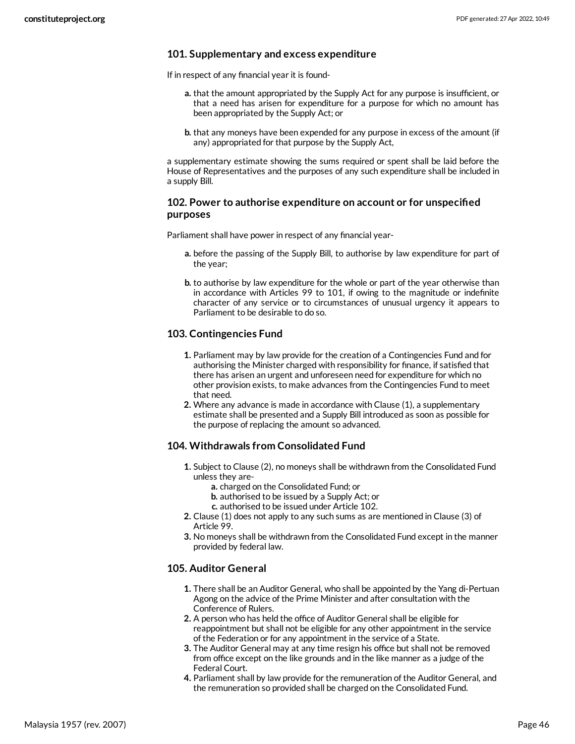### 101. Supplementary and excess expenditure

If in respect of any financial year it is found-

a. that the amount appropriated by the Supply Act for any purpose is insufficient, or that a need has arisen for expenditure for a purpose for which no amount has been appropriated by the Supply Act; or

b. that any moneys have been expended for any purpose in excess of the amount (if any) appropriated for that purpose by the Supply Act,

a supplementary estimate showing the sums required or spent shall be laid before the House of Representatives and the purposes of any such expenditure shall be included in a supply Bill.

### 102. Power to authorise expenditure on account or for unspecified purposes

Parliament shall have power in respect of any financial year-

a. before the passing of the Supply Bill, to authorise by law expenditure for part of the year;

b. to authorise by law expenditure for the whole or part of the year otherwise than in accordance with Articles 99 to 101, if owing to the magnitude or indefinite character of any service or to circumstances of unusual urgency it appears to Parliament to be desirable to do so.

### 103. Contingencies Fund

1. Parliament may by law provide for the creation of a Contingencies Fund and for authorising the Minister charged with responsibility for finance, if satisfied that there has arisen an urgent and unforeseen need for expenditure for which no other provision exists, to make advances from the Contingencies Fund to meet that need.
2. Where any advance is made in accordance with Clause (1), a supplementary estimate shall be presented and a Supply Bill introduced as soon as possible for the purpose of replacing the amount so advanced.

### 104. Withdrawals from Consolidated Fund

1. Subject to Clause (2), no moneys shall be withdrawn from the Consolidated Fund unless they are-
   a. charged on the Consolidated Fund; or
   b. authorised to be issued by a Supply Act; or
   c. authorised to be issued under Article 102.
2. Clause (1) does not apply to any such sums as are mentioned in Clause (3) of Article 99.
3. No moneys shall be withdrawn from the Consolidated Fund except in the manner provided by federal law.

### 105. Auditor General

1. There shall be an Auditor General, who shall be appointed by the Yang di-Pertuan Agong on the advice of the Prime Minister and after consultation with the Conference of Rulers.
2. A person who has held the office of Auditor General shall be eligible for reappointment but shall not be eligible for any other appointment in the service of the Federation or for any appointment in the service of a State.
3. The Auditor General may at any time resign his office but shall not be removed from office except on the like grounds and in the like manner as a judge of the Federal Court.
4. Parliament shall by law provide for the remuneration of the Auditor General, and the remuneration so provided shall be charged on the Consolidated Fund.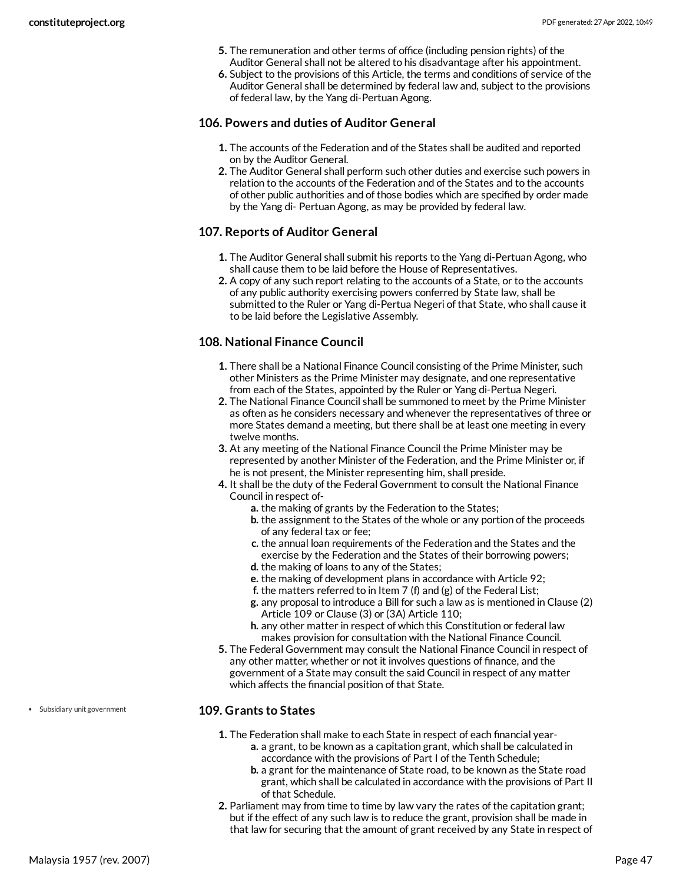5. The remuneration and other terms of office (including pension rights) of the Auditor General shall not be altered to his disadvantage after his appointment.
6. Subject to the provisions of this Article, the terms and conditions of service of the Auditor General shall be determined by federal law and, subject to the provisions of federal law, by the Yang di-Pertuan Agong.

### 106. Powers and duties of Auditor General

1. The accounts of the Federation and of the States shall be audited and reported on by the Auditor General.
2. The Auditor General shall perform such other duties and exercise such powers in relation to the accounts of the Federation and of the States and to the accounts of other public authorities and of those bodies which are specified by order made by the Yang di- Pertuan Agong, as may be provided by federal law.

### 107. Reports of Auditor General

1. The Auditor General shall submit his reports to the Yang di-Pertuan Agong, who shall cause them to be laid before the House of Representatives.
2. A copy of any such report relating to the accounts of a State, or to the accounts of any public authority exercising powers conferred by State law, shall be submitted to the Ruler or Yang di-Pertua Negeri of that State, who shall cause it to be laid before the Legislative Assembly.

### 108. National Finance Council

1. There shall be a National Finance Council consisting of the Prime Minister, such other Ministers as the Prime Minister may designate, and one representative from each of the States, appointed by the Ruler or Yang di-Pertua Negeri.
2. The National Finance Council shall be summoned to meet by the Prime Minister as often as he considers necessary and whenever the representatives of three or more States demand a meeting, but there shall be at least one meeting in every twelve months.
3. At any meeting of the National Finance Council the Prime Minister may be represented by another Minister of the Federation, and the Prime Minister or, if he is not present, the Minister representing him, shall preside.
4. It shall be the duty of the Federal Government to consult the National Finance Council in respect of-
   a. the making of grants by the Federation to the States;
   b. the assignment to the States of the whole or any portion of the proceeds of any federal tax or fee;
   c. the annual loan requirements of the Federation and the States and the exercise by the Federation and the States of their borrowing powers;
   d. the making of loans to any of the States;
   e. the making of development plans in accordance with Article 92;
   f. the matters referred to in Item 7 (f) and (g) of the Federal List;
   g. any proposal to introduce a Bill for such a law as is mentioned in Clause (2) Article 109 or Clause (3) or (3A) Article 110;
   h. any other matter in respect of which this Constitution or federal law makes provision for consultation with the National Finance Council.
5. The Federal Government may consult the National Finance Council in respect of any other matter, whether or not it involves questions of finance, and the government of a State may consult the said Council in respect of any matter which affects the financial position of that State.

- Subsidiary unit government

### 109. Grants to States

1. The Federation shall make to each State in respect of each financial year-
   a. a grant, to be known as a capitation grant, which shall be calculated in accordance with the provisions of Part I of the Tenth Schedule;
   b. a grant for the maintenance of State road, to be known as the State road grant, which shall be calculated in accordance with the provisions of Part II of that Schedule.
2. Parliament may from time to time by law vary the rates of the capitation grant; but if the effect of any such law is to reduce the grant, provision shall be made in that law for securing that the amount of grant received by any State in respect of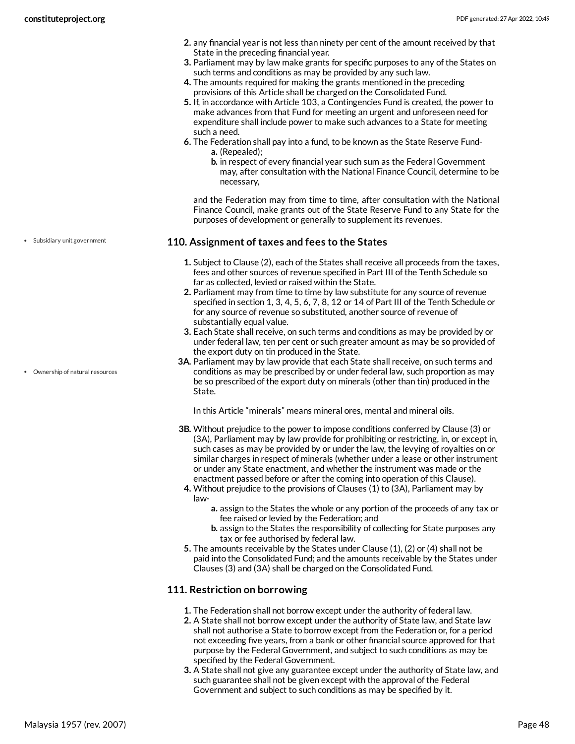2. any financial year is not less than ninety per cent of the amount received by that State in the preceding financial year.
3. Parliament may by law make grants for specific purposes to any of the States on such terms and conditions as may be provided by any such law.
4. The amounts required for making the grants mentioned in the preceding provisions of this Article shall be charged on the Consolidated Fund.
5. If, in accordance with Article 103, a Contingencies Fund is created, the power to make advances from that Fund for meeting an urgent and unforeseen need for expenditure shall include power to make such advances to a State for meeting such a need.
6. The Federation shall pay into a fund, to be known as the State Reserve Fund-
   a. (Repealed);
   b. in respect of every financial year such sum as the Federal Government may, after consultation with the National Finance Council, determine to be necessary,

   and the Federation may from time to time, after consultation with the National Finance Council, make grants out of the State Reserve Fund to any State for the purposes of development or generally to supplement its revenues.

- Subsidiary unit government

### 110. Assignment of taxes and fees to the States

1. Subject to Clause (2), each of the States shall receive all proceeds from the taxes, fees and other sources of revenue specified in Part III of the Tenth Schedule so far as collected, levied or raised within the State.
2. Parliament may from time to time by law substitute for any source of revenue specified in section 1, 3, 4, 5, 6, 7, 8, 12 or 14 of Part III of the Tenth Schedule or for any source of revenue so substituted, another source of revenue of substantially equal value.
3. Each State shall receive, on such terms and conditions as may be provided by or under federal law, ten per cent or such greater amount as may be so provided of the export duty on tin produced in the State.

- Ownership of natural resources

3A. Parliament may by law provide that each State shall receive, on such terms and conditions as may be prescribed by or under federal law, such proportion as may be so prescribed of the export duty on minerals (other than tin) produced in the State.

In this Article “minerals” means mineral ores, mental and mineral oils.

3B. Without prejudice to the power to impose conditions conferred by Clause (3) or (3A), Parliament may by law provide for prohibiting or restricting, in, or except in, such cases as may be provided by or under the law, the levying of royalties on or similar charges in respect of minerals (whether under a lease or other instrument or under any State enactment, and whether the instrument was made or the enactment passed before or after the coming into operation of this Clause).

4. Without prejudice to the provisions of Clauses (1) to (3A), Parliament may by law-
   a. assign to the States the whole or any portion of the proceeds of any tax or fee raised or levied by the Federation; and
   b. assign to the States the responsibility of collecting for State purposes any tax or fee authorised by federal law.
5. The amounts receivable by the States under Clause (1), (2) or (4) shall not be paid into the Consolidated Fund; and the amounts receivable by the States under Clauses (3) and (3A) shall be charged on the Consolidated Fund.

### 111. Restriction on borrowing

1. The Federation shall not borrow except under the authority of federal law.
2. A State shall not borrow except under the authority of State law, and State law shall not authorise a State to borrow except from the Federation or, for a period not exceeding five years, from a bank or other financial source approved for that purpose by the Federal Government, and subject to such conditions as may be specified by the Federal Government.
3. A State shall not give any guarantee except under the authority of State law, and such guarantee shall not be given except with the approval of the Federal Government and subject to such conditions as may be specified by it.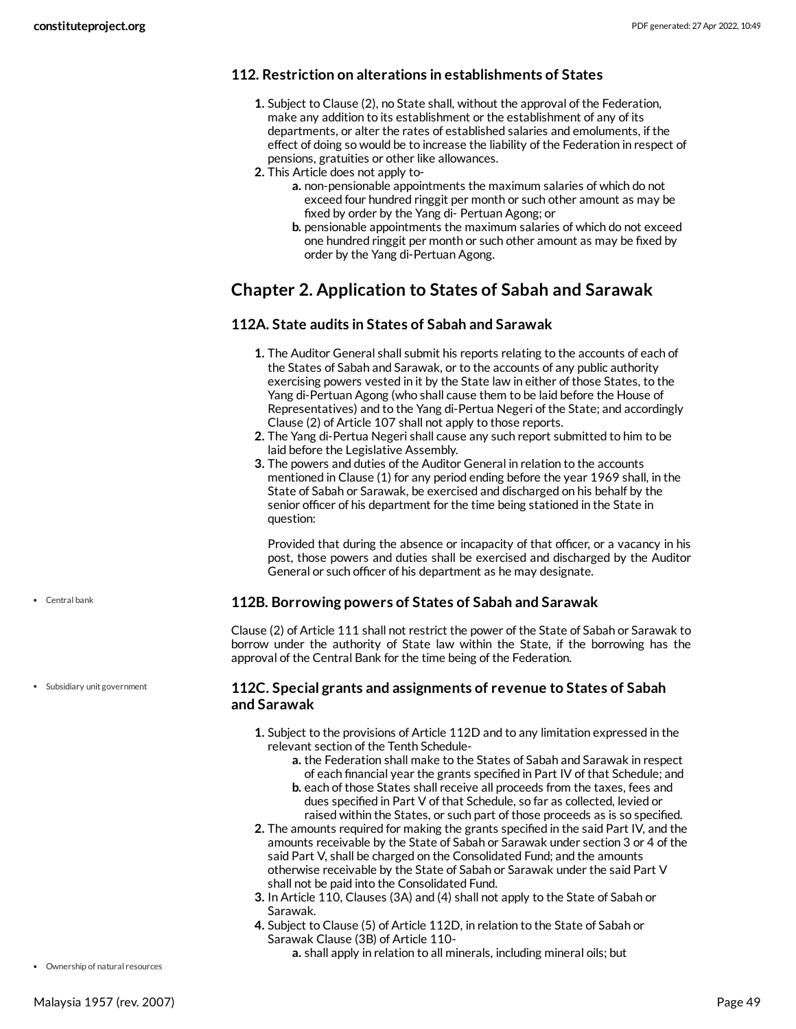### 112. Restriction on alterations in establishments of States

1. Subject to Clause (2), no State shall, without the approval of the Federation, make any addition to its establishment or the establishment of any of its departments, or alter the rates of established salaries and emoluments, if the effect of doing so would be to increase the liability of the Federation in respect of pensions, gratuities or other like allowances.
2. This Article does not apply to-
   a. non-pensionable appointments the maximum salaries of which do not exceed four hundred ringgit per month or such other amount as may be fixed by order by the Yang di- Pertuan Agong; or
   b. pensionable appointments the maximum salaries of which do not exceed one hundred ringgit per month or such other amount as may be fixed by order by the Yang di-Pertuan Agong.

## Chapter 2. Application to States of Sabah and Sarawak

### 112A. State audits in States of Sabah and Sarawak

1. The Auditor General shall submit his reports relating to the accounts of each of the States of Sabah and Sarawak, or to the accounts of any public authority exercising powers vested in it by the State law in either of those States, to the Yang di-Pertuan Agong (who shall cause them to be laid before the House of Representatives) and to the Yang di-Pertua Negeri of the State; and accordingly Clause (2) of Article 107 shall not apply to those reports.
2. The Yang di-Pertua Negeri shall cause any such report submitted to him to be laid before the Legislative Assembly.
3. The powers and duties of the Auditor General in relation to the accounts mentioned in Clause (1) for any period ending before the year 1969 shall, in the State of Sabah or Sarawak, be exercised and discharged on his behalf by the senior officer of his department for the time being stationed in the State in question:

   Provided that during the absence or incapacity of that officer, or a vacancy in his post, those powers and duties shall be exercised and discharged by the Auditor General or such officer of his department as he may designate.

- Central bank

### 112B. Borrowing powers of States of Sabah and Sarawak

Clause (2) of Article 111 shall not restrict the power of the State of Sabah or Sarawak to borrow under the authority of State law within the State, if the borrowing has the approval of the Central Bank for the time being of the Federation.

- Subsidiary unit government

### 112C. Special grants and assignments of revenue to States of Sabah and Sarawak

1. Subject to the provisions of Article 112D and to any limitation expressed in the relevant section of the Tenth Schedule-
   a. the Federation shall make to the States of Sabah and Sarawak in respect of each financial year the grants specified in Part IV of that Schedule; and
   b. each of those States shall receive all proceeds from the taxes, fees and dues specified in Part V of that Schedule, so far as collected, levied or raised within the States, or such part of those proceeds as is so specified.
2. The amounts required for making the grants specified in the said Part IV, and the amounts receivable by the State of Sabah or Sarawak under section 3 or 4 of the said Part V, shall be charged on the Consolidated Fund; and the amounts otherwise receivable by the State of Sabah or Sarawak under the said Part V shall not be paid into the Consolidated Fund.
3. In Article 110, Clauses (3A) and (4) shall not apply to the State of Sabah or Sarawak.
4. Subject to Clause (5) of Article 112D, in relation to the State of Sabah or Sarawak Clause (3B) of Article 110-
   a. shall apply in relation to all minerals, including mineral oils; but

- Ownership of natural resources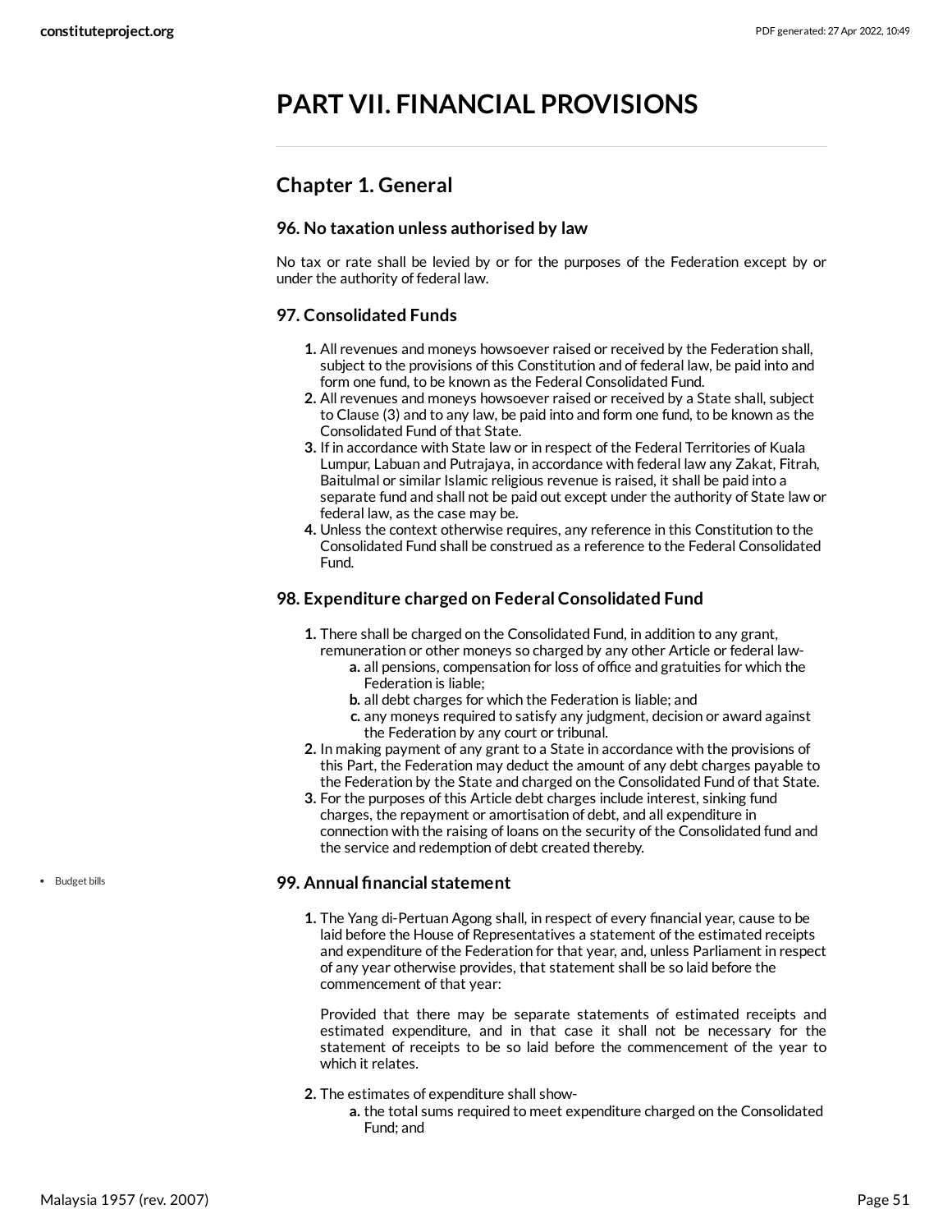# PART VII. FINANCIAL PROVISIONS

## Chapter 1. General

### 96. No taxation unless authorised by law

No tax or rate shall be levied by or for the purposes of the Federation except by or under the authority of federal law.

### 97. Consolidated Funds

1. All revenues and moneys howsoever raised or received by the Federation shall, subject to the provisions of this Constitution and of federal law, be paid into and form one fund, to be known as the Federal Consolidated Fund.
2. All revenues and moneys howsoever raised or received by a State shall, subject to Clause (3) and to any law, be paid into and form one fund, to be known as the Consolidated Fund of that State.
3. If in accordance with State law or in respect of the Federal Territories of Kuala Lumpur, Labuan and Putrajaya, in accordance with federal law any Zakat, Fitrah, Baitulmal or similar Islamic religious revenue is raised, it shall be paid into a separate fund and shall not be paid out except under the authority of State law or federal law, as the case may be.
4. Unless the context otherwise requires, any reference in this Constitution to the Consolidated Fund shall be construed as a reference to the Federal Consolidated Fund.

### 98. Expenditure charged on Federal Consolidated Fund

1. There shall be charged on the Consolidated Fund, in addition to any grant, remuneration or other moneys so charged by any other Article or federal law-
   a. all pensions, compensation for loss of office and gratuities for which the Federation is liable;
   b. all debt charges for which the Federation is liable; and
   c. any moneys required to satisfy any judgment, decision or award against the Federation by any court or tribunal.
2. In making payment of any grant to a State in accordance with the provisions of this Part, the Federation may deduct the amount of any debt charges payable to the Federation by the State and charged on the Consolidated Fund of that State.
3. For the purposes of this Article debt charges include interest, sinking fund charges, the repayment or amortisation of debt, and all expenditure in connection with the raising of loans on the security of the Consolidated fund and the service and redemption of debt created thereby.

- Budget bills

### 99. Annual financial statement

1. The Yang di-Pertuan Agong shall, in respect of every financial year, cause to be laid before the House of Representatives a statement of the estimated receipts and expenditure of the Federation for that year, and, unless Parliament in respect of any year otherwise provides, that statement shall be so laid before the commencement of that year:

   Provided that there may be separate statements of estimated receipts and estimated expenditure, and in that case it shall not be necessary for the statement of receipts to be so laid before the commencement of the year to which it relates.

2. The estimates of expenditure shall show-
   a. the total sums required to meet expenditure charged on the Consolidated Fund; and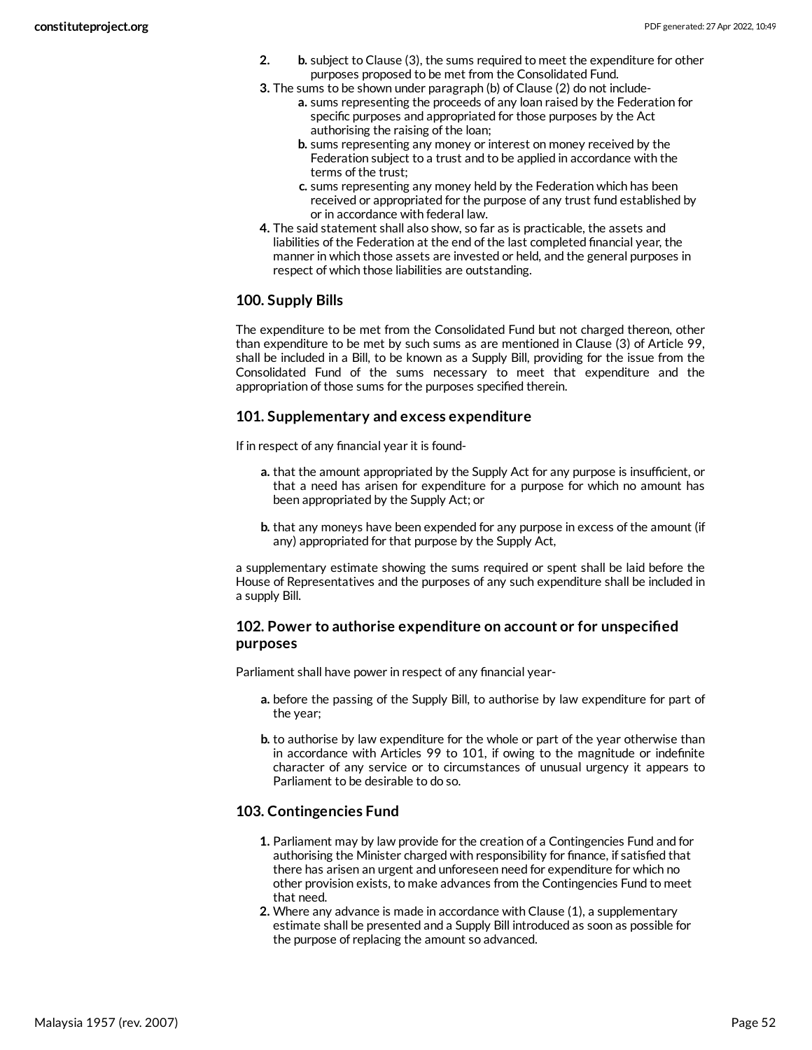2. b. subject to Clause (3), the sums required to meet the expenditure for other purposes proposed to be met from the Consolidated Fund.
3. The sums to be shown under paragraph (b) of Clause (2) do not include-
   a. sums representing the proceeds of any loan raised by the Federation for specific purposes and appropriated for those purposes by the Act authorising the raising of the loan;
   b. sums representing any money or interest on money received by the Federation subject to a trust and to be applied in accordance with the terms of the trust;
   c. sums representing any money held by the Federation which has been received or appropriated for the purpose of any trust fund established by or in accordance with federal law.
4. The said statement shall also show, so far as is practicable, the assets and liabilities of the Federation at the end of the last completed financial year, the manner in which those assets are invested or held, and the general purposes in respect of which those liabilities are outstanding.

### 100. Supply Bills

The expenditure to be met from the Consolidated Fund but not charged thereon, other than expenditure to be met by such sums as are mentioned in Clause (3) of Article 99, shall be included in a Bill, to be known as a Supply Bill, providing for the issue from the Consolidated Fund of the sums necessary to meet that expenditure and the appropriation of those sums for the purposes specified therein.

### 101. Supplementary and excess expenditure

If in respect of any financial year it is found-

- a. that the amount appropriated by the Supply Act for any purpose is insufficient, or that a need has arisen for expenditure for a purpose for which no amount has been appropriated by the Supply Act; or
- b. that any moneys have been expended for any purpose in excess of the amount (if any) appropriated for that purpose by the Supply Act,

a supplementary estimate showing the sums required or spent shall be laid before the House of Representatives and the purposes of any such expenditure shall be included in a supply Bill.

### 102. Power to authorise expenditure on account or for unspecified purposes

Parliament shall have power in respect of any financial year-

- a. before the passing of the Supply Bill, to authorise by law expenditure for part of the year;
- b. to authorise by law expenditure for the whole or part of the year otherwise than in accordance with Articles 99 to 101, if owing to the magnitude or indefinite character of any service or to circumstances of unusual urgency it appears to Parliament to be desirable to do so.

### 103. Contingencies Fund

1. Parliament may by law provide for the creation of a Contingencies Fund and for authorising the Minister charged with responsibility for finance, if satisfied that there has arisen an urgent and unforeseen need for expenditure for which no other provision exists, to make advances from the Contingencies Fund to meet that need.
2. Where any advance is made in accordance with Clause (1), a supplementary estimate shall be presented and a Supply Bill introduced as soon as possible for the purpose of replacing the amount so advanced.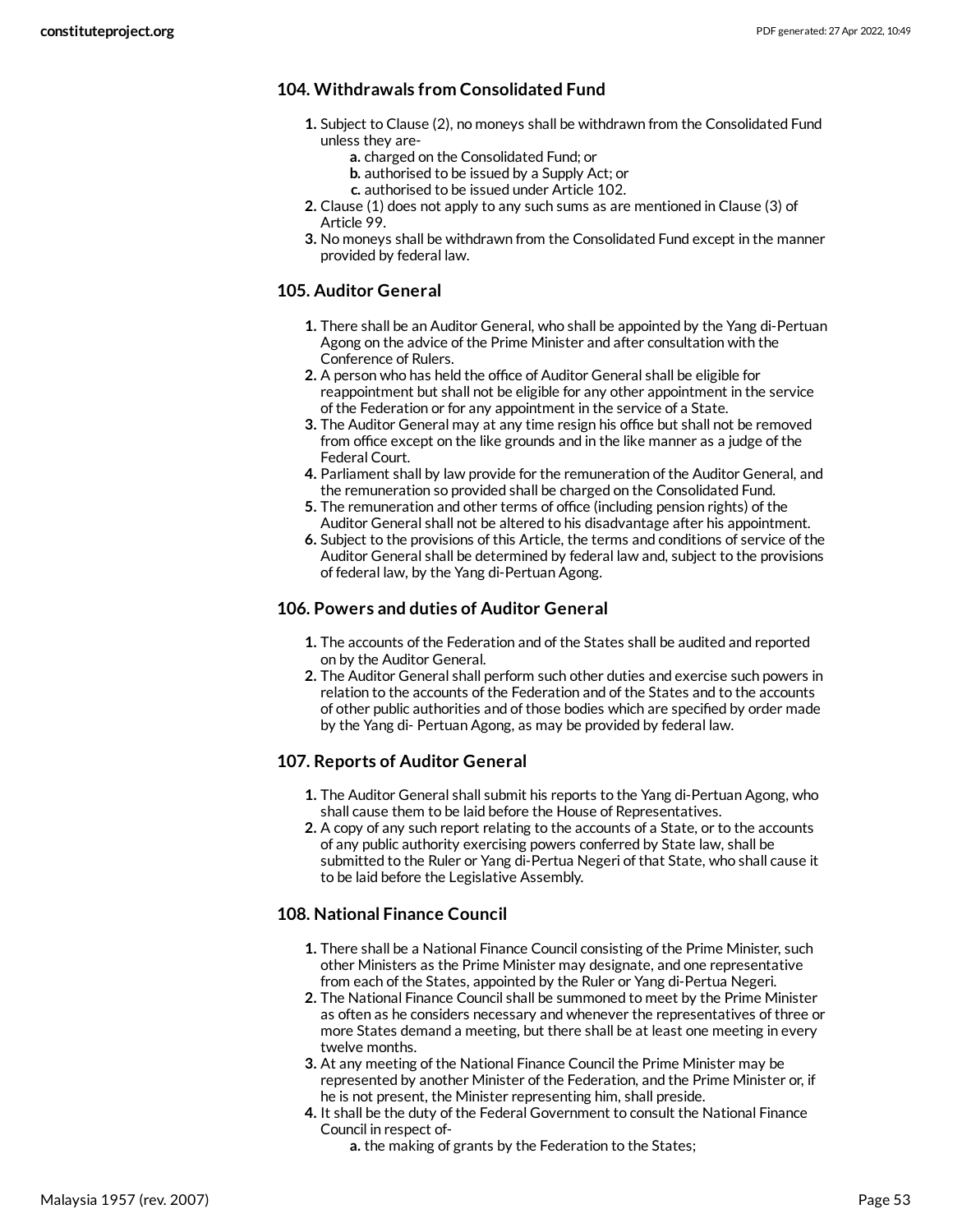### 104. Withdrawals from Consolidated Fund

1. Subject to Clause (2), no moneys shall be withdrawn from the Consolidated Fund unless they are-
   - a. charged on the Consolidated Fund; or
   - b. authorised to be issued by a Supply Act; or
   - c. authorised to be issued under Article 102.
2. Clause (1) does not apply to any such sums as are mentioned in Clause (3) of Article 99.
3. No moneys shall be withdrawn from the Consolidated Fund except in the manner provided by federal law.

### 105. Auditor General

1. There shall be an Auditor General, who shall be appointed by the Yang di-Pertuan Agong on the advice of the Prime Minister and after consultation with the Conference of Rulers.
2. A person who has held the office of Auditor General shall be eligible for reappointment but shall not be eligible for any other appointment in the service of the Federation or for any appointment in the service of a State.
3. The Auditor General may at any time resign his office but shall not be removed from office except on the like grounds and in the like manner as a judge of the Federal Court.
4. Parliament shall by law provide for the remuneration of the Auditor General, and the remuneration so provided shall be charged on the Consolidated Fund.
5. The remuneration and other terms of office (including pension rights) of the Auditor General shall not be altered to his disadvantage after his appointment.
6. Subject to the provisions of this Article, the terms and conditions of service of the Auditor General shall be determined by federal law and, subject to the provisions of federal law, by the Yang di-Pertuan Agong.

### 106. Powers and duties of Auditor General

1. The accounts of the Federation and of the States shall be audited and reported on by the Auditor General.
2. The Auditor General shall perform such other duties and exercise such powers in relation to the accounts of the Federation and of the States and to the accounts of other public authorities and of those bodies which are specified by order made by the Yang di- Pertuan Agong, as may be provided by federal law.

### 107. Reports of Auditor General

1. The Auditor General shall submit his reports to the Yang di-Pertuan Agong, who shall cause them to be laid before the House of Representatives.
2. A copy of any such report relating to the accounts of a State, or to the accounts of any public authority exercising powers conferred by State law, shall be submitted to the Ruler or Yang di-Pertua Negeri of that State, who shall cause it to be laid before the Legislative Assembly.

### 108. National Finance Council

1. There shall be a National Finance Council consisting of the Prime Minister, such other Ministers as the Prime Minister may designate, and one representative from each of the States, appointed by the Ruler or Yang di-Pertua Negeri.
2. The National Finance Council shall be summoned to meet by the Prime Minister as often as he considers necessary and whenever the representatives of three or more States demand a meeting, but there shall be at least one meeting in every twelve months.
3. At any meeting of the National Finance Council the Prime Minister may be represented by another Minister of the Federation, and the Prime Minister or, if he is not present, the Minister representing him, shall preside.
4. It shall be the duty of the Federal Government to consult the National Finance Council in respect of-
   - a. the making of grants by the Federation to the States;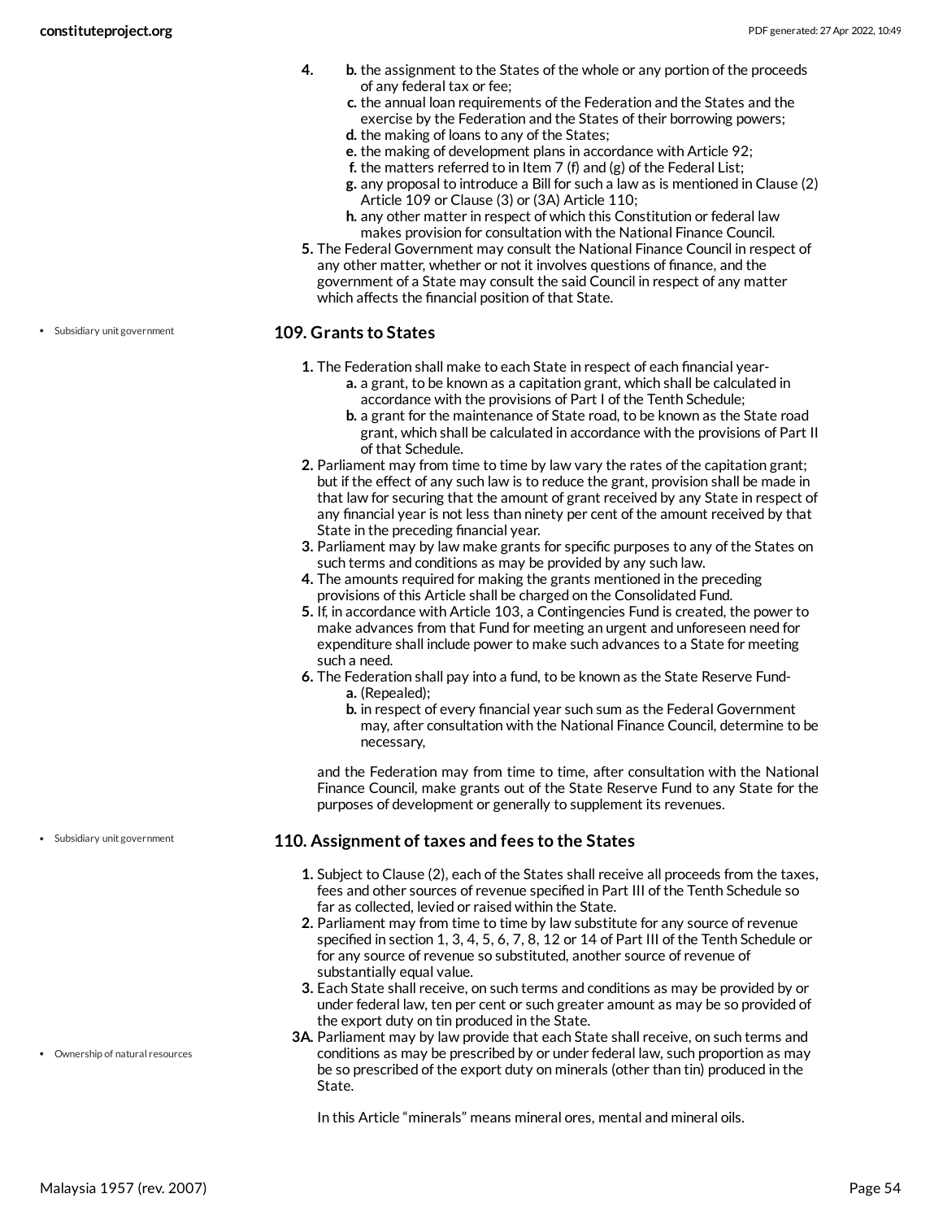4. 
   b. the assignment to the States of the whole or any portion of the proceeds of any federal tax or fee;
   c. the annual loan requirements of the Federation and the States and the exercise by the Federation and the States of their borrowing powers;
   d. the making of loans to any of the States;
   e. the making of development plans in accordance with Article 92;
   f. the matters referred to in Item 7 (f) and (g) of the Federal List;
   g. any proposal to introduce a Bill for such a law as is mentioned in Clause (2) Article 109 or Clause (3) or (3A) Article 110;
   h. any other matter in respect of which this Constitution or federal law makes provision for consultation with the National Finance Council.
5. The Federal Government may consult the National Finance Council in respect of any other matter, whether or not it involves questions of finance, and the government of a State may consult the said Council in respect of any matter which affects the financial position of that State.

- Subsidiary unit government

### 109. Grants to States

1. The Federation shall make to each State in respect of each financial year-
   a. a grant, to be known as a capitation grant, which shall be calculated in accordance with the provisions of Part I of the Tenth Schedule;
   b. a grant for the maintenance of State road, to be known as the State road grant, which shall be calculated in accordance with the provisions of Part II of that Schedule.
2. Parliament may from time to time by law vary the rates of the capitation grant; but if the effect of any such law is to reduce the grant, provision shall be made in that law for securing that the amount of grant received by any State in respect of any financial year is not less than ninety per cent of the amount received by that State in the preceding financial year.
3. Parliament may by law make grants for specific purposes to any of the States on such terms and conditions as may be provided by any such law.
4. The amounts required for making the grants mentioned in the preceding provisions of this Article shall be charged on the Consolidated Fund.
5. If, in accordance with Article 103, a Contingencies Fund is created, the power to make advances from that Fund for meeting an urgent and unforeseen need for expenditure shall include power to make such advances to a State for meeting such a need.
6. The Federation shall pay into a fund, to be known as the State Reserve Fund-
   a. (Repealed);
   b. in respect of every financial year such sum as the Federal Government may, after consultation with the National Finance Council, determine to be necessary,

   and the Federation may from time to time, after consultation with the National Finance Council, make grants out of the State Reserve Fund to any State for the purposes of development or generally to supplement its revenues.

- Subsidiary unit government

### 110. Assignment of taxes and fees to the States

1. Subject to Clause (2), each of the States shall receive all proceeds from the taxes, fees and other sources of revenue specified in Part III of the Tenth Schedule so far as collected, levied or raised within the State.
2. Parliament may from time to time by law substitute for any source of revenue specified in section 1, 3, 4, 5, 6, 7, 8, 12 or 14 of Part III of the Tenth Schedule or for any source of revenue so substituted, another source of revenue of substantially equal value.
3. Each State shall receive, on such terms and conditions as may be provided by or under federal law, ten per cent or such greater amount as may be so provided of the export duty on tin produced in the State.

3A. Parliament may by law provide that each State shall receive, on such terms and conditions as may be prescribed by or under federal law, such proportion as may be so prescribed of the export duty on minerals (other than tin) produced in the State.

- Ownership of natural resources

In this Article "minerals" means mineral ores, mental and mineral oils.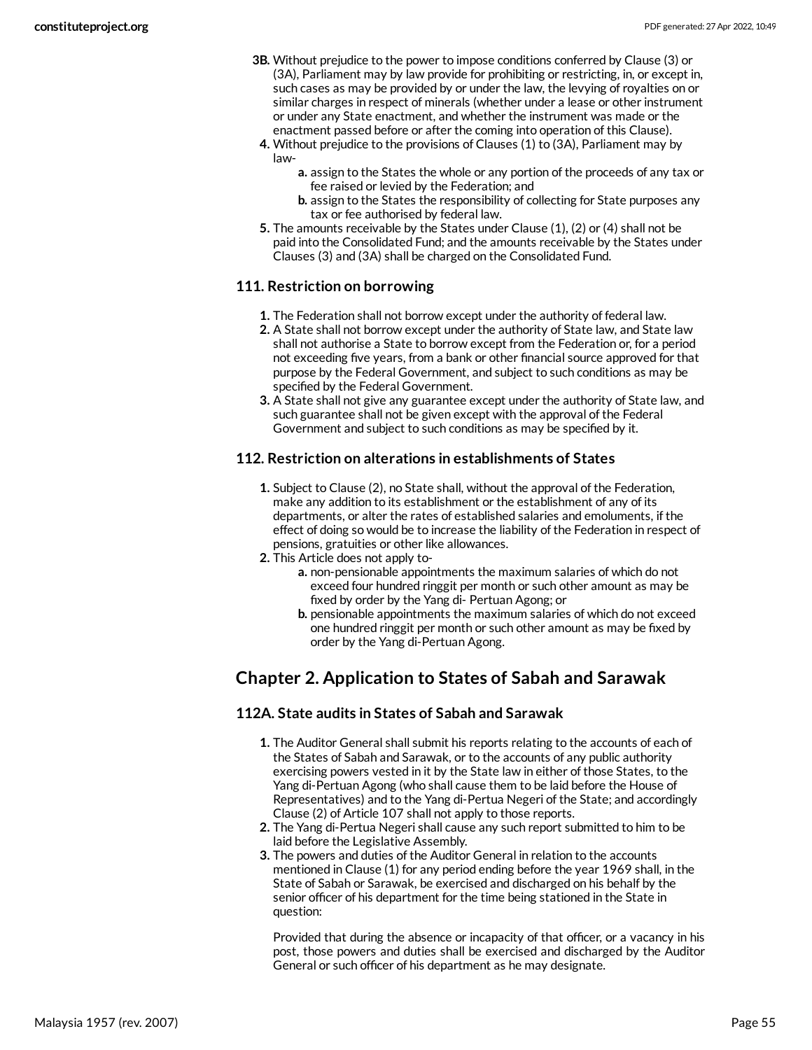3B. Without prejudice to the power to impose conditions conferred by Clause (3) or (3A), Parliament may by law provide for prohibiting or restricting, in, or except in, such cases as may be provided by or under the law, the levying of royalties on or similar charges in respect of minerals (whether under a lease or other instrument or under any State enactment, and whether the instrument was made or the enactment passed before or after the coming into operation of this Clause).

4. Without prejudice to the provisions of Clauses (1) to (3A), Parliament may by law-
   a. assign to the States the whole or any portion of the proceeds of any tax or fee raised or levied by the Federation; and
   b. assign to the States the responsibility of collecting for State purposes any tax or fee authorised by federal law.
5. The amounts receivable by the States under Clause (1), (2) or (4) shall not be paid into the Consolidated Fund; and the amounts receivable by the States under Clauses (3) and (3A) shall be charged on the Consolidated Fund.

### 111. Restriction on borrowing

1. The Federation shall not borrow except under the authority of federal law.
2. A State shall not borrow except under the authority of State law, and State law shall not authorise a State to borrow except from the Federation or, for a period not exceeding five years, from a bank or other financial source approved for that purpose by the Federal Government, and subject to such conditions as may be specified by the Federal Government.
3. A State shall not give any guarantee except under the authority of State law, and such guarantee shall not be given except with the approval of the Federal Government and subject to such conditions as may be specified by it.

### 112. Restriction on alterations in establishments of States

1. Subject to Clause (2), no State shall, without the approval of the Federation, make any addition to its establishment or the establishment of any of its departments, or alter the rates of established salaries and emoluments, if the effect of doing so would be to increase the liability of the Federation in respect of pensions, gratuities or other like allowances.
2. This Article does not apply to-
   a. non-pensionable appointments the maximum salaries of which do not exceed four hundred ringgit per month or such other amount as may be fixed by order by the Yang di- Pertuan Agong; or
   b. pensionable appointments the maximum salaries of which do not exceed one hundred ringgit per month or such other amount as may be fixed by order by the Yang di-Pertuan Agong.

## Chapter 2. Application to States of Sabah and Sarawak

### 112A. State audits in States of Sabah and Sarawak

1. The Auditor General shall submit his reports relating to the accounts of each of the States of Sabah and Sarawak, or to the accounts of any public authority exercising powers vested in it by the State law in either of those States, to the Yang di-Pertuan Agong (who shall cause them to be laid before the House of Representatives) and to the Yang di-Pertua Negeri of the State; and accordingly Clause (2) of Article 107 shall not apply to those reports.
2. The Yang di-Pertua Negeri shall cause any such report submitted to him to be laid before the Legislative Assembly.
3. The powers and duties of the Auditor General in relation to the accounts mentioned in Clause (1) for any period ending before the year 1969 shall, in the State of Sabah or Sarawak, be exercised and discharged on his behalf by the senior officer of his department for the time being stationed in the State in question:

   Provided that during the absence or incapacity of that officer, or a vacancy in his post, those powers and duties shall be exercised and discharged by the Auditor General or such officer of his department as he may designate.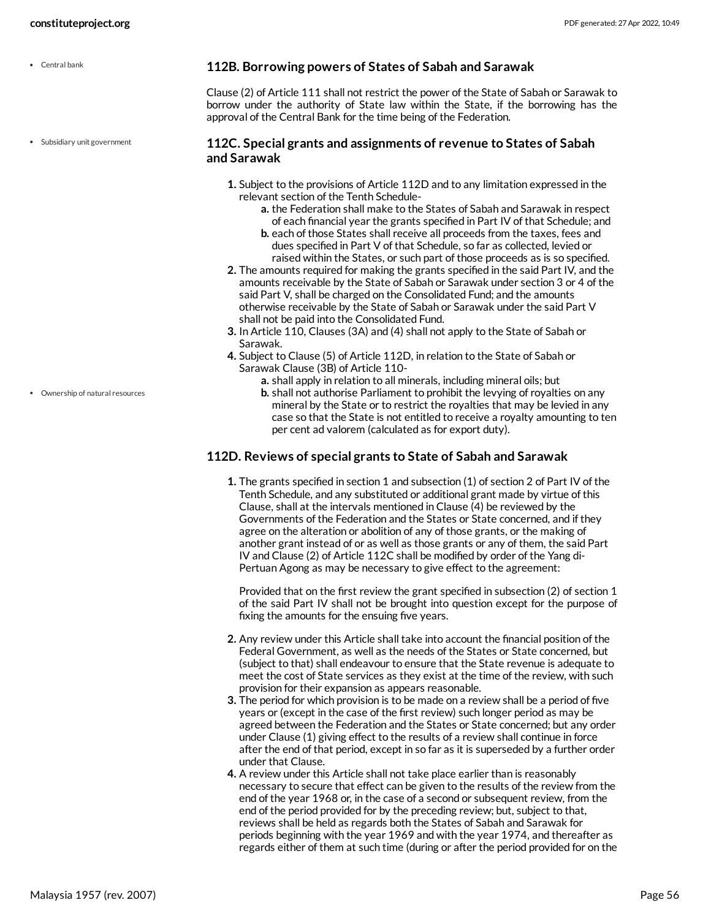- Central bank

### 112B. Borrowing powers of States of Sabah and Sarawak

Clause (2) of Article 111 shall not restrict the power of the State of Sabah or Sarawak to borrow under the authority of State law within the State, if the borrowing has the approval of the Central Bank for the time being of the Federation.

- Subsidiary unit government

### 112C. Special grants and assignments of revenue to States of Sabah and Sarawak

1. Subject to the provisions of Article 112D and to any limitation expressed in the relevant section of the Tenth Schedule-
   a. the Federation shall make to the States of Sabah and Sarawak in respect of each financial year the grants specified in Part IV of that Schedule; and
   b. each of those States shall receive all proceeds from the taxes, fees and dues specified in Part V of that Schedule, so far as collected, levied or raised within the States, or such part of those proceeds as is so specified.
2. The amounts required for making the grants specified in the said Part IV, and the amounts receivable by the State of Sabah or Sarawak under section 3 or 4 of the said Part V, shall be charged on the Consolidated Fund; and the amounts otherwise receivable by the State of Sabah or Sarawak under the said Part V shall not be paid into the Consolidated Fund.
3. In Article 110, Clauses (3A) and (4) shall not apply to the State of Sabah or Sarawak.
4. Subject to Clause (5) of Article 112D, in relation to the State of Sabah or Sarawak Clause (3B) of Article 110-
   a. shall apply in relation to all minerals, including mineral oils; but
   b. shall not authorise Parliament to prohibit the levying of royalties on any mineral by the State or to restrict the royalties that may be levied in any case so that the State is not entitled to receive a royalty amounting to ten per cent ad valorem (calculated as for export duty).

- Ownership of natural resources

### 112D. Reviews of special grants to State of Sabah and Sarawak

1. The grants specified in section 1 and subsection (1) of section 2 of Part IV of the Tenth Schedule, and any substituted or additional grant made by virtue of this Clause, shall at the intervals mentioned in Clause (4) be reviewed by the Governments of the Federation and the States or State concerned, and if they agree on the alteration or abolition of any of those grants, or the making of another grant instead of or as well as those grants or any of them, the said Part IV and Clause (2) of Article 112C shall be modified by order of the Yang di-Pertuan Agong as may be necessary to give effect to the agreement:

   Provided that on the first review the grant specified in subsection (2) of section 1 of the said Part IV shall not be brought into question except for the purpose of fixing the amounts for the ensuing five years.

2. Any review under this Article shall take into account the financial position of the Federal Government, as well as the needs of the States or State concerned, but (subject to that) shall endeavour to ensure that the State revenue is adequate to meet the cost of State services as they exist at the time of the review, with such provision for their expansion as appears reasonable.
3. The period for which provision is to be made on a review shall be a period of five years or (except in the case of the first review) such longer period as may be agreed between the Federation and the States or State concerned; but any order under Clause (1) giving effect to the results of a review shall continue in force after the end of that period, except in so far as it is superseded by a further order under that Clause.
4. A review under this Article shall not take place earlier than is reasonably necessary to secure that effect can be given to the results of the review from the end of the year 1968 or, in the case of a second or subsequent review, from the end of the period provided for by the preceding review; but, subject to that, reviews shall be held as regards both the States of Sabah and Sarawak for periods beginning with the year 1969 and with the year 1974, and thereafter as regards either of them at such time (during or after the period provided for on the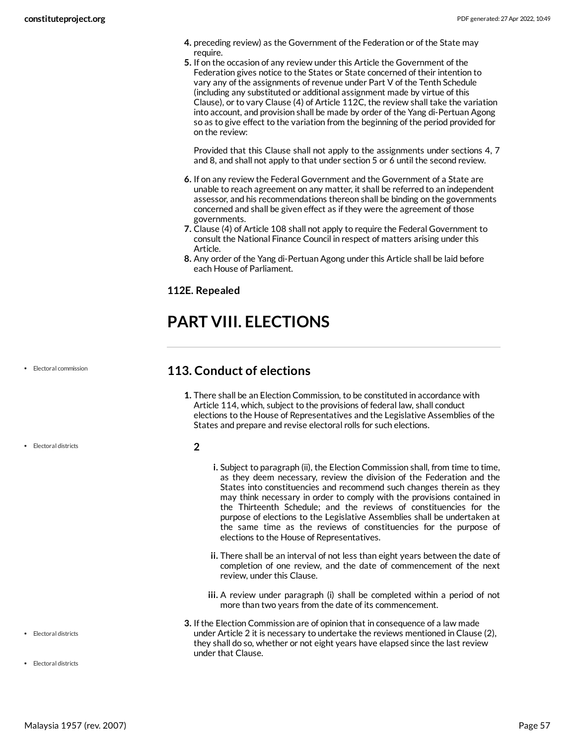4. preceding review) as the Government of the Federation or of the State may require.
5. If on the occasion of any review under this Article the Government of the Federation gives notice to the States or State concerned of their intention to vary any of the assignments of revenue under Part V of the Tenth Schedule (including any substituted or additional assignment made by virtue of this Clause), or to vary Clause (4) of Article 112C, the review shall take the variation into account, and provision shall be made by order of the Yang di-Pertuan Agong so as to give effect to the variation from the beginning of the period provided for on the review:

   Provided that this Clause shall not apply to the assignments under sections 4, 7 and 8, and shall not apply to that under section 5 or 6 until the second review.

6. If on any review the Federal Government and the Government of a State are unable to reach agreement on any matter, it shall be referred to an independent assessor, and his recommendations thereon shall be binding on the governments concerned and shall be given effect as if they were the agreement of those governments.
7. Clause (4) of Article 108 shall not apply to require the Federal Government to consult the National Finance Council in respect of matters arising under this Article.
8. Any order of the Yang di-Pertuan Agong under this Article shall be laid before each House of Parliament.

**112E. Repealed**

# PART VIII. ELECTIONS

- Electoral commission

## 113. Conduct of elections

1. There shall be an Election Commission, to be constituted in accordance with Article 114, which, subject to the provisions of federal law, shall conduct elections to the House of Representatives and the Legislative Assemblies of the States and prepare and revise electoral rolls for such elections.

- Electoral districts

**2**

   i. Subject to paragraph (ii), the Election Commission shall, from time to time, as they deem necessary, review the division of the Federation and the States into constituencies and recommend such changes therein as they may think necessary in order to comply with the provisions contained in the Thirteenth Schedule; and the reviews of constituencies for the purpose of elections to the Legislative Assemblies shall be undertaken at the same time as the reviews of constituencies for the purpose of elections to the House of Representatives.

   ii. There shall be an interval of not less than eight years between the date of completion of one review, and the date of commencement of the next review, under this Clause.

   iii. A review under paragraph (i) shall be completed within a period of not more than two years from the date of its commencement.

- Electoral districts

3. If the Election Commission are of opinion that in consequence of a law made under Article 2 it is necessary to undertake the reviews mentioned in Clause (2), they shall do so, whether or not eight years have elapsed since the last review under that Clause.

- Electoral districts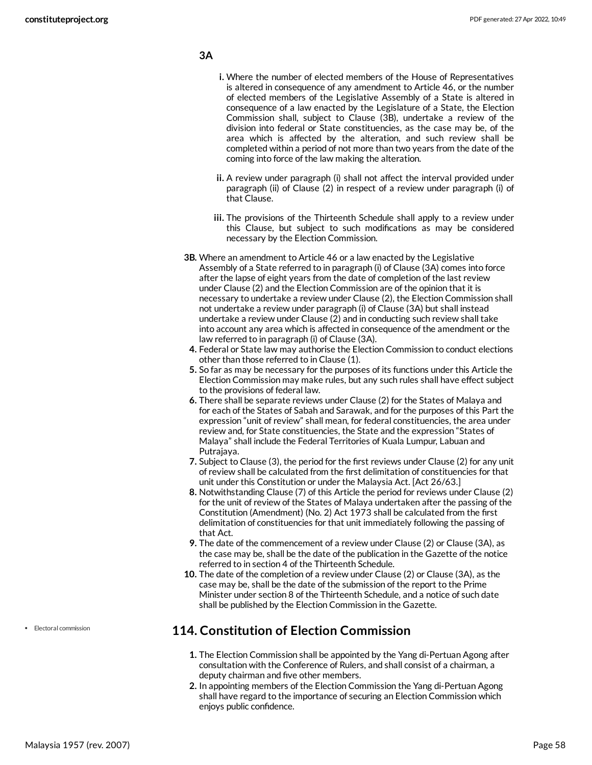3A

i. Where the number of elected members of the House of Representatives is altered in consequence of any amendment to Article 46, or the number of elected members of the Legislative Assembly of a State is altered in consequence of a law enacted by the Legislature of a State, the Election Commission shall, subject to Clause (3B), undertake a review of the division into federal or State constituencies, as the case may be, of the area which is affected by the alteration, and such review shall be completed within a period of not more than two years from the date of the coming into force of the law making the alteration.

ii. A review under paragraph (i) shall not affect the interval provided under paragraph (ii) of Clause (2) in respect of a review under paragraph (i) of that Clause.

iii. The provisions of the Thirteenth Schedule shall apply to a review under this Clause, but subject to such modifications as may be considered necessary by the Election Commission.

3B. Where an amendment to Article 46 or a law enacted by the Legislative Assembly of a State referred to in paragraph (i) of Clause (3A) comes into force after the lapse of eight years from the date of completion of the last review under Clause (2) and the Election Commission are of the opinion that it is necessary to undertake a review under Clause (2), the Election Commission shall not undertake a review under paragraph (i) of Clause (3A) but shall instead undertake a review under Clause (2) and in conducting such review shall take into account any area which is affected in consequence of the amendment or the law referred to in paragraph (i) of Clause (3A).

4. Federal or State law may authorise the Election Commission to conduct elections other than those referred to in Clause (1).

5. So far as may be necessary for the purposes of its functions under this Article the Election Commission may make rules, but any such rules shall have effect subject to the provisions of federal law.

6. There shall be separate reviews under Clause (2) for the States of Malaya and for each of the States of Sabah and Sarawak, and for the purposes of this Part the expression "unit of review" shall mean, for federal constituencies, the area under review and, for State constituencies, the State and the expression "States of Malaya" shall include the Federal Territories of Kuala Lumpur, Labuan and Putrajaya.

7. Subject to Clause (3), the period for the first reviews under Clause (2) for any unit of review shall be calculated from the first delimitation of constituencies for that unit under this Constitution or under the Malaysia Act. [Act 26/63.]

8. Notwithstanding Clause (7) of this Article the period for reviews under Clause (2) for the unit of review of the States of Malaya undertaken after the passing of the Constitution (Amendment) (No. 2) Act 1973 shall be calculated from the first delimitation of constituencies for that unit immediately following the passing of that Act.

9. The date of the commencement of a review under Clause (2) or Clause (3A), as the case may be, shall be the date of the publication in the Gazette of the notice referred to in section 4 of the Thirteenth Schedule.

10. The date of the completion of a review under Clause (2) or Clause (3A), as the case may be, shall be the date of the submission of the report to the Prime Minister under section 8 of the Thirteenth Schedule, and a notice of such date shall be published by the Election Commission in the Gazette.

- Electoral commission

## 114. Constitution of Election Commission

1. The Election Commission shall be appointed by the Yang di-Pertuan Agong after consultation with the Conference of Rulers, and shall consist of a chairman, a deputy chairman and five other members.
2. In appointing members of the Election Commission the Yang di-Pertuan Agong shall have regard to the importance of securing an Election Commission which enjoys public confidence.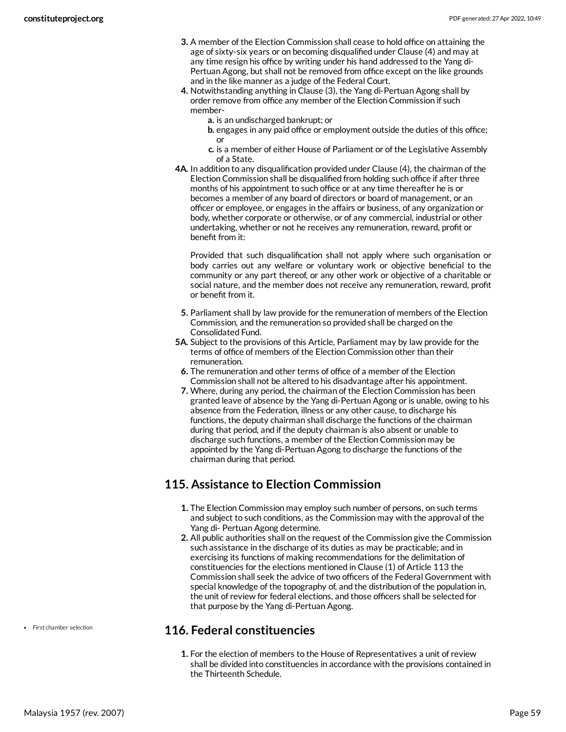3. A member of the Election Commission shall cease to hold office on attaining the age of sixty-six years or on becoming disqualified under Clause (4) and may at any time resign his office by writing under his hand addressed to the Yang di-Pertuan Agong, but shall not be removed from office except on the like grounds and in the like manner as a judge of the Federal Court.
4. Notwithstanding anything in Clause (3), the Yang di-Pertuan Agong shall by order remove from office any member of the Election Commission if such member-
   a. is an undischarged bankrupt; or
   b. engages in any paid office or employment outside the duties of this office; or
   c. is a member of either House of Parliament or of the Legislative Assembly of a State.

4A. In addition to any disqualification provided under Clause (4), the chairman of the Election Commission shall be disqualified from holding such office if after three months of his appointment to such office or at any time thereafter he is or becomes a member of any board of directors or board of management, or an officer or employee, or engages in the affairs or business, of any organization or body, whether corporate or otherwise, or of any commercial, industrial or other undertaking, whether or not he receives any remuneration, reward, profit or benefit from it:

   Provided that such disqualification shall not apply where such organisation or body carries out any welfare or voluntary work or objective beneficial to the community or any part thereof, or any other work or objective of a charitable or social nature, and the member does not receive any remuneration, reward, profit or benefit from it.

5. Parliament shall by law provide for the remuneration of members of the Election Commission, and the remuneration so provided shall be charged on the Consolidated Fund.

5A. Subject to the provisions of this Article, Parliament may by law provide for the terms of office of members of the Election Commission other than their remuneration.

6. The remuneration and other terms of office of a member of the Election Commission shall not be altered to his disadvantage after his appointment.
7. Where, during any period, the chairman of the Election Commission has been granted leave of absence by the Yang di-Pertuan Agong or is unable, owing to his absence from the Federation, illness or any other cause, to discharge his functions, the deputy chairman shall discharge the functions of the chairman during that period, and if the deputy chairman is also absent or unable to discharge such functions, a member of the Election Commission may be appointed by the Yang di-Pertuan Agong to discharge the functions of the chairman during that period.

## 115. Assistance to Election Commission

1. The Election Commission may employ such number of persons, on such terms and subject to such conditions, as the Commission may with the approval of the Yang di- Pertuan Agong determine.
2. All public authorities shall on the request of the Commission give the Commission such assistance in the discharge of its duties as may be practicable; and in exercising its functions of making recommendations for the delimitation of constituencies for the elections mentioned in Clause (1) of Article 113 the Commission shall seek the advice of two officers of the Federal Government with special knowledge of the topography of, and the distribution of the population in, the unit of review for federal elections, and those officers shall be selected for that purpose by the Yang di-Pertuan Agong.

- First chamber selection

## 116. Federal constituencies

1. For the election of members to the House of Representatives a unit of review shall be divided into constituencies in accordance with the provisions contained in the Thirteenth Schedule.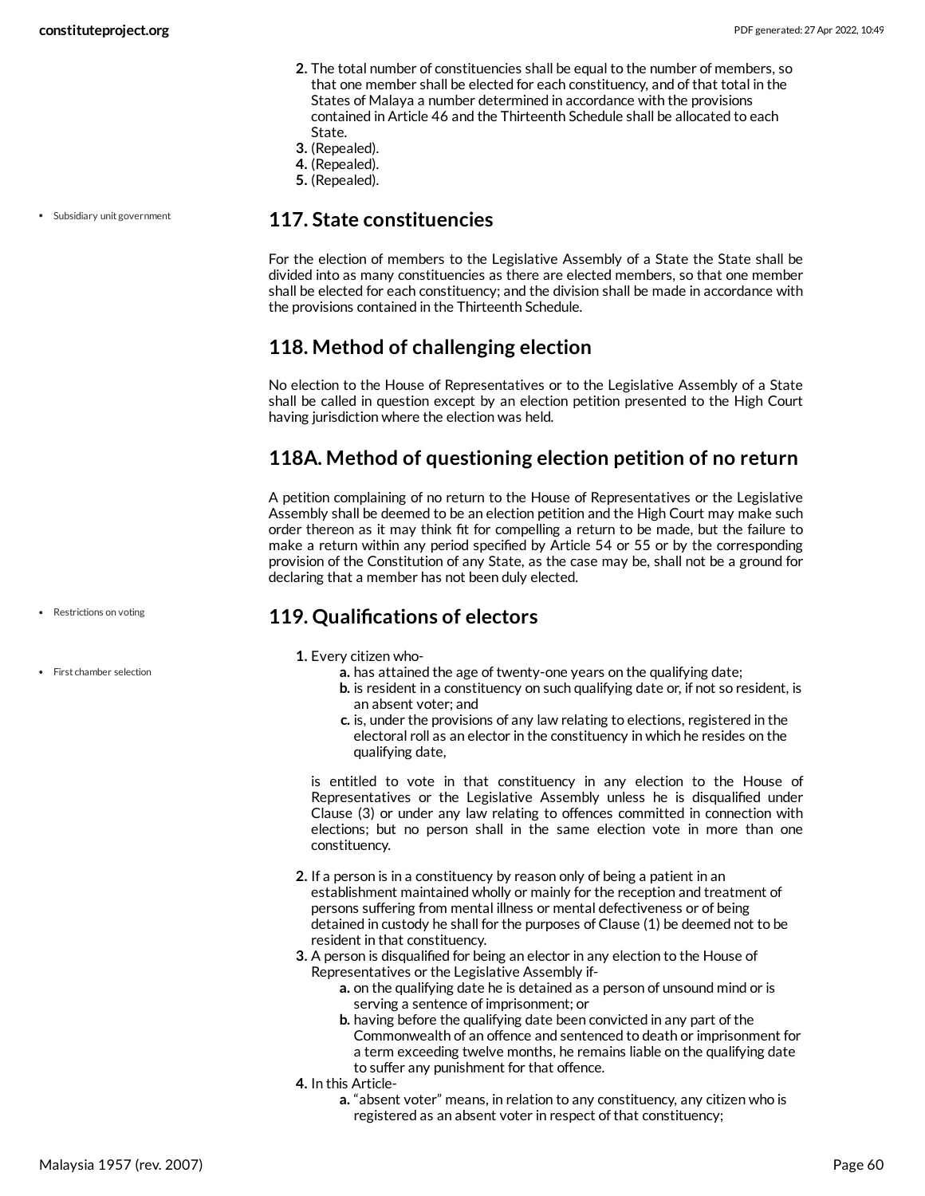2. The total number of constituencies shall be equal to the number of members, so that one member shall be elected for each constituency, and of that total in the States of Malaya a number determined in accordance with the provisions contained in Article 46 and the Thirteenth Schedule shall be allocated to each State.
3. (Repealed).
4. (Repealed).
5. (Repealed).

- Subsidiary unit government

## 117. State constituencies

For the election of members to the Legislative Assembly of a State the State shall be divided into as many constituencies as there are elected members, so that one member shall be elected for each constituency; and the division shall be made in accordance with the provisions contained in the Thirteenth Schedule.

## 118. Method of challenging election

No election to the House of Representatives or to the Legislative Assembly of a State shall be called in question except by an election petition presented to the High Court having jurisdiction where the election was held.

## 118A. Method of questioning election petition of no return

A petition complaining of no return to the House of Representatives or the Legislative Assembly shall be deemed to be an election petition and the High Court may make such order thereon as it may think fit for compelling a return to be made, but the failure to make a return within any period specified by Article 54 or 55 or by the corresponding provision of the Constitution of any State, as the case may be, shall not be a ground for declaring that a member has not been duly elected.

- Restrictions on voting
- First chamber selection

## 119. Qualifications of electors

1. Every citizen who-
   a. has attained the age of twenty-one years on the qualifying date;
   b. is resident in a constituency on such qualifying date or, if not so resident, is an absent voter; and
   c. is, under the provisions of any law relating to elections, registered in the electoral roll as an elector in the constituency in which he resides on the qualifying date,

   is entitled to vote in that constituency in any election to the House of Representatives or the Legislative Assembly unless he is disqualified under Clause (3) or under any law relating to offences committed in connection with elections; but no person shall in the same election vote in more than one constituency.

2. If a person is in a constituency by reason only of being a patient in an establishment maintained wholly or mainly for the reception and treatment of persons suffering from mental illness or mental defectiveness or of being detained in custody he shall for the purposes of Clause (1) be deemed not to be resident in that constituency.
3. A person is disqualified for being an elector in any election to the House of Representatives or the Legislative Assembly if-
   a. on the qualifying date he is detained as a person of unsound mind or is serving a sentence of imprisonment; or
   b. having before the qualifying date been convicted in any part of the Commonwealth of an offence and sentenced to death or imprisonment for a term exceeding twelve months, he remains liable on the qualifying date to suffer any punishment for that offence.
4. In this Article-
   a. "absent voter" means, in relation to any constituency, any citizen who is registered as an absent voter in respect of that constituency;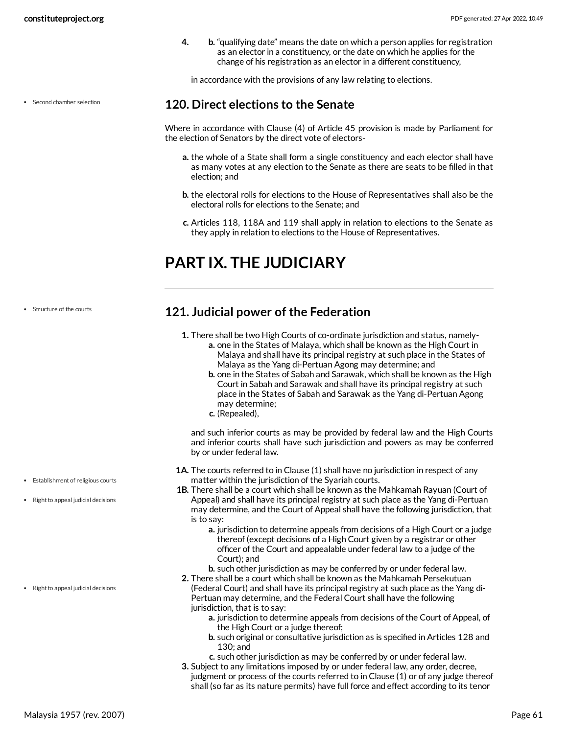4. b. "qualifying date" means the date on which a person applies for registration as an elector in a constituency, or the date on which he applies for the change of his registration as an elector in a different constituency,

in accordance with the provisions of any law relating to elections.

- Second chamber selection

### 120. Direct elections to the Senate

Where in accordance with Clause (4) of Article 45 provision is made by Parliament for the election of Senators by the direct vote of electors-

- **a.** the whole of a State shall form a single constituency and each elector shall have as many votes at any election to the Senate as there are seats to be filled in that election; and
- **b.** the electoral rolls for elections to the House of Representatives shall also be the electoral rolls for elections to the Senate; and
- **c.** Articles 118, 118A and 119 shall apply in relation to elections to the Senate as they apply in relation to elections to the House of Representatives.

## PART IX. THE JUDICIARY

- Structure of the courts

### 121. Judicial power of the Federation

**1.** There shall be two High Courts of co-ordinate jurisdiction and status, namely-
   - **a.** one in the States of Malaya, which shall be known as the High Court in Malaya and shall have its principal registry at such place in the States of Malaya as the Yang di-Pertuan Agong may determine; and
   - **b.** one in the States of Sabah and Sarawak, which shall be known as the High Court in Sabah and Sarawak and shall have its principal registry at such place in the States of Sabah and Sarawak as the Yang di-Pertuan Agong may determine;
   - **c.** (Repealed),

   and such inferior courts as may be provided by federal law and the High Courts and inferior courts shall have such jurisdiction and powers as may be conferred by or under federal law.

- Establishment of religious courts
- Right to appeal judicial decisions

**1A.** The courts referred to in Clause (1) shall have no jurisdiction in respect of any matter within the jurisdiction of the Syariah courts.

**1B.** There shall be a court which shall be known as the Mahkamah Rayuan (Court of Appeal) and shall have its principal registry at such place as the Yang di-Pertuan may determine, and the Court of Appeal shall have the following jurisdiction, that is to say:
   - **a.** jurisdiction to determine appeals from decisions of a High Court or a judge thereof (except decisions of a High Court given by a registrar or other officer of the Court and appealable under federal law to a judge of the Court); and
   - **b.** such other jurisdiction as may be conferred by or under federal law.

- Right to appeal judicial decisions

**2.** There shall be a court which shall be known as the Mahkamah Persekutuan (Federal Court) and shall have its principal registry at such place as the Yang di-Pertuan may determine, and the Federal Court shall have the following jurisdiction, that is to say:
   - **a.** jurisdiction to determine appeals from decisions of the Court of Appeal, of the High Court or a judge thereof;
   - **b.** such original or consultative jurisdiction as is specified in Articles 128 and 130; and
   - **c.** such other jurisdiction as may be conferred by or under federal law.

**3.** Subject to any limitations imposed by or under federal law, any order, decree, judgment or process of the courts referred to in Clause (1) or of any judge thereof shall (so far as its nature permits) have full force and effect according to its tenor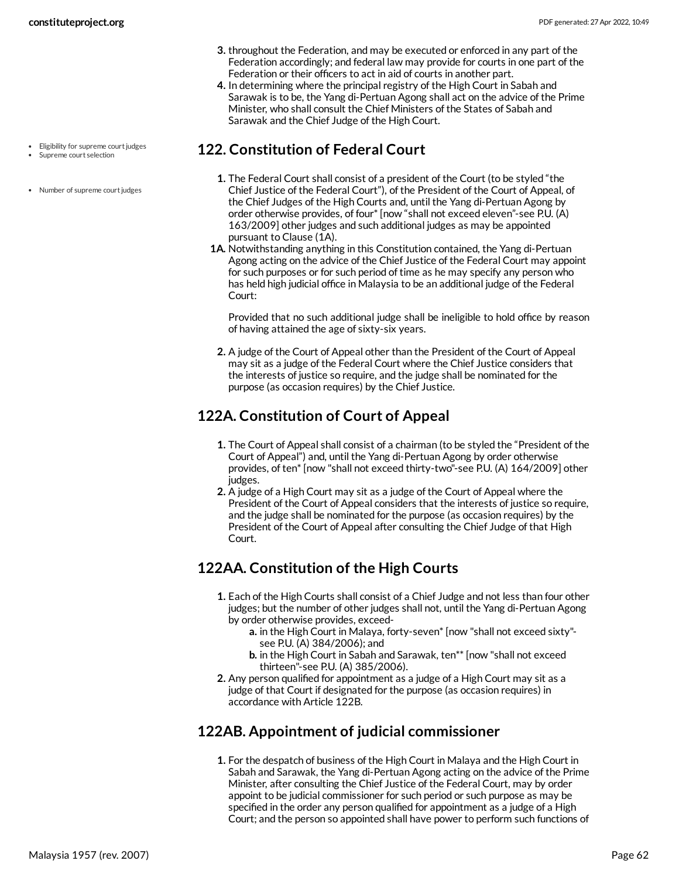3. throughout the Federation, and may be executed or enforced in any part of the Federation accordingly; and federal law may provide for courts in one part of the Federation or their officers to act in aid of courts in another part.
4. In determining where the principal registry of the High Court in Sabah and Sarawak is to be, the Yang di-Pertuan Agong shall act on the advice of the Prime Minister, who shall consult the Chief Ministers of the States of Sabah and Sarawak and the Chief Judge of the High Court.

- Eligibility for supreme court judges
- Supreme court selection
- Number of supreme court judges

## 122. Constitution of Federal Court

1. The Federal Court shall consist of a president of the Court (to be styled "the Chief Justice of the Federal Court"), of the President of the Court of Appeal, of the Chief Judges of the High Courts and, until the Yang di-Pertuan Agong by order otherwise provides, of four* [now "shall not exceed eleven"-see P.U. (A) 163/2009] other judges and such additional judges as may be appointed pursuant to Clause (1A).

1A. Notwithstanding anything in this Constitution contained, the Yang di-Pertuan Agong acting on the advice of the Chief Justice of the Federal Court may appoint for such purposes or for such period of time as he may specify any person who has held high judicial office in Malaysia to be an additional judge of the Federal Court:

   Provided that no such additional judge shall be ineligible to hold office by reason of having attained the age of sixty-six years.

2. A judge of the Court of Appeal other than the President of the Court of Appeal may sit as a judge of the Federal Court where the Chief Justice considers that the interests of justice so require, and the judge shall be nominated for the purpose (as occasion requires) by the Chief Justice.

## 122A. Constitution of Court of Appeal

1. The Court of Appeal shall consist of a chairman (to be styled the "President of the Court of Appeal") and, until the Yang di-Pertuan Agong by order otherwise provides, of ten* [now "shall not exceed thirty-two"-see P.U. (A) 164/2009] other judges.
2. A judge of a High Court may sit as a judge of the Court of Appeal where the President of the Court of Appeal considers that the interests of justice so require, and the judge shall be nominated for the purpose (as occasion requires) by the President of the Court of Appeal after consulting the Chief Judge of that High Court.

## 122AA. Constitution of the High Courts

1. Each of the High Courts shall consist of a Chief Judge and not less than four other judges; but the number of other judges shall not, until the Yang di-Pertuan Agong by order otherwise provides, exceed-
   a. in the High Court in Malaya, forty-seven* [now "shall not exceed sixty"-see P.U. (A) 384/2006); and
   b. in the High Court in Sabah and Sarawak, ten** [now "shall not exceed thirteen"-see P.U. (A) 385/2006).
2. Any person qualified for appointment as a judge of a High Court may sit as a judge of that Court if designated for the purpose (as occasion requires) in accordance with Article 122B.

## 122AB. Appointment of judicial commissioner

1. For the despatch of business of the High Court in Malaya and the High Court in Sabah and Sarawak, the Yang di-Pertuan Agong acting on the advice of the Prime Minister, after consulting the Chief Justice of the Federal Court, may by order appoint to be judicial commissioner for such period or such purpose as may be specified in the order any person qualified for appointment as a judge of a High Court; and the person so appointed shall have power to perform such functions of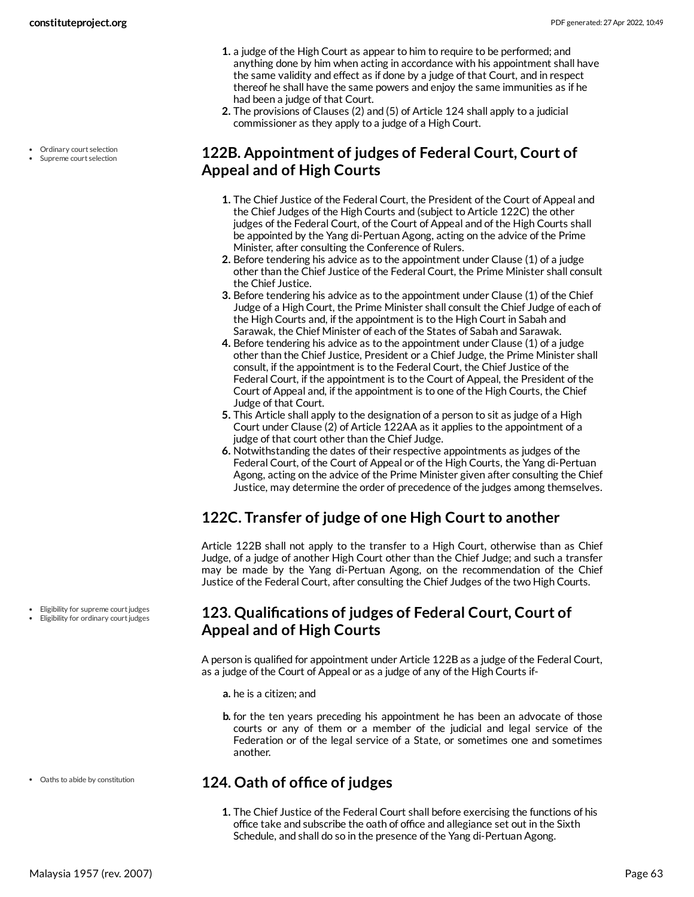1. a judge of the High Court as appear to him to require to be performed; and anything done by him when acting in accordance with his appointment shall have the same validity and effect as if done by a judge of that Court, and in respect thereof he shall have the same powers and enjoy the same immunities as if he had been a judge of that Court.
2. The provisions of Clauses (2) and (5) of Article 124 shall apply to a judicial commissioner as they apply to a judge of a High Court.

- Ordinary court selection
- Supreme court selection

## 122B. Appointment of judges of Federal Court, Court of Appeal and of High Courts

1. The Chief Justice of the Federal Court, the President of the Court of Appeal and the Chief Judges of the High Courts and (subject to Article 122C) the other judges of the Federal Court, of the Court of Appeal and of the High Courts shall be appointed by the Yang di-Pertuan Agong, acting on the advice of the Prime Minister, after consulting the Conference of Rulers.
2. Before tendering his advice as to the appointment under Clause (1) of a judge other than the Chief Justice of the Federal Court, the Prime Minister shall consult the Chief Justice.
3. Before tendering his advice as to the appointment under Clause (1) of the Chief Judge of a High Court, the Prime Minister shall consult the Chief Judge of each of the High Courts and, if the appointment is to the High Court in Sabah and Sarawak, the Chief Minister of each of the States of Sabah and Sarawak.
4. Before tendering his advice as to the appointment under Clause (1) of a judge other than the Chief Justice, President or a Chief Judge, the Prime Minister shall consult, if the appointment is to the Federal Court, the Chief Justice of the Federal Court, if the appointment is to the Court of Appeal, the President of the Court of Appeal and, if the appointment is to one of the High Courts, the Chief Judge of that Court.
5. This Article shall apply to the designation of a person to sit as judge of a High Court under Clause (2) of Article 122AA as it applies to the appointment of a judge of that court other than the Chief Judge.
6. Notwithstanding the dates of their respective appointments as judges of the Federal Court, of the Court of Appeal or of the High Courts, the Yang di-Pertuan Agong, acting on the advice of the Prime Minister given after consulting the Chief Justice, may determine the order of precedence of the judges among themselves.

## 122C. Transfer of judge of one High Court to another

Article 122B shall not apply to the transfer to a High Court, otherwise than as Chief Judge, of a judge of another High Court other than the Chief Judge; and such a transfer may be made by the Yang di-Pertuan Agong, on the recommendation of the Chief Justice of the Federal Court, after consulting the Chief Judges of the two High Courts.

- Eligibility for supreme court judges
- Eligibility for ordinary court judges

## 123. Qualifications of judges of Federal Court, Court of Appeal and of High Courts

A person is qualified for appointment under Article 122B as a judge of the Federal Court, as a judge of the Court of Appeal or as a judge of any of the High Courts if-

a. he is a citizen; and
b. for the ten years preceding his appointment he has been an advocate of those courts or any of them or a member of the judicial and legal service of the Federation or of the legal service of a State, or sometimes one and sometimes another.

- Oaths to abide by constitution

## 124. Oath of office of judges

1. The Chief Justice of the Federal Court shall before exercising the functions of his office take and subscribe the oath of office and allegiance set out in the Sixth Schedule, and shall do so in the presence of the Yang di-Pertuan Agong.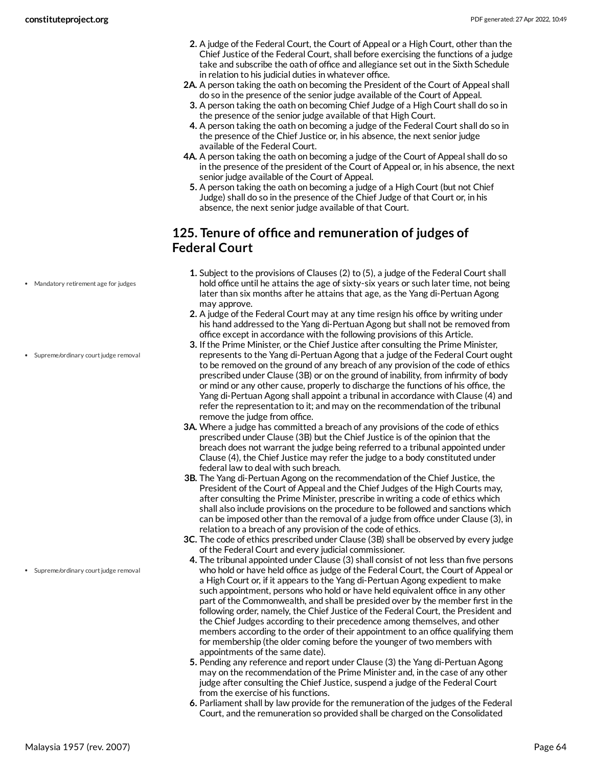2. A judge of the Federal Court, the Court of Appeal or a High Court, other than the Chief Justice of the Federal Court, shall before exercising the functions of a judge take and subscribe the oath of office and allegiance set out in the Sixth Schedule in relation to his judicial duties in whatever office.

2A. A person taking the oath on becoming the President of the Court of Appeal shall do so in the presence of the senior judge available of the Court of Appeal.

3. A person taking the oath on becoming Chief Judge of a High Court shall do so in the presence of the senior judge available of that High Court.

4. A person taking the oath on becoming a judge of the Federal Court shall do so in the presence of the Chief Justice or, in his absence, the next senior judge available of the Federal Court.

4A. A person taking the oath on becoming a judge of the Court of Appeal shall do so in the presence of the president of the Court of Appeal or, in his absence, the next senior judge available of the Court of Appeal.

5. A person taking the oath on becoming a judge of a High Court (but not Chief Judge) shall do so in the presence of the Chief Judge of that Court or, in his absence, the next senior judge available of that Court.

## 125. Tenure of office and remuneration of judges of Federal Court

- Mandatory retirement age for judges

1. Subject to the provisions of Clauses (2) to (5), a judge of the Federal Court shall hold office until he attains the age of sixty-six years or such later time, not being later than six months after he attains that age, as the Yang di-Pertuan Agong may approve.

2. A judge of the Federal Court may at any time resign his office by writing under his hand addressed to the Yang di-Pertuan Agong but shall not be removed from office except in accordance with the following provisions of this Article.

- Supreme/ordinary court judge removal

3. If the Prime Minister, or the Chief Justice after consulting the Prime Minister, represents to the Yang di-Pertuan Agong that a judge of the Federal Court ought to be removed on the ground of any breach of any provision of the code of ethics prescribed under Clause (3B) or on the ground of inability, from infirmity of body or mind or any other cause, properly to discharge the functions of his office, the Yang di-Pertuan Agong shall appoint a tribunal in accordance with Clause (4) and refer the representation to it; and may on the recommendation of the tribunal remove the judge from office.

3A. Where a judge has committed a breach of any provisions of the code of ethics prescribed under Clause (3B) but the Chief Justice is of the opinion that the breach does not warrant the judge being referred to a tribunal appointed under Clause (4), the Chief Justice may refer the judge to a body constituted under federal law to deal with such breach.

3B. The Yang di-Pertuan Agong on the recommendation of the Chief Justice, the President of the Court of Appeal and the Chief Judges of the High Courts may, after consulting the Prime Minister, prescribe in writing a code of ethics which shall also include provisions on the procedure to be followed and sanctions which can be imposed other than the removal of a judge from office under Clause (3), in relation to a breach of any provision of the code of ethics.

3C. The code of ethics prescribed under Clause (3B) shall be observed by every judge of the Federal Court and every judicial commissioner.

- Supreme/ordinary court judge removal

4. The tribunal appointed under Clause (3) shall consist of not less than five persons who hold or have held office as judge of the Federal Court, the Court of Appeal or a High Court or, if it appears to the Yang di-Pertuan Agong expedient to make such appointment, persons who hold or have held equivalent office in any other part of the Commonwealth, and shall be presided over by the member first in the following order, namely, the Chief Justice of the Federal Court, the President and the Chief Judges according to their precedence among themselves, and other members according to the order of their appointment to an office qualifying them for membership (the older coming before the younger of two members with appointments of the same date).

5. Pending any reference and report under Clause (3) the Yang di-Pertuan Agong may on the recommendation of the Prime Minister and, in the case of any other judge after consulting the Chief Justice, suspend a judge of the Federal Court from the exercise of his functions.

6. Parliament shall by law provide for the remuneration of the judges of the Federal Court, and the remuneration so provided shall be charged on the Consolidated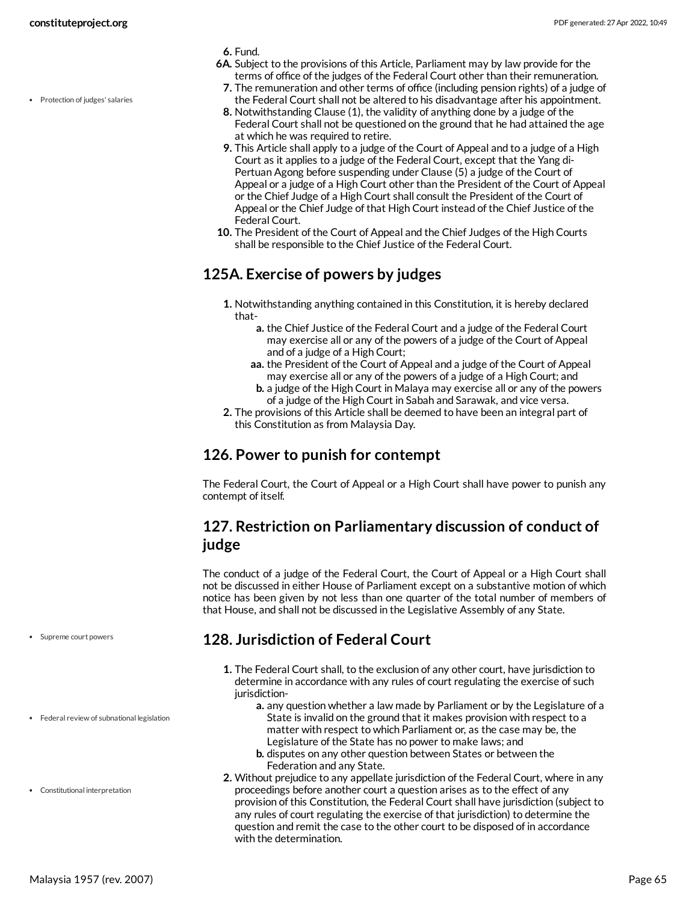6. Fund.

6A. Subject to the provisions of this Article, Parliament may by law provide for the terms of office of the judges of the Federal Court other than their remuneration.

- Protection of judges' salaries

7. The remuneration and other terms of office (including pension rights) of a judge of the Federal Court shall not be altered to his disadvantage after his appointment.

8. Notwithstanding Clause (1), the validity of anything done by a judge of the Federal Court shall not be questioned on the ground that he had attained the age at which he was required to retire.

9. This Article shall apply to a judge of the Court of Appeal and to a judge of a High Court as it applies to a judge of the Federal Court, except that the Yang di-Pertuan Agong before suspending under Clause (5) a judge of the Court of Appeal or a judge of a High Court other than the President of the Court of Appeal or the Chief Judge of a High Court shall consult the President of the Court of Appeal or the Chief Judge of that High Court instead of the Chief Justice of the Federal Court.

10. The President of the Court of Appeal and the Chief Judges of the High Courts shall be responsible to the Chief Justice of the Federal Court.

## 125A. Exercise of powers by judges

1. Notwithstanding anything contained in this Constitution, it is hereby declared that-
   - a. the Chief Justice of the Federal Court and a judge of the Federal Court may exercise all or any of the powers of a judge of the Court of Appeal and of a judge of a High Court;
   - aa. the President of the Court of Appeal and a judge of the Court of Appeal may exercise all or any of the powers of a judge of a High Court; and
   - b. a judge of the High Court in Malaya may exercise all or any of the powers of a judge of the High Court in Sabah and Sarawak, and vice versa.
2. The provisions of this Article shall be deemed to have been an integral part of this Constitution as from Malaysia Day.

## 126. Power to punish for contempt

The Federal Court, the Court of Appeal or a High Court shall have power to punish any contempt of itself.

## 127. Restriction on Parliamentary discussion of conduct of judge

The conduct of a judge of the Federal Court, the Court of Appeal or a High Court shall not be discussed in either House of Parliament except on a substantive motion of which notice has been given by not less than one quarter of the total number of members of that House, and shall not be discussed in the Legislative Assembly of any State.

- Supreme court powers

## 128. Jurisdiction of Federal Court

1. The Federal Court shall, to the exclusion of any other court, have jurisdiction to determine in accordance with any rules of court regulating the exercise of such jurisdiction-
   - Federal review of subnational legislation
   - a. any question whether a law made by Parliament or by the Legislature of a State is invalid on the ground that it makes provision with respect to a matter with respect to which Parliament or, as the case may be, the Legislature of the State has no power to make laws; and
   - b. disputes on any other question between States or between the Federation and any State.

- Constitutional interpretation

2. Without prejudice to any appellate jurisdiction of the Federal Court, where in any proceedings before another court a question arises as to the effect of any provision of this Constitution, the Federal Court shall have jurisdiction (subject to any rules of court regulating the exercise of that jurisdiction) to determine the question and remit the case to the other court to be disposed of in accordance with the determination.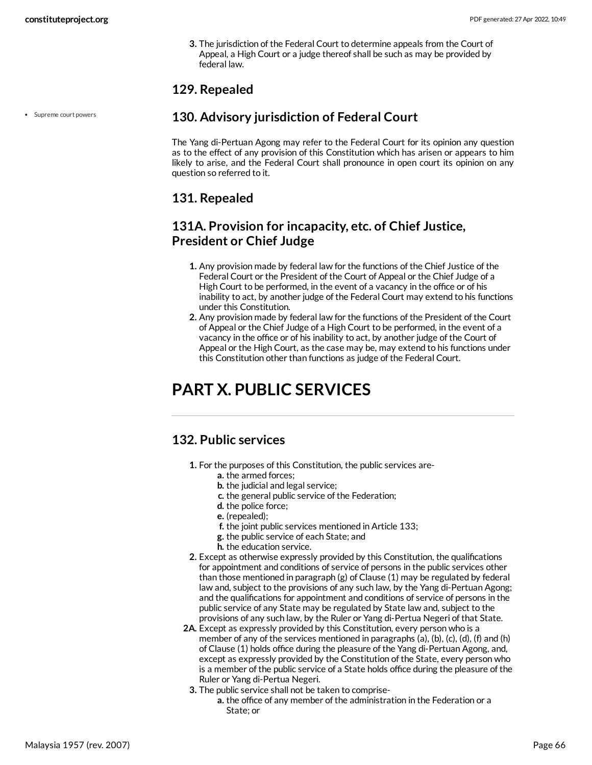3. The jurisdiction of the Federal Court to determine appeals from the Court of Appeal, a High Court or a judge thereof shall be such as may be provided by federal law.

### 129. Repealed

- Supreme court powers

### 130. Advisory jurisdiction of Federal Court

The Yang di-Pertuan Agong may refer to the Federal Court for its opinion any question as to the effect of any provision of this Constitution which has arisen or appears to him likely to arise, and the Federal Court shall pronounce in open court its opinion on any question so referred to it.

### 131. Repealed

### 131A. Provision for incapacity, etc. of Chief Justice, President or Chief Judge

1. Any provision made by federal law for the functions of the Chief Justice of the Federal Court or the President of the Court of Appeal or the Chief Judge of a High Court to be performed, in the event of a vacancy in the office or of his inability to act, by another judge of the Federal Court may extend to his functions under this Constitution.
2. Any provision made by federal law for the functions of the President of the Court of Appeal or the Chief Judge of a High Court to be performed, in the event of a vacancy in the office or of his inability to act, by another judge of the Court of Appeal or the High Court, as the case may be, may extend to his functions under this Constitution other than functions as judge of the Federal Court.

# PART X. PUBLIC SERVICES

### 132. Public services

1. For the purposes of this Constitution, the public services are-
   - **a.** the armed forces;
   - **b.** the judicial and legal service;
   - **c.** the general public service of the Federation;
   - **d.** the police force;
   - **e.** (repealed);
   - **f.** the joint public services mentioned in Article 133;
   - **g.** the public service of each State; and
   - **h.** the education service.
2. Except as otherwise expressly provided by this Constitution, the qualifications for appointment and conditions of service of persons in the public services other than those mentioned in paragraph (g) of Clause (1) may be regulated by federal law and, subject to the provisions of any such law, by the Yang di-Pertuan Agong; and the qualifications for appointment and conditions of service of persons in the public service of any State may be regulated by State law and, subject to the provisions of any such law, by the Ruler or Yang di-Pertua Negeri of that State.

**2A.** Except as expressly provided by this Constitution, every person who is a member of any of the services mentioned in paragraphs (a), (b), (c), (d), (f) and (h) of Clause (1) holds office during the pleasure of the Yang di-Pertuan Agong, and, except as expressly provided by the Constitution of the State, every person who is a member of the public service of a State holds office during the pleasure of the Ruler or Yang di-Pertua Negeri.

3. The public service shall not be taken to comprise-
   - **a.** the office of any member of the administration in the Federation or a State; or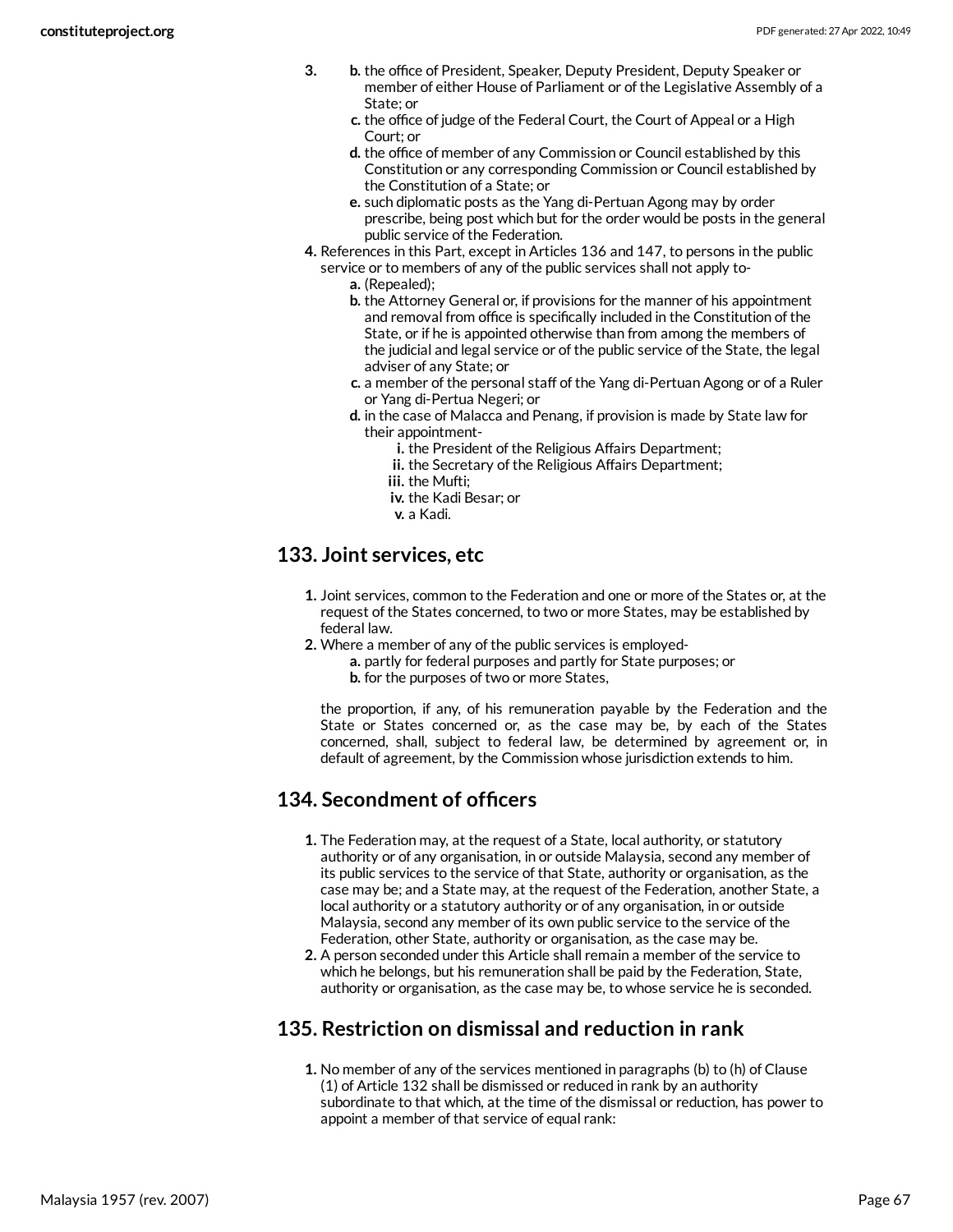3.
  - b. the office of President, Speaker, Deputy President, Deputy Speaker or member of either House of Parliament or of the Legislative Assembly of a State; or
  - c. the office of judge of the Federal Court, the Court of Appeal or a High Court; or
  - d. the office of member of any Commission or Council established by this Constitution or any corresponding Commission or Council established by the Constitution of a State; or
  - e. such diplomatic posts as the Yang di-Pertuan Agong may by order prescribe, being post which but for the order would be posts in the general public service of the Federation.

4. References in this Part, except in Articles 136 and 147, to persons in the public service or to members of any of the public services shall not apply to-
  - a. (Repealed);
  - b. the Attorney General or, if provisions for the manner of his appointment and removal from office is specifically included in the Constitution of the State, or if he is appointed otherwise than from among the members of the judicial and legal service or of the public service of the State, the legal adviser of any State; or
  - c. a member of the personal staff of the Yang di-Pertuan Agong or of a Ruler or Yang di-Pertua Negeri; or
  - d. in the case of Malacca and Penang, if provision is made by State law for their appointment-
    - i. the President of the Religious Affairs Department;
    - ii. the Secretary of the Religious Affairs Department;
    - iii. the Mufti;
    - iv. the Kadi Besar; or
    - v. a Kadi.

## 133. Joint services, etc

1. Joint services, common to the Federation and one or more of the States or, at the request of the States concerned, to two or more States, may be established by federal law.
2. Where a member of any of the public services is employed-
  - a. partly for federal purposes and partly for State purposes; or
  - b. for the purposes of two or more States,

  the proportion, if any, of his remuneration payable by the Federation and the State or States concerned or, as the case may be, by each of the States concerned, shall, subject to federal law, be determined by agreement or, in default of agreement, by the Commission whose jurisdiction extends to him.

## 134. Secondment of officers

1. The Federation may, at the request of a State, local authority, or statutory authority or of any organisation, in or outside Malaysia, second any member of its public services to the service of that State, authority or organisation, as the case may be; and a State may, at the request of the Federation, another State, a local authority or a statutory authority or of any organisation, in or outside Malaysia, second any member of its own public service to the service of the Federation, other State, authority or organisation, as the case may be.
2. A person seconded under this Article shall remain a member of the service to which he belongs, but his remuneration shall be paid by the Federation, State, authority or organisation, as the case may be, to whose service he is seconded.

## 135. Restriction on dismissal and reduction in rank

1. No member of any of the services mentioned in paragraphs (b) to (h) of Clause (1) of Article 132 shall be dismissed or reduced in rank by an authority subordinate to that which, at the time of the dismissal or reduction, has power to appoint a member of that service of equal rank: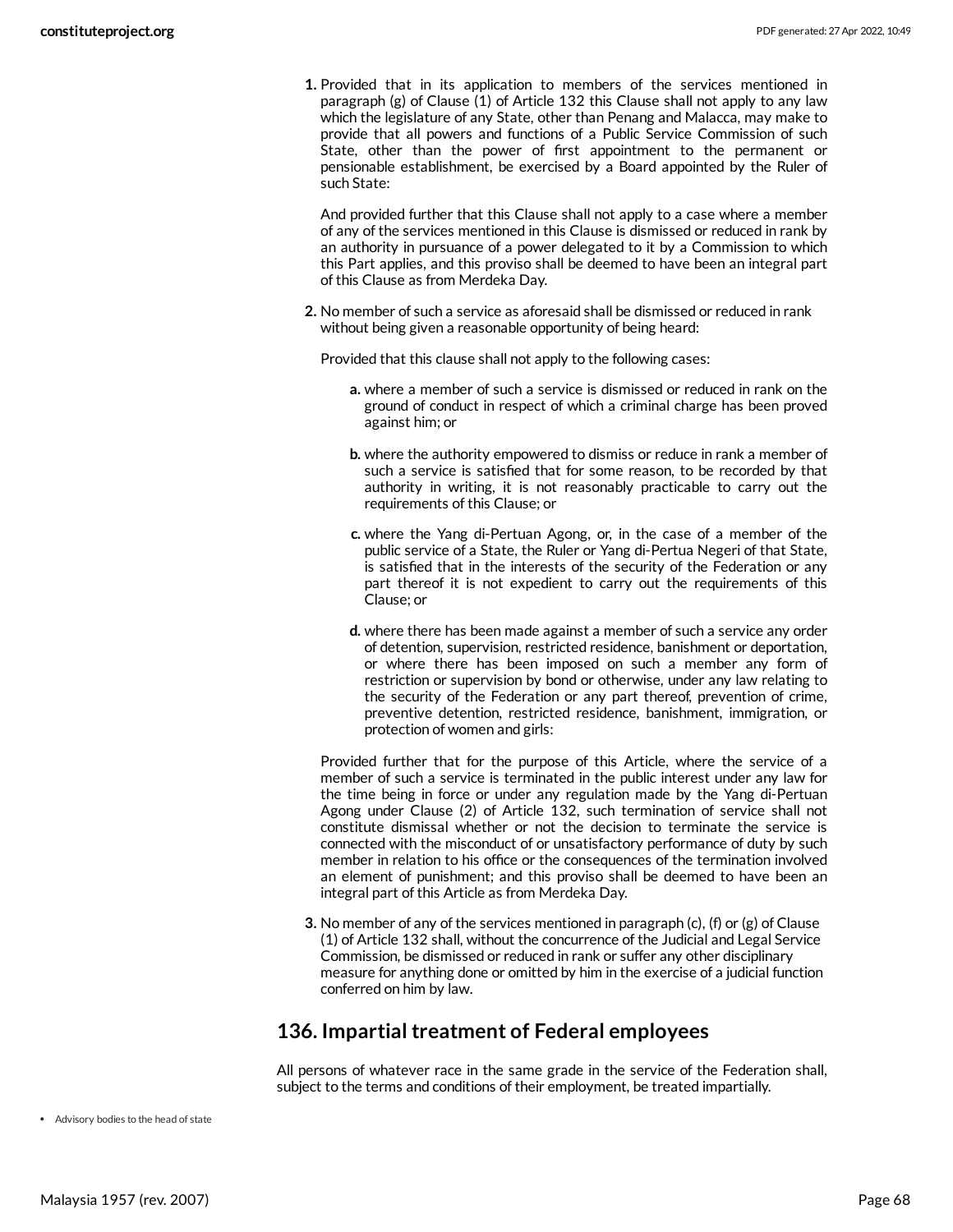1. Provided that in its application to members of the services mentioned in paragraph (g) of Clause (1) of Article 132 this Clause shall not apply to any law which the legislature of any State, other than Penang and Malacca, may make to provide that all powers and functions of a Public Service Commission of such State, other than the power of first appointment to the permanent or pensionable establishment, be exercised by a Board appointed by the Ruler of such State:

   And provided further that this Clause shall not apply to a case where a member of any of the services mentioned in this Clause is dismissed or reduced in rank by an authority in pursuance of a power delegated to it by a Commission to which this Part applies, and this proviso shall be deemed to have been an integral part of this Clause as from Merdeka Day.

2. No member of such a service as aforesaid shall be dismissed or reduced in rank without being given a reasonable opportunity of being heard:

   Provided that this clause shall not apply to the following cases:

   a. where a member of such a service is dismissed or reduced in rank on the ground of conduct in respect of which a criminal charge has been proved against him; or

   b. where the authority empowered to dismiss or reduce in rank a member of such a service is satisfied that for some reason, to be recorded by that authority in writing, it is not reasonably practicable to carry out the requirements of this Clause; or

   c. where the Yang di-Pertuan Agong, or, in the case of a member of the public service of a State, the Ruler or Yang di-Pertua Negeri of that State, is satisfied that in the interests of the security of the Federation or any part thereof it is not expedient to carry out the requirements of this Clause; or

   d. where there has been made against a member of such a service any order of detention, supervision, restricted residence, banishment or deportation, or where there has been imposed on such a member any form of restriction or supervision by bond or otherwise, under any law relating to the security of the Federation or any part thereof, prevention of crime, preventive detention, restricted residence, banishment, immigration, or protection of women and girls:

   Provided further that for the purpose of this Article, where the service of a member of such a service is terminated in the public interest under any law for the time being in force or under any regulation made by the Yang di-Pertuan Agong under Clause (2) of Article 132, such termination of service shall not constitute dismissal whether or not the decision to terminate the service is connected with the misconduct of or unsatisfactory performance of duty by such member in relation to his office or the consequences of the termination involved an element of punishment; and this proviso shall be deemed to have been an integral part of this Article as from Merdeka Day.

3. No member of any of the services mentioned in paragraph (c), (f) or (g) of Clause (1) of Article 132 shall, without the concurrence of the Judicial and Legal Service Commission, be dismissed or reduced in rank or suffer any other disciplinary measure for anything done or omitted by him in the exercise of a judicial function conferred on him by law.

## 136. Impartial treatment of Federal employees

All persons of whatever race in the same grade in the service of the Federation shall, subject to the terms and conditions of their employment, be treated impartially.

- Advisory bodies to the head of state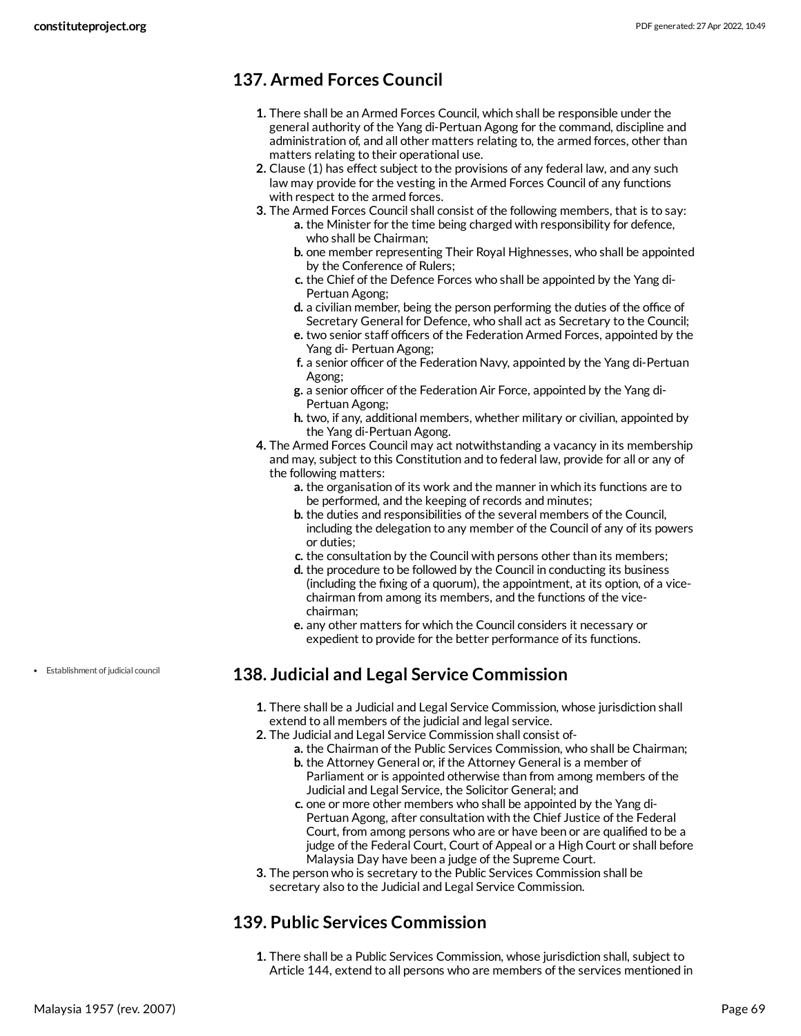## 137. Armed Forces Council

1. There shall be an Armed Forces Council, which shall be responsible under the general authority of the Yang di-Pertuan Agong for the command, discipline and administration of, and all other matters relating to, the armed forces, other than matters relating to their operational use.
2. Clause (1) has effect subject to the provisions of any federal law, and any such law may provide for the vesting in the Armed Forces Council of any functions with respect to the armed forces.
3. The Armed Forces Council shall consist of the following members, that is to say:
   a. the Minister for the time being charged with responsibility for defence, who shall be Chairman;
   b. one member representing Their Royal Highnesses, who shall be appointed by the Conference of Rulers;
   c. the Chief of the Defence Forces who shall be appointed by the Yang di-Pertuan Agong;
   d. a civilian member, being the person performing the duties of the office of Secretary General for Defence, who shall act as Secretary to the Council;
   e. two senior staff officers of the Federation Armed Forces, appointed by the Yang di- Pertuan Agong;
   f. a senior officer of the Federation Navy, appointed by the Yang di-Pertuan Agong;
   g. a senior officer of the Federation Air Force, appointed by the Yang di-Pertuan Agong;
   h. two, if any, additional members, whether military or civilian, appointed by the Yang di-Pertuan Agong.
4. The Armed Forces Council may act notwithstanding a vacancy in its membership and may, subject to this Constitution and to federal law, provide for all or any of the following matters:
   a. the organisation of its work and the manner in which its functions are to be performed, and the keeping of records and minutes;
   b. the duties and responsibilities of the several members of the Council, including the delegation to any member of the Council of any of its powers or duties;
   c. the consultation by the Council with persons other than its members;
   d. the procedure to be followed by the Council in conducting its business (including the fixing of a quorum), the appointment, at its option, of a vice-chairman from among its members, and the functions of the vice-chairman;
   e. any other matters for which the Council considers it necessary or expedient to provide for the better performance of its functions.

- Establishment of judicial council

## 138. Judicial and Legal Service Commission

1. There shall be a Judicial and Legal Service Commission, whose jurisdiction shall extend to all members of the judicial and legal service.
2. The Judicial and Legal Service Commission shall consist of-
   a. the Chairman of the Public Services Commission, who shall be Chairman;
   b. the Attorney General or, if the Attorney General is a member of Parliament or is appointed otherwise than from among members of the Judicial and Legal Service, the Solicitor General; and
   c. one or more other members who shall be appointed by the Yang di-Pertuan Agong, after consultation with the Chief Justice of the Federal Court, from among persons who are or have been or are qualified to be a judge of the Federal Court, Court of Appeal or a High Court or shall before Malaysia Day have been a judge of the Supreme Court.
3. The person who is secretary to the Public Services Commission shall be secretary also to the Judicial and Legal Service Commission.

## 139. Public Services Commission

1. There shall be a Public Services Commission, whose jurisdiction shall, subject to Article 144, extend to all persons who are members of the services mentioned in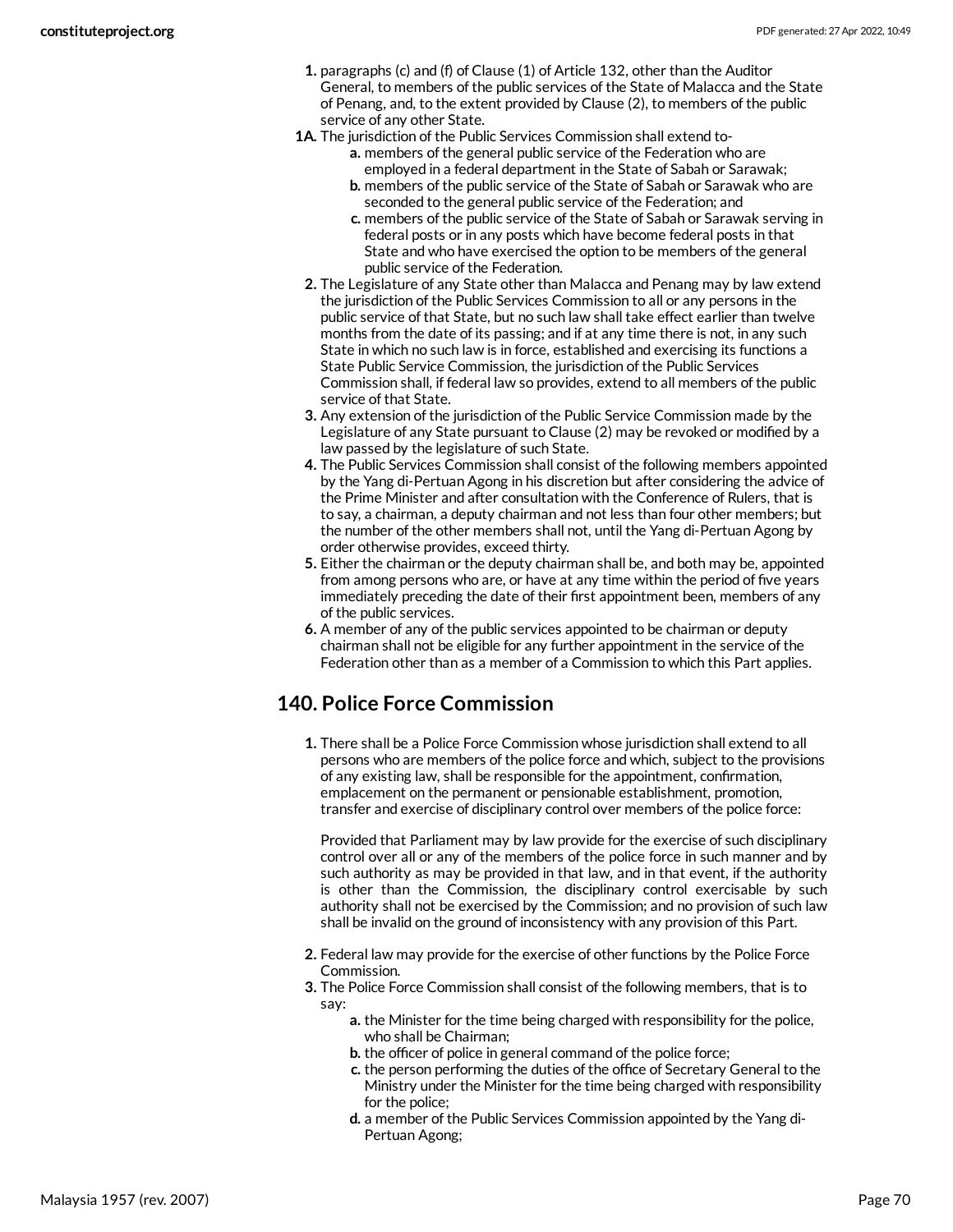1. paragraphs (c) and (f) of Clause (1) of Article 132, other than the Auditor General, to members of the public services of the State of Malacca and the State of Penang, and, to the extent provided by Clause (2), to members of the public service of any other State.

**1A.** The jurisdiction of the Public Services Commission shall extend to-

   - **a.** members of the general public service of the Federation who are employed in a federal department in the State of Sabah or Sarawak;
   - **b.** members of the public service of the State of Sabah or Sarawak who are seconded to the general public service of the Federation; and
   - **c.** members of the public service of the State of Sabah or Sarawak serving in federal posts or in any posts which have become federal posts in that State and who have exercised the option to be members of the general public service of the Federation.

2. The Legislature of any State other than Malacca and Penang may by law extend the jurisdiction of the Public Services Commission to all or any persons in the public service of that State, but no such law shall take effect earlier than twelve months from the date of its passing; and if at any time there is not, in any such State in which no such law is in force, established and exercising its functions a State Public Service Commission, the jurisdiction of the Public Services Commission shall, if federal law so provides, extend to all members of the public service of that State.
3. Any extension of the jurisdiction of the Public Service Commission made by the Legislature of any State pursuant to Clause (2) may be revoked or modified by a law passed by the legislature of such State.
4. The Public Services Commission shall consist of the following members appointed by the Yang di-Pertuan Agong in his discretion but after considering the advice of the Prime Minister and after consultation with the Conference of Rulers, that is to say, a chairman, a deputy chairman and not less than four other members; but the number of the other members shall not, until the Yang di-Pertuan Agong by order otherwise provides, exceed thirty.
5. Either the chairman or the deputy chairman shall be, and both may be, appointed from among persons who are, or have at any time within the period of five years immediately preceding the date of their first appointment been, members of any of the public services.
6. A member of any of the public services appointed to be chairman or deputy chairman shall not be eligible for any further appointment in the service of the Federation other than as a member of a Commission to which this Part applies.

## 140. Police Force Commission

1. There shall be a Police Force Commission whose jurisdiction shall extend to all persons who are members of the police force and which, subject to the provisions of any existing law, shall be responsible for the appointment, confirmation, emplacement on the permanent or pensionable establishment, promotion, transfer and exercise of disciplinary control over members of the police force:

   Provided that Parliament may by law provide for the exercise of such disciplinary control over all or any of the members of the police force in such manner and by such authority as may be provided in that law, and in that event, if the authority is other than the Commission, the disciplinary control exercisable by such authority shall not be exercised by the Commission; and no provision of such law shall be invalid on the ground of inconsistency with any provision of this Part.

2. Federal law may provide for the exercise of other functions by the Police Force Commission.
3. The Police Force Commission shall consist of the following members, that is to say:
   - **a.** the Minister for the time being charged with responsibility for the police, who shall be Chairman;
   - **b.** the officer of police in general command of the police force;
   - **c.** the person performing the duties of the office of Secretary General to the Ministry under the Minister for the time being charged with responsibility for the police;
   - **d.** a member of the Public Services Commission appointed by the Yang di-Pertuan Agong;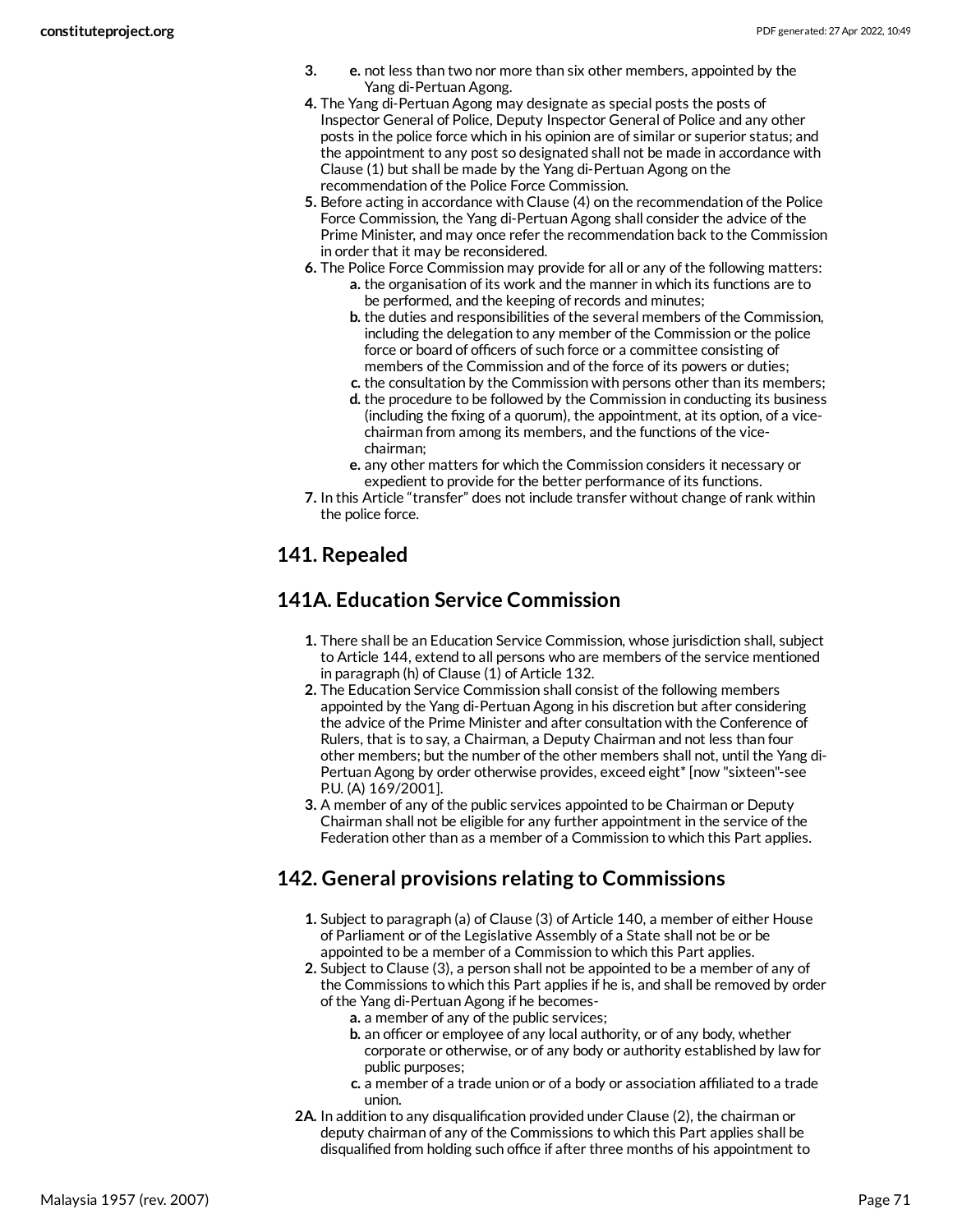3. e. not less than two nor more than six other members, appointed by the Yang di-Pertuan Agong.
4. The Yang di-Pertuan Agong may designate as special posts the posts of Inspector General of Police, Deputy Inspector General of Police and any other posts in the police force which in his opinion are of similar or superior status; and the appointment to any post so designated shall not be made in accordance with Clause (1) but shall be made by the Yang di-Pertuan Agong on the recommendation of the Police Force Commission.
5. Before acting in accordance with Clause (4) on the recommendation of the Police Force Commission, the Yang di-Pertuan Agong shall consider the advice of the Prime Minister, and may once refer the recommendation back to the Commission in order that it may be reconsidered.
6. The Police Force Commission may provide for all or any of the following matters:
   - a. the organisation of its work and the manner in which its functions are to be performed, and the keeping of records and minutes;
   - b. the duties and responsibilities of the several members of the Commission, including the delegation to any member of the Commission or the police force or board of officers of such force or a committee consisting of members of the Commission and of the force of its powers or duties;
   - c. the consultation by the Commission with persons other than its members;
   - d. the procedure to be followed by the Commission in conducting its business (including the fixing of a quorum), the appointment, at its option, of a vice-chairman from among its members, and the functions of the vice-chairman;
   - e. any other matters for which the Commission considers it necessary or expedient to provide for the better performance of its functions.
7. In this Article "transfer" does not include transfer without change of rank within the police force.

## 141. Repealed

## 141A. Education Service Commission

1. There shall be an Education Service Commission, whose jurisdiction shall, subject to Article 144, extend to all persons who are members of the service mentioned in paragraph (h) of Clause (1) of Article 132.
2. The Education Service Commission shall consist of the following members appointed by the Yang di-Pertuan Agong in his discretion but after considering the advice of the Prime Minister and after consultation with the Conference of Rulers, that is to say, a Chairman, a Deputy Chairman and not less than four other members; but the number of the other members shall not, until the Yang di-Pertuan Agong by order otherwise provides, exceed eight* [now "sixteen"-see P.U. (A) 169/2001].
3. A member of any of the public services appointed to be Chairman or Deputy Chairman shall not be eligible for any further appointment in the service of the Federation other than as a member of a Commission to which this Part applies.

## 142. General provisions relating to Commissions

1. Subject to paragraph (a) of Clause (3) of Article 140, a member of either House of Parliament or of the Legislative Assembly of a State shall not be or be appointed to be a member of a Commission to which this Part applies.
2. Subject to Clause (3), a person shall not be appointed to be a member of any of the Commissions to which this Part applies if he is, and shall be removed by order of the Yang di-Pertuan Agong if he becomes-
   - a. a member of any of the public services;
   - b. an officer or employee of any local authority, or of any body, whether corporate or otherwise, or of any body or authority established by law for public purposes;
   - c. a member of a trade union or of a body or association affiliated to a trade union.

2A. In addition to any disqualification provided under Clause (2), the chairman or deputy chairman of any of the Commissions to which this Part applies shall be disqualified from holding such office if after three months of his appointment to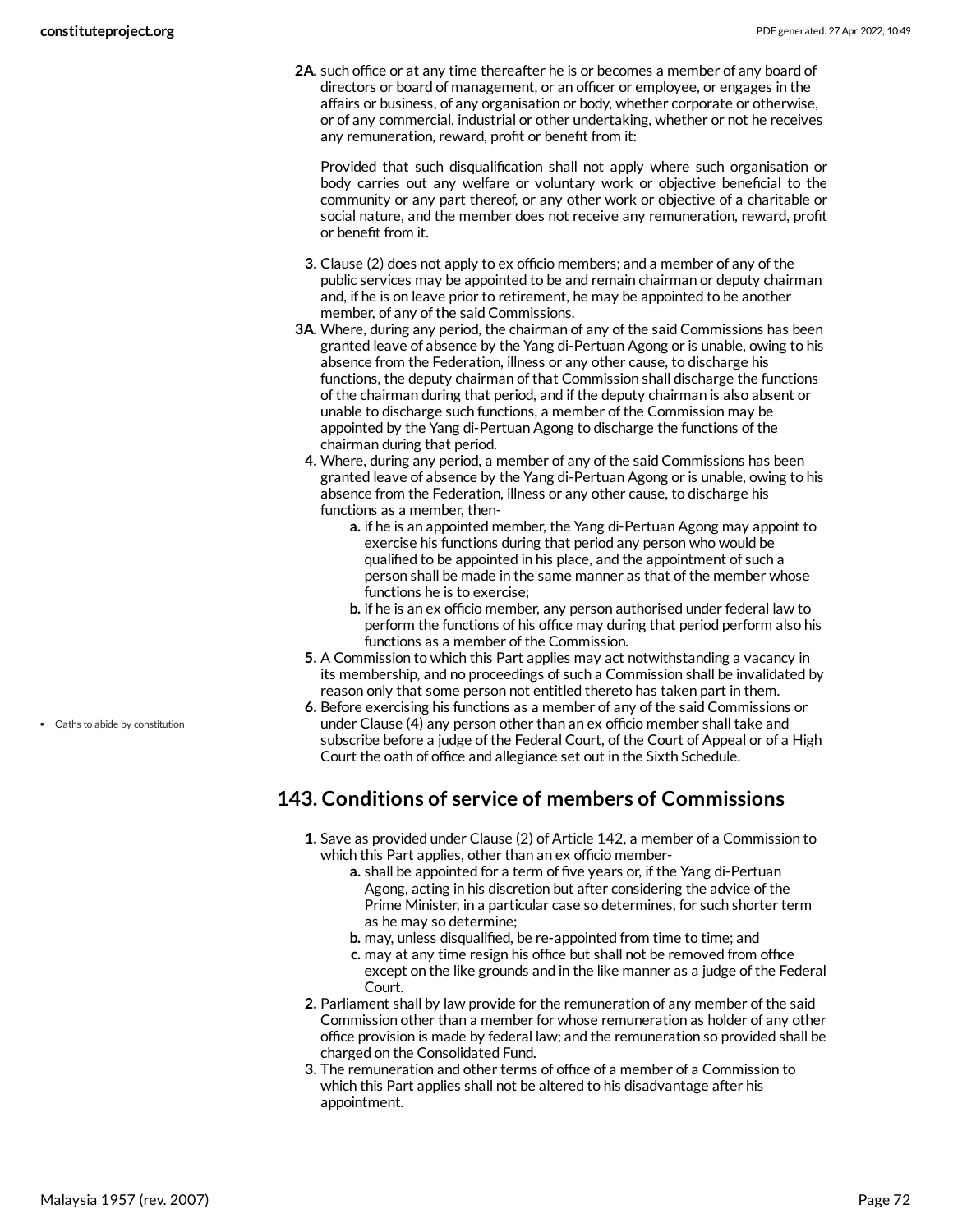2A. such office or at any time thereafter he is or becomes a member of any board of directors or board of management, or an officer or employee, or engages in the affairs or business, of any organisation or body, whether corporate or otherwise, or of any commercial, industrial or other undertaking, whether or not he receives any remuneration, reward, profit or benefit from it:

 Provided that such disqualification shall not apply where such organisation or body carries out any welfare or voluntary work or objective beneficial to the community or any part thereof, or any other work or objective of a charitable or social nature, and the member does not receive any remuneration, reward, profit or benefit from it.

3. Clause (2) does not apply to ex officio members; and a member of any of the public services may be appointed to be and remain chairman or deputy chairman and, if he is on leave prior to retirement, he may be appointed to be another member, of any of the said Commissions.

3A. Where, during any period, the chairman of any of the said Commissions has been granted leave of absence by the Yang di-Pertuan Agong or is unable, owing to his absence from the Federation, illness or any other cause, to discharge his functions, the deputy chairman of that Commission shall discharge the functions of the chairman during that period, and if the deputy chairman is also absent or unable to discharge such functions, a member of the Commission may be appointed by the Yang di-Pertuan Agong to discharge the functions of the chairman during that period.

4. Where, during any period, a member of any of the said Commissions has been granted leave of absence by the Yang di-Pertuan Agong or is unable, owing to his absence from the Federation, illness or any other cause, to discharge his functions as a member, then-
    a. if he is an appointed member, the Yang di-Pertuan Agong may appoint to exercise his functions during that period any person who would be qualified to be appointed in his place, and the appointment of such a person shall be made in the same manner as that of the member whose functions he is to exercise;
    b. if he is an ex officio member, any person authorised under federal law to perform the functions of his office may during that period perform also his functions as a member of the Commission.

5. A Commission to which this Part applies may act notwithstanding a vacancy in its membership, and no proceedings of such a Commission shall be invalidated by reason only that some person not entitled thereto has taken part in them.

6. Before exercising his functions as a member of any of the said Commissions or under Clause (4) any person other than an ex officio member shall take and subscribe before a judge of the Federal Court, of the Court of Appeal or of a High Court the oath of office and allegiance set out in the Sixth Schedule.

- Oaths to abide by constitution

## 143. Conditions of service of members of Commissions

1. Save as provided under Clause (2) of Article 142, a member of a Commission to which this Part applies, other than an ex officio member-
    a. shall be appointed for a term of five years or, if the Yang di-Pertuan Agong, acting in his discretion but after considering the advice of the Prime Minister, in a particular case so determines, for such shorter term as he may so determine;
    b. may, unless disqualified, be re-appointed from time to time; and
    c. may at any time resign his office but shall not be removed from office except on the like grounds and in the like manner as a judge of the Federal Court.
2. Parliament shall by law provide for the remuneration of any member of the said Commission other than a member for whose remuneration as holder of any other office provision is made by federal law; and the remuneration so provided shall be charged on the Consolidated Fund.
3. The remuneration and other terms of office of a member of a Commission to which this Part applies shall not be altered to his disadvantage after his appointment.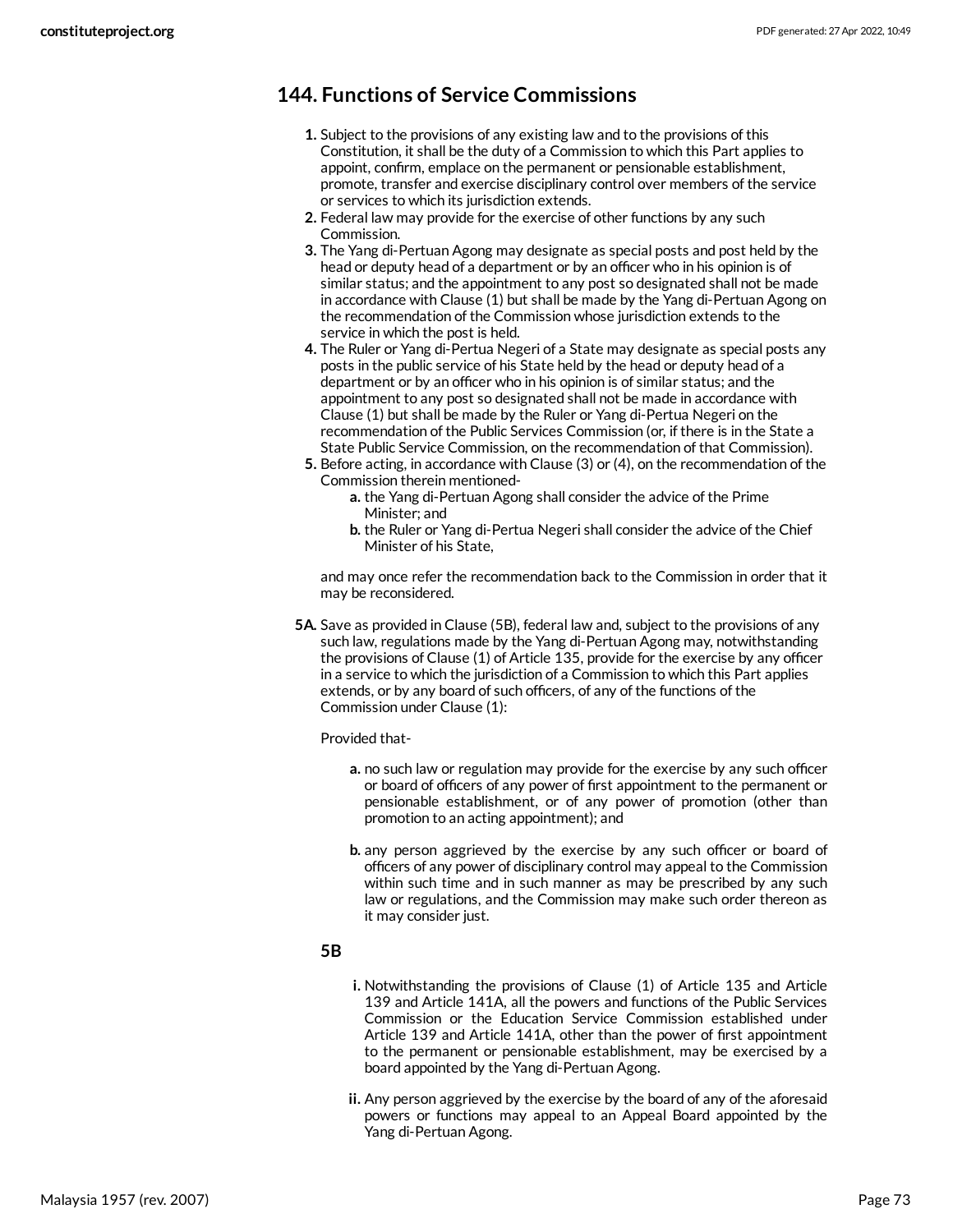## 144. Functions of Service Commissions

1. Subject to the provisions of any existing law and to the provisions of this Constitution, it shall be the duty of a Commission to which this Part applies to appoint, confirm, emplace on the permanent or pensionable establishment, promote, transfer and exercise disciplinary control over members of the service or services to which its jurisdiction extends.
2. Federal law may provide for the exercise of other functions by any such Commission.
3. The Yang di-Pertuan Agong may designate as special posts and post held by the head or deputy head of a department or by an officer who in his opinion is of similar status; and the appointment to any post so designated shall not be made in accordance with Clause (1) but shall be made by the Yang di-Pertuan Agong on the recommendation of the Commission whose jurisdiction extends to the service in which the post is held.
4. The Ruler or Yang di-Pertua Negeri of a State may designate as special posts any posts in the public service of his State held by the head or deputy head of a department or by an officer who in his opinion is of similar status; and the appointment to any post so designated shall not be made in accordance with Clause (1) but shall be made by the Ruler or Yang di-Pertua Negeri on the recommendation of the Public Services Commission (or, if there is in the State a State Public Service Commission, on the recommendation of that Commission).
5. Before acting, in accordance with Clause (3) or (4), on the recommendation of the Commission therein mentioned-
   a. the Yang di-Pertuan Agong shall consider the advice of the Prime Minister; and
   b. the Ruler or Yang di-Pertua Negeri shall consider the advice of the Chief Minister of his State,

   and may once refer the recommendation back to the Commission in order that it may be reconsidered.

**5A.** Save as provided in Clause (5B), federal law and, subject to the provisions of any such law, regulations made by the Yang di-Pertuan Agong may, notwithstanding the provisions of Clause (1) of Article 135, provide for the exercise by any officer in a service to which the jurisdiction of a Commission to which this Part applies extends, or by any board of such officers, of any of the functions of the Commission under Clause (1):

Provided that-

a. no such law or regulation may provide for the exercise by any such officer or board of officers of any power of first appointment to the permanent or pensionable establishment, or of any power of promotion (other than promotion to an acting appointment); and

b. any person aggrieved by the exercise by any such officer or board of officers of any power of disciplinary control may appeal to the Commission within such time and in such manner as may be prescribed by any such law or regulations, and the Commission may make such order thereon as it may consider just.

**5B**

i. Notwithstanding the provisions of Clause (1) of Article 135 and Article 139 and Article 141A, all the powers and functions of the Public Services Commission or the Education Service Commission established under Article 139 and Article 141A, other than the power of first appointment to the permanent or pensionable establishment, may be exercised by a board appointed by the Yang di-Pertuan Agong.

ii. Any person aggrieved by the exercise by the board of any of the aforesaid powers or functions may appeal to an Appeal Board appointed by the Yang di-Pertuan Agong.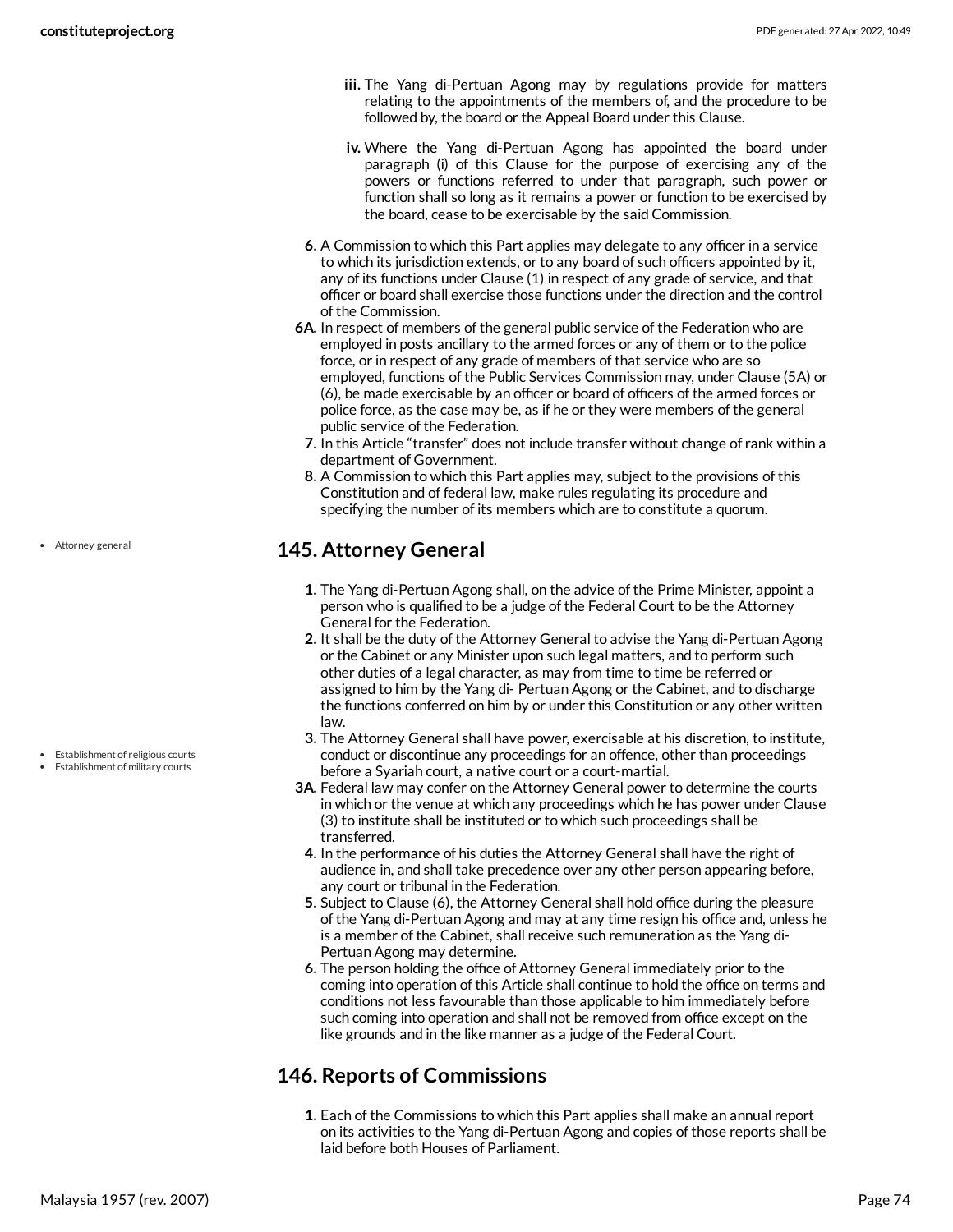iii. The Yang di-Pertuan Agong may by regulations provide for matters relating to the appointments of the members of, and the procedure to be followed by, the board or the Appeal Board under this Clause.

iv. Where the Yang di-Pertuan Agong has appointed the board under paragraph (i) of this Clause for the purpose of exercising any of the powers or functions referred to under that paragraph, such power or function shall so long as it remains a power or function to be exercised by the board, cease to be exercisable by the said Commission.

6. A Commission to which this Part applies may delegate to any officer in a service to which its jurisdiction extends, or to any board of such officers appointed by it, any of its functions under Clause (1) in respect of any grade of service, and that officer or board shall exercise those functions under the direction and the control of the Commission.

6A. In respect of members of the general public service of the Federation who are employed in posts ancillary to the armed forces or any of them or to the police force, or in respect of any grade of members of that service who are so employed, functions of the Public Services Commission may, under Clause (5A) or (6), be made exercisable by an officer or board of officers of the armed forces or police force, as the case may be, as if he or they were members of the general public service of the Federation.

7. In this Article “transfer” does not include transfer without change of rank within a department of Government.

8. A Commission to which this Part applies may, subject to the provisions of this Constitution and of federal law, make rules regulating its procedure and specifying the number of its members which are to constitute a quorum.

- Attorney general

## 145. Attorney General

1. The Yang di-Pertuan Agong shall, on the advice of the Prime Minister, appoint a person who is qualified to be a judge of the Federal Court to be the Attorney General for the Federation.

2. It shall be the duty of the Attorney General to advise the Yang di-Pertuan Agong or the Cabinet or any Minister upon such legal matters, and to perform such other duties of a legal character, as may from time to time be referred or assigned to him by the Yang di- Pertuan Agong or the Cabinet, and to discharge the functions conferred on him by or under this Constitution or any other written law.

- Establishment of religious courts
- Establishment of military courts

3. The Attorney General shall have power, exercisable at his discretion, to institute, conduct or discontinue any proceedings for an offence, other than proceedings before a Syariah court, a native court or a court-martial.

3A. Federal law may confer on the Attorney General power to determine the courts in which or the venue at which any proceedings which he has power under Clause (3) to institute shall be instituted or to which such proceedings shall be transferred.

4. In the performance of his duties the Attorney General shall have the right of audience in, and shall take precedence over any other person appearing before, any court or tribunal in the Federation.

5. Subject to Clause (6), the Attorney General shall hold office during the pleasure of the Yang di-Pertuan Agong and may at any time resign his office and, unless he is a member of the Cabinet, shall receive such remuneration as the Yang di-Pertuan Agong may determine.

6. The person holding the office of Attorney General immediately prior to the coming into operation of this Article shall continue to hold the office on terms and conditions not less favourable than those applicable to him immediately before such coming into operation and shall not be removed from office except on the like grounds and in the like manner as a judge of the Federal Court.

## 146. Reports of Commissions

1. Each of the Commissions to which this Part applies shall make an annual report on its activities to the Yang di-Pertuan Agong and copies of those reports shall be laid before both Houses of Parliament.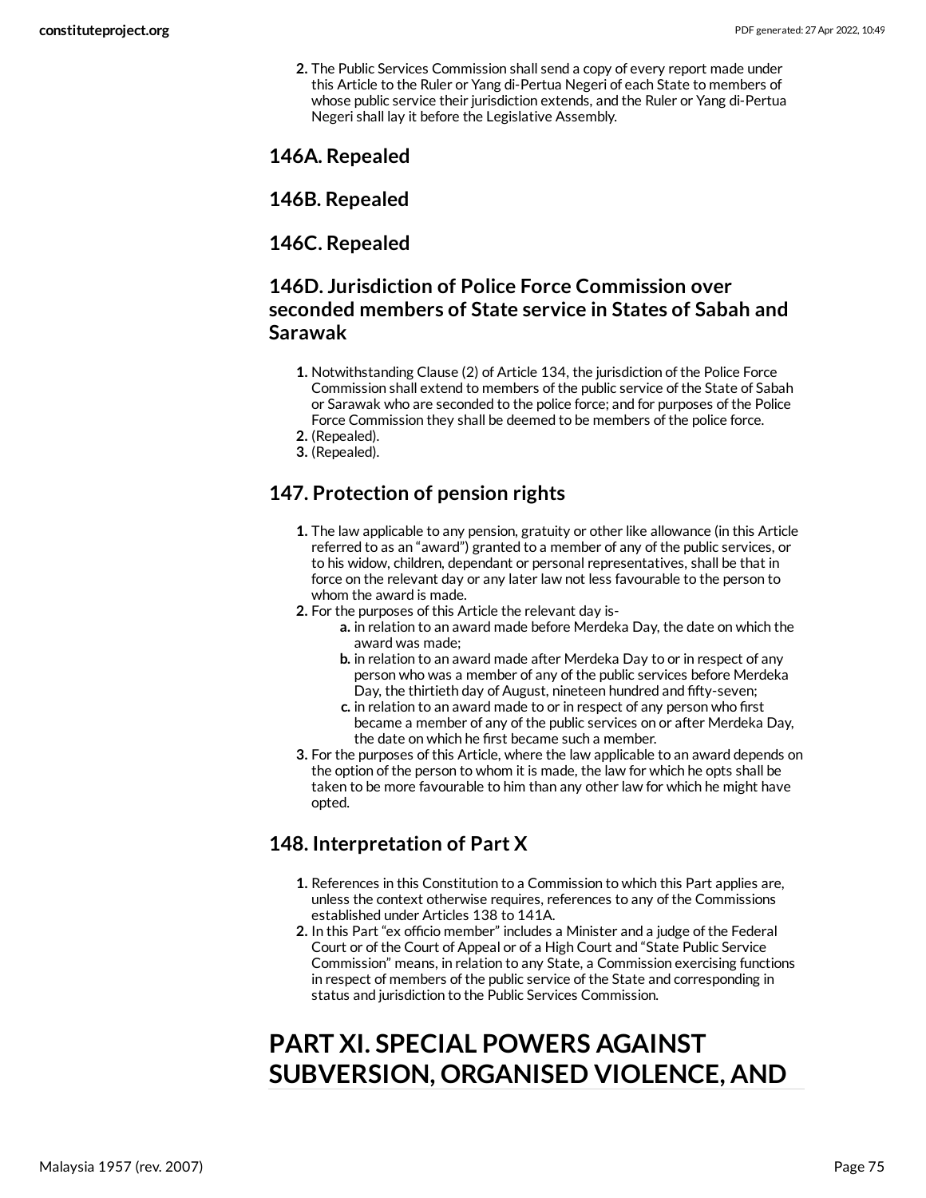2. The Public Services Commission shall send a copy of every report made under this Article to the Ruler or Yang di-Pertua Negeri of each State to members of whose public service their jurisdiction extends, and the Ruler or Yang di-Pertua Negeri shall lay it before the Legislative Assembly.

### 146A. Repealed

### 146B. Repealed

### 146C. Repealed

### 146D. Jurisdiction of Police Force Commission over seconded members of State service in States of Sabah and Sarawak

1. Notwithstanding Clause (2) of Article 134, the jurisdiction of the Police Force Commission shall extend to members of the public service of the State of Sabah or Sarawak who are seconded to the police force; and for purposes of the Police Force Commission they shall be deemed to be members of the police force.
2. (Repealed).
3. (Repealed).

### 147. Protection of pension rights

1. The law applicable to any pension, gratuity or other like allowance (in this Article referred to as an "award") granted to a member of any of the public services, or to his widow, children, dependant or personal representatives, shall be that in force on the relevant day or any later law not less favourable to the person to whom the award is made.
2. For the purposes of this Article the relevant day is-
   a. in relation to an award made before Merdeka Day, the date on which the award was made;
   b. in relation to an award made after Merdeka Day to or in respect of any person who was a member of any of the public services before Merdeka Day, the thirtieth day of August, nineteen hundred and fifty-seven;
   c. in relation to an award made to or in respect of any person who first became a member of any of the public services on or after Merdeka Day, the date on which he first became such a member.
3. For the purposes of this Article, where the law applicable to an award depends on the option of the person to whom it is made, the law for which he opts shall be taken to be more favourable to him than any other law for which he might have opted.

### 148. Interpretation of Part X

1. References in this Constitution to a Commission to which this Part applies are, unless the context otherwise requires, references to any of the Commissions established under Articles 138 to 141A.
2. In this Part "ex officio member" includes a Minister and a judge of the Federal Court or of the Court of Appeal or of a High Court and "State Public Service Commission" means, in relation to any State, a Commission exercising functions in respect of members of the public service of the State and corresponding in status and jurisdiction to the Public Services Commission.

# PART XI. SPECIAL POWERS AGAINST SUBVERSION, ORGANISED VIOLENCE, AND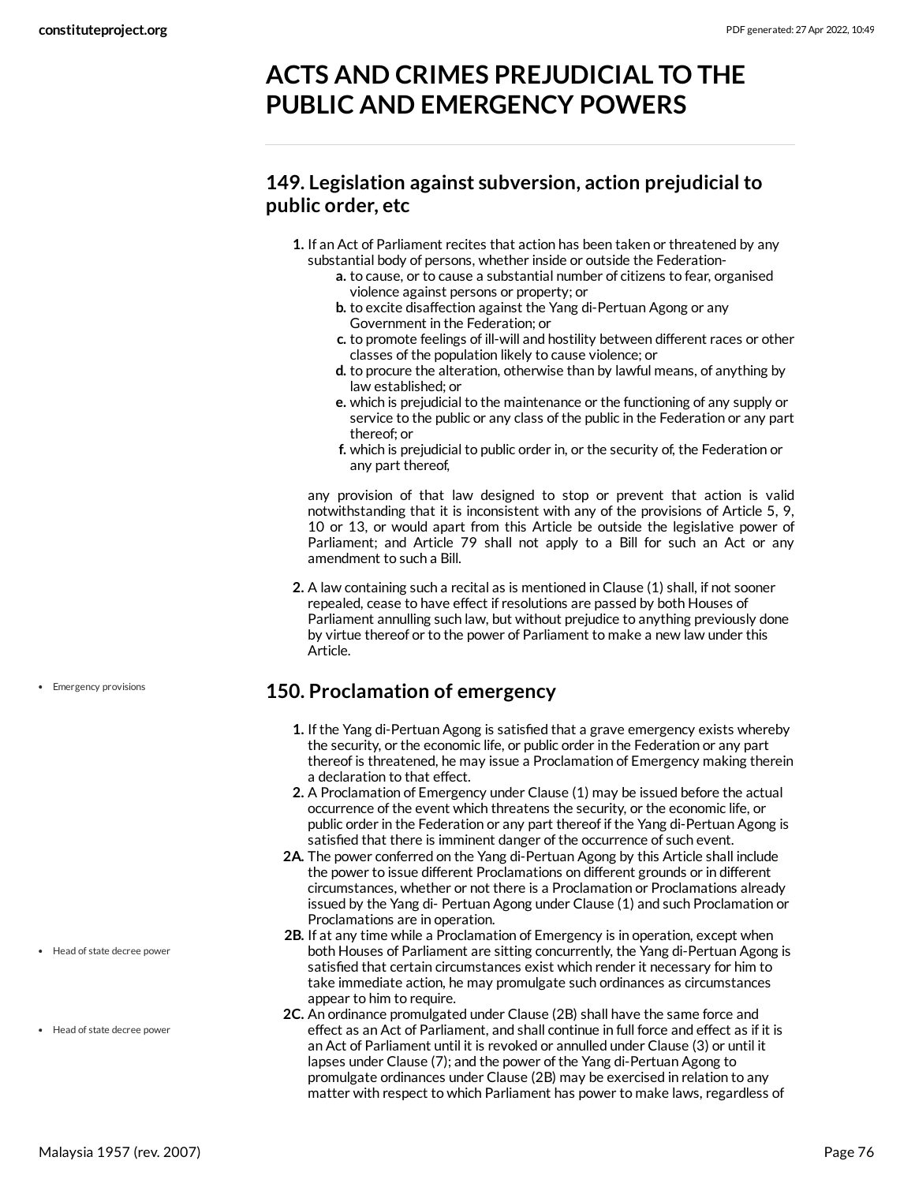# ACTS AND CRIMES PREJUDICIAL TO THE PUBLIC AND EMERGENCY POWERS

## 149. Legislation against subversion, action prejudicial to public order, etc

1. If an Act of Parliament recites that action has been taken or threatened by any substantial body of persons, whether inside or outside the Federation-
   a. to cause, or to cause a substantial number of citizens to fear, organised violence against persons or property; or
   b. to excite disaffection against the Yang di-Pertuan Agong or any Government in the Federation; or
   c. to promote feelings of ill-will and hostility between different races or other classes of the population likely to cause violence; or
   d. to procure the alteration, otherwise than by lawful means, of anything by law established; or
   e. which is prejudicial to the maintenance or the functioning of any supply or service to the public or any class of the public in the Federation or any part thereof; or
   f. which is prejudicial to public order in, or the security of, the Federation or any part thereof,

   any provision of that law designed to stop or prevent that action is valid notwithstanding that it is inconsistent with any of the provisions of Article 5, 9, 10 or 13, or would apart from this Article be outside the legislative power of Parliament; and Article 79 shall not apply to a Bill for such an Act or any amendment to such a Bill.

2. A law containing such a recital as is mentioned in Clause (1) shall, if not sooner repealed, cease to have effect if resolutions are passed by both Houses of Parliament annulling such law, but without prejudice to anything previously done by virtue thereof or to the power of Parliament to make a new law under this Article.

- Emergency provisions

## 150. Proclamation of emergency

1. If the Yang di-Pertuan Agong is satisfied that a grave emergency exists whereby the security, or the economic life, or public order in the Federation or any part thereof is threatened, he may issue a Proclamation of Emergency making therein a declaration to that effect.
2. A Proclamation of Emergency under Clause (1) may be issued before the actual occurrence of the event which threatens the security, or the economic life, or public order in the Federation or any part thereof if the Yang di-Pertuan Agong is satisfied that there is imminent danger of the occurrence of such event.

2A. The power conferred on the Yang di-Pertuan Agong by this Article shall include the power to issue different Proclamations on different grounds or in different circumstances, whether or not there is a Proclamation or Proclamations already issued by the Yang di- Pertuan Agong under Clause (1) and such Proclamation or Proclamations are in operation.

- Head of state decree power

2B. If at any time while a Proclamation of Emergency is in operation, except when both Houses of Parliament are sitting concurrently, the Yang di-Pertuan Agong is satisfied that certain circumstances exist which render it necessary for him to take immediate action, he may promulgate such ordinances as circumstances appear to him to require.

- Head of state decree power

2C. An ordinance promulgated under Clause (2B) shall have the same force and effect as an Act of Parliament, and shall continue in full force and effect as if it is an Act of Parliament until it is revoked or annulled under Clause (3) or until it lapses under Clause (7); and the power of the Yang di-Pertuan Agong to promulgate ordinances under Clause (2B) may be exercised in relation to any matter with respect to which Parliament has power to make laws, regardless of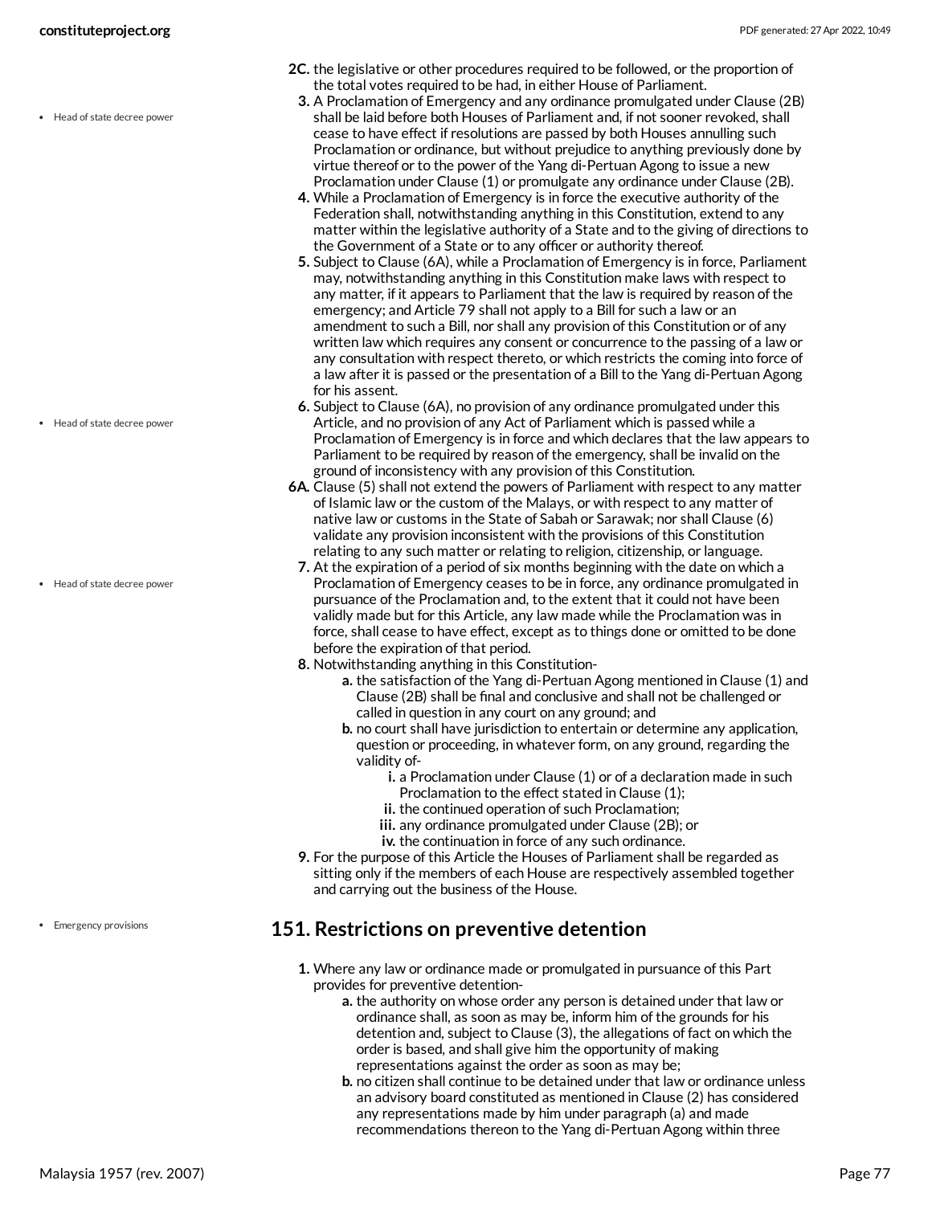2C. the legislative or other procedures required to be followed, or the proportion of the total votes required to be had, in either House of Parliament.

3. A Proclamation of Emergency and any ordinance promulgated under Clause (2B) shall be laid before both Houses of Parliament and, if not sooner revoked, shall cease to have effect if resolutions are passed by both Houses annulling such Proclamation or ordinance, but without prejudice to anything previously done by virtue thereof or to the power of the Yang di-Pertuan Agong to issue a new Proclamation under Clause (1) or promulgate any ordinance under Clause (2B).

4. While a Proclamation of Emergency is in force the executive authority of the Federation shall, notwithstanding anything in this Constitution, extend to any matter within the legislative authority of a State and to the giving of directions to the Government of a State or to any officer or authority thereof.

5. Subject to Clause (6A), while a Proclamation of Emergency is in force, Parliament may, notwithstanding anything in this Constitution make laws with respect to any matter, if it appears to Parliament that the law is required by reason of the emergency; and Article 79 shall not apply to a Bill for such a law or an amendment to such a Bill, nor shall any provision of this Constitution or of any written law which requires any consent or concurrence to the passing of a law or any consultation with respect thereto, or which restricts the coming into force of a law after it is passed or the presentation of a Bill to the Yang di-Pertuan Agong for his assent.

6. Subject to Clause (6A), no provision of any ordinance promulgated under this Article, and no provision of any Act of Parliament which is passed while a Proclamation of Emergency is in force and which declares that the law appears to Parliament to be required by reason of the emergency, shall be invalid on the ground of inconsistency with any provision of this Constitution.

6A. Clause (5) shall not extend the powers of Parliament with respect to any matter of Islamic law or the custom of the Malays, or with respect to any matter of native law or customs in the State of Sabah or Sarawak; nor shall Clause (6) validate any provision inconsistent with the provisions of this Constitution relating to any such matter or relating to religion, citizenship, or language.

7. At the expiration of a period of six months beginning with the date on which a Proclamation of Emergency ceases to be in force, any ordinance promulgated in pursuance of the Proclamation and, to the extent that it could not have been validly made but for this Article, any law made while the Proclamation was in force, shall cease to have effect, except as to things done or omitted to be done before the expiration of that period.

8. Notwithstanding anything in this Constitution-
   a. the satisfaction of the Yang di-Pertuan Agong mentioned in Clause (1) and Clause (2B) shall be final and conclusive and shall not be challenged or called in question in any court on any ground; and
   b. no court shall have jurisdiction to entertain or determine any application, question or proceeding, in whatever form, on any ground, regarding the validity of-
      i. a Proclamation under Clause (1) or of a declaration made in such Proclamation to the effect stated in Clause (1);
      ii. the continued operation of such Proclamation;
      iii. any ordinance promulgated under Clause (2B); or
      iv. the continuation in force of any such ordinance.

9. For the purpose of this Article the Houses of Parliament shall be regarded as sitting only if the members of each House are respectively assembled together and carrying out the business of the House.

## 151. Restrictions on preventive detention

1. Where any law or ordinance made or promulgated in pursuance of this Part provides for preventive detention-
   a. the authority on whose order any person is detained under that law or ordinance shall, as soon as may be, inform him of the grounds for his detention and, subject to Clause (3), the allegations of fact on which the order is based, and shall give him the opportunity of making representations against the order as soon as may be;
   b. no citizen shall continue to be detained under that law or ordinance unless an advisory board constituted as mentioned in Clause (2) has considered any representations made by him under paragraph (a) and made recommendations thereon to the Yang di-Pertuan Agong within three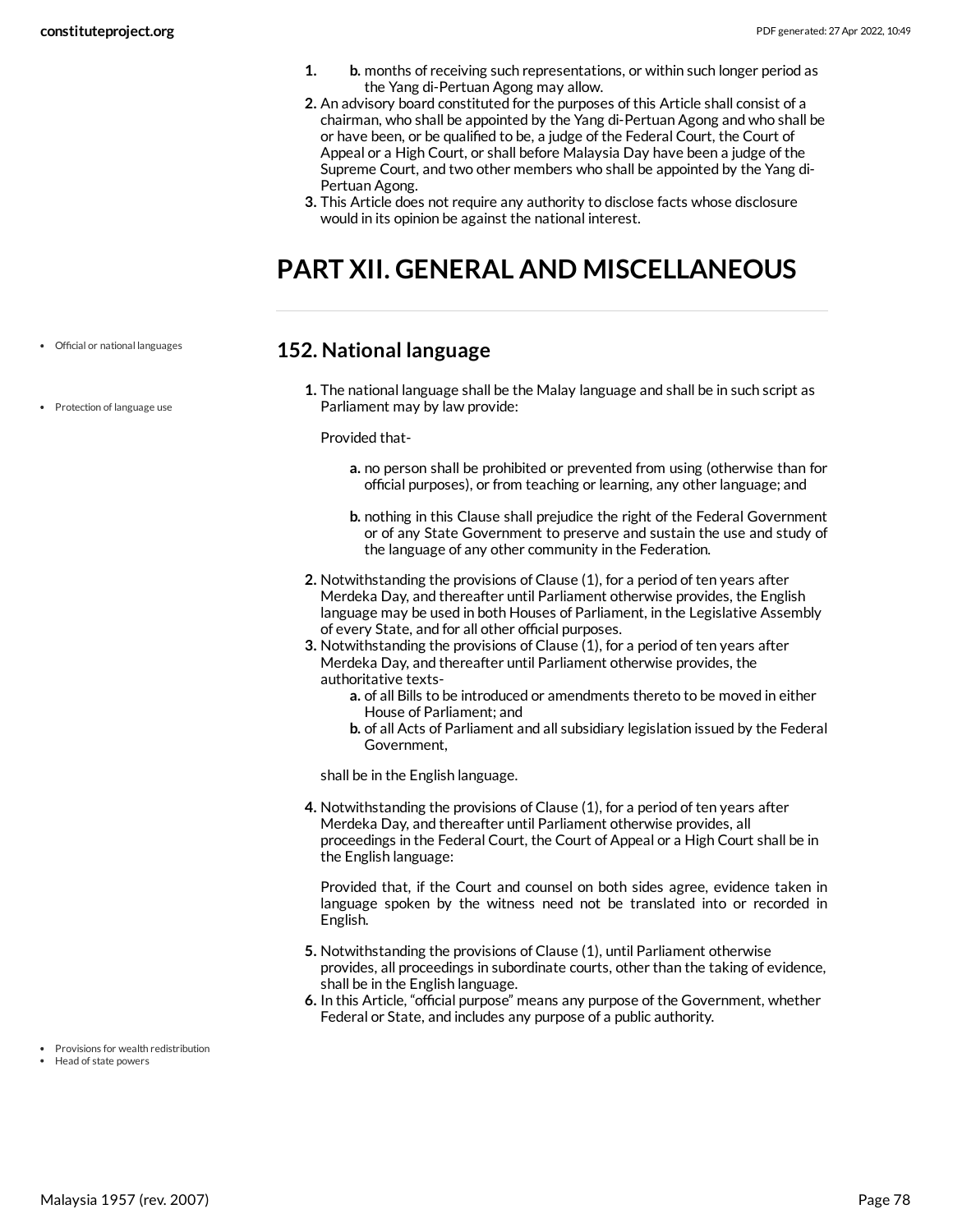1. b. months of receiving such representations, or within such longer period as the Yang di-Pertuan Agong may allow.
2. An advisory board constituted for the purposes of this Article shall consist of a chairman, who shall be appointed by the Yang di-Pertuan Agong and who shall be or have been, or be qualified to be, a judge of the Federal Court, the Court of Appeal or a High Court, or shall before Malaysia Day have been a judge of the Supreme Court, and two other members who shall be appointed by the Yang di-Pertuan Agong.
3. This Article does not require any authority to disclose facts whose disclosure would in its opinion be against the national interest.

# PART XII. GENERAL AND MISCELLANEOUS

- Official or national languages
- Protection of language use

## 152. National language

1. The national language shall be the Malay language and shall be in such script as Parliament may by law provide:

   Provided that-

   a. no person shall be prohibited or prevented from using (otherwise than for official purposes), or from teaching or learning, any other language; and

   b. nothing in this Clause shall prejudice the right of the Federal Government or of any State Government to preserve and sustain the use and study of the language of any other community in the Federation.

2. Notwithstanding the provisions of Clause (1), for a period of ten years after Merdeka Day, and thereafter until Parliament otherwise provides, the English language may be used in both Houses of Parliament, in the Legislative Assembly of every State, and for all other official purposes.
3. Notwithstanding the provisions of Clause (1), for a period of ten years after Merdeka Day, and thereafter until Parliament otherwise provides, the authoritative texts-
   a. of all Bills to be introduced or amendments thereto to be moved in either House of Parliament; and
   b. of all Acts of Parliament and all subsidiary legislation issued by the Federal Government,

   shall be in the English language.

4. Notwithstanding the provisions of Clause (1), for a period of ten years after Merdeka Day, and thereafter until Parliament otherwise provides, all proceedings in the Federal Court, the Court of Appeal or a High Court shall be in the English language:

   Provided that, if the Court and counsel on both sides agree, evidence taken in language spoken by the witness need not be translated into or recorded in English.

5. Notwithstanding the provisions of Clause (1), until Parliament otherwise provides, all proceedings in subordinate courts, other than the taking of evidence, shall be in the English language.
6. In this Article, "official purpose" means any purpose of the Government, whether Federal or State, and includes any purpose of a public authority.

- Provisions for wealth redistribution
- Head of state powers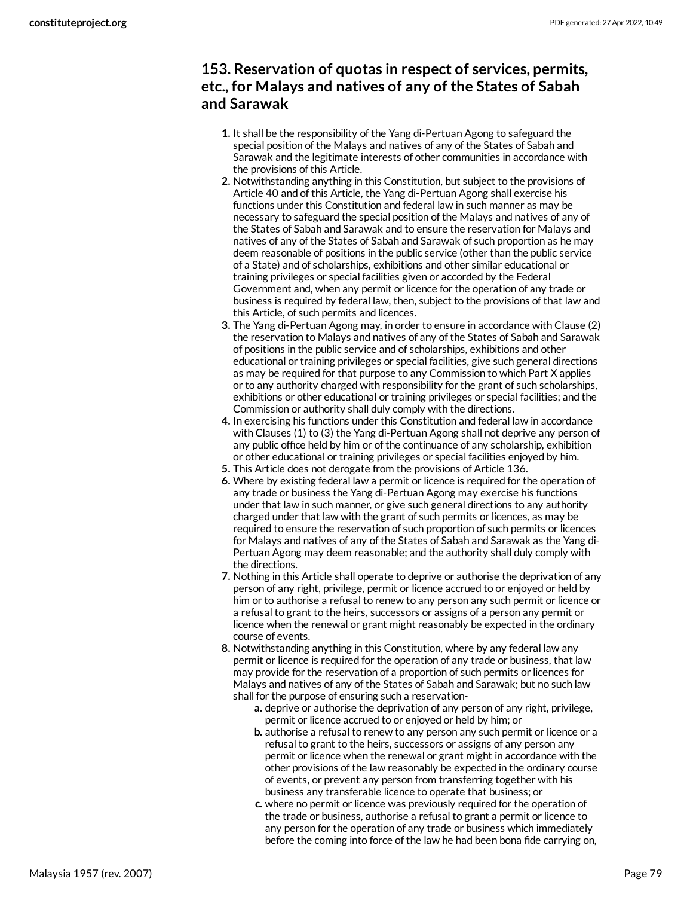## 153. Reservation of quotas in respect of services, permits, etc., for Malays and natives of any of the States of Sabah and Sarawak

1. It shall be the responsibility of the Yang di-Pertuan Agong to safeguard the special position of the Malays and natives of any of the States of Sabah and Sarawak and the legitimate interests of other communities in accordance with the provisions of this Article.
2. Notwithstanding anything in this Constitution, but subject to the provisions of Article 40 and of this Article, the Yang di-Pertuan Agong shall exercise his functions under this Constitution and federal law in such manner as may be necessary to safeguard the special position of the Malays and natives of any of the States of Sabah and Sarawak and to ensure the reservation for Malays and natives of any of the States of Sabah and Sarawak of such proportion as he may deem reasonable of positions in the public service (other than the public service of a State) and of scholarships, exhibitions and other similar educational or training privileges or special facilities given or accorded by the Federal Government and, when any permit or licence for the operation of any trade or business is required by federal law, then, subject to the provisions of that law and this Article, of such permits and licences.
3. The Yang di-Pertuan Agong may, in order to ensure in accordance with Clause (2) the reservation to Malays and natives of any of the States of Sabah and Sarawak of positions in the public service and of scholarships, exhibitions and other educational or training privileges or special facilities, give such general directions as may be required for that purpose to any Commission to which Part X applies or to any authority charged with responsibility for the grant of such scholarships, exhibitions or other educational or training privileges or special facilities; and the Commission or authority shall duly comply with the directions.
4. In exercising his functions under this Constitution and federal law in accordance with Clauses (1) to (3) the Yang di-Pertuan Agong shall not deprive any person of any public office held by him or of the continuance of any scholarship, exhibition or other educational or training privileges or special facilities enjoyed by him.
5. This Article does not derogate from the provisions of Article 136.
6. Where by existing federal law a permit or licence is required for the operation of any trade or business the Yang di-Pertuan Agong may exercise his functions under that law in such manner, or give such general directions to any authority charged under that law with the grant of such permits or licences, as may be required to ensure the reservation of such proportion of such permits or licences for Malays and natives of any of the States of Sabah and Sarawak as the Yang di-Pertuan Agong may deem reasonable; and the authority shall duly comply with the directions.
7. Nothing in this Article shall operate to deprive or authorise the deprivation of any person of any right, privilege, permit or licence accrued to or enjoyed or held by him or to authorise a refusal to renew to any person any such permit or licence or a refusal to grant to the heirs, successors or assigns of a person any permit or licence when the renewal or grant might reasonably be expected in the ordinary course of events.
8. Notwithstanding anything in this Constitution, where by any federal law any permit or licence is required for the operation of any trade or business, that law may provide for the reservation of a proportion of such permits or licences for Malays and natives of any of the States of Sabah and Sarawak; but no such law shall for the purpose of ensuring such a reservation-
    a. deprive or authorise the deprivation of any person of any right, privilege, permit or licence accrued to or enjoyed or held by him; or
    b. authorise a refusal to renew to any person any such permit or licence or a refusal to grant to the heirs, successors or assigns of any person any permit or licence when the renewal or grant might in accordance with the other provisions of the law reasonably be expected in the ordinary course of events, or prevent any person from transferring together with his business any transferable licence to operate that business; or
    c. where no permit or licence was previously required for the operation of the trade or business, authorise a refusal to grant a permit or licence to any person for the operation of any trade or business which immediately before the coming into force of the law he had been bona fide carrying on,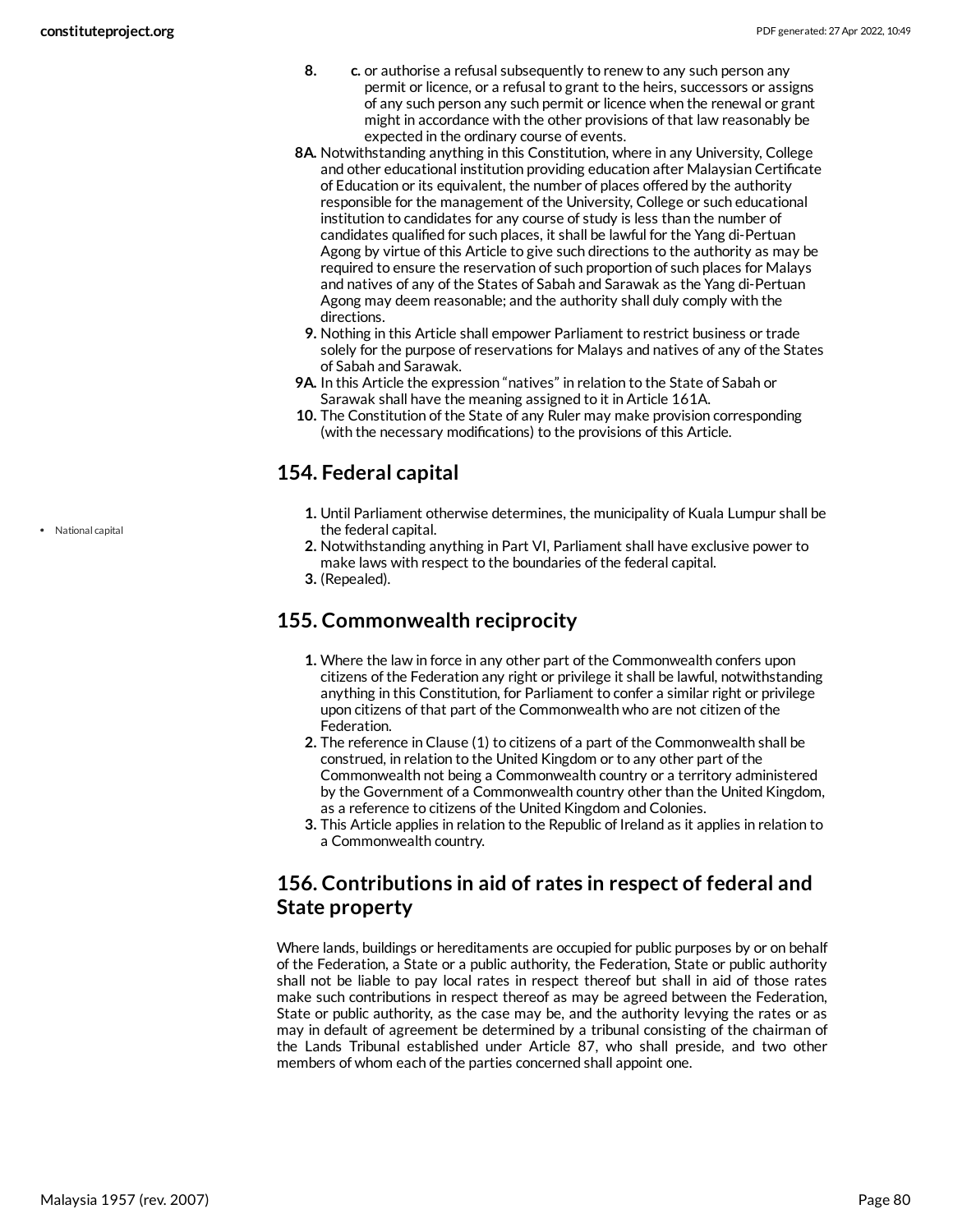8. c. or authorise a refusal subsequently to renew to any such person any permit or licence, or a refusal to grant to the heirs, successors or assigns of any such person any such permit or licence when the renewal or grant might in accordance with the other provisions of that law reasonably be expected in the ordinary course of events.

8A. Notwithstanding anything in this Constitution, where in any University, College and other educational institution providing education after Malaysian Certificate of Education or its equivalent, the number of places offered by the authority responsible for the management of the University, College or such educational institution to candidates for any course of study is less than the number of candidates qualified for such places, it shall be lawful for the Yang di-Pertuan Agong by virtue of this Article to give such directions to the authority as may be required to ensure the reservation of such proportion of such places for Malays and natives of any of the States of Sabah and Sarawak as the Yang di-Pertuan Agong may deem reasonable; and the authority shall duly comply with the directions.

9. Nothing in this Article shall empower Parliament to restrict business or trade solely for the purpose of reservations for Malays and natives of any of the States of Sabah and Sarawak.

9A. In this Article the expression "natives" in relation to the State of Sabah or Sarawak shall have the meaning assigned to it in Article 161A.

10. The Constitution of the State of any Ruler may make provision corresponding (with the necessary modifications) to the provisions of this Article.

## 154. Federal capital

- National capital

1. Until Parliament otherwise determines, the municipality of Kuala Lumpur shall be the federal capital.
2. Notwithstanding anything in Part VI, Parliament shall have exclusive power to make laws with respect to the boundaries of the federal capital.
3. (Repealed).

## 155. Commonwealth reciprocity

1. Where the law in force in any other part of the Commonwealth confers upon citizens of the Federation any right or privilege it shall be lawful, notwithstanding anything in this Constitution, for Parliament to confer a similar right or privilege upon citizens of that part of the Commonwealth who are not citizen of the Federation.
2. The reference in Clause (1) to citizens of a part of the Commonwealth shall be construed, in relation to the United Kingdom or to any other part of the Commonwealth not being a Commonwealth country or a territory administered by the Government of a Commonwealth country other than the United Kingdom, as a reference to citizens of the United Kingdom and Colonies.
3. This Article applies in relation to the Republic of Ireland as it applies in relation to a Commonwealth country.

## 156. Contributions in aid of rates in respect of federal and State property

Where lands, buildings or hereditaments are occupied for public purposes by or on behalf of the Federation, a State or a public authority, the Federation, State or public authority shall not be liable to pay local rates in respect thereof but shall in aid of those rates make such contributions in respect thereof as may be agreed between the Federation, State or public authority, as the case may be, and the authority levying the rates or as may in default of agreement be determined by a tribunal consisting of the chairman of the Lands Tribunal established under Article 87, who shall preside, and two other members of whom each of the parties concerned shall appoint one.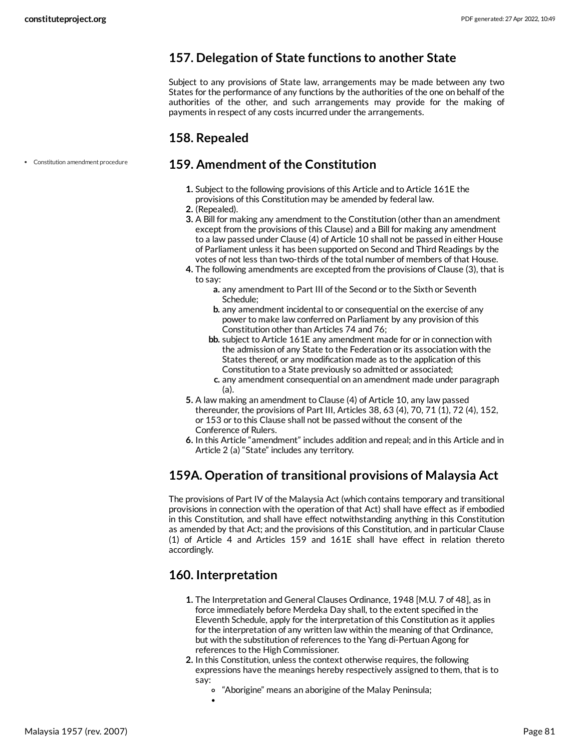## 157. Delegation of State functions to another State

Subject to any provisions of State law, arrangements may be made between any two States for the performance of any functions by the authorities of the one on behalf of the authorities of the other, and such arrangements may provide for the making of payments in respect of any costs incurred under the arrangements.

## 158. Repealed

- Constitution amendment procedure

## 159. Amendment of the Constitution

1. Subject to the following provisions of this Article and to Article 161E the provisions of this Constitution may be amended by federal law.
2. (Repealed).
3. A Bill for making any amendment to the Constitution (other than an amendment except from the provisions of this Clause) and a Bill for making any amendment to a law passed under Clause (4) of Article 10 shall not be passed in either House of Parliament unless it has been supported on Second and Third Readings by the votes of not less than two-thirds of the total number of members of that House.
4. The following amendments are excepted from the provisions of Clause (3), that is to say:
   - a. any amendment to Part III of the Second or to the Sixth or Seventh Schedule;
   - b. any amendment incidental to or consequential on the exercise of any power to make law conferred on Parliament by any provision of this Constitution other than Articles 74 and 76;
   - bb. subject to Article 161E any amendment made for or in connection with the admission of any State to the Federation or its association with the States thereof, or any modification made as to the application of this Constitution to a State previously so admitted or associated;
   - c. any amendment consequential on an amendment made under paragraph (a).
5. A law making an amendment to Clause (4) of Article 10, any law passed thereunder, the provisions of Part III, Articles 38, 63 (4), 70, 71 (1), 72 (4), 152, or 153 or to this Clause shall not be passed without the consent of the Conference of Rulers.
6. In this Article "amendment" includes addition and repeal; and in this Article and in Article 2 (a) "State" includes any territory.

## 159A. Operation of transitional provisions of Malaysia Act

The provisions of Part IV of the Malaysia Act (which contains temporary and transitional provisions in connection with the operation of that Act) shall have effect as if embodied in this Constitution, and shall have effect notwithstanding anything in this Constitution as amended by that Act; and the provisions of this Constitution, and in particular Clause (1) of Article 4 and Articles 159 and 161E shall have effect in relation thereto accordingly.

## 160. Interpretation

1. The Interpretation and General Clauses Ordinance, 1948 [M.U. 7 of 48], as in force immediately before Merdeka Day shall, to the extent specified in the Eleventh Schedule, apply for the interpretation of this Constitution as it applies for the interpretation of any written law within the meaning of that Ordinance, but with the substitution of references to the Yang di-Pertuan Agong for references to the High Commissioner.
2. In this Constitution, unless the context otherwise requires, the following expressions have the meanings hereby respectively assigned to them, that is to say:
   - "Aborigine" means an aborigine of the Malay Peninsula;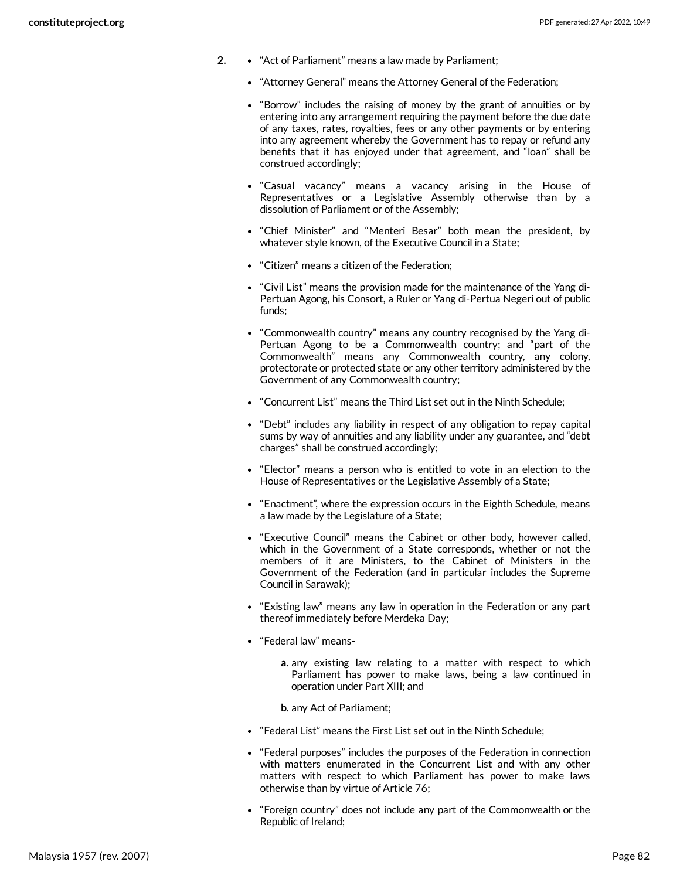**2.**

- "Act of Parliament" means a law made by Parliament;
- "Attorney General" means the Attorney General of the Federation;
- "Borrow" includes the raising of money by the grant of annuities or by entering into any arrangement requiring the payment before the due date of any taxes, rates, royalties, fees or any other payments or by entering into any agreement whereby the Government has to repay or refund any benefits that it has enjoyed under that agreement, and "loan" shall be construed accordingly;
- "Casual vacancy" means a vacancy arising in the House of Representatives or a Legislative Assembly otherwise than by a dissolution of Parliament or of the Assembly;
- "Chief Minister" and "Menteri Besar" both mean the president, by whatever style known, of the Executive Council in a State;
- "Citizen" means a citizen of the Federation;
- "Civil List" means the provision made for the maintenance of the Yang di-Pertuan Agong, his Consort, a Ruler or Yang di-Pertua Negeri out of public funds;
- "Commonwealth country" means any country recognised by the Yang di-Pertuan Agong to be a Commonwealth country; and "part of the Commonwealth" means any Commonwealth country, any colony, protectorate or protected state or any other territory administered by the Government of any Commonwealth country;
- "Concurrent List" means the Third List set out in the Ninth Schedule;
- "Debt" includes any liability in respect of any obligation to repay capital sums by way of annuities and any liability under any guarantee, and "debt charges" shall be construed accordingly;
- "Elector" means a person who is entitled to vote in an election to the House of Representatives or the Legislative Assembly of a State;
- "Enactment", where the expression occurs in the Eighth Schedule, means a law made by the Legislature of a State;
- "Executive Council" means the Cabinet or other body, however called, which in the Government of a State corresponds, whether or not the members of it are Ministers, to the Cabinet of Ministers in the Government of the Federation (and in particular includes the Supreme Council in Sarawak);
- "Existing law" means any law in operation in the Federation or any part thereof immediately before Merdeka Day;
- "Federal law" means-
  - **a.** any existing law relating to a matter with respect to which Parliament has power to make laws, being a law continued in operation under Part XIII; and
  - **b.** any Act of Parliament;
- "Federal List" means the First List set out in the Ninth Schedule;
- "Federal purposes" includes the purposes of the Federation in connection with matters enumerated in the Concurrent List and with any other matters with respect to which Parliament has power to make laws otherwise than by virtue of Article 76;
- "Foreign country" does not include any part of the Commonwealth or the Republic of Ireland;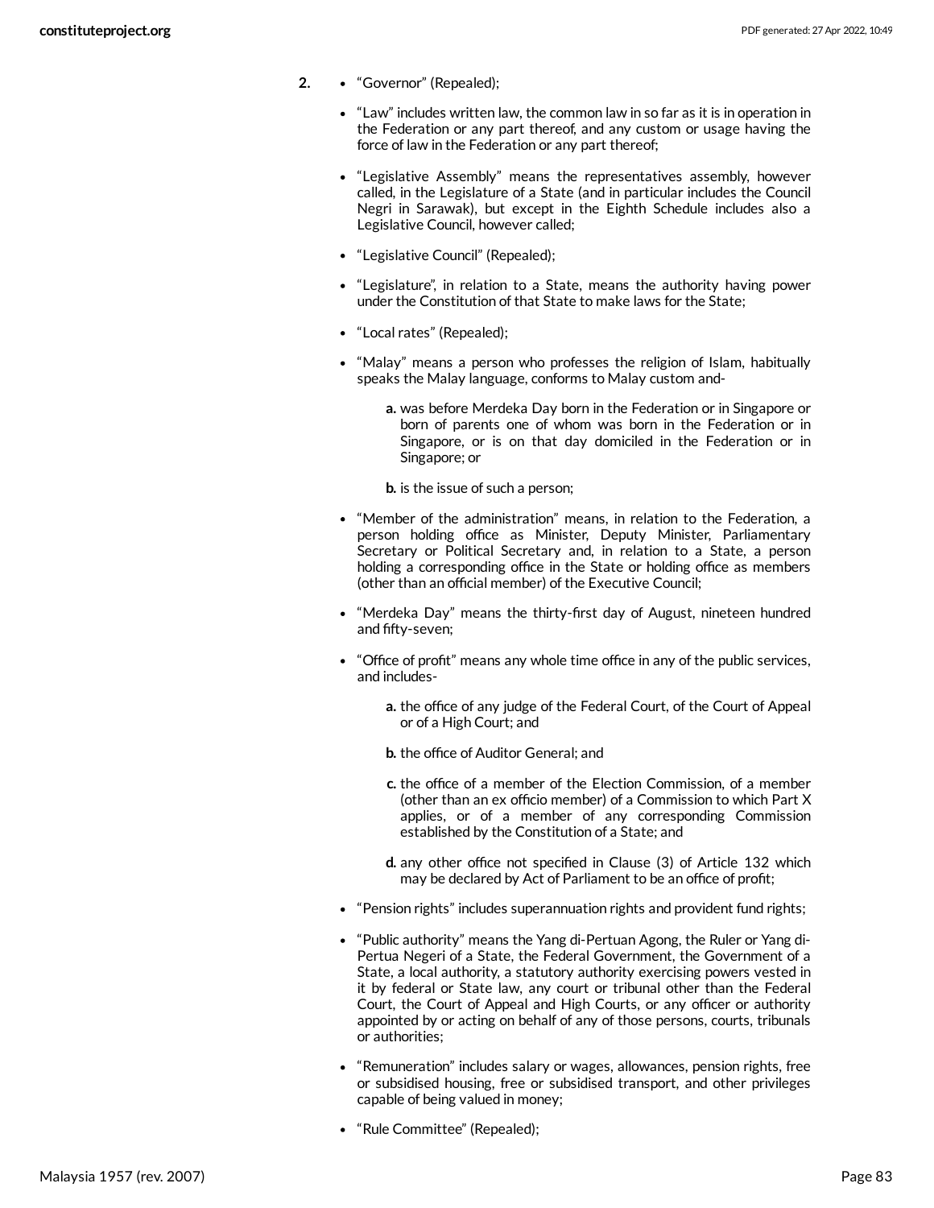**2.**

- "Governor" (Repealed);
- "Law" includes written law, the common law in so far as it is in operation in the Federation or any part thereof, and any custom or usage having the force of law in the Federation or any part thereof;
- "Legislative Assembly" means the representatives assembly, however called, in the Legislature of a State (and in particular includes the Council Negri in Sarawak), but except in the Eighth Schedule includes also a Legislative Council, however called;
- "Legislative Council" (Repealed);
- "Legislature", in relation to a State, means the authority having power under the Constitution of that State to make laws for the State;
- "Local rates" (Repealed);
- "Malay" means a person who professes the religion of Islam, habitually speaks the Malay language, conforms to Malay custom and-
  - **a.** was before Merdeka Day born in the Federation or in Singapore or born of parents one of whom was born in the Federation or in Singapore, or is on that day domiciled in the Federation or in Singapore; or
  - **b.** is the issue of such a person;
- "Member of the administration" means, in relation to the Federation, a person holding office as Minister, Deputy Minister, Parliamentary Secretary or Political Secretary and, in relation to a State, a person holding a corresponding office in the State or holding office as members (other than an official member) of the Executive Council;
- "Merdeka Day" means the thirty-first day of August, nineteen hundred and fifty-seven;
- "Office of profit" means any whole time office in any of the public services, and includes-
  - **a.** the office of any judge of the Federal Court, of the Court of Appeal or of a High Court; and
  - **b.** the office of Auditor General; and
  - **c.** the office of a member of the Election Commission, of a member (other than an ex officio member) of a Commission to which Part X applies, or of a member of any corresponding Commission established by the Constitution of a State; and
  - **d.** any other office not specified in Clause (3) of Article 132 which may be declared by Act of Parliament to be an office of profit;
- "Pension rights" includes superannuation rights and provident fund rights;
- "Public authority" means the Yang di-Pertuan Agong, the Ruler or Yang di-Pertua Negeri of a State, the Federal Government, the Government of a State, a local authority, a statutory authority exercising powers vested in it by federal or State law, any court or tribunal other than the Federal Court, the Court of Appeal and High Courts, or any officer or authority appointed by or acting on behalf of any of those persons, courts, tribunals or authorities;
- "Remuneration" includes salary or wages, allowances, pension rights, free or subsidised housing, free or subsidised transport, and other privileges capable of being valued in money;
- "Rule Committee" (Repealed);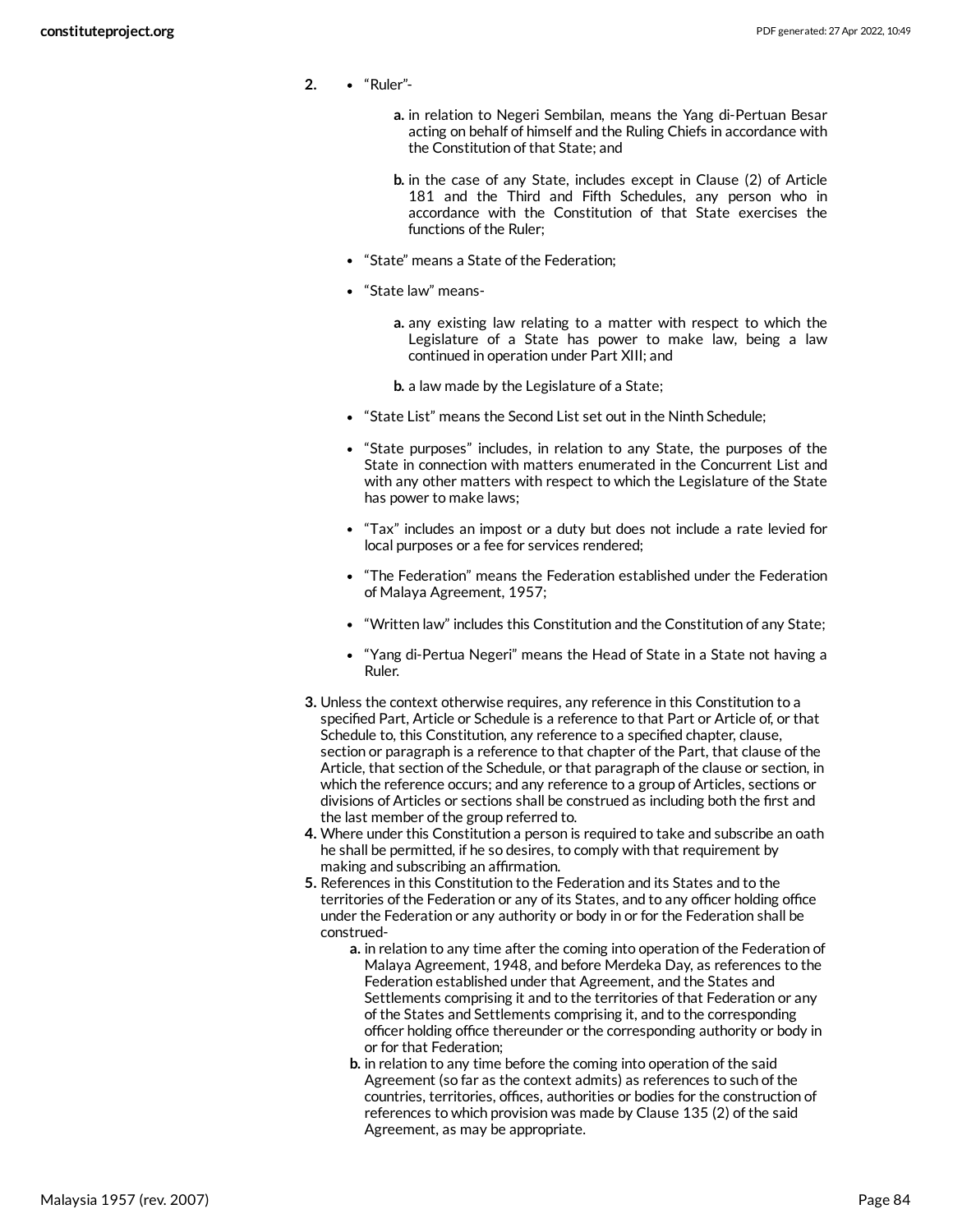2.
- "Ruler"-

  a. in relation to Negeri Sembilan, means the Yang di-Pertuan Besar acting on behalf of himself and the Ruling Chiefs in accordance with the Constitution of that State; and

  b. in the case of any State, includes except in Clause (2) of Article 181 and the Third and Fifth Schedules, any person who in accordance with the Constitution of that State exercises the functions of the Ruler;

- "State" means a State of the Federation;

- "State law" means-

  a. any existing law relating to a matter with respect to which the Legislature of a State has power to make law, being a law continued in operation under Part XIII; and

  b. a law made by the Legislature of a State;

- "State List" means the Second List set out in the Ninth Schedule;

- "State purposes" includes, in relation to any State, the purposes of the State in connection with matters enumerated in the Concurrent List and with any other matters with respect to which the Legislature of the State has power to make laws;

- "Tax" includes an impost or a duty but does not include a rate levied for local purposes or a fee for services rendered;

- "The Federation" means the Federation established under the Federation of Malaya Agreement, 1957;

- "Written law" includes this Constitution and the Constitution of any State;

- "Yang di-Pertua Negeri" means the Head of State in a State not having a Ruler.

3. Unless the context otherwise requires, any reference in this Constitution to a specified Part, Article or Schedule is a reference to that Part or Article of, or that Schedule to, this Constitution, any reference to a specified chapter, clause, section or paragraph is a reference to that chapter of the Part, that clause of the Article, that section of the Schedule, or that paragraph of the clause or section, in which the reference occurs; and any reference to a group of Articles, sections or divisions of Articles or sections shall be construed as including both the first and the last member of the group referred to.
4. Where under this Constitution a person is required to take and subscribe an oath he shall be permitted, if he so desires, to comply with that requirement by making and subscribing an affirmation.
5. References in this Constitution to the Federation and its States and to the territories of the Federation or any of its States, and to any officer holding office under the Federation or any authority or body in or for the Federation shall be construed-
   a. in relation to any time after the coming into operation of the Federation of Malaya Agreement, 1948, and before Merdeka Day, as references to the Federation established under that Agreement, and the States and Settlements comprising it and to the territories of that Federation or any of the States and Settlements comprising it, and to the corresponding officer holding office thereunder or the corresponding authority or body in or for that Federation;
   b. in relation to any time before the coming into operation of the said Agreement (so far as the context admits) as references to such of the countries, territories, offices, authorities or bodies for the construction of references to which provision was made by Clause 135 (2) of the said Agreement, as may be appropriate.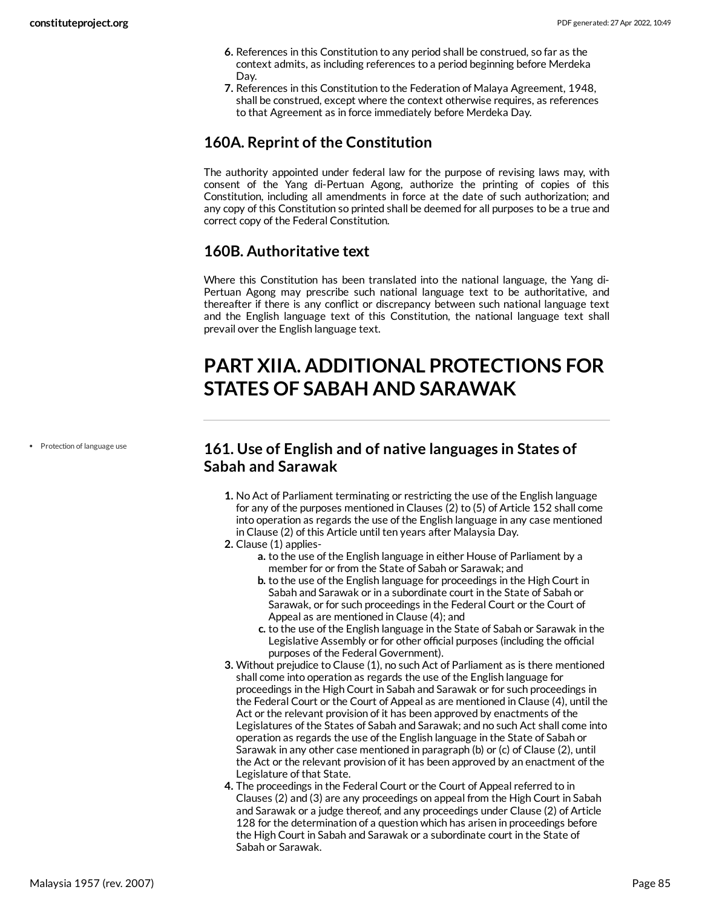6. References in this Constitution to any period shall be construed, so far as the context admits, as including references to a period beginning before Merdeka Day.
7. References in this Constitution to the Federation of Malaya Agreement, 1948, shall be construed, except where the context otherwise requires, as references to that Agreement as in force immediately before Merdeka Day.

## 160A. Reprint of the Constitution

The authority appointed under federal law for the purpose of revising laws may, with consent of the Yang di-Pertuan Agong, authorize the printing of copies of this Constitution, including all amendments in force at the date of such authorization; and any copy of this Constitution so printed shall be deemed for all purposes to be a true and correct copy of the Federal Constitution.

## 160B. Authoritative text

Where this Constitution has been translated into the national language, the Yang di-Pertuan Agong may prescribe such national language text to be authoritative, and thereafter if there is any conflict or discrepancy between such national language text and the English language text of this Constitution, the national language text shall prevail over the English language text.

# PART XIIA. ADDITIONAL PROTECTIONS FOR STATES OF SABAH AND SARAWAK

- Protection of language use

## 161. Use of English and of native languages in States of Sabah and Sarawak

1. No Act of Parliament terminating or restricting the use of the English language for any of the purposes mentioned in Clauses (2) to (5) of Article 152 shall come into operation as regards the use of the English language in any case mentioned in Clause (2) of this Article until ten years after Malaysia Day.
2. Clause (1) applies-
   a. to the use of the English language in either House of Parliament by a member for or from the State of Sabah or Sarawak; and
   b. to the use of the English language for proceedings in the High Court in Sabah and Sarawak or in a subordinate court in the State of Sabah or Sarawak, or for such proceedings in the Federal Court or the Court of Appeal as are mentioned in Clause (4); and
   c. to the use of the English language in the State of Sabah or Sarawak in the Legislative Assembly or for other official purposes (including the official purposes of the Federal Government).
3. Without prejudice to Clause (1), no such Act of Parliament as is there mentioned shall come into operation as regards the use of the English language for proceedings in the High Court in Sabah and Sarawak or for such proceedings in the Federal Court or the Court of Appeal as are mentioned in Clause (4), until the Act or the relevant provision of it has been approved by enactments of the Legislatures of the States of Sabah and Sarawak; and no such Act shall come into operation as regards the use of the English language in the State of Sabah or Sarawak in any other case mentioned in paragraph (b) or (c) of Clause (2), until the Act or the relevant provision of it has been approved by an enactment of the Legislature of that State.
4. The proceedings in the Federal Court or the Court of Appeal referred to in Clauses (2) and (3) are any proceedings on appeal from the High Court in Sabah and Sarawak or a judge thereof, and any proceedings under Clause (2) of Article 128 for the determination of a question which has arisen in proceedings before the High Court in Sabah and Sarawak or a subordinate court in the State of Sabah or Sarawak.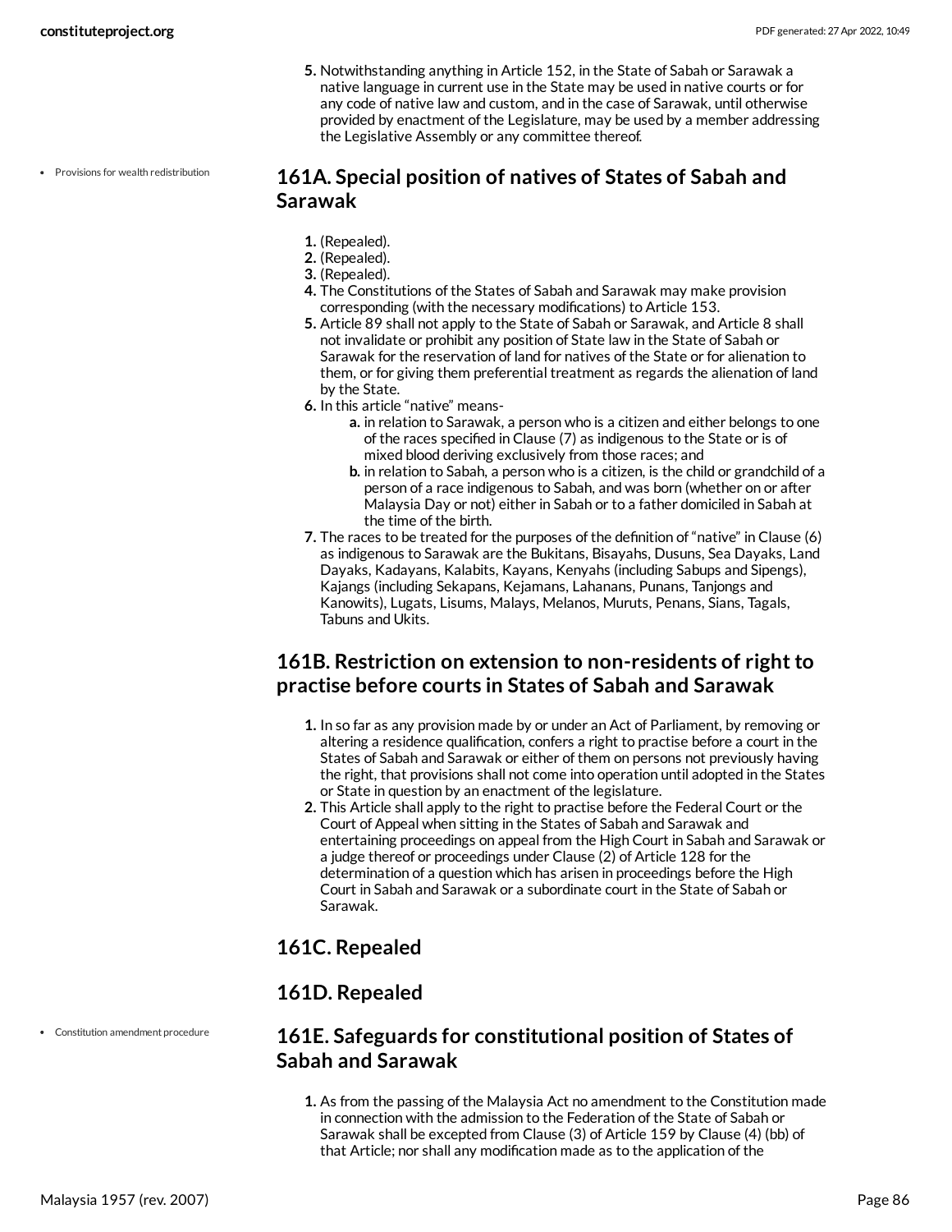5. Notwithstanding anything in Article 152, in the State of Sabah or Sarawak a native language in current use in the State may be used in native courts or for any code of native law and custom, and in the case of Sarawak, until otherwise provided by enactment of the Legislature, may be used by a member addressing the Legislative Assembly or any committee thereof.

- Provisions for wealth redistribution

## 161A. Special position of natives of States of Sabah and Sarawak

1. (Repealed).
2. (Repealed).
3. (Repealed).
4. The Constitutions of the States of Sabah and Sarawak may make provision corresponding (with the necessary modifications) to Article 153.
5. Article 89 shall not apply to the State of Sabah or Sarawak, and Article 8 shall not invalidate or prohibit any position of State law in the State of Sabah or Sarawak for the reservation of land for natives of the State or for alienation to them, or for giving them preferential treatment as regards the alienation of land by the State.
6. In this article "native" means-
   a. in relation to Sarawak, a person who is a citizen and either belongs to one of the races specified in Clause (7) as indigenous to the State or is of mixed blood deriving exclusively from those races; and
   b. in relation to Sabah, a person who is a citizen, is the child or grandchild of a person of a race indigenous to Sabah, and was born (whether on or after Malaysia Day or not) either in Sabah or to a father domiciled in Sabah at the time of the birth.
7. The races to be treated for the purposes of the definition of "native" in Clause (6) as indigenous to Sarawak are the Bukitans, Bisayahs, Dusuns, Sea Dayaks, Land Dayaks, Kadayans, Kalabits, Kayans, Kenyahs (including Sabups and Sipengs), Kajangs (including Sekapans, Kejamans, Lahanans, Punans, Tanjongs and Kanowits), Lugats, Lisums, Malays, Melanos, Muruts, Penans, Sians, Tagals, Tabuns and Ukits.

## 161B. Restriction on extension to non-residents of right to practise before courts in States of Sabah and Sarawak

1. In so far as any provision made by or under an Act of Parliament, by removing or altering a residence qualification, confers a right to practise before a court in the States of Sabah and Sarawak or either of them on persons not previously having the right, that provisions shall not come into operation until adopted in the States or State in question by an enactment of the legislature.
2. This Article shall apply to the right to practise before the Federal Court or the Court of Appeal when sitting in the States of Sabah and Sarawak and entertaining proceedings on appeal from the High Court in Sabah and Sarawak or a judge thereof or proceedings under Clause (2) of Article 128 for the determination of a question which has arisen in proceedings before the High Court in Sabah and Sarawak or a subordinate court in the State of Sabah or Sarawak.

## 161C. Repealed

## 161D. Repealed

- Constitution amendment procedure

## 161E. Safeguards for constitutional position of States of Sabah and Sarawak

1. As from the passing of the Malaysia Act no amendment to the Constitution made in connection with the admission to the Federation of the State of Sabah or Sarawak shall be excepted from Clause (3) of Article 159 by Clause (4) (bb) of that Article; nor shall any modification made as to the application of the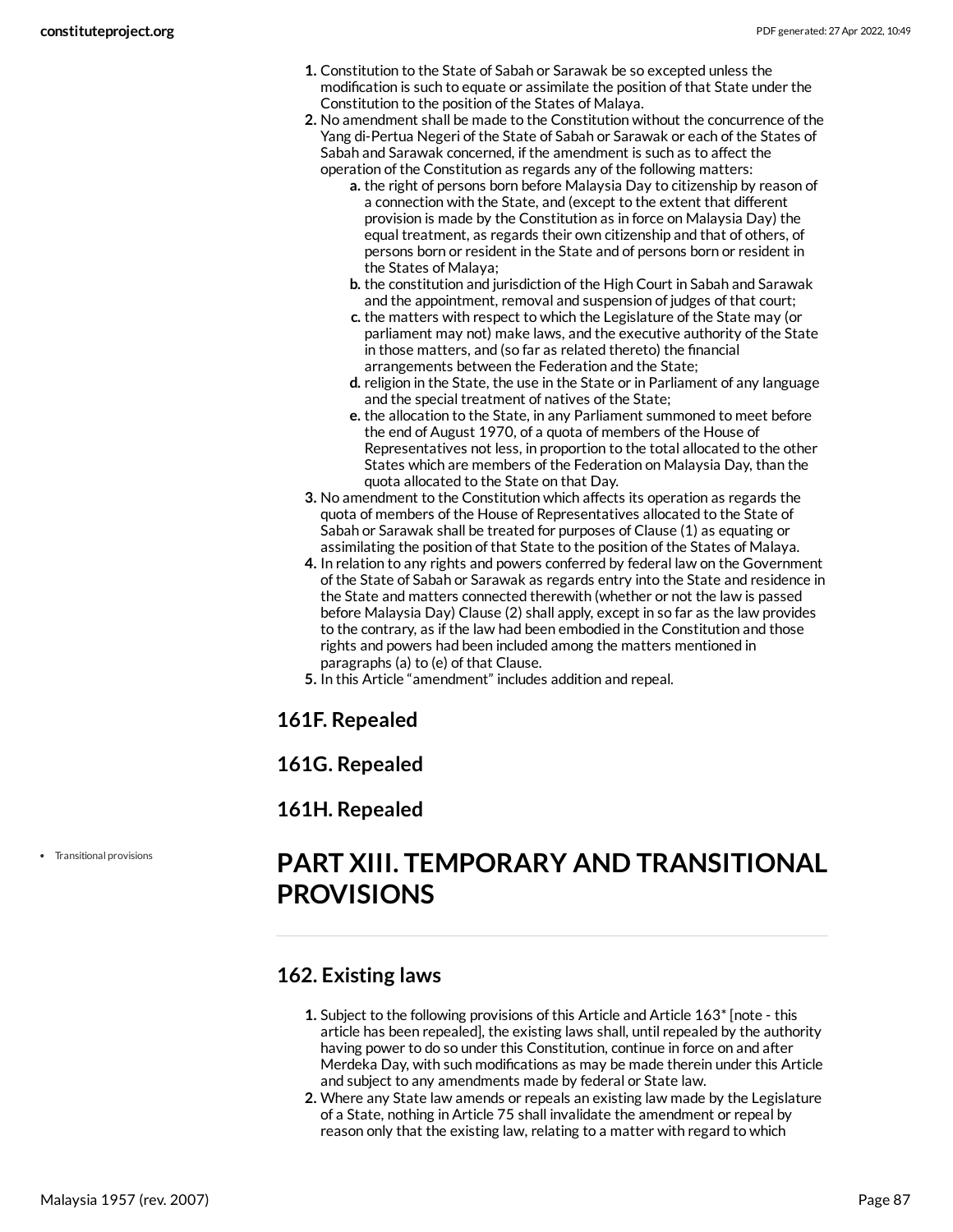1. Constitution to the State of Sabah or Sarawak be so excepted unless the modification is such to equate or assimilate the position of that State under the Constitution to the position of the States of Malaya.
2. No amendment shall be made to the Constitution without the concurrence of the Yang di-Pertua Negeri of the State of Sabah or Sarawak or each of the States of Sabah and Sarawak concerned, if the amendment is such as to affect the operation of the Constitution as regards any of the following matters:
   a. the right of persons born before Malaysia Day to citizenship by reason of a connection with the State, and (except to the extent that different provision is made by the Constitution as in force on Malaysia Day) the equal treatment, as regards their own citizenship and that of others, of persons born or resident in the State and of persons born or resident in the States of Malaya;
   b. the constitution and jurisdiction of the High Court in Sabah and Sarawak and the appointment, removal and suspension of judges of that court;
   c. the matters with respect to which the Legislature of the State may (or parliament may not) make laws, and the executive authority of the State in those matters, and (so far as related thereto) the financial arrangements between the Federation and the State;
   d. religion in the State, the use in the State or in Parliament of any language and the special treatment of natives of the State;
   e. the allocation to the State, in any Parliament summoned to meet before the end of August 1970, of a quota of members of the House of Representatives not less, in proportion to the total allocated to the other States which are members of the Federation on Malaysia Day, than the quota allocated to the State on that Day.
3. No amendment to the Constitution which affects its operation as regards the quota of members of the House of Representatives allocated to the State of Sabah or Sarawak shall be treated for purposes of Clause (1) as equating or assimilating the position of that State to the position of the States of Malaya.
4. In relation to any rights and powers conferred by federal law on the Government of the State of Sabah or Sarawak as regards entry into the State and residence in the State and matters connected therewith (whether or not the law is passed before Malaysia Day) Clause (2) shall apply, except in so far as the law provides to the contrary, as if the law had been embodied in the Constitution and those rights and powers had been included among the matters mentioned in paragraphs (a) to (e) of that Clause.
5. In this Article "amendment" includes addition and repeal.

### 161F. Repealed

### 161G. Repealed

### 161H. Repealed

- Transitional provisions

## PART XIII. TEMPORARY AND TRANSITIONAL PROVISIONS

### 162. Existing laws

1. Subject to the following provisions of this Article and Article 163* [note - this article has been repealed], the existing laws shall, until repealed by the authority having power to do so under this Constitution, continue in force on and after Merdeka Day, with such modifications as may be made therein under this Article and subject to any amendments made by federal or State law.
2. Where any State law amends or repeals an existing law made by the Legislature of a State, nothing in Article 75 shall invalidate the amendment or repeal by reason only that the existing law, relating to a matter with regard to which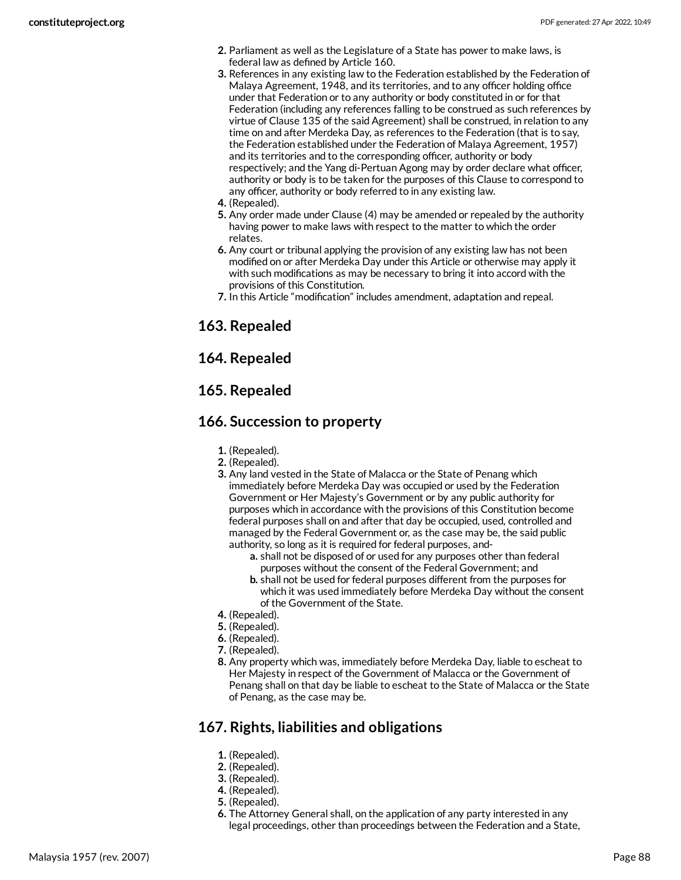2. Parliament as well as the Legislature of a State has power to make laws, is federal law as defined by Article 160.
3. References in any existing law to the Federation established by the Federation of Malaya Agreement, 1948, and its territories, and to any officer holding office under that Federation or to any authority or body constituted in or for that Federation (including any references falling to be construed as such references by virtue of Clause 135 of the said Agreement) shall be construed, in relation to any time on and after Merdeka Day, as references to the Federation (that is to say, the Federation established under the Federation of Malaya Agreement, 1957) and its territories and to the corresponding officer, authority or body respectively; and the Yang di-Pertuan Agong may by order declare what officer, authority or body is to be taken for the purposes of this Clause to correspond to any officer, authority or body referred to in any existing law.
4. (Repealed).
5. Any order made under Clause (4) may be amended or repealed by the authority having power to make laws with respect to the matter to which the order relates.
6. Any court or tribunal applying the provision of any existing law has not been modified on or after Merdeka Day under this Article or otherwise may apply it with such modifications as may be necessary to bring it into accord with the provisions of this Constitution.
7. In this Article "modification" includes amendment, adaptation and repeal.

## 163. Repealed

## 164. Repealed

## 165. Repealed

## 166. Succession to property

1. (Repealed).
2. (Repealed).
3. Any land vested in the State of Malacca or the State of Penang which immediately before Merdeka Day was occupied or used by the Federation Government or Her Majesty's Government or by any public authority for purposes which in accordance with the provisions of this Constitution become federal purposes shall on and after that day be occupied, used, controlled and managed by the Federal Government or, as the case may be, the said public authority, so long as it is required for federal purposes, and-
    a. shall not be disposed of or used for any purposes other than federal purposes without the consent of the Federal Government; and
    b. shall not be used for federal purposes different from the purposes for which it was used immediately before Merdeka Day without the consent of the Government of the State.
4. (Repealed).
5. (Repealed).
6. (Repealed).
7. (Repealed).
8. Any property which was, immediately before Merdeka Day, liable to escheat to Her Majesty in respect of the Government of Malacca or the Government of Penang shall on that day be liable to escheat to the State of Malacca or the State of Penang, as the case may be.

## 167. Rights, liabilities and obligations

1. (Repealed).
2. (Repealed).
3. (Repealed).
4. (Repealed).
5. (Repealed).
6. The Attorney General shall, on the application of any party interested in any legal proceedings, other than proceedings between the Federation and a State,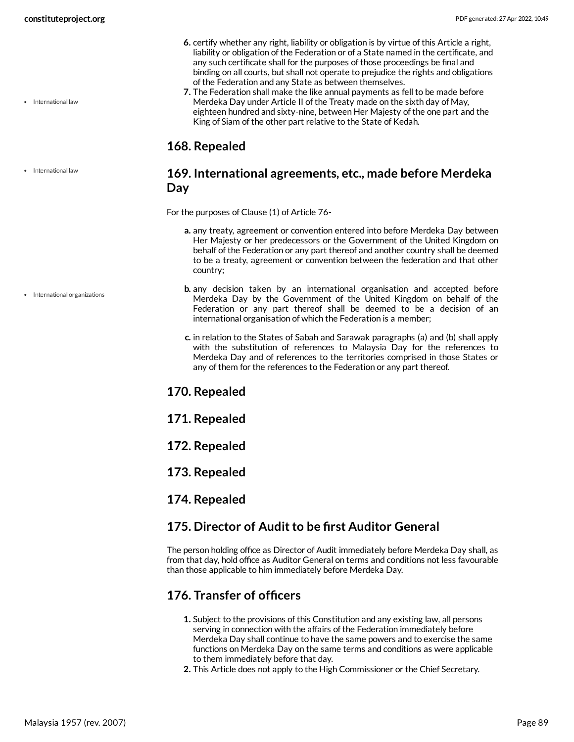6. certify whether any right, liability or obligation is by virtue of this Article a right, liability or obligation of the Federation or of a State named in the certificate, and any such certificate shall for the purposes of those proceedings be final and binding on all courts, but shall not operate to prejudice the rights and obligations of the Federation and any State as between themselves.
7. The Federation shall make the like annual payments as fell to be made before Merdeka Day under Article II of the Treaty made on the sixth day of May, eighteen hundred and sixty-nine, between Her Majesty of the one part and the King of Siam of the other part relative to the State of Kedah.

- International law

## 168. Repealed

- International law

## 169. International agreements, etc., made before Merdeka Day

For the purposes of Clause (1) of Article 76-

a. any treaty, agreement or convention entered into before Merdeka Day between Her Majesty or her predecessors or the Government of the United Kingdom on behalf of the Federation or any part thereof and another country shall be deemed to be a treaty, agreement or convention between the federation and that other country;

- International organizations

b. any decision taken by an international organisation and accepted before Merdeka Day by the Government of the United Kingdom on behalf of the Federation or any part thereof shall be deemed to be a decision of an international organisation of which the Federation is a member;

c. in relation to the States of Sabah and Sarawak paragraphs (a) and (b) shall apply with the substitution of references to Malaysia Day for the references to Merdeka Day and of references to the territories comprised in those States or any of them for the references to the Federation or any part thereof.

## 170. Repealed

## 171. Repealed

## 172. Repealed

## 173. Repealed

## 174. Repealed

## 175. Director of Audit to be first Auditor General

The person holding office as Director of Audit immediately before Merdeka Day shall, as from that day, hold office as Auditor General on terms and conditions not less favourable than those applicable to him immediately before Merdeka Day.

## 176. Transfer of officers

1. Subject to the provisions of this Constitution and any existing law, all persons serving in connection with the affairs of the Federation immediately before Merdeka Day shall continue to have the same powers and to exercise the same functions on Merdeka Day on the same terms and conditions as were applicable to them immediately before that day.
2. This Article does not apply to the High Commissioner or the Chief Secretary.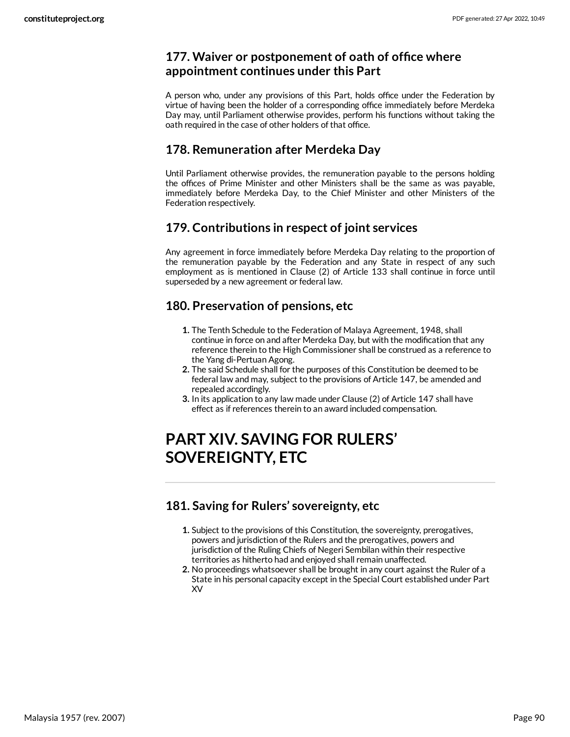### 177. Waiver or postponement of oath of office where appointment continues under this Part

A person who, under any provisions of this Part, holds office under the Federation by virtue of having been the holder of a corresponding office immediately before Merdeka Day may, until Parliament otherwise provides, perform his functions without taking the oath required in the case of other holders of that office.

### 178. Remuneration after Merdeka Day

Until Parliament otherwise provides, the remuneration payable to the persons holding the offices of Prime Minister and other Ministers shall be the same as was payable, immediately before Merdeka Day, to the Chief Minister and other Ministers of the Federation respectively.

### 179. Contributions in respect of joint services

Any agreement in force immediately before Merdeka Day relating to the proportion of the remuneration payable by the Federation and any State in respect of any such employment as is mentioned in Clause (2) of Article 133 shall continue in force until superseded by a new agreement or federal law.

### 180. Preservation of pensions, etc

1. The Tenth Schedule to the Federation of Malaya Agreement, 1948, shall continue in force on and after Merdeka Day, but with the modification that any reference therein to the High Commissioner shall be construed as a reference to the Yang di-Pertuan Agong.
2. The said Schedule shall for the purposes of this Constitution be deemed to be federal law and may, subject to the provisions of Article 147, be amended and repealed accordingly.
3. In its application to any law made under Clause (2) of Article 147 shall have effect as if references therein to an award included compensation.

# PART XIV. SAVING FOR RULERS' SOVEREIGNTY, ETC

### 181. Saving for Rulers' sovereignty, etc

1. Subject to the provisions of this Constitution, the sovereignty, prerogatives, powers and jurisdiction of the Rulers and the prerogatives, powers and jurisdiction of the Ruling Chiefs of Negeri Sembilan within their respective territories as hitherto had and enjoyed shall remain unaffected.
2. No proceedings whatsoever shall be brought in any court against the Ruler of a State in his personal capacity except in the Special Court established under Part XV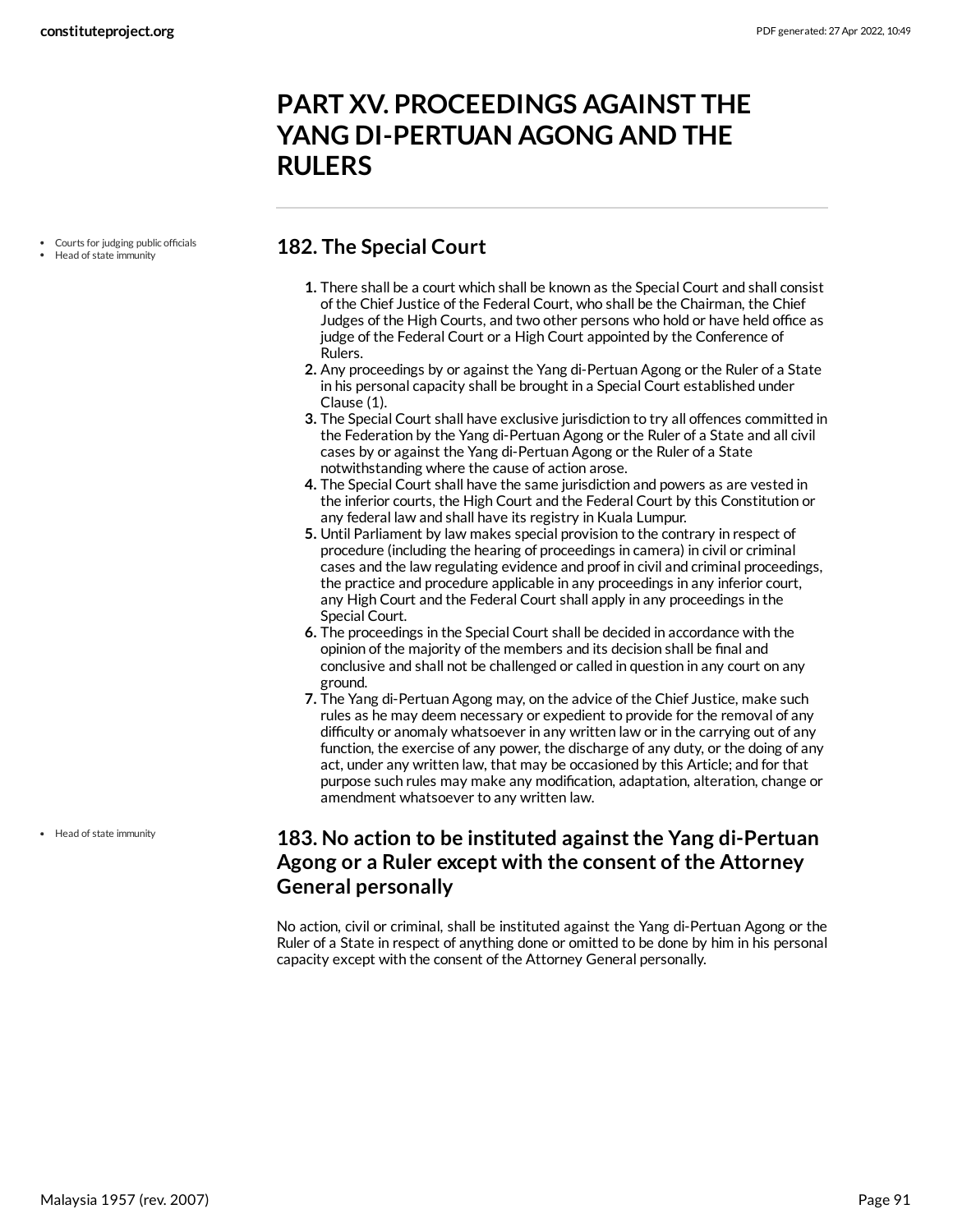# PART XV. PROCEEDINGS AGAINST THE YANG DI-PERTUAN AGONG AND THE RULERS

- Courts for judging public officials
- Head of state immunity

## 182. The Special Court

1. There shall be a court which shall be known as the Special Court and shall consist of the Chief Justice of the Federal Court, who shall be the Chairman, the Chief Judges of the High Courts, and two other persons who hold or have held office as judge of the Federal Court or a High Court appointed by the Conference of Rulers.
2. Any proceedings by or against the Yang di-Pertuan Agong or the Ruler of a State in his personal capacity shall be brought in a Special Court established under Clause (1).
3. The Special Court shall have exclusive jurisdiction to try all offences committed in the Federation by the Yang di-Pertuan Agong or the Ruler of a State and all civil cases by or against the Yang di-Pertuan Agong or the Ruler of a State notwithstanding where the cause of action arose.
4. The Special Court shall have the same jurisdiction and powers as are vested in the inferior courts, the High Court and the Federal Court by this Constitution or any federal law and shall have its registry in Kuala Lumpur.
5. Until Parliament by law makes special provision to the contrary in respect of procedure (including the hearing of proceedings in camera) in civil or criminal cases and the law regulating evidence and proof in civil and criminal proceedings, the practice and procedure applicable in any proceedings in any inferior court, any High Court and the Federal Court shall apply in any proceedings in the Special Court.
6. The proceedings in the Special Court shall be decided in accordance with the opinion of the majority of the members and its decision shall be final and conclusive and shall not be challenged or called in question in any court on any ground.
7. The Yang di-Pertuan Agong may, on the advice of the Chief Justice, make such rules as he may deem necessary or expedient to provide for the removal of any difficulty or anomaly whatsoever in any written law or in the carrying out of any function, the exercise of any power, the discharge of any duty, or the doing of any act, under any written law, that may be occasioned by this Article; and for that purpose such rules may make any modification, adaptation, alteration, change or amendment whatsoever to any written law.

- Head of state immunity

## 183. No action to be instituted against the Yang di-Pertuan Agong or a Ruler except with the consent of the Attorney General personally

No action, civil or criminal, shall be instituted against the Yang di-Pertuan Agong or the Ruler of a State in respect of anything done or omitted to be done by him in his personal capacity except with the consent of the Attorney General personally.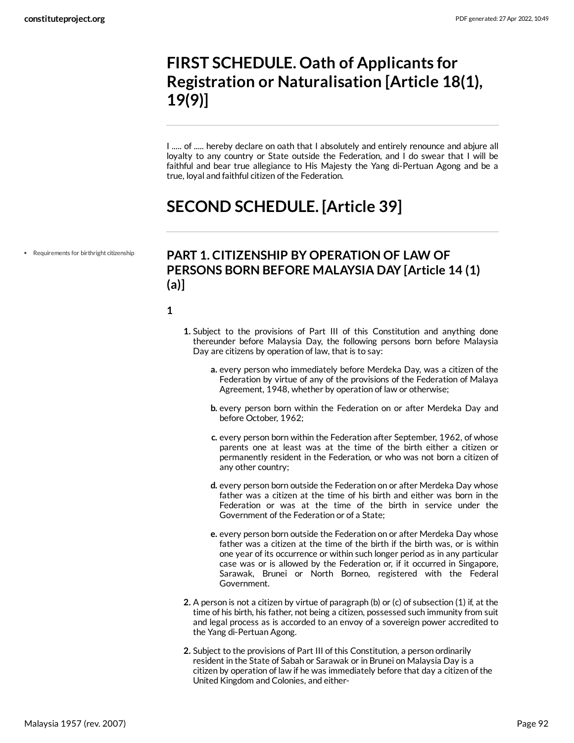# FIRST SCHEDULE. Oath of Applicants for Registration or Naturalisation [Article 18(1), 19(9)]

I ..... of ..... hereby declare on oath that I absolutely and entirely renounce and abjure all loyalty to any country or State outside the Federation, and I do swear that I will be faithful and bear true allegiance to His Majesty the Yang di-Pertuan Agong and be a true, loyal and faithful citizen of the Federation.

# SECOND SCHEDULE. [Article 39]

- Requirements for birthright citizenship

## PART 1. CITIZENSHIP BY OPERATION OF LAW OF PERSONS BORN BEFORE MALAYSIA DAY [Article 14 (1) (a)]

### 1

1. Subject to the provisions of Part III of this Constitution and anything done thereunder before Malaysia Day, the following persons born before Malaysia Day are citizens by operation of law, that is to say:

   a. every person who immediately before Merdeka Day, was a citizen of the Federation by virtue of any of the provisions of the Federation of Malaya Agreement, 1948, whether by operation of law or otherwise;

   b. every person born within the Federation on or after Merdeka Day and before October, 1962;

   c. every person born within the Federation after September, 1962, of whose parents one at least was at the time of the birth either a citizen or permanently resident in the Federation, or who was not born a citizen of any other country;

   d. every person born outside the Federation on or after Merdeka Day whose father was a citizen at the time of his birth and either was born in the Federation or was at the time of the birth in service under the Government of the Federation or of a State;

   e. every person born outside the Federation on or after Merdeka Day whose father was a citizen at the time of the birth if the birth was, or is within one year of its occurrence or within such longer period as in any particular case was or is allowed by the Federation or, if it occurred in Singapore, Sarawak, Brunei or North Borneo, registered with the Federal Government.

2. A person is not a citizen by virtue of paragraph (b) or (c) of subsection (1) if, at the time of his birth, his father, not being a citizen, possessed such immunity from suit and legal process as is accorded to an envoy of a sovereign power accredited to the Yang di-Pertuan Agong.

2. Subject to the provisions of Part III of this Constitution, a person ordinarily resident in the State of Sabah or Sarawak or in Brunei on Malaysia Day is a citizen by operation of law if he was immediately before that day a citizen of the United Kingdom and Colonies, and either-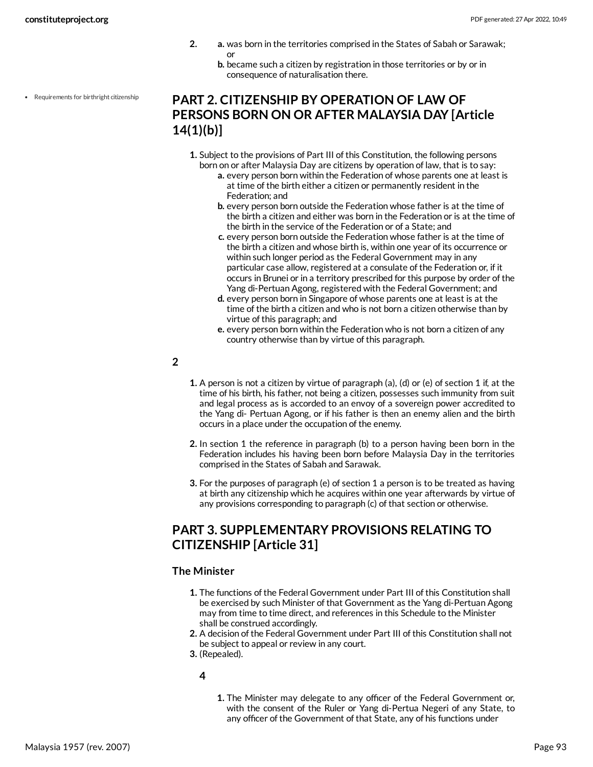2.
   a. was born in the territories comprised in the States of Sabah or Sarawak; or
   b. became such a citizen by registration in those territories or by or in consequence of naturalisation there.

- Requirements for birthright citizenship

## PART 2. CITIZENSHIP BY OPERATION OF LAW OF PERSONS BORN ON OR AFTER MALAYSIA DAY [Article 14(1)(b)]

1. Subject to the provisions of Part III of this Constitution, the following persons born on or after Malaysia Day are citizens by operation of law, that is to say:
   a. every person born within the Federation of whose parents one at least is at time of the birth either a citizen or permanently resident in the Federation; and
   b. every person born outside the Federation whose father is at the time of the birth a citizen and either was born in the Federation or is at the time of the birth in the service of the Federation or of a State; and
   c. every person born outside the Federation whose father is at the time of the birth a citizen and whose birth is, within one year of its occurrence or within such longer period as the Federal Government may in any particular case allow, registered at a consulate of the Federation or, if it occurs in Brunei or in a territory prescribed for this purpose by order of the Yang di-Pertuan Agong, registered with the Federal Government; and
   d. every person born in Singapore of whose parents one at least is at the time of the birth a citizen and who is not born a citizen otherwise than by virtue of this paragraph; and
   e. every person born within the Federation who is not born a citizen of any country otherwise than by virtue of this paragraph.

**2**

1. A person is not a citizen by virtue of paragraph (a), (d) or (e) of section 1 if, at the time of his birth, his father, not being a citizen, possesses such immunity from suit and legal process as is accorded to an envoy of a sovereign power accredited to the Yang di- Pertuan Agong, or if his father is then an enemy alien and the birth occurs in a place under the occupation of the enemy.
2. In section 1 the reference in paragraph (b) to a person having been born in the Federation includes his having been born before Malaysia Day in the territories comprised in the States of Sabah and Sarawak.
3. For the purposes of paragraph (e) of section 1 a person is to be treated as having at birth any citizenship which he acquires within one year afterwards by virtue of any provisions corresponding to paragraph (c) of that section or otherwise.

## PART 3. SUPPLEMENTARY PROVISIONS RELATING TO CITIZENSHIP [Article 31]

### The Minister

1. The functions of the Federal Government under Part III of this Constitution shall be exercised by such Minister of that Government as the Yang di-Pertuan Agong may from time to time direct, and references in this Schedule to the Minister shall be construed accordingly.
2. A decision of the Federal Government under Part III of this Constitution shall not be subject to appeal or review in any court.
3. (Repealed).

   **4**

   1. The Minister may delegate to any officer of the Federal Government or, with the consent of the Ruler or Yang di-Pertua Negeri of any State, to any officer of the Government of that State, any of his functions under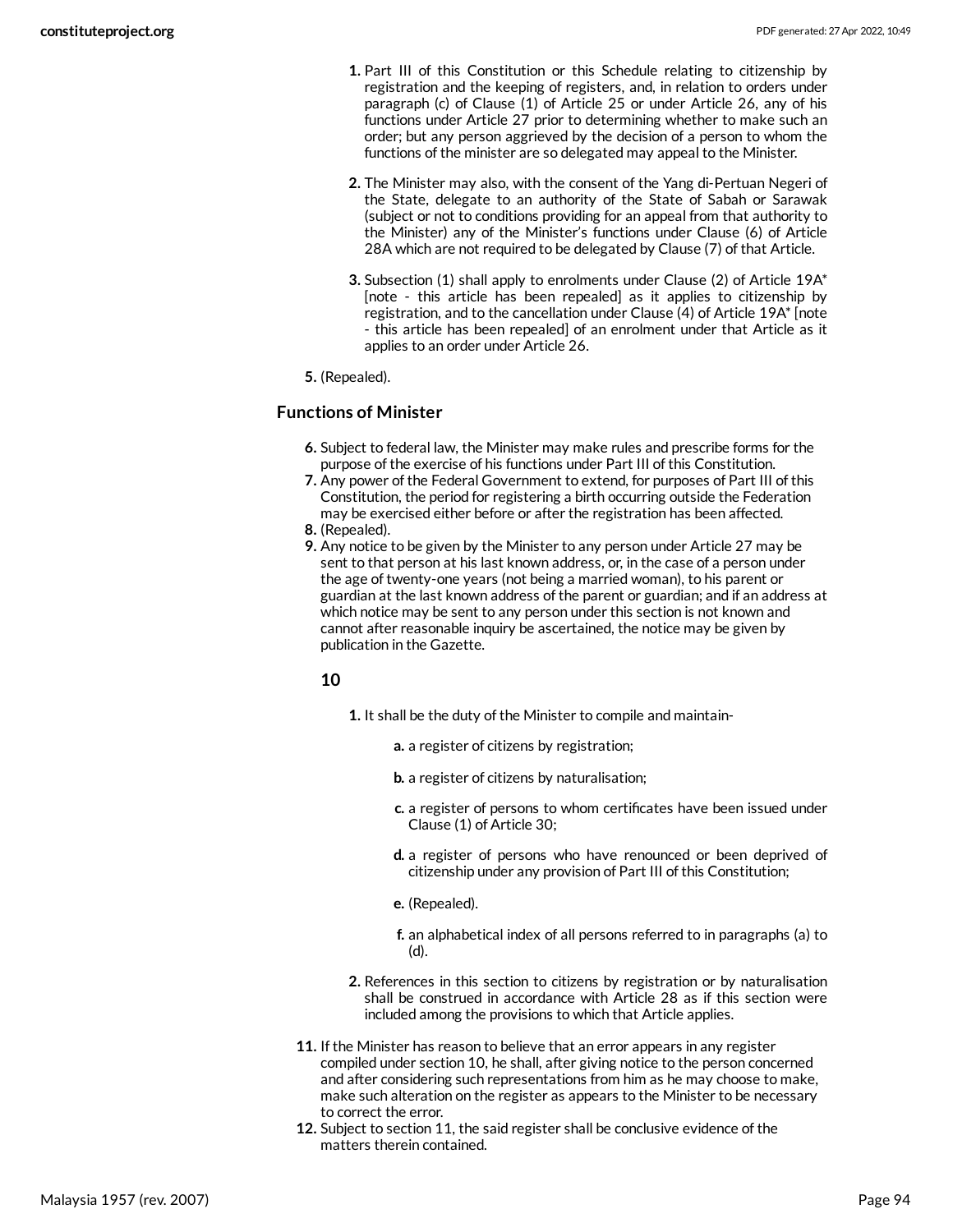1. Part III of this Constitution or this Schedule relating to citizenship by registration and the keeping of registers, and, in relation to orders under paragraph (c) of Clause (1) of Article 25 or under Article 26, any of his functions under Article 27 prior to determining whether to make such an order; but any person aggrieved by the decision of a person to whom the functions of the minister are so delegated may appeal to the Minister.

2. The Minister may also, with the consent of the Yang di-Pertuan Negeri of the State, delegate to an authority of the State of Sabah or Sarawak (subject or not to conditions providing for an appeal from that authority to the Minister) any of the Minister's functions under Clause (6) of Article 28A which are not required to be delegated by Clause (7) of that Article.

3. Subsection (1) shall apply to enrolments under Clause (2) of Article 19A* [note - this article has been repealed] as it applies to citizenship by registration, and to the cancellation under Clause (4) of Article 19A* [note - this article has been repealed] of an enrolment under that Article as it applies to an order under Article 26.

5. (Repealed).

### Functions of Minister

6. Subject to federal law, the Minister may make rules and prescribe forms for the purpose of the exercise of his functions under Part III of this Constitution.
7. Any power of the Federal Government to extend, for purposes of Part III of this Constitution, the period for registering a birth occurring outside the Federation may be exercised either before or after the registration has been affected.
8. (Repealed).
9. Any notice to be given by the Minister to any person under Article 27 may be sent to that person at his last known address, or, in the case of a person under the age of twenty-one years (not being a married woman), to his parent or guardian at the last known address of the parent or guardian; and if an address at which notice may be sent to any person under this section is not known and cannot after reasonable inquiry be ascertained, the notice may be given by publication in the Gazette.

#### 10

1. It shall be the duty of the Minister to compile and maintain-

   a. a register of citizens by registration;

   b. a register of citizens by naturalisation;

   c. a register of persons to whom certificates have been issued under Clause (1) of Article 30;

   d. a register of persons who have renounced or been deprived of citizenship under any provision of Part III of this Constitution;

   e. (Repealed).

   f. an alphabetical index of all persons referred to in paragraphs (a) to (d).

2. References in this section to citizens by registration or by naturalisation shall be construed in accordance with Article 28 as if this section were included among the provisions to which that Article applies.

11. If the Minister has reason to believe that an error appears in any register compiled under section 10, he shall, after giving notice to the person concerned and after considering such representations from him as he may choose to make, make such alteration on the register as appears to the Minister to be necessary to correct the error.
12. Subject to section 11, the said register shall be conclusive evidence of the matters therein contained.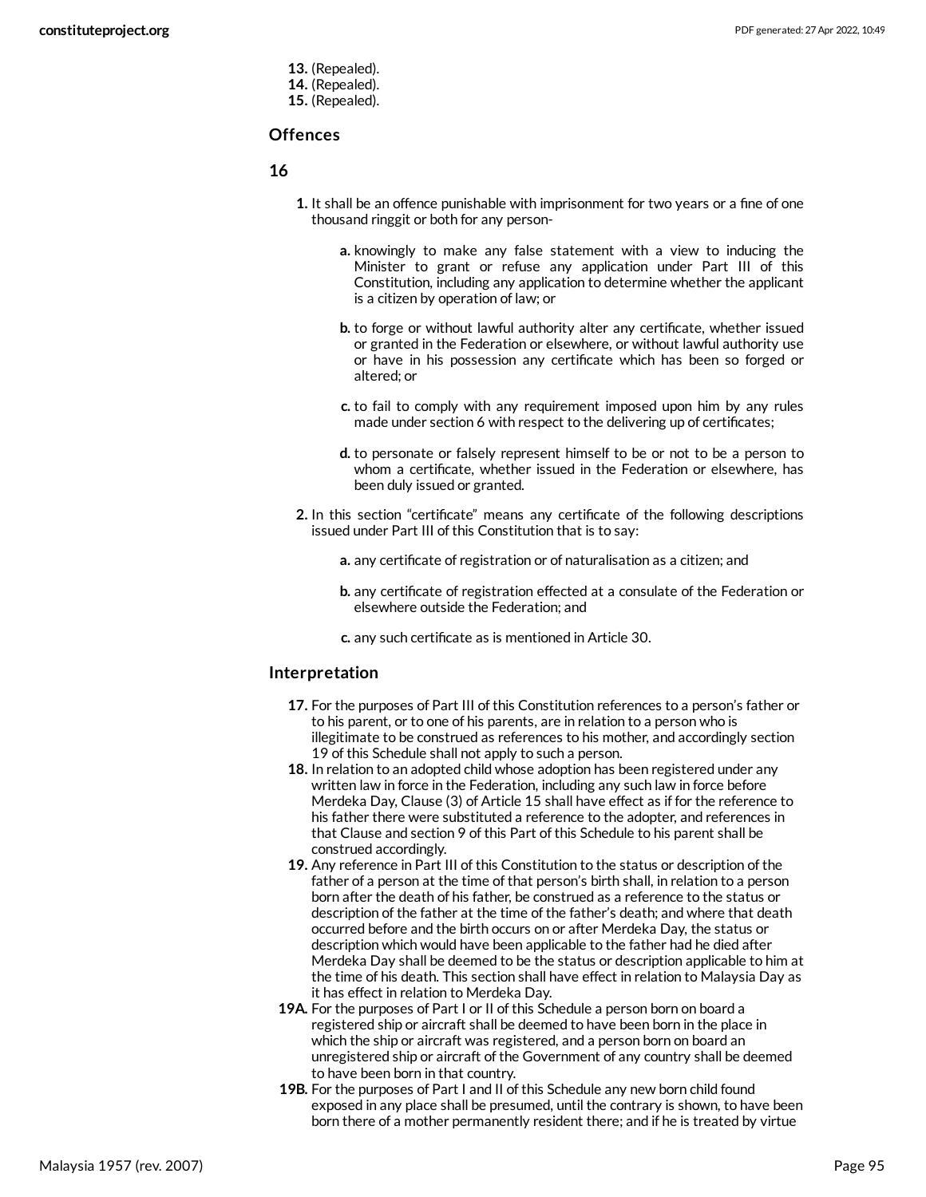13. (Repealed).
14. (Repealed).
15. (Repealed).

### Offences

**16**

1. It shall be an offence punishable with imprisonment for two years or a fine of one thousand ringgit or both for any person-

    a. knowingly to make any false statement with a view to inducing the Minister to grant or refuse any application under Part III of this Constitution, including any application to determine whether the applicant is a citizen by operation of law; or

    b. to forge or without lawful authority alter any certificate, whether issued or granted in the Federation or elsewhere, or without lawful authority use or have in his possession any certificate which has been so forged or altered; or

    c. to fail to comply with any requirement imposed upon him by any rules made under section 6 with respect to the delivering up of certificates;

    d. to personate or falsely represent himself to be or not to be a person to whom a certificate, whether issued in the Federation or elsewhere, has been duly issued or granted.

2. In this section "certificate" means any certificate of the following descriptions issued under Part III of this Constitution that is to say:

    a. any certificate of registration or of naturalisation as a citizen; and

    b. any certificate of registration effected at a consulate of the Federation or elsewhere outside the Federation; and

    c. any such certificate as is mentioned in Article 30.

### Interpretation

**17.** For the purposes of Part III of this Constitution references to a person's father or to his parent, or to one of his parents, are in relation to a person who is illegitimate to be construed as references to his mother, and accordingly section 19 of this Schedule shall not apply to such a person.

**18.** In relation to an adopted child whose adoption has been registered under any written law in force in the Federation, including any such law in force before Merdeka Day, Clause (3) of Article 15 shall have effect as if for the reference to his father there were substituted a reference to the adopter, and references in that Clause and section 9 of this Part of this Schedule to his parent shall be construed accordingly.

**19.** Any reference in Part III of this Constitution to the status or description of the father of a person at the time of that person's birth shall, in relation to a person born after the death of his father, be construed as a reference to the status or description of the father at the time of the father's death; and where that death occurred before and the birth occurs on or after Merdeka Day, the status or description which would have been applicable to the father had he died after Merdeka Day shall be deemed to be the status or description applicable to him at the time of his death. This section shall have effect in relation to Malaysia Day as it has effect in relation to Merdeka Day.

**19A.** For the purposes of Part I or II of this Schedule a person born on board a registered ship or aircraft shall be deemed to have been born in the place in which the ship or aircraft was registered, and a person born on board an unregistered ship or aircraft of the Government of any country shall be deemed to have been born in that country.

**19B.** For the purposes of Part I and II of this Schedule any new born child found exposed in any place shall be presumed, until the contrary is shown, to have been born there of a mother permanently resident there; and if he is treated by virtue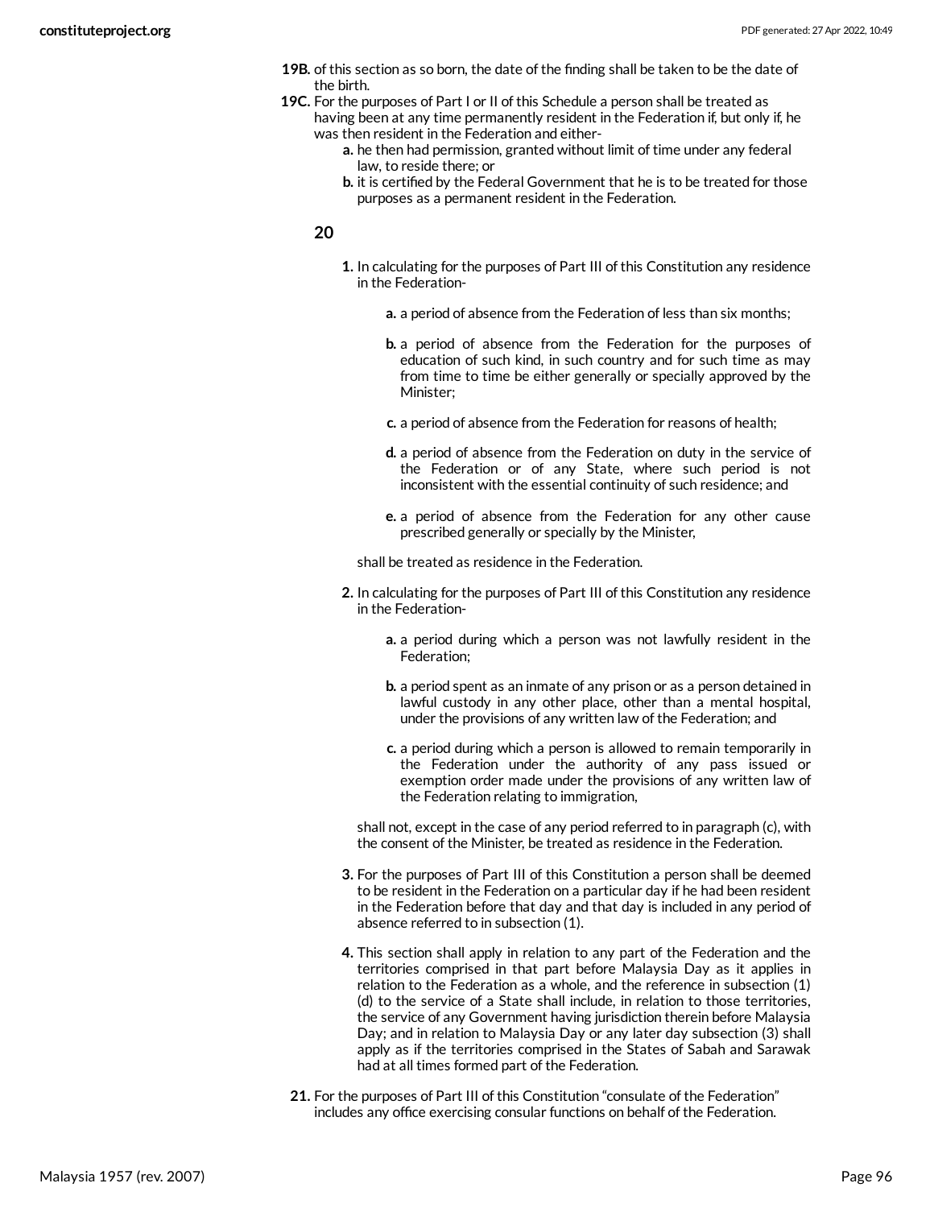**19B.** of this section as so born, the date of the finding shall be taken to be the date of the birth.

**19C.** For the purposes of Part I or II of this Schedule a person shall be treated as having been at any time permanently resident in the Federation if, but only if, he was then resident in the Federation and either-

- **a.** he then had permission, granted without limit of time under any federal law, to reside there; or
- **b.** it is certified by the Federal Government that he is to be treated for those purposes as a permanent resident in the Federation.

### 20

**1.** In calculating for the purposes of Part III of this Constitution any residence in the Federation-

- **a.** a period of absence from the Federation of less than six months;
- **b.** a period of absence from the Federation for the purposes of education of such kind, in such country and for such time as may from time to time be either generally or specially approved by the Minister;
- **c.** a period of absence from the Federation for reasons of health;
- **d.** a period of absence from the Federation on duty in the service of the Federation or of any State, where such period is not inconsistent with the essential continuity of such residence; and
- **e.** a period of absence from the Federation for any other cause prescribed generally or specially by the Minister,

shall be treated as residence in the Federation.

**2.** In calculating for the purposes of Part III of this Constitution any residence in the Federation-

- **a.** a period during which a person was not lawfully resident in the Federation;
- **b.** a period spent as an inmate of any prison or as a person detained in lawful custody in any other place, other than a mental hospital, under the provisions of any written law of the Federation; and
- **c.** a period during which a person is allowed to remain temporarily in the Federation under the authority of any pass issued or exemption order made under the provisions of any written law of the Federation relating to immigration,

shall not, except in the case of any period referred to in paragraph (c), with the consent of the Minister, be treated as residence in the Federation.

**3.** For the purposes of Part III of this Constitution a person shall be deemed to be resident in the Federation on a particular day if he had been resident in the Federation before that day and that day is included in any period of absence referred to in subsection (1).

**4.** This section shall apply in relation to any part of the Federation and the territories comprised in that part before Malaysia Day as it applies in relation to the Federation as a whole, and the reference in subsection (1)(d) to the service of a State shall include, in relation to those territories, the service of any Government having jurisdiction therein before Malaysia Day; and in relation to Malaysia Day or any later day subsection (3) shall apply as if the territories comprised in the States of Sabah and Sarawak had at all times formed part of the Federation.

**21.** For the purposes of Part III of this Constitution "consulate of the Federation" includes any office exercising consular functions on behalf of the Federation.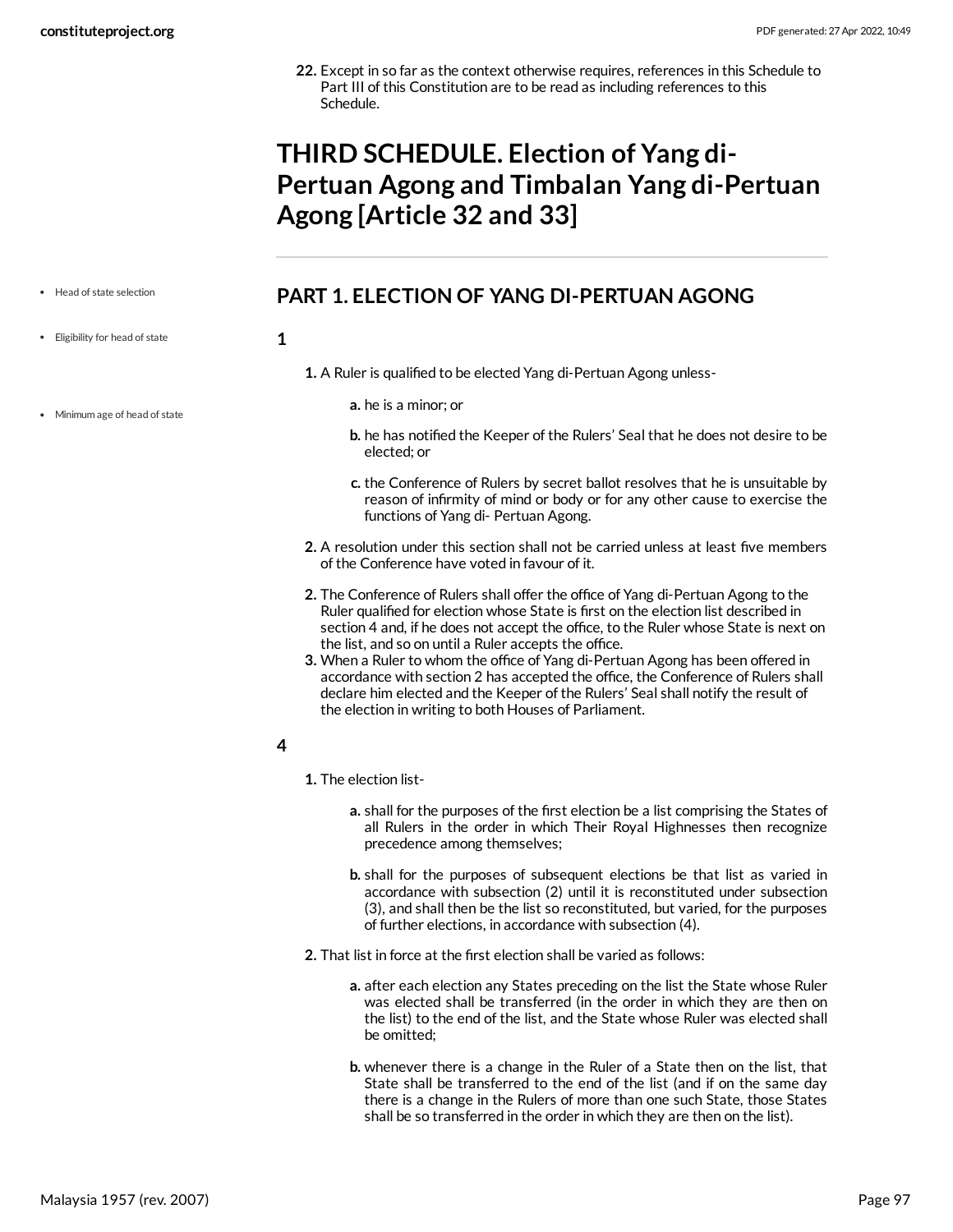22. Except in so far as the context otherwise requires, references in this Schedule to Part III of this Constitution are to be read as including references to this Schedule.

# THIRD SCHEDULE. Election of Yang di-Pertuan Agong and Timbalan Yang di-Pertuan Agong [Article 32 and 33]

- Head of state selection
- Eligibility for head of state
- Minimum age of head of state

## PART 1. ELECTION OF YANG DI-PERTUAN AGONG

**1**

1. A Ruler is qualified to be elected Yang di-Pertuan Agong unless-
   - a. he is a minor; or
   - b. he has notified the Keeper of the Rulers' Seal that he does not desire to be elected; or
   - c. the Conference of Rulers by secret ballot resolves that he is unsuitable by reason of infirmity of mind or body or for any other cause to exercise the functions of Yang di- Pertuan Agong.
2. A resolution under this section shall not be carried unless at least five members of the Conference have voted in favour of it.
2. The Conference of Rulers shall offer the office of Yang di-Pertuan Agong to the Ruler qualified for election whose State is first on the election list described in section 4 and, if he does not accept the office, to the Ruler whose State is next on the list, and so on until a Ruler accepts the office.
3. When a Ruler to whom the office of Yang di-Pertuan Agong has been offered in accordance with section 2 has accepted the office, the Conference of Rulers shall declare him elected and the Keeper of the Rulers' Seal shall notify the result of the election in writing to both Houses of Parliament.

**4**

1. The election list-
   - a. shall for the purposes of the first election be a list comprising the States of all Rulers in the order in which Their Royal Highnesses then recognize precedence among themselves;
   - b. shall for the purposes of subsequent elections be that list as varied in accordance with subsection (2) until it is reconstituted under subsection (3), and shall then be the list so reconstituted, but varied, for the purposes of further elections, in accordance with subsection (4).
2. That list in force at the first election shall be varied as follows:
   - a. after each election any States preceding on the list the State whose Ruler was elected shall be transferred (in the order in which they are then on the list) to the end of the list, and the State whose Ruler was elected shall be omitted;
   - b. whenever there is a change in the Ruler of a State then on the list, that State shall be transferred to the end of the list (and if on the same day there is a change in the Rulers of more than one such State, those States shall be so transferred in the order in which they are then on the list).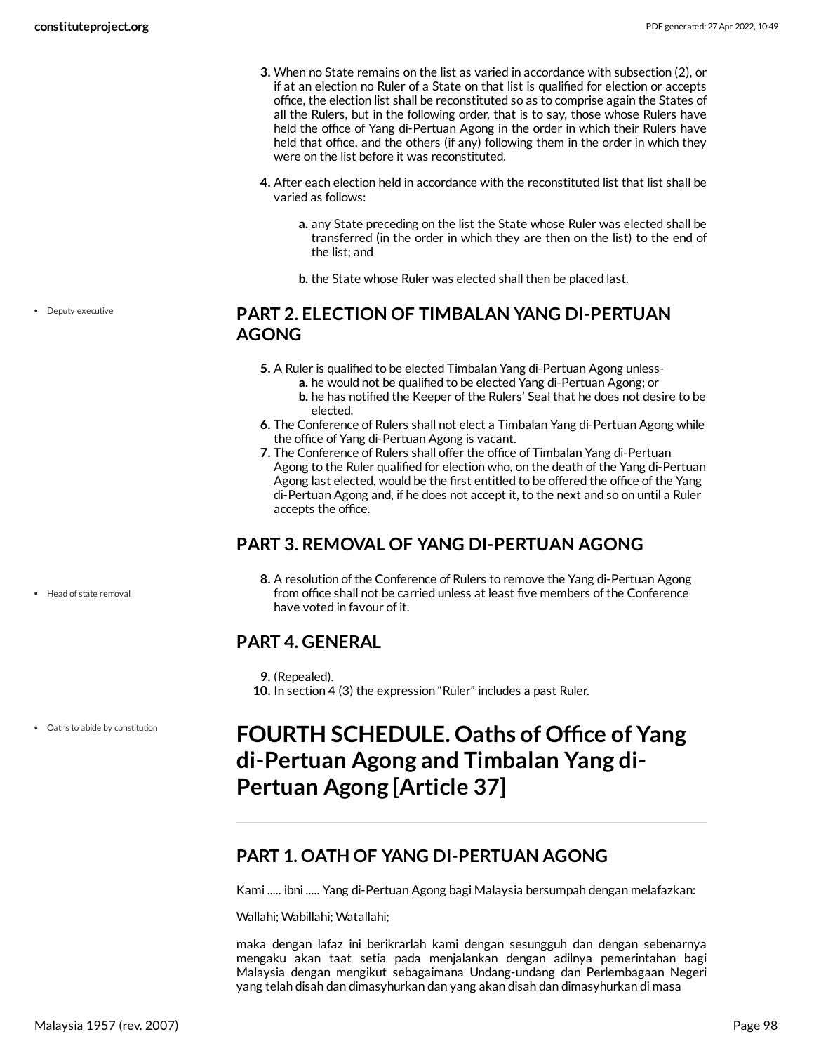3. When no State remains on the list as varied in accordance with subsection (2), or if at an election no Ruler of a State on that list is qualified for election or accepts office, the election list shall be reconstituted so as to comprise again the States of all the Rulers, but in the following order, that is to say, those whose Rulers have held the office of Yang di-Pertuan Agong in the order in which their Rulers have held that office, and the others (if any) following them in the order in which they were on the list before it was reconstituted.

4. After each election held in accordance with the reconstituted list that list shall be varied as follows:

   a. any State preceding on the list the State whose Ruler was elected shall be transferred (in the order in which they are then on the list) to the end of the list; and

   b. the State whose Ruler was elected shall then be placed last.

- Deputy executive

## PART 2. ELECTION OF TIMBALAN YANG DI-PERTUAN AGONG

5. A Ruler is qualified to be elected Timbalan Yang di-Pertuan Agong unless-
   a. he would not be qualified to be elected Yang di-Pertuan Agong; or
   b. he has notified the Keeper of the Rulers' Seal that he does not desire to be elected.
6. The Conference of Rulers shall not elect a Timbalan Yang di-Pertuan Agong while the office of Yang di-Pertuan Agong is vacant.
7. The Conference of Rulers shall offer the office of Timbalan Yang di-Pertuan Agong to the Ruler qualified for election who, on the death of the Yang di-Pertuan Agong last elected, would be the first entitled to be offered the office of the Yang di-Pertuan Agong and, if he does not accept it, to the next and so on until a Ruler accepts the office.

## PART 3. REMOVAL OF YANG DI-PERTUAN AGONG

- Head of state removal

8. A resolution of the Conference of Rulers to remove the Yang di-Pertuan Agong from office shall not be carried unless at least five members of the Conference have voted in favour of it.

## PART 4. GENERAL

9. (Repealed).
10. In section 4 (3) the expression "Ruler" includes a past Ruler.

- Oaths to abide by constitution

# FOURTH SCHEDULE. Oaths of Office of Yang di-Pertuan Agong and Timbalan Yang di-Pertuan Agong [Article 37]

## PART 1. OATH OF YANG DI-PERTUAN AGONG

Kami ..... ibni ..... Yang di-Pertuan Agong bagi Malaysia bersumpah dengan melafazkan:

Wallahi; Wabillahi; Watallahi;

maka dengan lafaz ini berikrarlah kami dengan sesungguh dan dengan sebenarnya mengaku akan taat setia pada menjalankan dengan adilnya pemerintahan bagi Malaysia dengan mengikut sebagaimana Undang-undang dan Perlembagaan Negeri yang telah disah dan dimasyhurkan dan yang akan disah dan dimasyhurkan di masa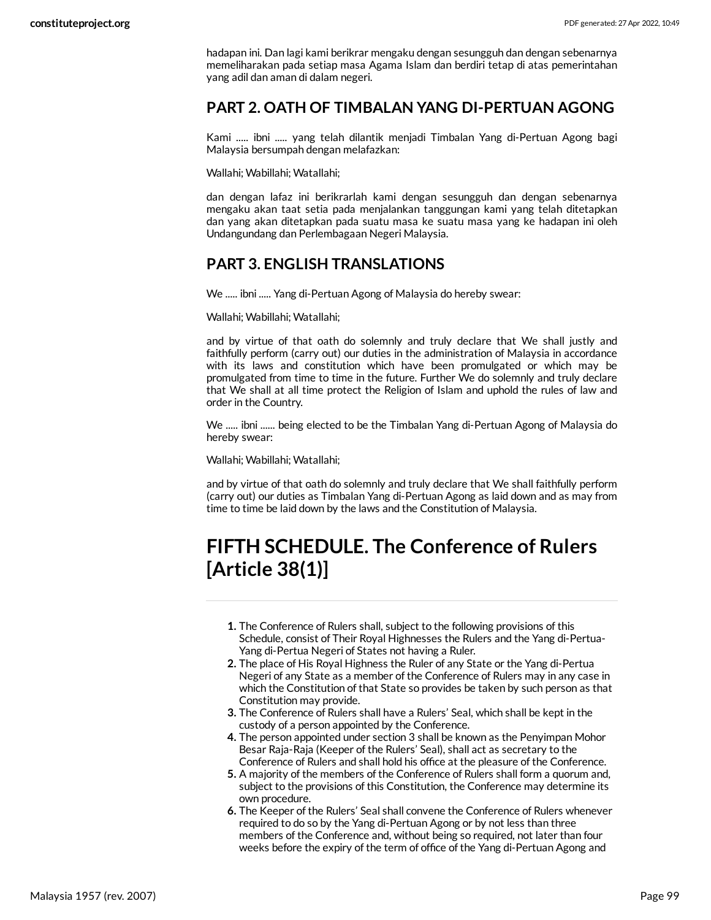hadapan ini. Dan lagi kami berikrar mengaku dengan sesungguh dan dengan sebenarnya memeliharakan pada setiap masa Agama Islam dan berdiri tetap di atas pemerintahan yang adil dan aman di dalam negeri.

## PART 2. OATH OF TIMBALAN YANG DI-PERTUAN AGONG

Kami ..... ibni ..... yang telah dilantik menjadi Timbalan Yang di-Pertuan Agong bagi Malaysia bersumpah dengan melafazkan:

Wallahi; Wabillahi; Watallahi;

dan dengan lafaz ini berikrarlah kami dengan sesungguh dan dengan sebenarnya mengaku akan taat setia pada menjalankan tanggungan kami yang telah ditetapkan dan yang akan ditetapkan pada suatu masa ke suatu masa yang ke hadapan ini oleh Undangundang dan Perlembagaan Negeri Malaysia.

## PART 3. ENGLISH TRANSLATIONS

We ..... ibni ..... Yang di-Pertuan Agong of Malaysia do hereby swear:

Wallahi; Wabillahi; Watallahi;

and by virtue of that oath do solemnly and truly declare that We shall justly and faithfully perform (carry out) our duties in the administration of Malaysia in accordance with its laws and constitution which have been promulgated or which may be promulgated from time to time in the future. Further We do solemnly and truly declare that We shall at all time protect the Religion of Islam and uphold the rules of law and order in the Country.

We ..... ibni ...... being elected to be the Timbalan Yang di-Pertuan Agong of Malaysia do hereby swear:

Wallahi; Wabillahi; Watallahi;

and by virtue of that oath do solemnly and truly declare that We shall faithfully perform (carry out) our duties as Timbalan Yang di-Pertuan Agong as laid down and as may from time to time be laid down by the laws and the Constitution of Malaysia.

# FIFTH SCHEDULE. The Conference of Rulers [Article 38(1)]

1. The Conference of Rulers shall, subject to the following provisions of this Schedule, consist of Their Royal Highnesses the Rulers and the Yang di-Pertua-Yang di-Pertua Negeri of States not having a Ruler.
2. The place of His Royal Highness the Ruler of any State or the Yang di-Pertua Negeri of any State as a member of the Conference of Rulers may in any case in which the Constitution of that State so provides be taken by such person as that Constitution may provide.
3. The Conference of Rulers shall have a Rulers' Seal, which shall be kept in the custody of a person appointed by the Conference.
4. The person appointed under section 3 shall be known as the Penyimpan Mohor Besar Raja-Raja (Keeper of the Rulers' Seal), shall act as secretary to the Conference of Rulers and shall hold his office at the pleasure of the Conference.
5. A majority of the members of the Conference of Rulers shall form a quorum and, subject to the provisions of this Constitution, the Conference may determine its own procedure.
6. The Keeper of the Rulers' Seal shall convene the Conference of Rulers whenever required to do so by the Yang di-Pertuan Agong or by not less than three members of the Conference and, without being so required, not later than four weeks before the expiry of the term of office of the Yang di-Pertuan Agong and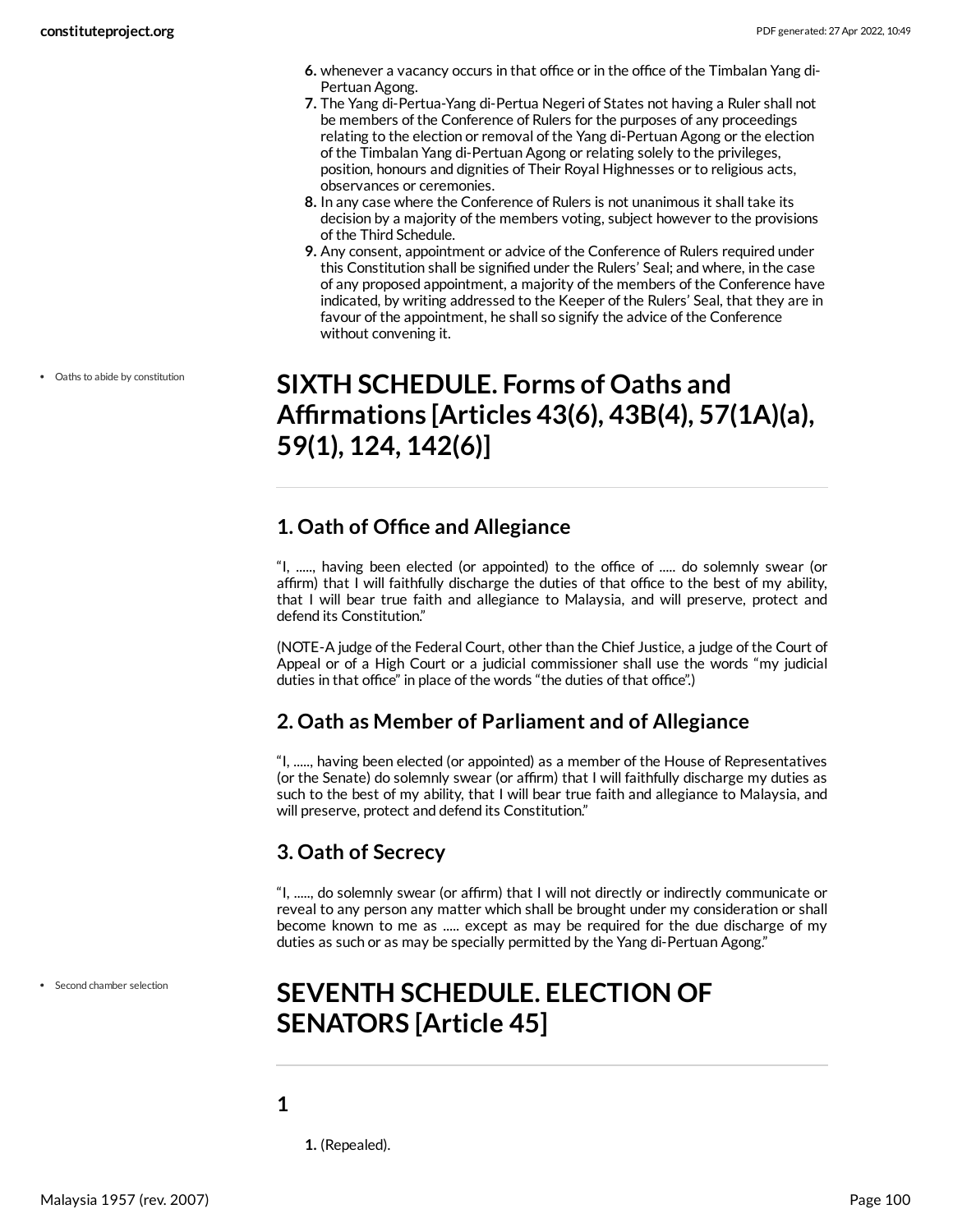6. whenever a vacancy occurs in that office or in the office of the Timbalan Yang di-Pertuan Agong.
7. The Yang di-Pertua-Yang di-Pertua Negeri of States not having a Ruler shall not be members of the Conference of Rulers for the purposes of any proceedings relating to the election or removal of the Yang di-Pertuan Agong or the election of the Timbalan Yang di-Pertuan Agong or relating solely to the privileges, position, honours and dignities of Their Royal Highnesses or to religious acts, observances or ceremonies.
8. In any case where the Conference of Rulers is not unanimous it shall take its decision by a majority of the members voting, subject however to the provisions of the Third Schedule.
9. Any consent, appointment or advice of the Conference of Rulers required under this Constitution shall be signified under the Rulers' Seal; and where, in the case of any proposed appointment, a majority of the members of the Conference have indicated, by writing addressed to the Keeper of the Rulers' Seal, that they are in favour of the appointment, he shall so signify the advice of the Conference without convening it.

- Oaths to abide by constitution

# SIXTH SCHEDULE. Forms of Oaths and Affirmations [Articles 43(6), 43B(4), 57(1A)(a), 59(1), 124, 142(6)]

## 1. Oath of Office and Allegiance

"I, ....., having been elected (or appointed) to the office of ..... do solemnly swear (or affirm) that I will faithfully discharge the duties of that office to the best of my ability, that I will bear true faith and allegiance to Malaysia, and will preserve, protect and defend its Constitution."

(NOTE-A judge of the Federal Court, other than the Chief Justice, a judge of the Court of Appeal or of a High Court or a judicial commissioner shall use the words "my judicial duties in that office" in place of the words "the duties of that office".)

## 2. Oath as Member of Parliament and of Allegiance

"I, ....., having been elected (or appointed) as a member of the House of Representatives (or the Senate) do solemnly swear (or affirm) that I will faithfully discharge my duties as such to the best of my ability, that I will bear true faith and allegiance to Malaysia, and will preserve, protect and defend its Constitution."

## 3. Oath of Secrecy

"I, ....., do solemnly swear (or affirm) that I will not directly or indirectly communicate or reveal to any person any matter which shall be brought under my consideration or shall become known to me as ..... except as may be required for the due discharge of my duties as such or as may be specially permitted by the Yang di-Pertuan Agong."

- Second chamber selection

# SEVENTH SCHEDULE. ELECTION OF SENATORS [Article 45]

## 1

1. (Repealed).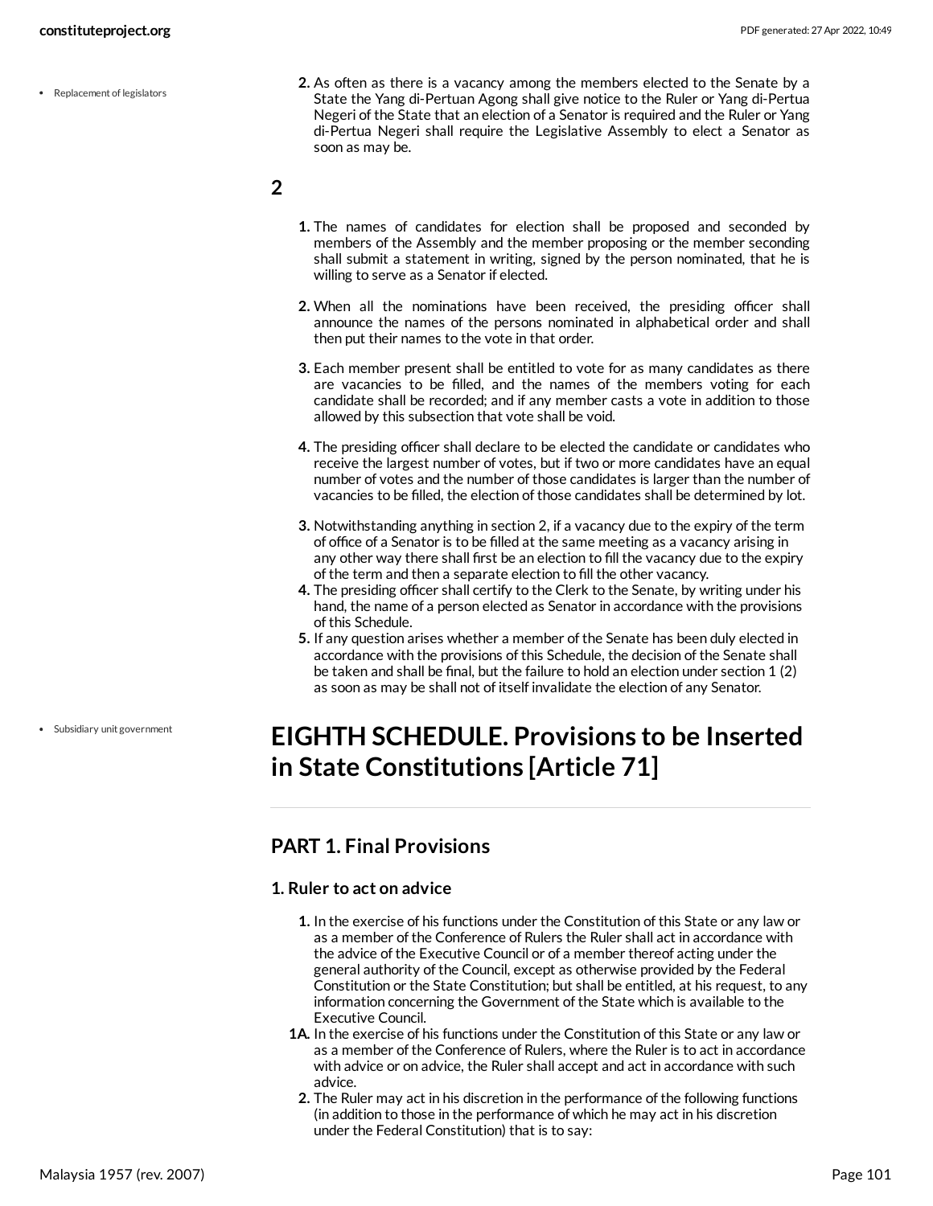- Replacement of legislators

2. As often as there is a vacancy among the members elected to the Senate by a State the Yang di-Pertuan Agong shall give notice to the Ruler or Yang di-Pertua Negeri of the State that an election of a Senator is required and the Ruler or Yang di-Pertua Negeri shall require the Legislative Assembly to elect a Senator as soon as may be.

**2**

1. The names of candidates for election shall be proposed and seconded by members of the Assembly and the member proposing or the member seconding shall submit a statement in writing, signed by the person nominated, that he is willing to serve as a Senator if elected.
2. When all the nominations have been received, the presiding officer shall announce the names of the persons nominated in alphabetical order and shall then put their names to the vote in that order.
3. Each member present shall be entitled to vote for as many candidates as there are vacancies to be filled, and the names of the members voting for each candidate shall be recorded; and if any member casts a vote in addition to those allowed by this subsection that vote shall be void.
4. The presiding officer shall declare to be elected the candidate or candidates who receive the largest number of votes, but if two or more candidates have an equal number of votes and the number of those candidates is larger than the number of vacancies to be filled, the election of those candidates shall be determined by lot.

3. Notwithstanding anything in section 2, if a vacancy due to the expiry of the term of office of a Senator is to be filled at the same meeting as a vacancy arising in any other way there shall first be an election to fill the vacancy due to the expiry of the term and then a separate election to fill the other vacancy.
4. The presiding officer shall certify to the Clerk to the Senate, by writing under his hand, the name of a person elected as Senator in accordance with the provisions of this Schedule.
5. If any question arises whether a member of the Senate has been duly elected in accordance with the provisions of this Schedule, the decision of the Senate shall be taken and shall be final, but the failure to hold an election under section 1 (2) as soon as may be shall not of itself invalidate the election of any Senator.

- Subsidiary unit government

# EIGHTH SCHEDULE. Provisions to be Inserted in State Constitutions [Article 71]

## PART 1. Final Provisions

### 1. Ruler to act on advice

1. In the exercise of his functions under the Constitution of this State or any law or as a member of the Conference of Rulers the Ruler shall act in accordance with the advice of the Executive Council or of a member thereof acting under the general authority of the Council, except as otherwise provided by the Federal Constitution or the State Constitution; but shall be entitled, at his request, to any information concerning the Government of the State which is available to the Executive Council.

1A. In the exercise of his functions under the Constitution of this State or any law or as a member of the Conference of Rulers, where the Ruler is to act in accordance with advice or on advice, the Ruler shall accept and act in accordance with such advice.

2. The Ruler may act in his discretion in the performance of the following functions (in addition to those in the performance of which he may act in his discretion under the Federal Constitution) that is to say: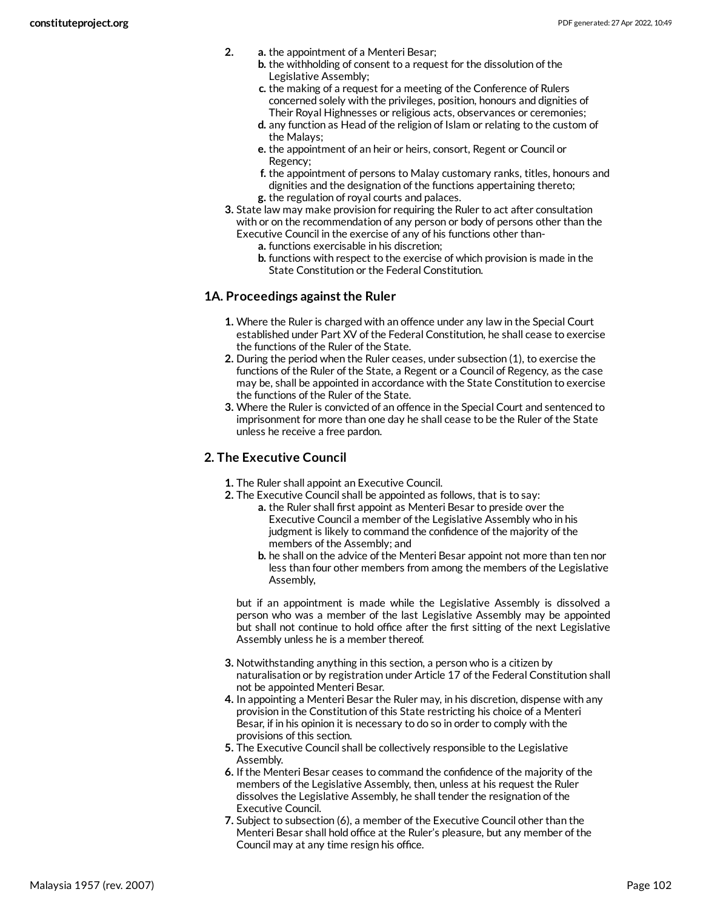2. 
    a. the appointment of a Menteri Besar;
    b. the withholding of consent to a request for the dissolution of the Legislative Assembly;
    c. the making of a request for a meeting of the Conference of Rulers concerned solely with the privileges, position, honours and dignities of Their Royal Highnesses or religious acts, observances or ceremonies;
    d. any function as Head of the religion of Islam or relating to the custom of the Malays;
    e. the appointment of an heir or heirs, consort, Regent or Council or Regency;
    f. the appointment of persons to Malay customary ranks, titles, honours and dignities and the designation of the functions appertaining thereto;
    g. the regulation of royal courts and palaces.
3. State law may make provision for requiring the Ruler to act after consultation with or on the recommendation of any person or body of persons other than the Executive Council in the exercise of any of his functions other than-
    a. functions exercisable in his discretion;
    b. functions with respect to the exercise of which provision is made in the State Constitution or the Federal Constitution.

### 1A. Proceedings against the Ruler

1. Where the Ruler is charged with an offence under any law in the Special Court established under Part XV of the Federal Constitution, he shall cease to exercise the functions of the Ruler of the State.
2. During the period when the Ruler ceases, under subsection (1), to exercise the functions of the Ruler of the State, a Regent or a Council of Regency, as the case may be, shall be appointed in accordance with the State Constitution to exercise the functions of the Ruler of the State.
3. Where the Ruler is convicted of an offence in the Special Court and sentenced to imprisonment for more than one day he shall cease to be the Ruler of the State unless he receive a free pardon.

### 2. The Executive Council

1. The Ruler shall appoint an Executive Council.
2. The Executive Council shall be appointed as follows, that is to say:
    a. the Ruler shall first appoint as Menteri Besar to preside over the Executive Council a member of the Legislative Assembly who in his judgment is likely to command the confidence of the majority of the members of the Assembly; and
    b. he shall on the advice of the Menteri Besar appoint not more than ten nor less than four other members from among the members of the Legislative Assembly,

    but if an appointment is made while the Legislative Assembly is dissolved a person who was a member of the last Legislative Assembly may be appointed but shall not continue to hold office after the first sitting of the next Legislative Assembly unless he is a member thereof.

3. Notwithstanding anything in this section, a person who is a citizen by naturalisation or by registration under Article 17 of the Federal Constitution shall not be appointed Menteri Besar.
4. In appointing a Menteri Besar the Ruler may, in his discretion, dispense with any provision in the Constitution of this State restricting his choice of a Menteri Besar, if in his opinion it is necessary to do so in order to comply with the provisions of this section.
5. The Executive Council shall be collectively responsible to the Legislative Assembly.
6. If the Menteri Besar ceases to command the confidence of the majority of the members of the Legislative Assembly, then, unless at his request the Ruler dissolves the Legislative Assembly, he shall tender the resignation of the Executive Council.
7. Subject to subsection (6), a member of the Executive Council other than the Menteri Besar shall hold office at the Ruler's pleasure, but any member of the Council may at any time resign his office.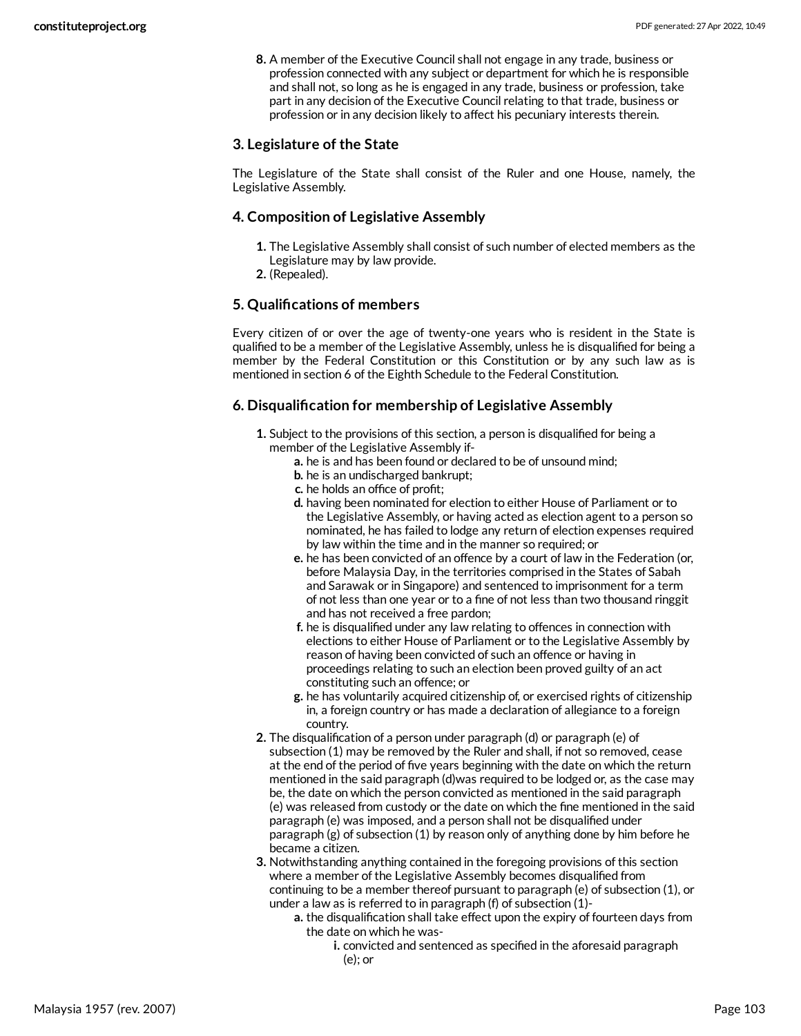8. A member of the Executive Council shall not engage in any trade, business or profession connected with any subject or department for which he is responsible and shall not, so long as he is engaged in any trade, business or profession, take part in any decision of the Executive Council relating to that trade, business or profession or in any decision likely to affect his pecuniary interests therein.

### 3. Legislature of the State

The Legislature of the State shall consist of the Ruler and one House, namely, the Legislative Assembly.

### 4. Composition of Legislative Assembly

1. The Legislative Assembly shall consist of such number of elected members as the Legislature may by law provide.
2. (Repealed).

### 5. Qualifications of members

Every citizen of or over the age of twenty-one years who is resident in the State is qualified to be a member of the Legislative Assembly, unless he is disqualified for being a member by the Federal Constitution or this Constitution or by any such law as is mentioned in section 6 of the Eighth Schedule to the Federal Constitution.

### 6. Disqualification for membership of Legislative Assembly

1. Subject to the provisions of this section, a person is disqualified for being a member of the Legislative Assembly if-
   a. he is and has been found or declared to be of unsound mind;
   b. he is an undischarged bankrupt;
   c. he holds an office of profit;
   d. having been nominated for election to either House of Parliament or to the Legislative Assembly, or having acted as election agent to a person so nominated, he has failed to lodge any return of election expenses required by law within the time and in the manner so required; or
   e. he has been convicted of an offence by a court of law in the Federation (or, before Malaysia Day, in the territories comprised in the States of Sabah and Sarawak or in Singapore) and sentenced to imprisonment for a term of not less than one year or to a fine of not less than two thousand ringgit and has not received a free pardon;
   f. he is disqualified under any law relating to offences in connection with elections to either House of Parliament or to the Legislative Assembly by reason of having been convicted of such an offence or having in proceedings relating to such an election been proved guilty of an act constituting such an offence; or
   g. he has voluntarily acquired citizenship of, or exercised rights of citizenship in, a foreign country or has made a declaration of allegiance to a foreign country.
2. The disqualification of a person under paragraph (d) or paragraph (e) of subsection (1) may be removed by the Ruler and shall, if not so removed, cease at the end of the period of five years beginning with the date on which the return mentioned in the said paragraph (d)was required to be lodged or, as the case may be, the date on which the person convicted as mentioned in the said paragraph (e) was released from custody or the date on which the fine mentioned in the said paragraph (e) was imposed, and a person shall not be disqualified under paragraph (g) of subsection (1) by reason only of anything done by him before he became a citizen.
3. Notwithstanding anything contained in the foregoing provisions of this section where a member of the Legislative Assembly becomes disqualified from continuing to be a member thereof pursuant to paragraph (e) of subsection (1), or under a law as is referred to in paragraph (f) of subsection (1)-
   a. the disqualification shall take effect upon the expiry of fourteen days from the date on which he was-
      i. convicted and sentenced as specified in the aforesaid paragraph (e); or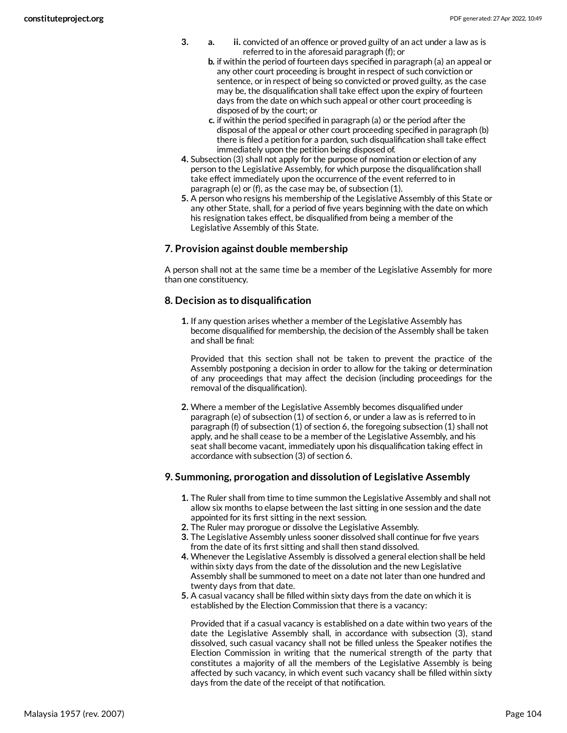3. a. ii. convicted of an offence or proved guilty of an act under a law as is referred to in the aforesaid paragraph (f); or

   b. if within the period of fourteen days specified in paragraph (a) an appeal or any other court proceeding is brought in respect of such conviction or sentence, or in respect of being so convicted or proved guilty, as the case may be, the disqualification shall take effect upon the expiry of fourteen days from the date on which such appeal or other court proceeding is disposed of by the court; or

   c. if within the period specified in paragraph (a) or the period after the disposal of the appeal or other court proceeding specified in paragraph (b) there is filed a petition for a pardon, such disqualification shall take effect immediately upon the petition being disposed of.

4. Subsection (3) shall not apply for the purpose of nomination or election of any person to the Legislative Assembly, for which purpose the disqualification shall take effect immediately upon the occurrence of the event referred to in paragraph (e) or (f), as the case may be, of subsection (1).
5. A person who resigns his membership of the Legislative Assembly of this State or any other State, shall, for a period of five years beginning with the date on which his resignation takes effect, be disqualified from being a member of the Legislative Assembly of this State.

### 7. Provision against double membership

A person shall not at the same time be a member of the Legislative Assembly for more than one constituency.

### 8. Decision as to disqualification

1. If any question arises whether a member of the Legislative Assembly has become disqualified for membership, the decision of the Assembly shall be taken and shall be final:

   Provided that this section shall not be taken to prevent the practice of the Assembly postponing a decision in order to allow for the taking or determination of any proceedings that may affect the decision (including proceedings for the removal of the disqualification).

2. Where a member of the Legislative Assembly becomes disqualified under paragraph (e) of subsection (1) of section 6, or under a law as is referred to in paragraph (f) of subsection (1) of section 6, the foregoing subsection (1) shall not apply, and he shall cease to be a member of the Legislative Assembly, and his seat shall become vacant, immediately upon his disqualification taking effect in accordance with subsection (3) of section 6.

### 9. Summoning, prorogation and dissolution of Legislative Assembly

1. The Ruler shall from time to time summon the Legislative Assembly and shall not allow six months to elapse between the last sitting in one session and the date appointed for its first sitting in the next session.
2. The Ruler may prorogue or dissolve the Legislative Assembly.
3. The Legislative Assembly unless sooner dissolved shall continue for five years from the date of its first sitting and shall then stand dissolved.
4. Whenever the Legislative Assembly is dissolved a general election shall be held within sixty days from the date of the dissolution and the new Legislative Assembly shall be summoned to meet on a date not later than one hundred and twenty days from that date.
5. A casual vacancy shall be filled within sixty days from the date on which it is established by the Election Commission that there is a vacancy:

   Provided that if a casual vacancy is established on a date within two years of the date the Legislative Assembly shall, in accordance with subsection (3), stand dissolved, such casual vacancy shall not be filled unless the Speaker notifies the Election Commission in writing that the numerical strength of the party that constitutes a majority of all the members of the Legislative Assembly is being affected by such vacancy, in which event such vacancy shall be filled within sixty days from the date of the receipt of that notification.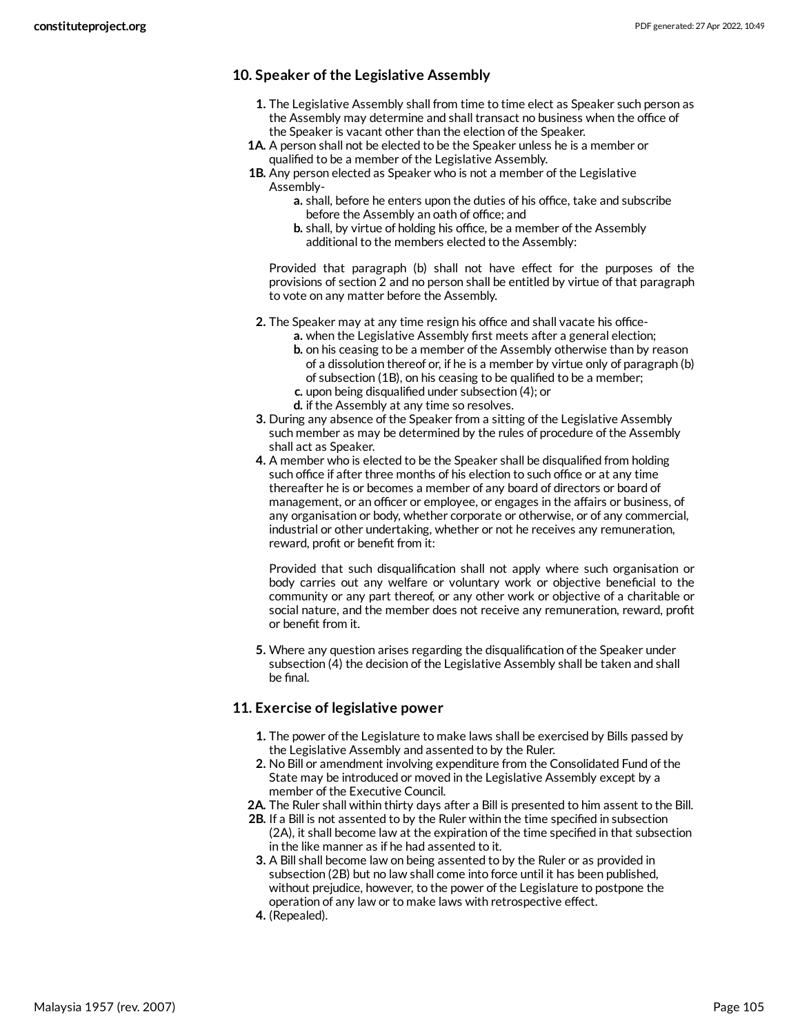### 10. Speaker of the Legislative Assembly

1. The Legislative Assembly shall from time to time elect as Speaker such person as the Assembly may determine and shall transact no business when the office of the Speaker is vacant other than the election of the Speaker.

1A. A person shall not be elected to be the Speaker unless he is a member or qualified to be a member of the Legislative Assembly.

1B. Any person elected as Speaker who is not a member of the Legislative Assembly-
   - a. shall, before he enters upon the duties of his office, take and subscribe before the Assembly an oath of office; and
   - b. shall, by virtue of holding his office, be a member of the Assembly additional to the members elected to the Assembly:

   Provided that paragraph (b) shall not have effect for the purposes of the provisions of section 2 and no person shall be entitled by virtue of that paragraph to vote on any matter before the Assembly.

2. The Speaker may at any time resign his office and shall vacate his office-
   - a. when the Legislative Assembly first meets after a general election;
   - b. on his ceasing to be a member of the Assembly otherwise than by reason of a dissolution thereof or, if he is a member by virtue only of paragraph (b) of subsection (1B), on his ceasing to be qualified to be a member;
   - c. upon being disqualified under subsection (4); or
   - d. if the Assembly at any time so resolves.

3. During any absence of the Speaker from a sitting of the Legislative Assembly such member as may be determined by the rules of procedure of the Assembly shall act as Speaker.

4. A member who is elected to be the Speaker shall be disqualified from holding such office if after three months of his election to such office or at any time thereafter he is or becomes a member of any board of directors or board of management, or an officer or employee, or engages in the affairs or business, of any organisation or body, whether corporate or otherwise, or of any commercial, industrial or other undertaking, whether or not he receives any remuneration, reward, profit or benefit from it:

   Provided that such disqualification shall not apply where such organisation or body carries out any welfare or voluntary work or objective beneficial to the community or any part thereof, or any other work or objective of a charitable or social nature, and the member does not receive any remuneration, reward, profit or benefit from it.

5. Where any question arises regarding the disqualification of the Speaker under subsection (4) the decision of the Legislative Assembly shall be taken and shall be final.

### 11. Exercise of legislative power

1. The power of the Legislature to make laws shall be exercised by Bills passed by the Legislative Assembly and assented to by the Ruler.

2. No Bill or amendment involving expenditure from the Consolidated Fund of the State may be introduced or moved in the Legislative Assembly except by a member of the Executive Council.

2A. The Ruler shall within thirty days after a Bill is presented to him assent to the Bill.

2B. If a Bill is not assented to by the Ruler within the time specified in subsection (2A), it shall become law at the expiration of the time specified in that subsection in the like manner as if he had assented to it.

3. A Bill shall become law on being assented to by the Ruler or as provided in subsection (2B) but no law shall come into force until it has been published, without prejudice, however, to the power of the Legislature to postpone the operation of any law or to make laws with retrospective effect.

4. (Repealed).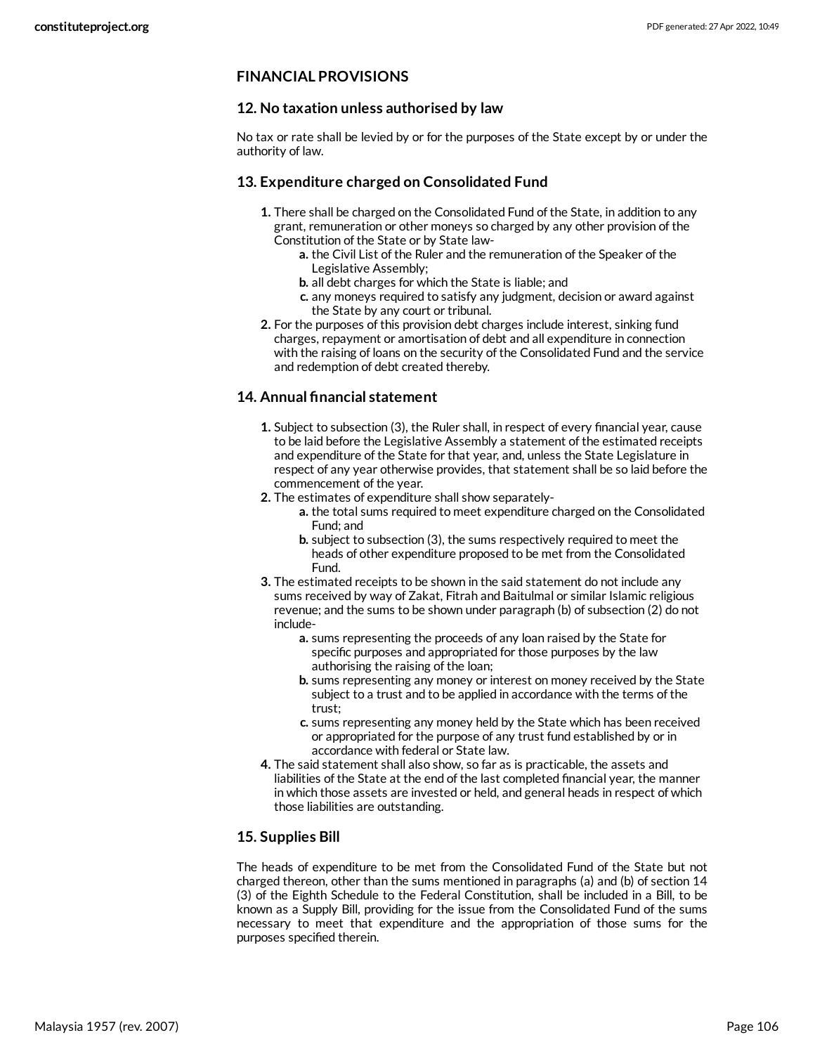### FINANCIAL PROVISIONS

#### 12. No taxation unless authorised by law

No tax or rate shall be levied by or for the purposes of the State except by or under the authority of law.

#### 13. Expenditure charged on Consolidated Fund

1. There shall be charged on the Consolidated Fund of the State, in addition to any grant, remuneration or other moneys so charged by any other provision of the Constitution of the State or by State law-
    a. the Civil List of the Ruler and the remuneration of the Speaker of the Legislative Assembly;
    b. all debt charges for which the State is liable; and
    c. any moneys required to satisfy any judgment, decision or award against the State by any court or tribunal.
2. For the purposes of this provision debt charges include interest, sinking fund charges, repayment or amortisation of debt and all expenditure in connection with the raising of loans on the security of the Consolidated Fund and the service and redemption of debt created thereby.

#### 14. Annual financial statement

1. Subject to subsection (3), the Ruler shall, in respect of every financial year, cause to be laid before the Legislative Assembly a statement of the estimated receipts and expenditure of the State for that year, and, unless the State Legislature in respect of any year otherwise provides, that statement shall be so laid before the commencement of the year.
2. The estimates of expenditure shall show separately-
    a. the total sums required to meet expenditure charged on the Consolidated Fund; and
    b. subject to subsection (3), the sums respectively required to meet the heads of other expenditure proposed to be met from the Consolidated Fund.
3. The estimated receipts to be shown in the said statement do not include any sums received by way of Zakat, Fitrah and Baitulmal or similar Islamic religious revenue; and the sums to be shown under paragraph (b) of subsection (2) do not include-
    a. sums representing the proceeds of any loan raised by the State for specific purposes and appropriated for those purposes by the law authorising the raising of the loan;
    b. sums representing any money or interest on money received by the State subject to a trust and to be applied in accordance with the terms of the trust;
    c. sums representing any money held by the State which has been received or appropriated for the purpose of any trust fund established by or in accordance with federal or State law.
4. The said statement shall also show, so far as is practicable, the assets and liabilities of the State at the end of the last completed financial year, the manner in which those assets are invested or held, and general heads in respect of which those liabilities are outstanding.

#### 15. Supplies Bill

The heads of expenditure to be met from the Consolidated Fund of the State but not charged thereon, other than the sums mentioned in paragraphs (a) and (b) of section 14 (3) of the Eighth Schedule to the Federal Constitution, shall be included in a Bill, to be known as a Supply Bill, providing for the issue from the Consolidated Fund of the sums necessary to meet that expenditure and the appropriation of those sums for the purposes specified therein.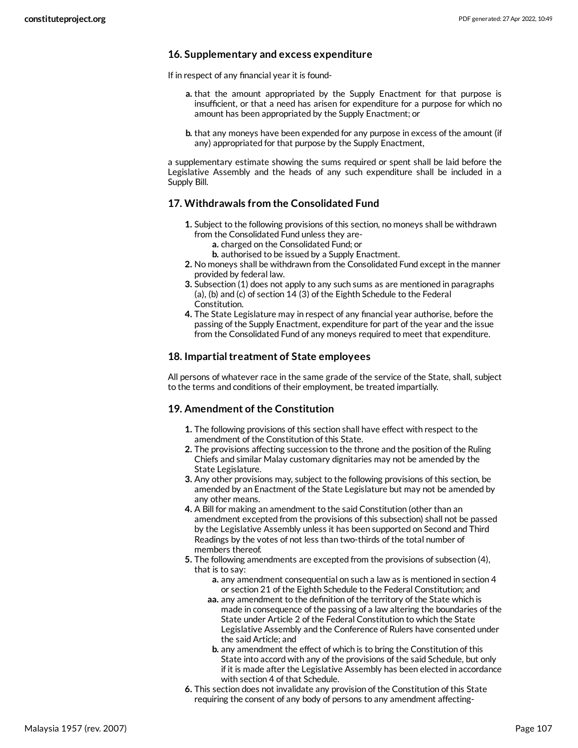### 16. Supplementary and excess expenditure

If in respect of any financial year it is found-

- **a.** that the amount appropriated by the Supply Enactment for that purpose is insufficient, or that a need has arisen for expenditure for a purpose for which no amount has been appropriated by the Supply Enactment; or
- **b.** that any moneys have been expended for any purpose in excess of the amount (if any) appropriated for that purpose by the Supply Enactment,

a supplementary estimate showing the sums required or spent shall be laid before the Legislative Assembly and the heads of any such expenditure shall be included in a Supply Bill.

### 17. Withdrawals from the Consolidated Fund

1. Subject to the following provisions of this section, no moneys shall be withdrawn from the Consolidated Fund unless they are-
   - **a.** charged on the Consolidated Fund; or
   - **b.** authorised to be issued by a Supply Enactment.
2. No moneys shall be withdrawn from the Consolidated Fund except in the manner provided by federal law.
3. Subsection (1) does not apply to any such sums as are mentioned in paragraphs (a), (b) and (c) of section 14 (3) of the Eighth Schedule to the Federal Constitution.
4. The State Legislature may in respect of any financial year authorise, before the passing of the Supply Enactment, expenditure for part of the year and the issue from the Consolidated Fund of any moneys required to meet that expenditure.

### 18. Impartial treatment of State employees

All persons of whatever race in the same grade of the service of the State, shall, subject to the terms and conditions of their employment, be treated impartially.

### 19. Amendment of the Constitution

1. The following provisions of this section shall have effect with respect to the amendment of the Constitution of this State.
2. The provisions affecting succession to the throne and the position of the Ruling Chiefs and similar Malay customary dignitaries may not be amended by the State Legislature.
3. Any other provisions may, subject to the following provisions of this section, be amended by an Enactment of the State Legislature but may not be amended by any other means.
4. A Bill for making an amendment to the said Constitution (other than an amendment excepted from the provisions of this subsection) shall not be passed by the Legislative Assembly unless it has been supported on Second and Third Readings by the votes of not less than two-thirds of the total number of members thereof.
5. The following amendments are excepted from the provisions of subsection (4), that is to say:
   - **a.** any amendment consequential on such a law as is mentioned in section 4 or section 21 of the Eighth Schedule to the Federal Constitution; and
   - **aa.** any amendment to the definition of the territory of the State which is made in consequence of the passing of a law altering the boundaries of the State under Article 2 of the Federal Constitution to which the State Legislative Assembly and the Conference of Rulers have consented under the said Article; and
   - **b.** any amendment the effect of which is to bring the Constitution of this State into accord with any of the provisions of the said Schedule, but only if it is made after the Legislative Assembly has been elected in accordance with section 4 of that Schedule.
6. This section does not invalidate any provision of the Constitution of this State requiring the consent of any body of persons to any amendment affecting-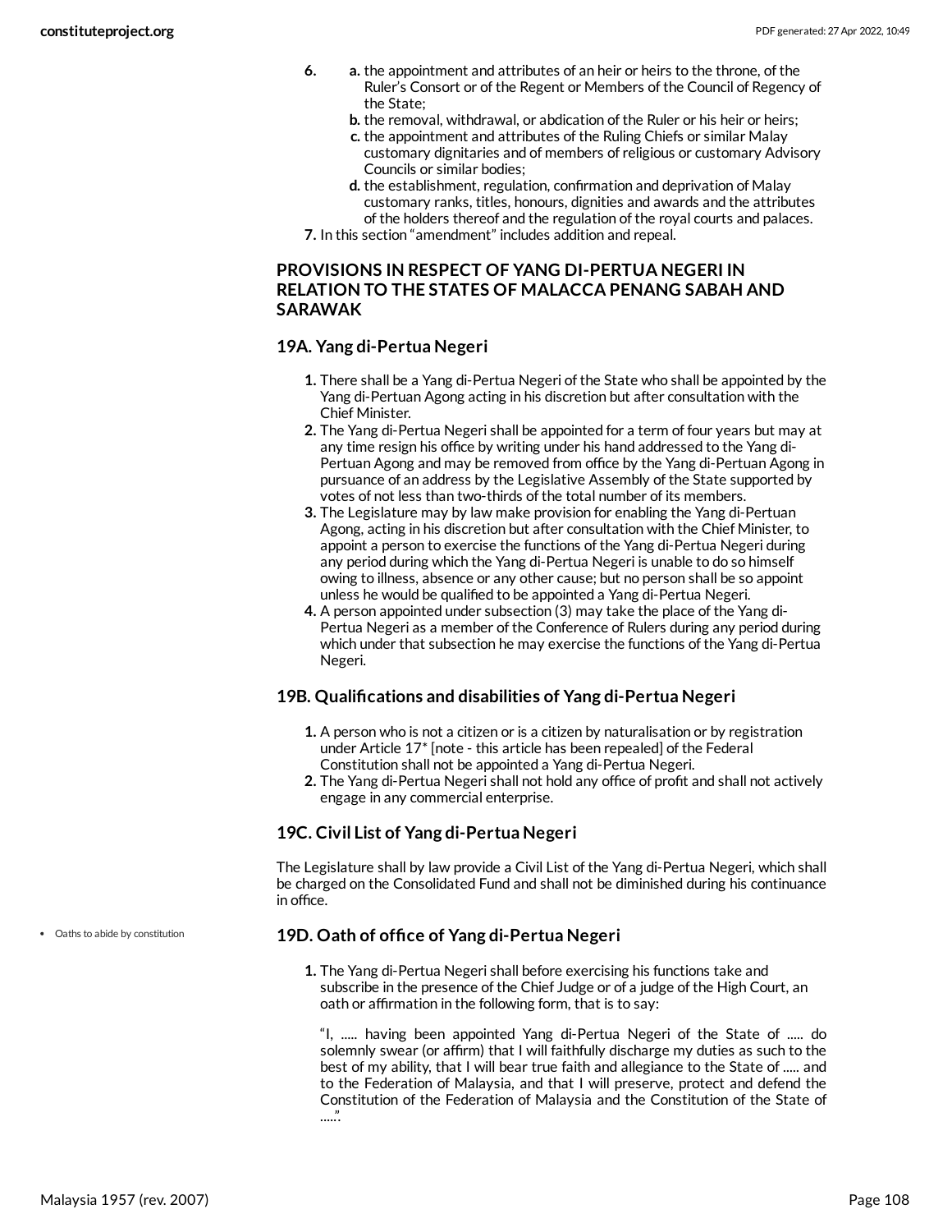6. 
   a. the appointment and attributes of an heir or heirs to the throne, of the Ruler's Consort or of the Regent or Members of the Council of Regency of the State;
   b. the removal, withdrawal, or abdication of the Ruler or his heir or heirs;
   c. the appointment and attributes of the Ruling Chiefs or similar Malay customary dignitaries and of members of religious or customary Advisory Councils or similar bodies;
   d. the establishment, regulation, confirmation and deprivation of Malay customary ranks, titles, honours, dignities and awards and the attributes of the holders thereof and the regulation of the royal courts and palaces.
7. In this section "amendment" includes addition and repeal.

### PROVISIONS IN RESPECT OF YANG DI-PERTUA NEGERI IN RELATION TO THE STATES OF MALACCA PENANG SABAH AND SARAWAK

#### 19A. Yang di-Pertua Negeri

1. There shall be a Yang di-Pertua Negeri of the State who shall be appointed by the Yang di-Pertuan Agong acting in his discretion but after consultation with the Chief Minister.
2. The Yang di-Pertua Negeri shall be appointed for a term of four years but may at any time resign his office by writing under his hand addressed to the Yang di-Pertuan Agong and may be removed from office by the Yang di-Pertuan Agong in pursuance of an address by the Legislative Assembly of the State supported by votes of not less than two-thirds of the total number of its members.
3. The Legislature may by law make provision for enabling the Yang di-Pertuan Agong, acting in his discretion but after consultation with the Chief Minister, to appoint a person to exercise the functions of the Yang di-Pertua Negeri during any period during which the Yang di-Pertua Negeri is unable to do so himself owing to illness, absence or any other cause; but no person shall be so appoint unless he would be qualified to be appointed a Yang di-Pertua Negeri.
4. A person appointed under subsection (3) may take the place of the Yang di-Pertua Negeri as a member of the Conference of Rulers during any period during which under that subsection he may exercise the functions of the Yang di-Pertua Negeri.

#### 19B. Qualifications and disabilities of Yang di-Pertua Negeri

1. A person who is not a citizen or is a citizen by naturalisation or by registration under Article 17* [note - this article has been repealed] of the Federal Constitution shall not be appointed a Yang di-Pertua Negeri.
2. The Yang di-Pertua Negeri shall not hold any office of profit and shall not actively engage in any commercial enterprise.

#### 19C. Civil List of Yang di-Pertua Negeri

The Legislature shall by law provide a Civil List of the Yang di-Pertua Negeri, which shall be charged on the Consolidated Fund and shall not be diminished during his continuance in office.

- Oaths to abide by constitution

#### 19D. Oath of office of Yang di-Pertua Negeri

1. The Yang di-Pertua Negeri shall before exercising his functions take and subscribe in the presence of the Chief Judge or of a judge of the High Court, an oath or affirmation in the following form, that is to say:

   "I, ..... having been appointed Yang di-Pertua Negeri of the State of ..... do solemnly swear (or affirm) that I will faithfully discharge my duties as such to the best of my ability, that I will bear true faith and allegiance to the State of ..... and to the Federation of Malaysia, and that I will preserve, protect and defend the Constitution of the Federation of Malaysia and the Constitution of the State of .....".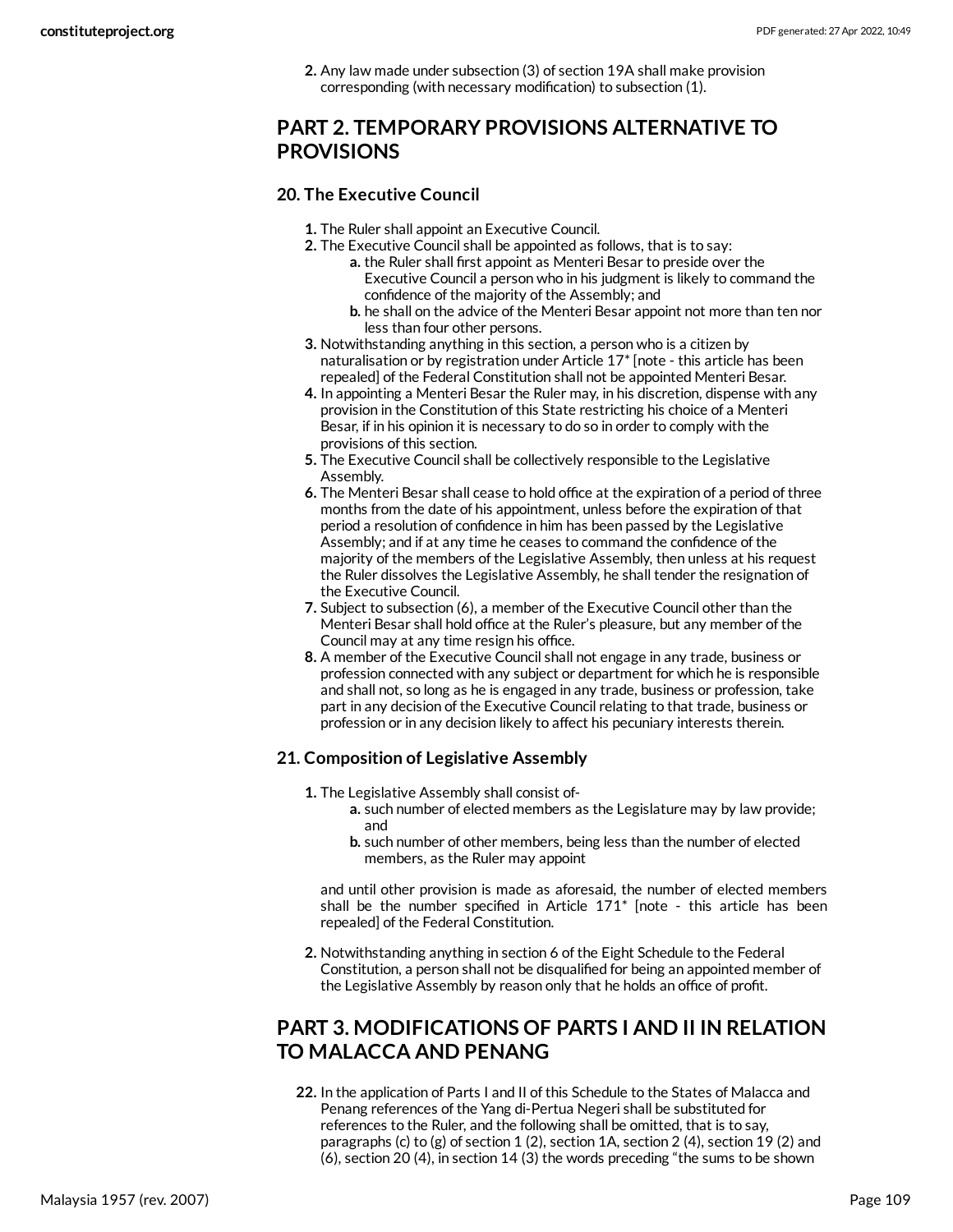2. Any law made under subsection (3) of section 19A shall make provision corresponding (with necessary modification) to subsection (1).

## PART 2. TEMPORARY PROVISIONS ALTERNATIVE TO PROVISIONS

### 20. The Executive Council

1. The Ruler shall appoint an Executive Council.
2. The Executive Council shall be appointed as follows, that is to say:
   a. the Ruler shall first appoint as Menteri Besar to preside over the Executive Council a person who in his judgment is likely to command the confidence of the majority of the Assembly; and
   b. he shall on the advice of the Menteri Besar appoint not more than ten nor less than four other persons.
3. Notwithstanding anything in this section, a person who is a citizen by naturalisation or by registration under Article 17* [note - this article has been repealed] of the Federal Constitution shall not be appointed Menteri Besar.
4. In appointing a Menteri Besar the Ruler may, in his discretion, dispense with any provision in the Constitution of this State restricting his choice of a Menteri Besar, if in his opinion it is necessary to do so in order to comply with the provisions of this section.
5. The Executive Council shall be collectively responsible to the Legislative Assembly.
6. The Menteri Besar shall cease to hold office at the expiration of a period of three months from the date of his appointment, unless before the expiration of that period a resolution of confidence in him has been passed by the Legislative Assembly; and if at any time he ceases to command the confidence of the majority of the members of the Legislative Assembly, then unless at his request the Ruler dissolves the Legislative Assembly, he shall tender the resignation of the Executive Council.
7. Subject to subsection (6), a member of the Executive Council other than the Menteri Besar shall hold office at the Ruler's pleasure, but any member of the Council may at any time resign his office.
8. A member of the Executive Council shall not engage in any trade, business or profession connected with any subject or department for which he is responsible and shall not, so long as he is engaged in any trade, business or profession, take part in any decision of the Executive Council relating to that trade, business or profession or in any decision likely to affect his pecuniary interests therein.

### 21. Composition of Legislative Assembly

1. The Legislative Assembly shall consist of-
   a. such number of elected members as the Legislature may by law provide; and
   b. such number of other members, being less than the number of elected members, as the Ruler may appoint

   and until other provision is made as aforesaid, the number of elected members shall be the number specified in Article 171* [note - this article has been repealed] of the Federal Constitution.

2. Notwithstanding anything in section 6 of the Eight Schedule to the Federal Constitution, a person shall not be disqualified for being an appointed member of the Legislative Assembly by reason only that he holds an office of profit.

## PART 3. MODIFICATIONS OF PARTS I AND II IN RELATION TO MALACCA AND PENANG

22. In the application of Parts I and II of this Schedule to the States of Malacca and Penang references of the Yang di-Pertua Negeri shall be substituted for references to the Ruler, and the following shall be omitted, that is to say, paragraphs (c) to (g) of section 1 (2), section 1A, section 2 (4), section 19 (2) and (6), section 20 (4), in section 14 (3) the words preceding "the sums to be shown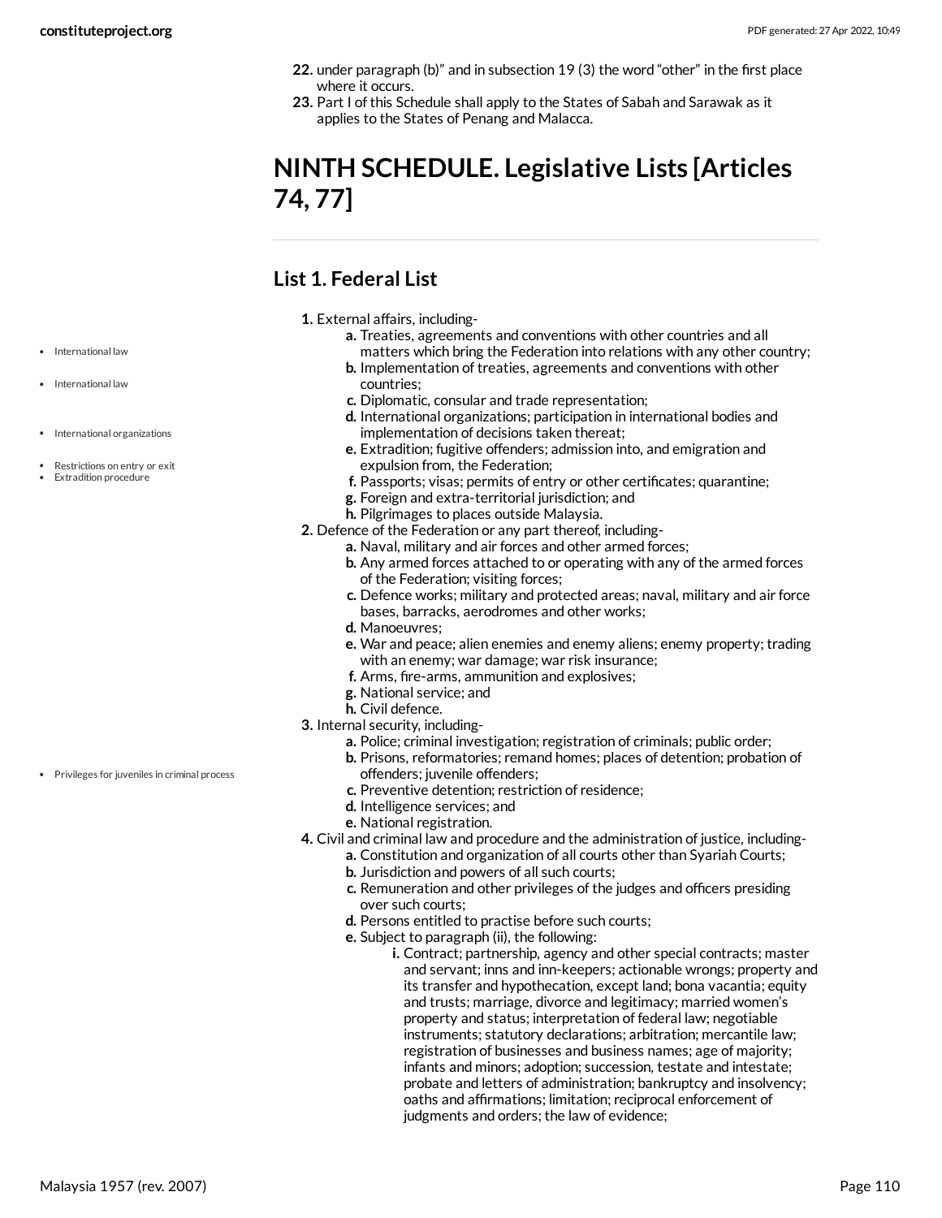22. under paragraph (b)" and in subsection 19 (3) the word "other" in the first place where it occurs.
23. Part I of this Schedule shall apply to the States of Sabah and Sarawak as it applies to the States of Penang and Malacca.

# NINTH SCHEDULE. Legislative Lists [Articles 74, 77]

## List 1. Federal List

1. External affairs, including-
   - a. Treaties, agreements and conventions with other countries and all matters which bring the Federation into relations with any other country;
   - b. Implementation of treaties, agreements and conventions with other countries;
   - c. Diplomatic, consular and trade representation;
   - d. International organizations; participation in international bodies and implementation of decisions taken thereat;
   - e. Extradition; fugitive offenders; admission into, and emigration and expulsion from, the Federation;
   - f. Passports; visas; permits of entry or other certificates; quarantine;
   - g. Foreign and extra-territorial jurisdiction; and
   - h. Pilgrimages to places outside Malaysia.
2. Defence of the Federation or any part thereof, including-
   - a. Naval, military and air forces and other armed forces;
   - b. Any armed forces attached to or operating with any of the armed forces of the Federation; visiting forces;
   - c. Defence works; military and protected areas; naval, military and air force bases, barracks, aerodromes and other works;
   - d. Manoeuvres;
   - e. War and peace; alien enemies and enemy aliens; enemy property; trading with an enemy; war damage; war risk insurance;
   - f. Arms, fire-arms, ammunition and explosives;
   - g. National service; and
   - h. Civil defence.
3. Internal security, including-
   - a. Police; criminal investigation; registration of criminals; public order;
   - b. Prisons, reformatories; remand homes; places of detention; probation of offenders; juvenile offenders;
   - c. Preventive detention; restriction of residence;
   - d. Intelligence services; and
   - e. National registration.
4. Civil and criminal law and procedure and the administration of justice, including-
   - a. Constitution and organization of all courts other than Syariah Courts;
   - b. Jurisdiction and powers of all such courts;
   - c. Remuneration and other privileges of the judges and officers presiding over such courts;
   - d. Persons entitled to practise before such courts;
   - e. Subject to paragraph (ii), the following:
     - i. Contract; partnership, agency and other special contracts; master and servant; inns and inn-keepers; actionable wrongs; property and its transfer and hypothecation, except land; bona vacantia; equity and trusts; marriage, divorce and legitimacy; married women's property and status; interpretation of federal law; negotiable instruments; statutory declarations; arbitration; mercantile law; registration of businesses and business names; age of majority; infants and minors; adoption; succession, testate and intestate; probate and letters of administration; bankruptcy and insolvency; oaths and affirmations; limitation; reciprocal enforcement of judgments and orders; the law of evidence;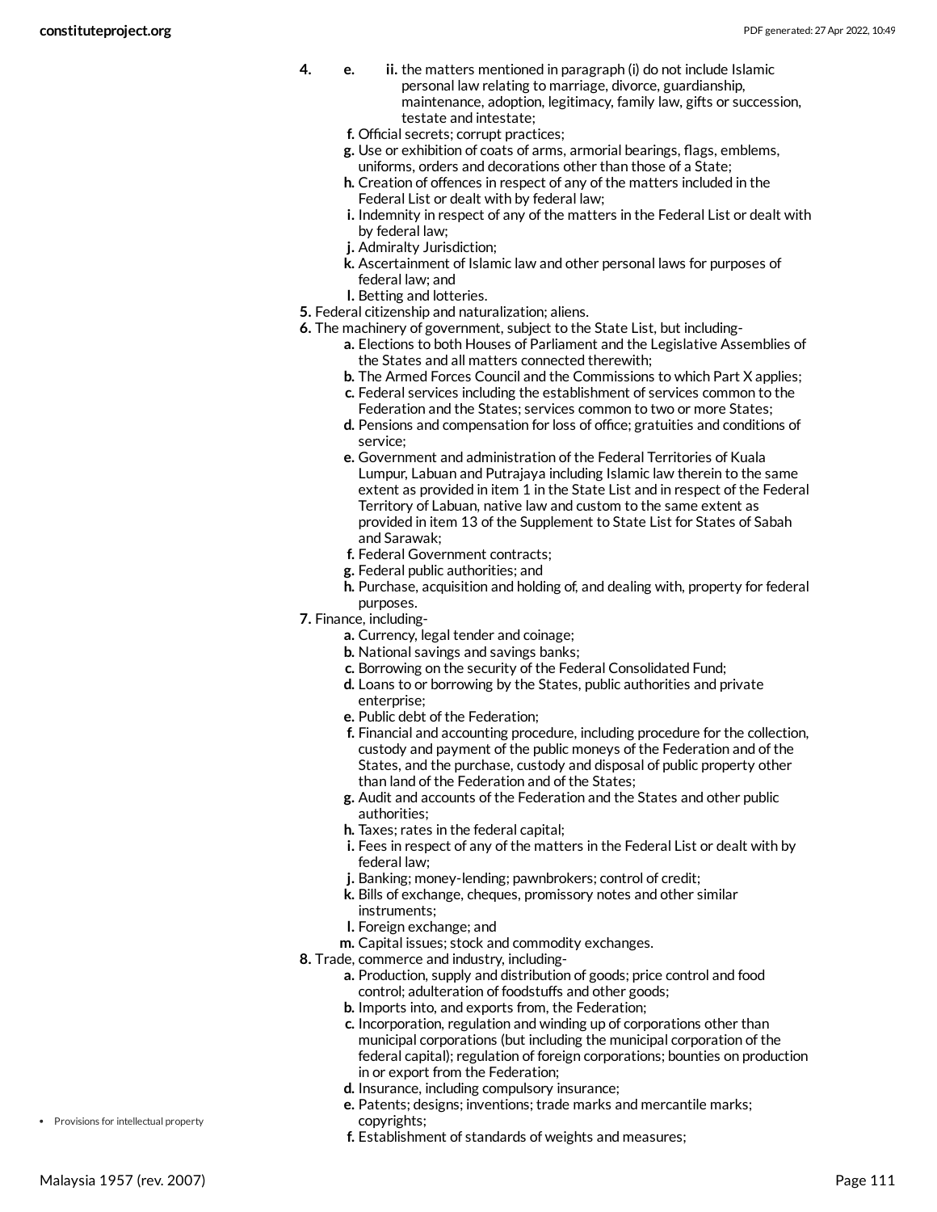4. e. ii. the matters mentioned in paragraph (i) do not include Islamic personal law relating to marriage, divorce, guardianship, maintenance, adoption, legitimacy, family law, gifts or succession, testate and intestate;
   - f. Official secrets; corrupt practices;
   - g. Use or exhibition of coats of arms, armorial bearings, flags, emblems, uniforms, orders and decorations other than those of a State;
   - h. Creation of offences in respect of any of the matters included in the Federal List or dealt with by federal law;
   - i. Indemnity in respect of any of the matters in the Federal List or dealt with by federal law;
   - j. Admiralty Jurisdiction;
   - k. Ascertainment of Islamic law and other personal laws for purposes of federal law; and
   - l. Betting and lotteries.
5. Federal citizenship and naturalization; aliens.
6. The machinery of government, subject to the State List, but including-
   - a. Elections to both Houses of Parliament and the Legislative Assemblies of the States and all matters connected therewith;
   - b. The Armed Forces Council and the Commissions to which Part X applies;
   - c. Federal services including the establishment of services common to the Federation and the States; services common to two or more States;
   - d. Pensions and compensation for loss of office; gratuities and conditions of service;
   - e. Government and administration of the Federal Territories of Kuala Lumpur, Labuan and Putrajaya including Islamic law therein to the same extent as provided in item 1 in the State List and in respect of the Federal Territory of Labuan, native law and custom to the same extent as provided in item 13 of the Supplement to State List for States of Sabah and Sarawak;
   - f. Federal Government contracts;
   - g. Federal public authorities; and
   - h. Purchase, acquisition and holding of, and dealing with, property for federal purposes.
7. Finance, including-
   - a. Currency, legal tender and coinage;
   - b. National savings and savings banks;
   - c. Borrowing on the security of the Federal Consolidated Fund;
   - d. Loans to or borrowing by the States, public authorities and private enterprise;
   - e. Public debt of the Federation;
   - f. Financial and accounting procedure, including procedure for the collection, custody and payment of the public moneys of the Federation and of the States, and the purchase, custody and disposal of public property other than land of the Federation and of the States;
   - g. Audit and accounts of the Federation and the States and other public authorities;
   - h. Taxes; rates in the federal capital;
   - i. Fees in respect of any of the matters in the Federal List or dealt with by federal law;
   - j. Banking; money-lending; pawnbrokers; control of credit;
   - k. Bills of exchange, cheques, promissory notes and other similar instruments;
   - l. Foreign exchange; and
   - m. Capital issues; stock and commodity exchanges.
8. Trade, commerce and industry, including-
   - a. Production, supply and distribution of goods; price control and food control; adulteration of foodstuffs and other goods;
   - b. Imports into, and exports from, the Federation;
   - c. Incorporation, regulation and winding up of corporations other than municipal corporations (but including the municipal corporation of the federal capital); regulation of foreign corporations; bounties on production in or export from the Federation;
   - d. Insurance, including compulsory insurance;
   - e. Patents; designs; inventions; trade marks and mercantile marks; copyrights;
   - f. Establishment of standards of weights and measures;

- Provisions for intellectual property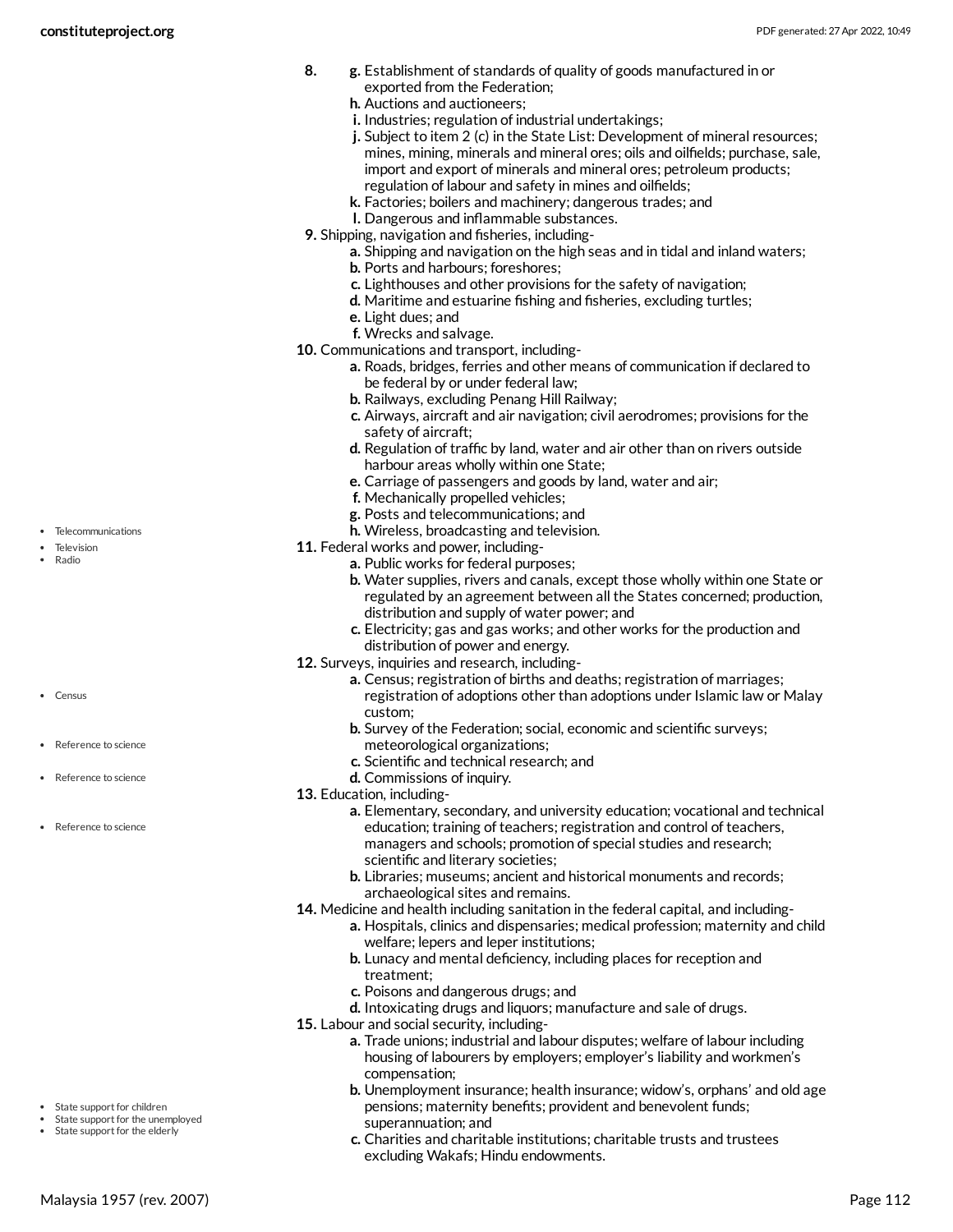8.
   g. Establishment of standards of quality of goods manufactured in or exported from the Federation;
   h. Auctions and auctioneers;
   i. Industries; regulation of industrial undertakings;
   j. Subject to item 2 (c) in the State List: Development of mineral resources; mines, mining, minerals and mineral ores; oils and oilfields; purchase, sale, import and export of minerals and mineral ores; petroleum products; regulation of labour and safety in mines and oilfields;
   k. Factories; boilers and machinery; dangerous trades; and
   l. Dangerous and inflammable substances.

9. Shipping, navigation and fisheries, including-
   a. Shipping and navigation on the high seas and in tidal and inland waters;
   b. Ports and harbours; foreshores;
   c. Lighthouses and other provisions for the safety of navigation;
   d. Maritime and estuarine fishing and fisheries, excluding turtles;
   e. Light dues; and
   f. Wrecks and salvage.

10. Communications and transport, including-
   a. Roads, bridges, ferries and other means of communication if declared to be federal by or under federal law;
   b. Railways, excluding Penang Hill Railway;
   c. Airways, aircraft and air navigation; civil aerodromes; provisions for the safety of aircraft;
   d. Regulation of traffic by land, water and air other than on rivers outside harbour areas wholly within one State;
   e. Carriage of passengers and goods by land, water and air;
   f. Mechanically propelled vehicles;
   g. Posts and telecommunications; and
   h. Wireless, broadcasting and television.

- Telecommunications
- Television
- Radio

11. Federal works and power, including-
   a. Public works for federal purposes;
   b. Water supplies, rivers and canals, except those wholly within one State or regulated by an agreement between all the States concerned; production, distribution and supply of water power; and
   c. Electricity; gas and gas works; and other works for the production and distribution of power and energy.

12. Surveys, inquiries and research, including-
   a. Census; registration of births and deaths; registration of marriages; registration of adoptions other than adoptions under Islamic law or Malay custom;
   b. Survey of the Federation; social, economic and scientific surveys; meteorological organizations;
   c. Scientific and technical research; and
   d. Commissions of inquiry.

- Census
- Reference to science
- Reference to science
- Reference to science

13. Education, including-
   a. Elementary, secondary, and university education; vocational and technical education; training of teachers; registration and control of teachers, managers and schools; promotion of special studies and research; scientific and literary societies;
   b. Libraries; museums; ancient and historical monuments and records; archaeological sites and remains.

14. Medicine and health including sanitation in the federal capital, and including-
   a. Hospitals, clinics and dispensaries; medical profession; maternity and child welfare; lepers and leper institutions;
   b. Lunacy and mental deficiency, including places for reception and treatment;
   c. Poisons and dangerous drugs; and
   d. Intoxicating drugs and liquors; manufacture and sale of drugs.

15. Labour and social security, including-
   a. Trade unions; industrial and labour disputes; welfare of labour including housing of labourers by employers; employer's liability and workmen's compensation;
   b. Unemployment insurance; health insurance; widow's, orphans' and old age pensions; maternity benefits; provident and benevolent funds; superannuation; and
   c. Charities and charitable institutions; charitable trusts and trustees excluding Wakafs; Hindu endowments.

- State support for children
- State support for the unemployed
- State support for the elderly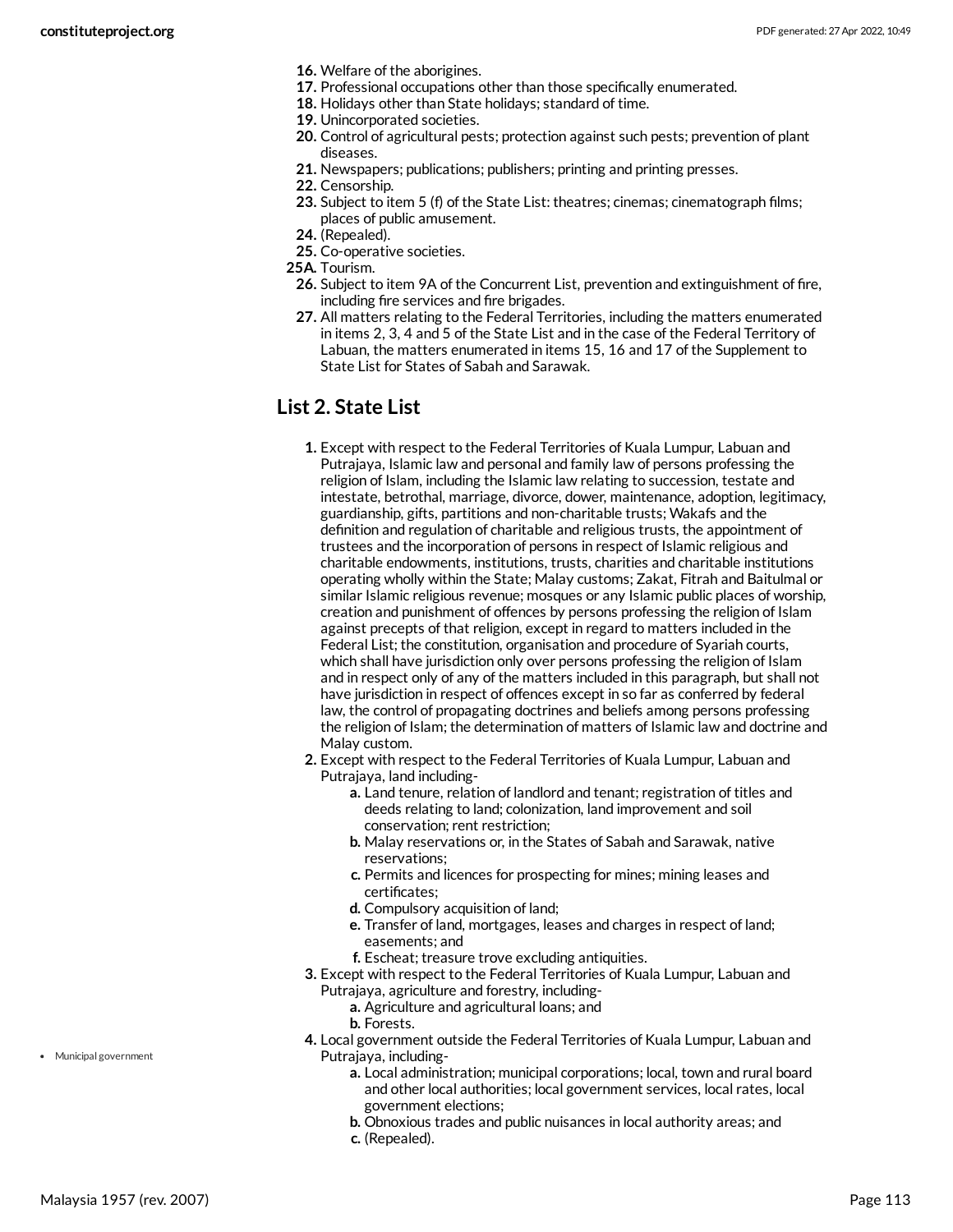16. Welfare of the aborigines.
17. Professional occupations other than those specifically enumerated.
18. Holidays other than State holidays; standard of time.
19. Unincorporated societies.
20. Control of agricultural pests; protection against such pests; prevention of plant diseases.
21. Newspapers; publications; publishers; printing and printing presses.
22. Censorship.
23. Subject to item 5 (f) of the State List: theatres; cinemas; cinematograph films; places of public amusement.
24. (Repealed).
25. Co-operative societies.

25A. Tourism.

26. Subject to item 9A of the Concurrent List, prevention and extinguishment of fire, including fire services and fire brigades.
27. All matters relating to the Federal Territories, including the matters enumerated in items 2, 3, 4 and 5 of the State List and in the case of the Federal Territory of Labuan, the matters enumerated in items 15, 16 and 17 of the Supplement to State List for States of Sabah and Sarawak.

## List 2. State List

1. Except with respect to the Federal Territories of Kuala Lumpur, Labuan and Putrajaya, Islamic law and personal and family law of persons professing the religion of Islam, including the Islamic law relating to succession, testate and intestate, betrothal, marriage, divorce, dower, maintenance, adoption, legitimacy, guardianship, gifts, partitions and non-charitable trusts; Wakafs and the definition and regulation of charitable and religious trusts, the appointment of trustees and the incorporation of persons in respect of Islamic religious and charitable endowments, institutions, trusts, charities and charitable institutions operating wholly within the State; Malay customs; Zakat, Fitrah and Baitulmal or similar Islamic religious revenue; mosques or any Islamic public places of worship, creation and punishment of offences by persons professing the religion of Islam against precepts of that religion, except in regard to matters included in the Federal List; the constitution, organisation and procedure of Syariah courts, which shall have jurisdiction only over persons professing the religion of Islam and in respect only of any of the matters included in this paragraph, but shall not have jurisdiction in respect of offences except in so far as conferred by federal law, the control of propagating doctrines and beliefs among persons professing the religion of Islam; the determination of matters of Islamic law and doctrine and Malay custom.
2. Except with respect to the Federal Territories of Kuala Lumpur, Labuan and Putrajaya, land including-
    a. Land tenure, relation of landlord and tenant; registration of titles and deeds relating to land; colonization, land improvement and soil conservation; rent restriction;
    b. Malay reservations or, in the States of Sabah and Sarawak, native reservations;
    c. Permits and licences for prospecting for mines; mining leases and certificates;
    d. Compulsory acquisition of land;
    e. Transfer of land, mortgages, leases and charges in respect of land; easements; and
    f. Escheat; treasure trove excluding antiquities.
3. Except with respect to the Federal Territories of Kuala Lumpur, Labuan and Putrajaya, agriculture and forestry, including-
    a. Agriculture and agricultural loans; and
    b. Forests.
4. Local government outside the Federal Territories of Kuala Lumpur, Labuan and Putrajaya, including-
    a. Local administration; municipal corporations; local, town and rural board and other local authorities; local government services, local rates, local government elections;
    b. Obnoxious trades and public nuisances in local authority areas; and
    c. (Repealed).

- Municipal government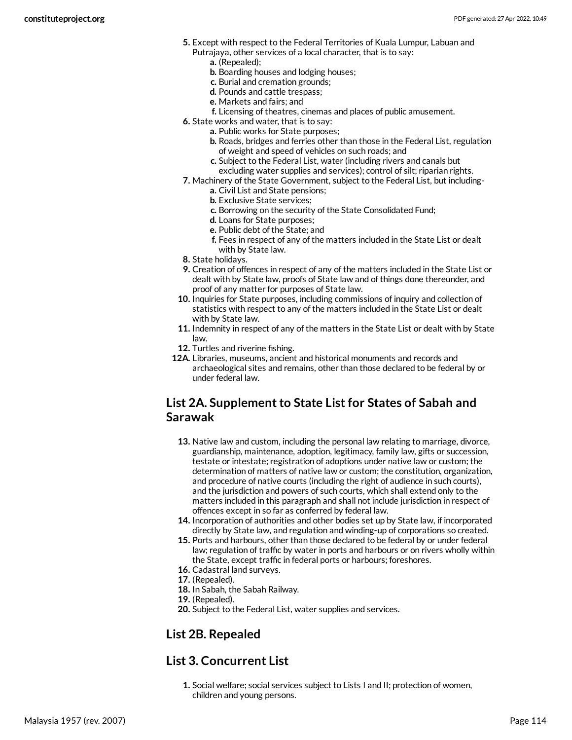5. Except with respect to the Federal Territories of Kuala Lumpur, Labuan and Putrajaya, other services of a local character, that is to say:
   a. (Repealed);
   b. Boarding houses and lodging houses;
   c. Burial and cremation grounds;
   d. Pounds and cattle trespass;
   e. Markets and fairs; and
   f. Licensing of theatres, cinemas and places of public amusement.
6. State works and water, that is to say:
   a. Public works for State purposes;
   b. Roads, bridges and ferries other than those in the Federal List, regulation of weight and speed of vehicles on such roads; and
   c. Subject to the Federal List, water (including rivers and canals but excluding water supplies and services); control of silt; riparian rights.
7. Machinery of the State Government, subject to the Federal List, but including-
   a. Civil List and State pensions;
   b. Exclusive State services;
   c. Borrowing on the security of the State Consolidated Fund;
   d. Loans for State purposes;
   e. Public debt of the State; and
   f. Fees in respect of any of the matters included in the State List or dealt with by State law.
8. State holidays.
9. Creation of offences in respect of any of the matters included in the State List or dealt with by State law, proofs of State law and of things done thereunder, and proof of any matter for purposes of State law.
10. Inquiries for State purposes, including commissions of inquiry and collection of statistics with respect to any of the matters included in the State List or dealt with by State law.
11. Indemnity in respect of any of the matters in the State List or dealt with by State law.
12. Turtles and riverine fishing.

12A. Libraries, museums, ancient and historical monuments and records and archaeological sites and remains, other than those declared to be federal by or under federal law.

## List 2A. Supplement to State List for States of Sabah and Sarawak

13. Native law and custom, including the personal law relating to marriage, divorce, guardianship, maintenance, adoption, legitimacy, family law, gifts or succession, testate or intestate; registration of adoptions under native law or custom; the determination of matters of native law or custom; the constitution, organization, and procedure of native courts (including the right of audience in such courts), and the jurisdiction and powers of such courts, which shall extend only to the matters included in this paragraph and shall not include jurisdiction in respect of offences except in so far as conferred by federal law.
14. Incorporation of authorities and other bodies set up by State law, if incorporated directly by State law, and regulation and winding-up of corporations so created.
15. Ports and harbours, other than those declared to be federal by or under federal law; regulation of traffic by water in ports and harbours or on rivers wholly within the State, except traffic in federal ports or harbours; foreshores.
16. Cadastral land surveys.
17. (Repealed).
18. In Sabah, the Sabah Railway.
19. (Repealed).
20. Subject to the Federal List, water supplies and services.

## List 2B. Repealed

## List 3. Concurrent List

1. Social welfare; social services subject to Lists I and II; protection of women, children and young persons.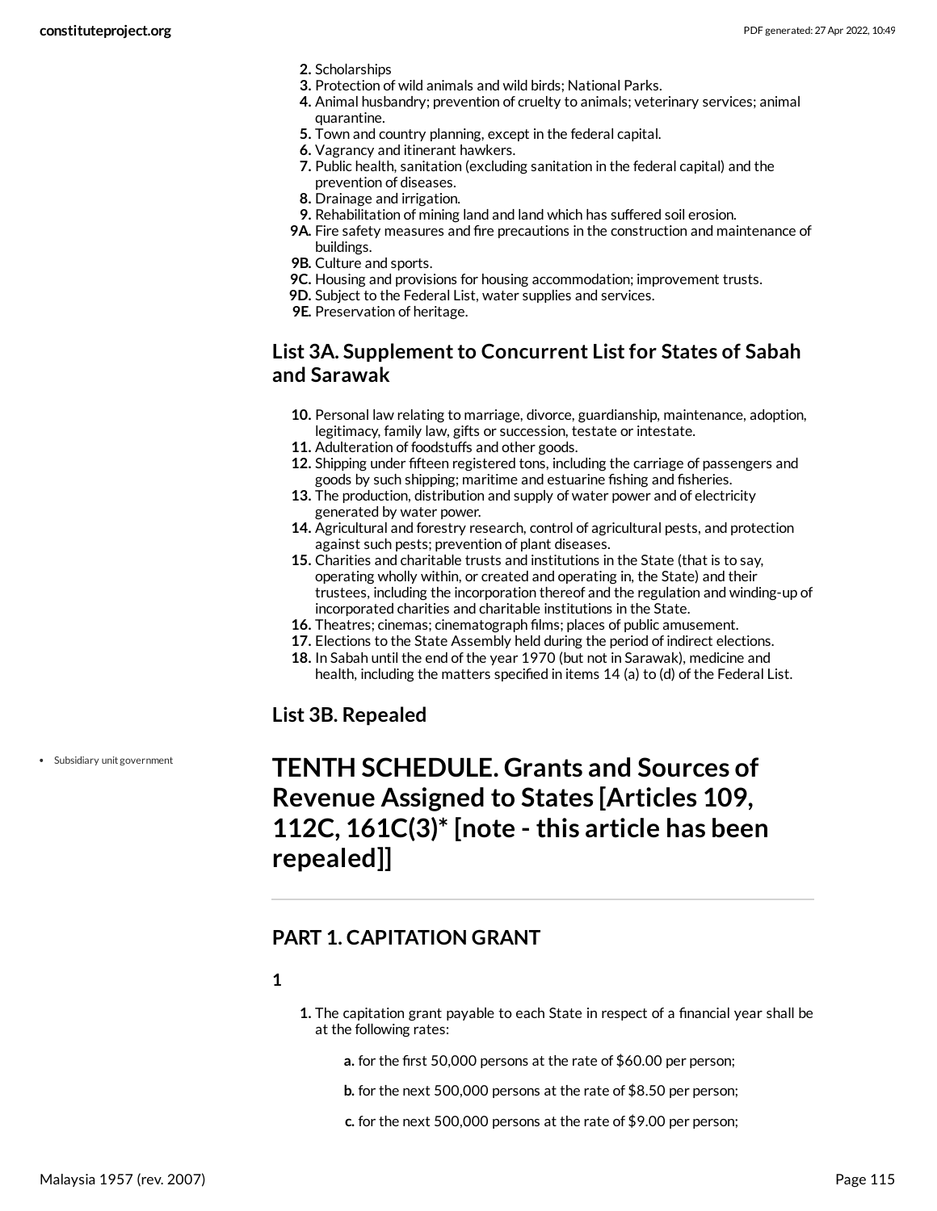2. Scholarships
3. Protection of wild animals and wild birds; National Parks.
4. Animal husbandry; prevention of cruelty to animals; veterinary services; animal quarantine.
5. Town and country planning, except in the federal capital.
6. Vagrancy and itinerant hawkers.
7. Public health, sanitation (excluding sanitation in the federal capital) and the prevention of diseases.
8. Drainage and irrigation.
9. Rehabilitation of mining land and land which has suffered soil erosion.

**9A.** Fire safety measures and fire precautions in the construction and maintenance of buildings.

**9B.** Culture and sports.

**9C.** Housing and provisions for housing accommodation; improvement trusts.

**9D.** Subject to the Federal List, water supplies and services.

**9E.** Preservation of heritage.

### List 3A. Supplement to Concurrent List for States of Sabah and Sarawak

10. Personal law relating to marriage, divorce, guardianship, maintenance, adoption, legitimacy, family law, gifts or succession, testate or intestate.
11. Adulteration of foodstuffs and other goods.
12. Shipping under fifteen registered tons, including the carriage of passengers and goods by such shipping; maritime and estuarine fishing and fisheries.
13. The production, distribution and supply of water power and of electricity generated by water power.
14. Agricultural and forestry research, control of agricultural pests, and protection against such pests; prevention of plant diseases.
15. Charities and charitable trusts and institutions in the State (that is to say, operating wholly within, or created and operating in, the State) and their trustees, including the incorporation thereof and the regulation and winding-up of incorporated charities and charitable institutions in the State.
16. Theatres; cinemas; cinematograph films; places of public amusement.
17. Elections to the State Assembly held during the period of indirect elections.
18. In Sabah until the end of the year 1970 (but not in Sarawak), medicine and health, including the matters specified in items 14 (a) to (d) of the Federal List.

### List 3B. Repealed

- Subsidiary unit government

# TENTH SCHEDULE. Grants and Sources of Revenue Assigned to States [Articles 109, 112C, 161C(3)* [note - this article has been repealed]]

## PART 1. CAPITATION GRANT

**1**

1. The capitation grant payable to each State in respect of a financial year shall be at the following rates:

   **a.** for the first 50,000 persons at the rate of $60.00 per person;

   **b.** for the next 500,000 persons at the rate of $8.50 per person;

   **c.** for the next 500,000 persons at the rate of $9.00 per person;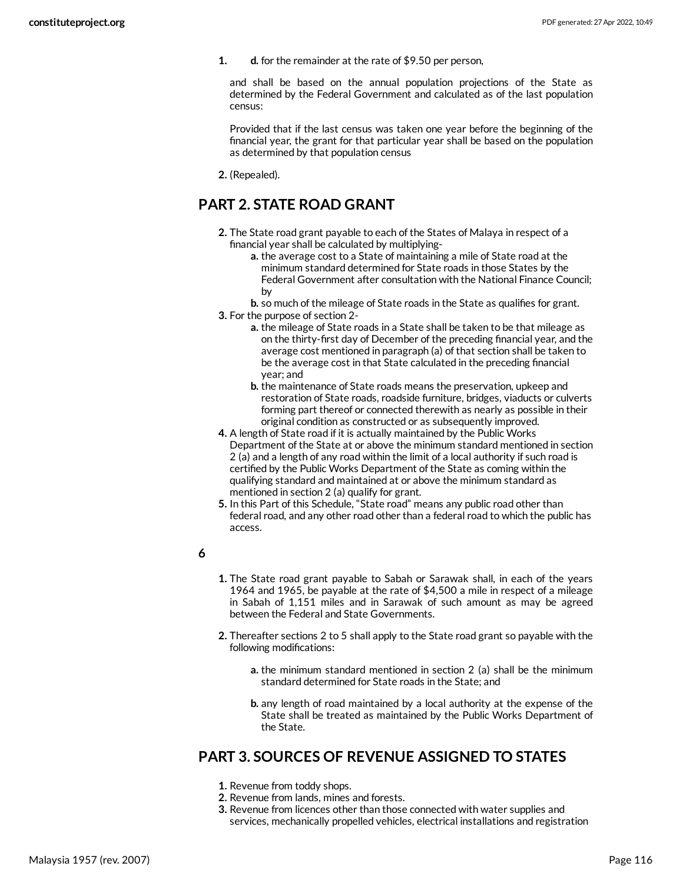1. d. for the remainder at the rate of $9.50 per person,

and shall be based on the annual population projections of the State as determined by the Federal Government and calculated as of the last population census:

Provided that if the last census was taken one year before the beginning of the financial year, the grant for that particular year shall be based on the population as determined by that population census

2. (Repealed).

## PART 2. STATE ROAD GRANT

2. The State road grant payable to each of the States of Malaya in respect of a financial year shall be calculated by multiplying-
   a. the average cost to a State of maintaining a mile of State road at the minimum standard determined for State roads in those States by the Federal Government after consultation with the National Finance Council; by
   b. so much of the mileage of State roads in the State as qualifies for grant.
3. For the purpose of section 2-
   a. the mileage of State roads in a State shall be taken to be that mileage as on the thirty-first day of December of the preceding financial year, and the average cost mentioned in paragraph (a) of that section shall be taken to be the average cost in that State calculated in the preceding financial year; and
   b. the maintenance of State roads means the preservation, upkeep and restoration of State roads, roadside furniture, bridges, viaducts or culverts forming part thereof or connected therewith as nearly as possible in their original condition as constructed or as subsequently improved.
4. A length of State road if it is actually maintained by the Public Works Department of the State at or above the minimum standard mentioned in section 2 (a) and a length of any road within the limit of a local authority if such road is certified by the Public Works Department of the State as coming within the qualifying standard and maintained at or above the minimum standard as mentioned in section 2 (a) qualify for grant.
5. In this Part of this Schedule, "State road" means any public road other than federal road, and any other road other than a federal road to which the public has access.

**6**

1. The State road grant payable to Sabah or Sarawak shall, in each of the years 1964 and 1965, be payable at the rate of $4,500 a mile in respect of a mileage in Sabah of 1,151 miles and in Sarawak of such amount as may be agreed between the Federal and State Governments.

2. Thereafter sections 2 to 5 shall apply to the State road grant so payable with the following modifications:

   a. the minimum standard mentioned in section 2 (a) shall be the minimum standard determined for State roads in the State; and

   b. any length of road maintained by a local authority at the expense of the State shall be treated as maintained by the Public Works Department of the State.

## PART 3. SOURCES OF REVENUE ASSIGNED TO STATES

1. Revenue from toddy shops.
2. Revenue from lands, mines and forests.
3. Revenue from licences other than those connected with water supplies and services, mechanically propelled vehicles, electrical installations and registration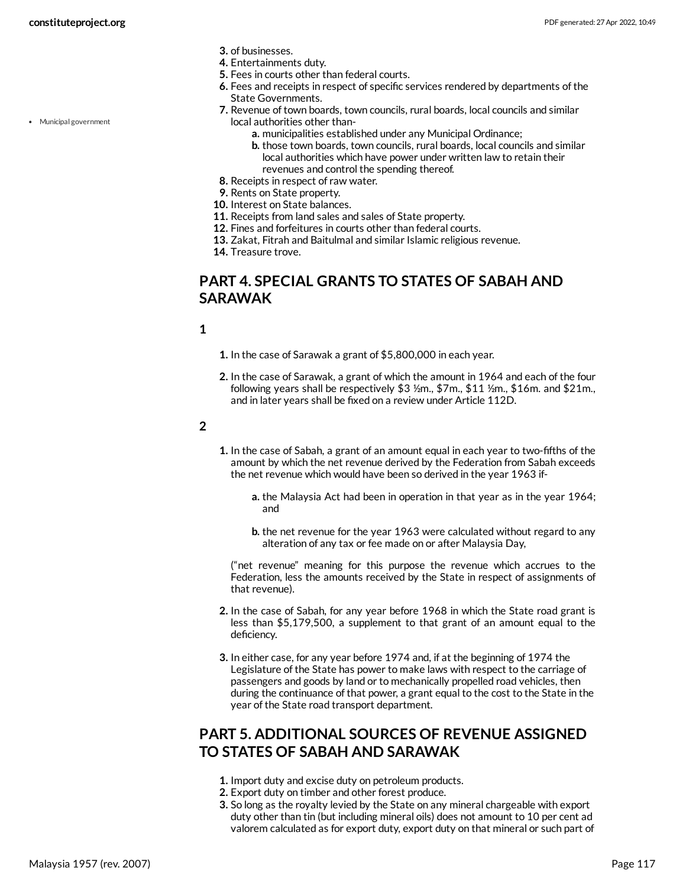3. of businesses.
4. Entertainments duty.
5. Fees in courts other than federal courts.
6. Fees and receipts in respect of specific services rendered by departments of the State Governments.
7. Revenue of town boards, town councils, rural boards, local councils and similar local authorities other than-
    - a. municipalities established under any Municipal Ordinance;
    - b. those town boards, town councils, rural boards, local councils and similar local authorities which have power under written law to retain their revenues and control the spending thereof.
8. Receipts in respect of raw water.
9. Rents on State property.
10. Interest on State balances.
11. Receipts from land sales and sales of State property.
12. Fines and forfeitures in courts other than federal courts.
13. Zakat, Fitrah and Baitulmal and similar Islamic religious revenue.
14. Treasure trove.

• Municipal government

## PART 4. SPECIAL GRANTS TO STATES OF SABAH AND SARAWAK

**1**

1. In the case of Sarawak a grant of $5,800,000 in each year.

2. In the case of Sarawak, a grant of which the amount in 1964 and each of the four following years shall be respectively $3 ½m., $7m., $11 ½m., $16m. and $21m., and in later years shall be fixed on a review under Article 112D.

**2**

1. In the case of Sabah, a grant of an amount equal in each year to two-fifths of the amount by which the net revenue derived by the Federation from Sabah exceeds the net revenue which would have been so derived in the year 1963 if-

    a. the Malaysia Act had been in operation in that year as in the year 1964; and

    b. the net revenue for the year 1963 were calculated without regard to any alteration of any tax or fee made on or after Malaysia Day,

    ("net revenue" meaning for this purpose the revenue which accrues to the Federation, less the amounts received by the State in respect of assignments of that revenue).

2. In the case of Sabah, for any year before 1968 in which the State road grant is less than $5,179,500, a supplement to that grant of an amount equal to the deficiency.

3. In either case, for any year before 1974 and, if at the beginning of 1974 the Legislature of the State has power to make laws with respect to the carriage of passengers and goods by land or to mechanically propelled road vehicles, then during the continuance of that power, a grant equal to the cost to the State in the year of the State road transport department.

## PART 5. ADDITIONAL SOURCES OF REVENUE ASSIGNED TO STATES OF SABAH AND SARAWAK

1. Import duty and excise duty on petroleum products.
2. Export duty on timber and other forest produce.
3. So long as the royalty levied by the State on any mineral chargeable with export duty other than tin (but including mineral oils) does not amount to 10 per cent ad valorem calculated as for export duty, export duty on that mineral or such part of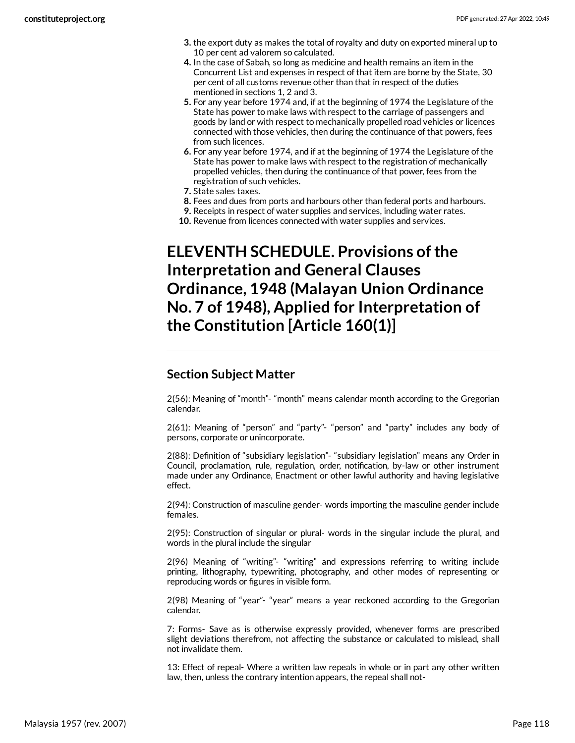3. the export duty as makes the total of royalty and duty on exported mineral up to 10 per cent ad valorem so calculated.
4. In the case of Sabah, so long as medicine and health remains an item in the Concurrent List and expenses in respect of that item are borne by the State, 30 per cent of all customs revenue other than that in respect of the duties mentioned in sections 1, 2 and 3.
5. For any year before 1974 and, if at the beginning of 1974 the Legislature of the State has power to make laws with respect to the carriage of passengers and goods by land or with respect to mechanically propelled road vehicles or licences connected with those vehicles, then during the continuance of that powers, fees from such licences.
6. For any year before 1974, and if at the beginning of 1974 the Legislature of the State has power to make laws with respect to the registration of mechanically propelled vehicles, then during the continuance of that power, fees from the registration of such vehicles.
7. State sales taxes.
8. Fees and dues from ports and harbours other than federal ports and harbours.
9. Receipts in respect of water supplies and services, including water rates.
10. Revenue from licences connected with water supplies and services.

# ELEVENTH SCHEDULE. Provisions of the Interpretation and General Clauses Ordinance, 1948 (Malayan Union Ordinance No. 7 of 1948), Applied for Interpretation of the Constitution [Article 160(1)]

## Section Subject Matter

2(56): Meaning of “month”- “month” means calendar month according to the Gregorian calendar.

2(61): Meaning of “person” and “party”- “person” and “party” includes any body of persons, corporate or unincorporate.

2(88): Definition of “subsidiary legislation”- “subsidiary legislation” means any Order in Council, proclamation, rule, regulation, order, notification, by-law or other instrument made under any Ordinance, Enactment or other lawful authority and having legislative effect.

2(94): Construction of masculine gender- words importing the masculine gender include females.

2(95): Construction of singular or plural- words in the singular include the plural, and words in the plural include the singular

2(96) Meaning of “writing”- “writing” and expressions referring to writing include printing, lithography, typewriting, photography, and other modes of representing or reproducing words or figures in visible form.

2(98) Meaning of “year”- “year” means a year reckoned according to the Gregorian calendar.

7: Forms- Save as is otherwise expressly provided, whenever forms are prescribed slight deviations therefrom, not affecting the substance or calculated to mislead, shall not invalidate them.

13: Effect of repeal- Where a written law repeals in whole or in part any other written law, then, unless the contrary intention appears, the repeal shall not-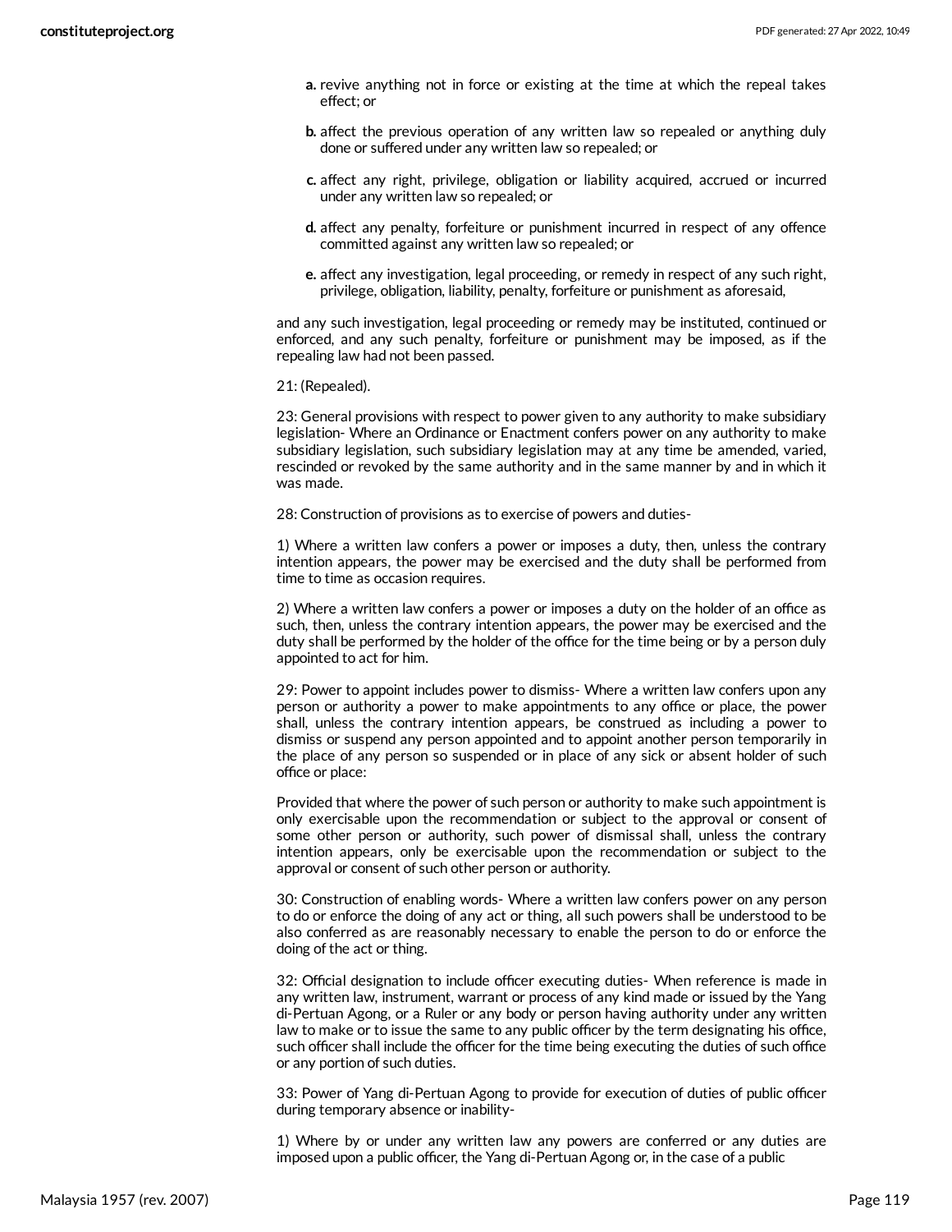a. revive anything not in force or existing at the time at which the repeal takes effect; or

b. affect the previous operation of any written law so repealed or anything duly done or suffered under any written law so repealed; or

c. affect any right, privilege, obligation or liability acquired, accrued or incurred under any written law so repealed; or

d. affect any penalty, forfeiture or punishment incurred in respect of any offence committed against any written law so repealed; or

e. affect any investigation, legal proceeding, or remedy in respect of any such right, privilege, obligation, liability, penalty, forfeiture or punishment as aforesaid,

and any such investigation, legal proceeding or remedy may be instituted, continued or enforced, and any such penalty, forfeiture or punishment may be imposed, as if the repealing law had not been passed.

21: (Repealed).

23: General provisions with respect to power given to any authority to make subsidiary legislation- Where an Ordinance or Enactment confers power on any authority to make subsidiary legislation, such subsidiary legislation may at any time be amended, varied, rescinded or revoked by the same authority and in the same manner by and in which it was made.

28: Construction of provisions as to exercise of powers and duties-

1) Where a written law confers a power or imposes a duty, then, unless the contrary intention appears, the power may be exercised and the duty shall be performed from time to time as occasion requires.

2) Where a written law confers a power or imposes a duty on the holder of an office as such, then, unless the contrary intention appears, the power may be exercised and the duty shall be performed by the holder of the office for the time being or by a person duly appointed to act for him.

29: Power to appoint includes power to dismiss- Where a written law confers upon any person or authority a power to make appointments to any office or place, the power shall, unless the contrary intention appears, be construed as including a power to dismiss or suspend any person appointed and to appoint another person temporarily in the place of any person so suspended or in place of any sick or absent holder of such office or place:

Provided that where the power of such person or authority to make such appointment is only exercisable upon the recommendation or subject to the approval or consent of some other person or authority, such power of dismissal shall, unless the contrary intention appears, only be exercisable upon the recommendation or subject to the approval or consent of such other person or authority.

30: Construction of enabling words- Where a written law confers power on any person to do or enforce the doing of any act or thing, all such powers shall be understood to be also conferred as are reasonably necessary to enable the person to do or enforce the doing of the act or thing.

32: Official designation to include officer executing duties- When reference is made in any written law, instrument, warrant or process of any kind made or issued by the Yang di-Pertuan Agong, or a Ruler or any body or person having authority under any written law to make or to issue the same to any public officer by the term designating his office, such officer shall include the officer for the time being executing the duties of such office or any portion of such duties.

33: Power of Yang di-Pertuan Agong to provide for execution of duties of public officer during temporary absence or inability-

1) Where by or under any written law any powers are conferred or any duties are imposed upon a public officer, the Yang di-Pertuan Agong or, in the case of a public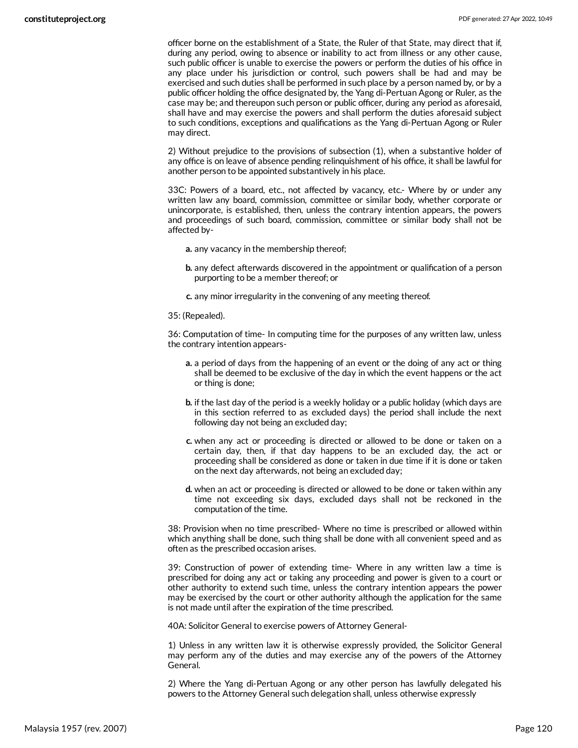officer borne on the establishment of a State, the Ruler of that State, may direct that if, during any period, owing to absence or inability to act from illness or any other cause, such public officer is unable to exercise the powers or perform the duties of his office in any place under his jurisdiction or control, such powers shall be had and may be exercised and such duties shall be performed in such place by a person named by, or by a public officer holding the office designated by, the Yang di-Pertuan Agong or Ruler, as the case may be; and thereupon such person or public officer, during any period as aforesaid, shall have and may exercise the powers and shall perform the duties aforesaid subject to such conditions, exceptions and qualifications as the Yang di-Pertuan Agong or Ruler may direct.

2) Without prejudice to the provisions of subsection (1), when a substantive holder of any office is on leave of absence pending relinquishment of his office, it shall be lawful for another person to be appointed substantively in his place.

33C: Powers of a board, etc., not affected by vacancy, etc.- Where by or under any written law any board, commission, committee or similar body, whether corporate or unincorporate, is established, then, unless the contrary intention appears, the powers and proceedings of such board, commission, committee or similar body shall not be affected by-

- **a.** any vacancy in the membership thereof;
- **b.** any defect afterwards discovered in the appointment or qualification of a person purporting to be a member thereof; or
- **c.** any minor irregularity in the convening of any meeting thereof.

35: (Repealed).

36: Computation of time- In computing time for the purposes of any written law, unless the contrary intention appears-

- **a.** a period of days from the happening of an event or the doing of any act or thing shall be deemed to be exclusive of the day in which the event happens or the act or thing is done;
- **b.** if the last day of the period is a weekly holiday or a public holiday (which days are in this section referred to as excluded days) the period shall include the next following day not being an excluded day;
- **c.** when any act or proceeding is directed or allowed to be done or taken on a certain day, then, if that day happens to be an excluded day, the act or proceeding shall be considered as done or taken in due time if it is done or taken on the next day afterwards, not being an excluded day;
- **d.** when an act or proceeding is directed or allowed to be done or taken within any time not exceeding six days, excluded days shall not be reckoned in the computation of the time.

38: Provision when no time prescribed- Where no time is prescribed or allowed within which anything shall be done, such thing shall be done with all convenient speed and as often as the prescribed occasion arises.

39: Construction of power of extending time- Where in any written law a time is prescribed for doing any act or taking any proceeding and power is given to a court or other authority to extend such time, unless the contrary intention appears the power may be exercised by the court or other authority although the application for the same is not made until after the expiration of the time prescribed.

40A: Solicitor General to exercise powers of Attorney General-

1) Unless in any written law it is otherwise expressly provided, the Solicitor General may perform any of the duties and may exercise any of the powers of the Attorney General.

2) Where the Yang di-Pertuan Agong or any other person has lawfully delegated his powers to the Attorney General such delegation shall, unless otherwise expressly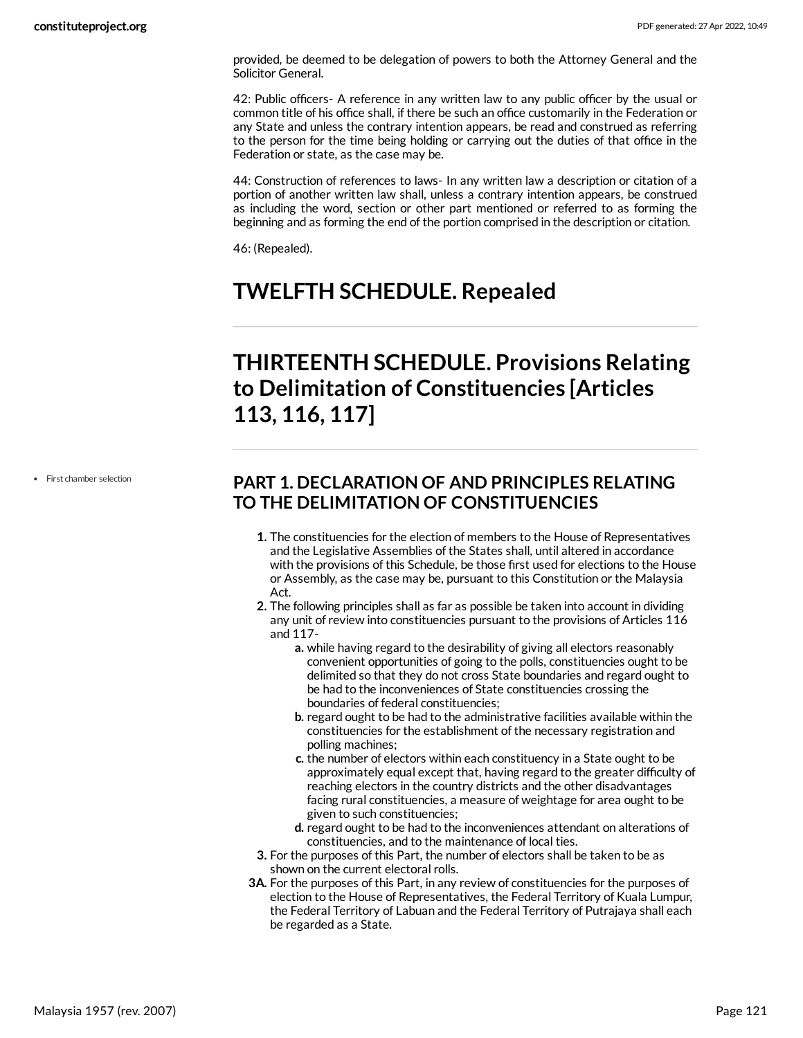provided, be deemed to be delegation of powers to both the Attorney General and the Solicitor General.

42: Public officers- A reference in any written law to any public officer by the usual or common title of his office shall, if there be such an office customarily in the Federation or any State and unless the contrary intention appears, be read and construed as referring to the person for the time being holding or carrying out the duties of that office in the Federation or state, as the case may be.

44: Construction of references to laws- In any written law a description or citation of a portion of another written law shall, unless a contrary intention appears, be construed as including the word, section or other part mentioned or referred to as forming the beginning and as forming the end of the portion comprised in the description or citation.

46: (Repealed).

# TWELFTH SCHEDULE. Repealed

# THIRTEENTH SCHEDULE. Provisions Relating to Delimitation of Constituencies [Articles 113, 116, 117]

- First chamber selection

## PART 1. DECLARATION OF AND PRINCIPLES RELATING TO THE DELIMITATION OF CONSTITUENCIES

1. The constituencies for the election of members to the House of Representatives and the Legislative Assemblies of the States shall, until altered in accordance with the provisions of this Schedule, be those first used for elections to the House or Assembly, as the case may be, pursuant to this Constitution or the Malaysia Act.
2. The following principles shall as far as possible be taken into account in dividing any unit of review into constituencies pursuant to the provisions of Articles 116 and 117-
   - a. while having regard to the desirability of giving all electors reasonably convenient opportunities of going to the polls, constituencies ought to be delimited so that they do not cross State boundaries and regard ought to be had to the inconveniences of State constituencies crossing the boundaries of federal constituencies;
   - b. regard ought to be had to the administrative facilities available within the constituencies for the establishment of the necessary registration and polling machines;
   - c. the number of electors within each constituency in a State ought to be approximately equal except that, having regard to the greater difficulty of reaching electors in the country districts and the other disadvantages facing rural constituencies, a measure of weightage for area ought to be given to such constituencies;
   - d. regard ought to be had to the inconveniences attendant on alterations of constituencies, and to the maintenance of local ties.
3. For the purposes of this Part, the number of electors shall be taken to be as shown on the current electoral rolls.

3A. For the purposes of this Part, in any review of constituencies for the purposes of election to the House of Representatives, the Federal Territory of Kuala Lumpur, the Federal Territory of Labuan and the Federal Territory of Putrajaya shall each be regarded as a State.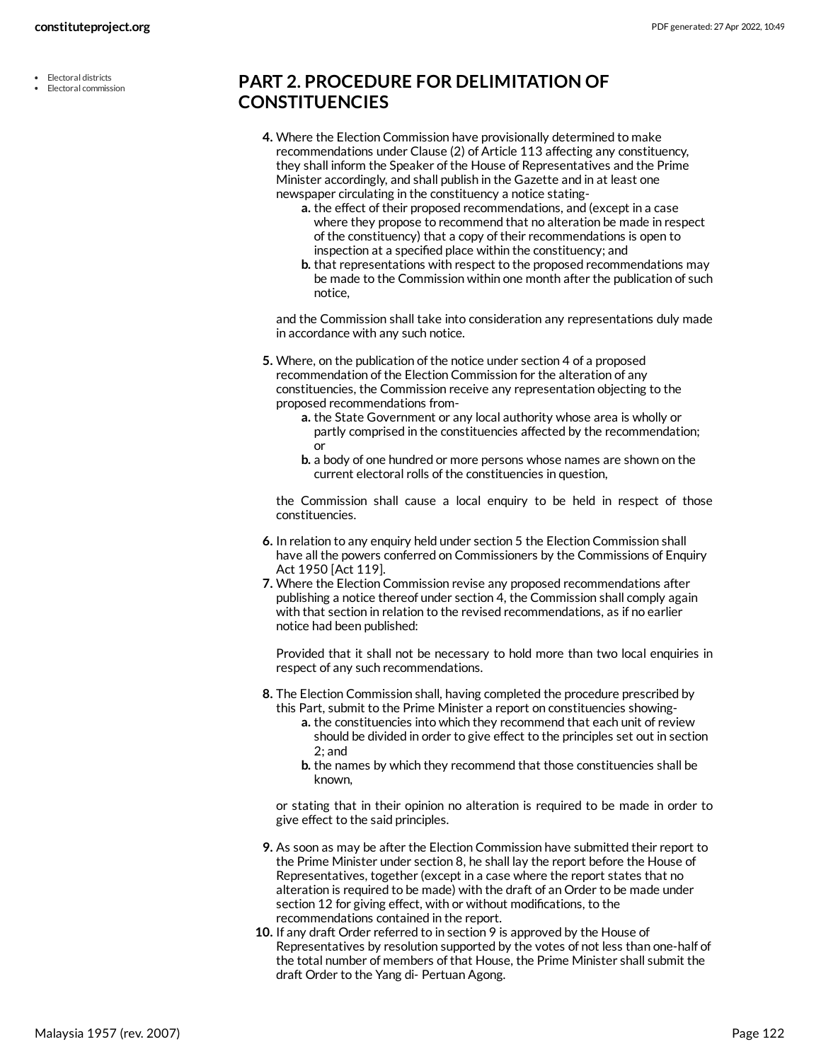- Electoral districts
- Electoral commission

## PART 2. PROCEDURE FOR DELIMITATION OF CONSTITUENCIES

**4.** Where the Election Commission have provisionally determined to make recommendations under Clause (2) of Article 113 affecting any constituency, they shall inform the Speaker of the House of Representatives and the Prime Minister accordingly, and shall publish in the Gazette and in at least one newspaper circulating in the constituency a notice stating-

- **a.** the effect of their proposed recommendations, and (except in a case where they propose to recommend that no alteration be made in respect of the constituency) that a copy of their recommendations is open to inspection at a specified place within the constituency; and
- **b.** that representations with respect to the proposed recommendations may be made to the Commission within one month after the publication of such notice,

and the Commission shall take into consideration any representations duly made in accordance with any such notice.

**5.** Where, on the publication of the notice under section 4 of a proposed recommendation of the Election Commission for the alteration of any constituencies, the Commission receive any representation objecting to the proposed recommendations from-

- **a.** the State Government or any local authority whose area is wholly or partly comprised in the constituencies affected by the recommendation; or
- **b.** a body of one hundred or more persons whose names are shown on the current electoral rolls of the constituencies in question,

the Commission shall cause a local enquiry to be held in respect of those constituencies.

**6.** In relation to any enquiry held under section 5 the Election Commission shall have all the powers conferred on Commissioners by the Commissions of Enquiry Act 1950 [Act 119].

**7.** Where the Election Commission revise any proposed recommendations after publishing a notice thereof under section 4, the Commission shall comply again with that section in relation to the revised recommendations, as if no earlier notice had been published:

Provided that it shall not be necessary to hold more than two local enquiries in respect of any such recommendations.

**8.** The Election Commission shall, having completed the procedure prescribed by this Part, submit to the Prime Minister a report on constituencies showing-

- **a.** the constituencies into which they recommend that each unit of review should be divided in order to give effect to the principles set out in section 2; and
- **b.** the names by which they recommend that those constituencies shall be known,

or stating that in their opinion no alteration is required to be made in order to give effect to the said principles.

**9.** As soon as may be after the Election Commission have submitted their report to the Prime Minister under section 8, he shall lay the report before the House of Representatives, together (except in a case where the report states that no alteration is required to be made) with the draft of an Order to be made under section 12 for giving effect, with or without modifications, to the recommendations contained in the report.

**10.** If any draft Order referred to in section 9 is approved by the House of Representatives by resolution supported by the votes of not less than one-half of the total number of members of that House, the Prime Minister shall submit the draft Order to the Yang di- Pertuan Agong.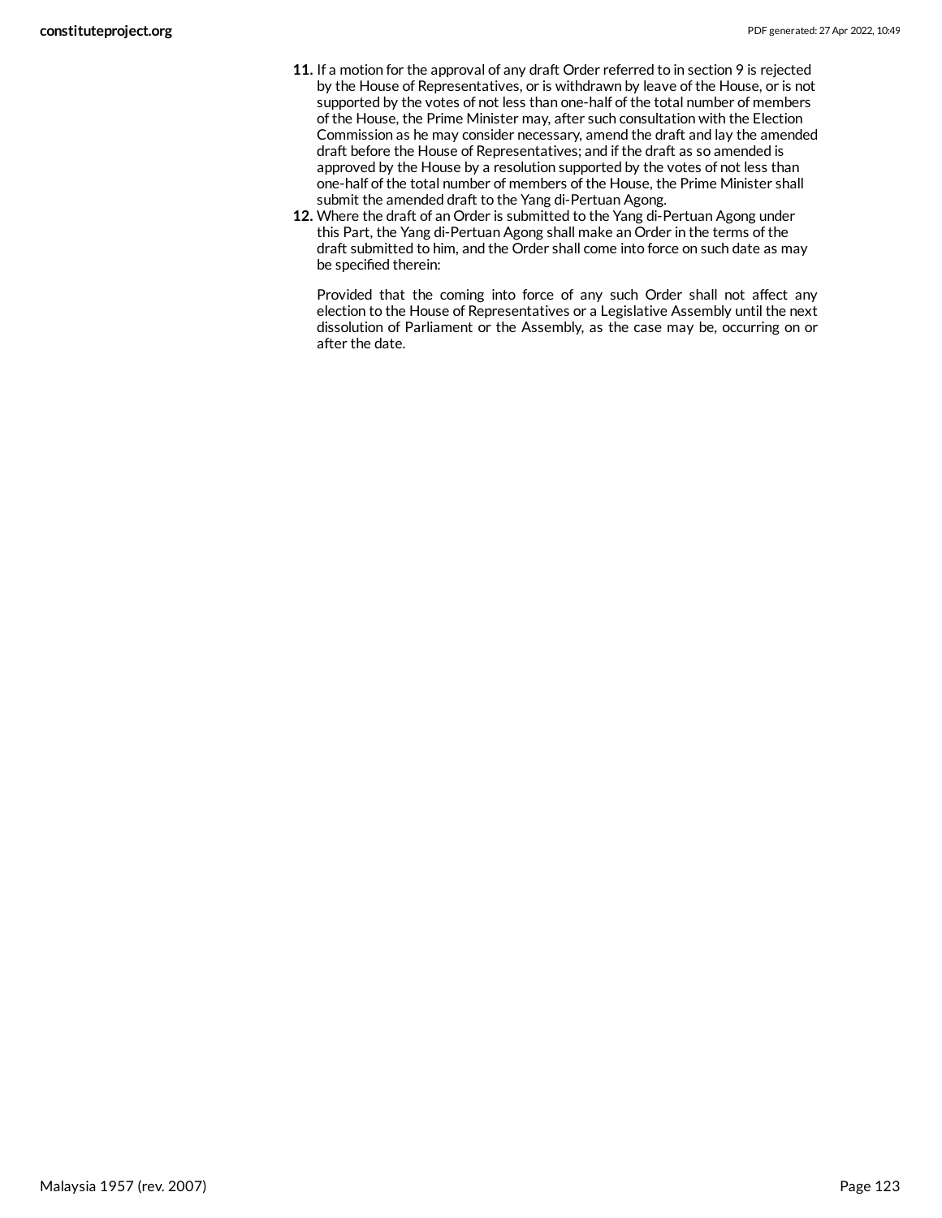11. If a motion for the approval of any draft Order referred to in section 9 is rejected by the House of Representatives, or is withdrawn by leave of the House, or is not supported by the votes of not less than one-half of the total number of members of the House, the Prime Minister may, after such consultation with the Election Commission as he may consider necessary, amend the draft and lay the amended draft before the House of Representatives; and if the draft as so amended is approved by the House by a resolution supported by the votes of not less than one-half of the total number of members of the House, the Prime Minister shall submit the amended draft to the Yang di-Pertuan Agong.
12. Where the draft of an Order is submitted to the Yang di-Pertuan Agong under this Part, the Yang di-Pertuan Agong shall make an Order in the terms of the draft submitted to him, and the Order shall come into force on such date as may be specified therein:

    Provided that the coming into force of any such Order shall not affect any election to the House of Representatives or a Legislative Assembly until the next dissolution of Parliament or the Assembly, as the case may be, occurring on or after the date.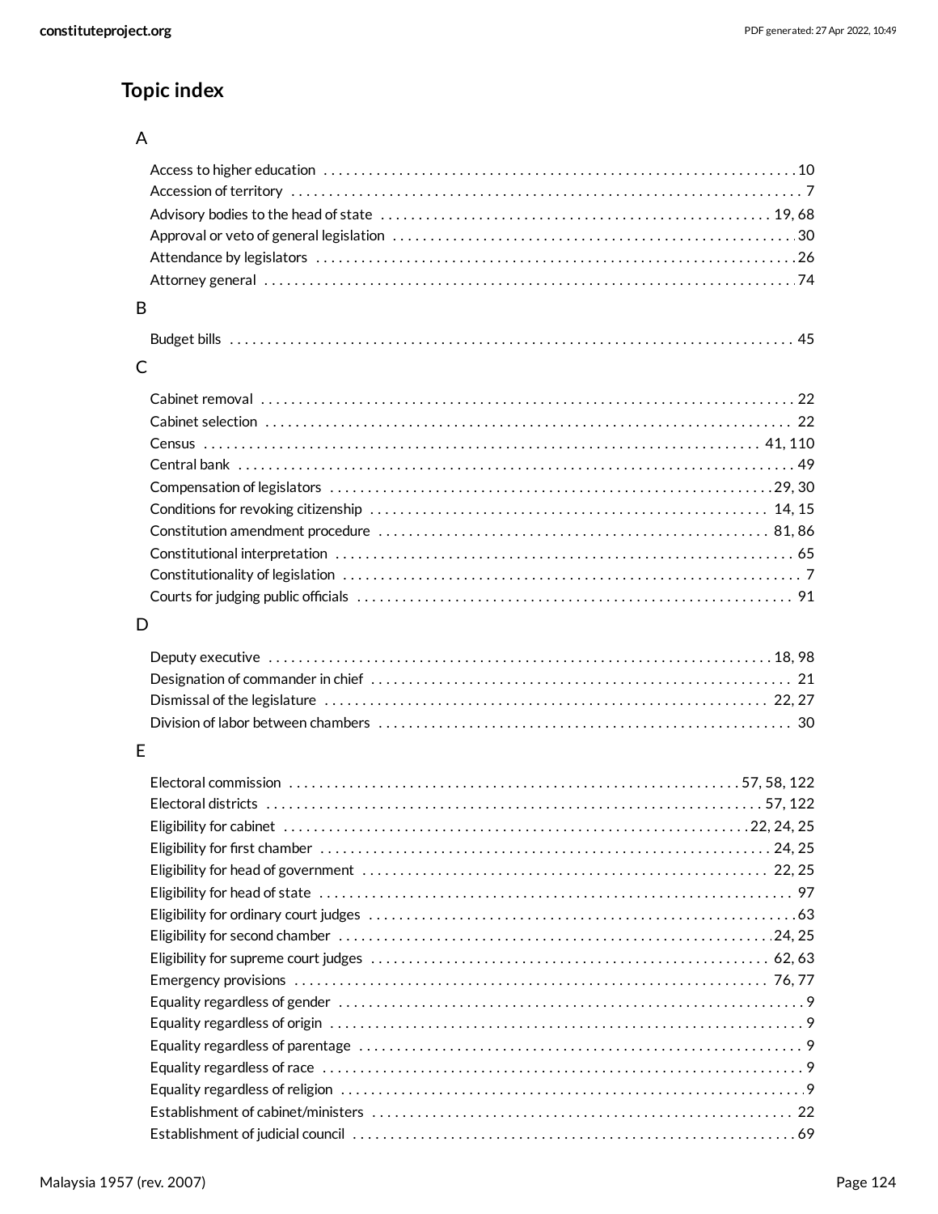## Topic index

### A

- Access to higher education . . . . . 10
- Accession of territory . . . . . 7
- Advisory bodies to the head of state . . . . . 19, 68
- Approval or veto of general legislation . . . . . 30
- Attendance by legislators . . . . . 26
- Attorney general . . . . . 74

### B

- Budget bills . . . . . 45

### C

- Cabinet removal . . . . . 22
- Cabinet selection . . . . . 22
- Census . . . . . 41, 110
- Central bank . . . . . 49
- Compensation of legislators . . . . . 29, 30
- Conditions for revoking citizenship . . . . . 14, 15
- Constitution amendment procedure . . . . . 81, 86
- Constitutional interpretation . . . . . 65
- Constitutionality of legislation . . . . . 7
- Courts for judging public officials . . . . . 91

### D

- Deputy executive . . . . . 18, 98
- Designation of commander in chief . . . . . 21
- Dismissal of the legislature . . . . . 22, 27
- Division of labor between chambers . . . . . 30

### E

- Electoral commission . . . . . 57, 58, 122
- Electoral districts . . . . . 57, 122
- Eligibility for cabinet . . . . . 22, 24, 25
- Eligibility for first chamber . . . . . 24, 25
- Eligibility for head of government . . . . . 22, 25
- Eligibility for head of state . . . . . 97
- Eligibility for ordinary court judges . . . . . 63
- Eligibility for second chamber . . . . . 24, 25
- Eligibility for supreme court judges . . . . . 62, 63
- Emergency provisions . . . . . 76, 77
- Equality regardless of gender . . . . . 9
- Equality regardless of origin . . . . . 9
- Equality regardless of parentage . . . . . 9
- Equality regardless of race . . . . . 9
- Equality regardless of religion . . . . . 9
- Establishment of cabinet/ministers . . . . . 22
- Establishment of judicial council . . . . . 69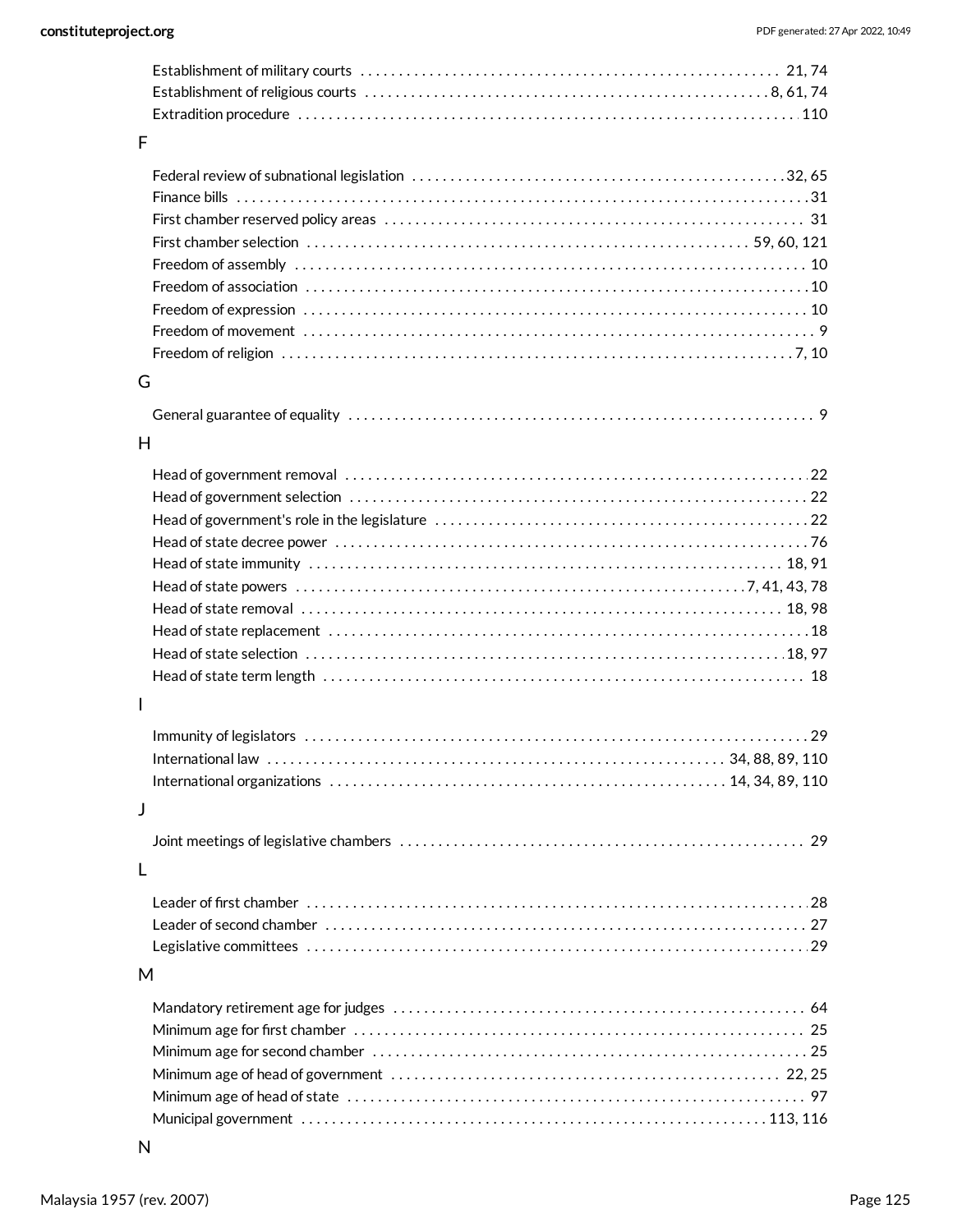Establishment of military courts . . . . . . . . . . . . . . . . . . . . . . . . . . . . . . . . . . . . . . . . . . . . . . . . . . . . . . . . 21, 74
Establishment of religious courts . . . . . . . . . . . . . . . . . . . . . . . . . . . . . . . . . . . . . . . . . . . . . . . . . . . . . . 8, 61, 74
Extradition procedure . . . . . . . . . . . . . . . . . . . . . . . . . . . . . . . . . . . . . . . . . . . . . . . . . . . . . . . . . . . . . . . . . . 110

## F

Federal review of subnational legislation . . . . . . . . . . . . . . . . . . . . . . . . . . . . . . . . . . . . . . . . . . . . . . . . . 32, 65
Finance bills . . . . . . . . . . . . . . . . . . . . . . . . . . . . . . . . . . . . . . . . . . . . . . . . . . . . . . . . . . . . . . . . . . . . . . . . . . . 31
First chamber reserved policy areas . . . . . . . . . . . . . . . . . . . . . . . . . . . . . . . . . . . . . . . . . . . . . . . . . . . . . . . 31
First chamber selection . . . . . . . . . . . . . . . . . . . . . . . . . . . . . . . . . . . . . . . . . . . . . . . . . . . . . . . . . . 59, 60, 121
Freedom of assembly . . . . . . . . . . . . . . . . . . . . . . . . . . . . . . . . . . . . . . . . . . . . . . . . . . . . . . . . . . . . . . . . . . . 10
Freedom of association . . . . . . . . . . . . . . . . . . . . . . . . . . . . . . . . . . . . . . . . . . . . . . . . . . . . . . . . . . . . . . . . . 10
Freedom of expression . . . . . . . . . . . . . . . . . . . . . . . . . . . . . . . . . . . . . . . . . . . . . . . . . . . . . . . . . . . . . . . . . 10
Freedom of movement . . . . . . . . . . . . . . . . . . . . . . . . . . . . . . . . . . . . . . . . . . . . . . . . . . . . . . . . . . . . . . . . . . 9
Freedom of religion . . . . . . . . . . . . . . . . . . . . . . . . . . . . . . . . . . . . . . . . . . . . . . . . . . . . . . . . . . . . . . . . . . 7, 10

## G

General guarantee of equality . . . . . . . . . . . . . . . . . . . . . . . . . . . . . . . . . . . . . . . . . . . . . . . . . . . . . . . . . . . . 9

## H

Head of government removal . . . . . . . . . . . . . . . . . . . . . . . . . . . . . . . . . . . . . . . . . . . . . . . . . . . . . . . . . . . . 22
Head of government selection . . . . . . . . . . . . . . . . . . . . . . . . . . . . . . . . . . . . . . . . . . . . . . . . . . . . . . . . . . . 22
Head of government's role in the legislature . . . . . . . . . . . . . . . . . . . . . . . . . . . . . . . . . . . . . . . . . . . . . . . 22
Head of state decree power . . . . . . . . . . . . . . . . . . . . . . . . . . . . . . . . . . . . . . . . . . . . . . . . . . . . . . . . . . . . . 76
Head of state immunity . . . . . . . . . . . . . . . . . . . . . . . . . . . . . . . . . . . . . . . . . . . . . . . . . . . . . . . . . . . . . 18, 91
Head of state powers . . . . . . . . . . . . . . . . . . . . . . . . . . . . . . . . . . . . . . . . . . . . . . . . . . . . . . . . . . . 7, 41, 43, 78
Head of state removal . . . . . . . . . . . . . . . . . . . . . . . . . . . . . . . . . . . . . . . . . . . . . . . . . . . . . . . . . . . . . . 18, 98
Head of state replacement . . . . . . . . . . . . . . . . . . . . . . . . . . . . . . . . . . . . . . . . . . . . . . . . . . . . . . . . . . . . . . 18
Head of state selection . . . . . . . . . . . . . . . . . . . . . . . . . . . . . . . . . . . . . . . . . . . . . . . . . . . . . . . . . . . . . . 18, 97
Head of state term length . . . . . . . . . . . . . . . . . . . . . . . . . . . . . . . . . . . . . . . . . . . . . . . . . . . . . . . . . . . . . . 18

## I

Immunity of legislators . . . . . . . . . . . . . . . . . . . . . . . . . . . . . . . . . . . . . . . . . . . . . . . . . . . . . . . . . . . . . . . . . 29
International law . . . . . . . . . . . . . . . . . . . . . . . . . . . . . . . . . . . . . . . . . . . . . . . . . . . . . . . . . . . . 34, 88, 89, 110
International organizations . . . . . . . . . . . . . . . . . . . . . . . . . . . . . . . . . . . . . . . . . . . . . . . . . . . . 14, 34, 89, 110

## J

Joint meetings of legislative chambers . . . . . . . . . . . . . . . . . . . . . . . . . . . . . . . . . . . . . . . . . . . . . . . . . . . . 29

## L

Leader of first chamber . . . . . . . . . . . . . . . . . . . . . . . . . . . . . . . . . . . . . . . . . . . . . . . . . . . . . . . . . . . . . . . . . 28
Leader of second chamber . . . . . . . . . . . . . . . . . . . . . . . . . . . . . . . . . . . . . . . . . . . . . . . . . . . . . . . . . . . . . . 27
Legislative committees . . . . . . . . . . . . . . . . . . . . . . . . . . . . . . . . . . . . . . . . . . . . . . . . . . . . . . . . . . . . . . . . . 29

## M

Mandatory retirement age for judges . . . . . . . . . . . . . . . . . . . . . . . . . . . . . . . . . . . . . . . . . . . . . . . . . . . . . . 64
Minimum age for first chamber . . . . . . . . . . . . . . . . . . . . . . . . . . . . . . . . . . . . . . . . . . . . . . . . . . . . . . . . . . . 25
Minimum age for second chamber . . . . . . . . . . . . . . . . . . . . . . . . . . . . . . . . . . . . . . . . . . . . . . . . . . . . . . . . 25
Minimum age of head of government . . . . . . . . . . . . . . . . . . . . . . . . . . . . . . . . . . . . . . . . . . . . . . . . . . . 22, 25
Minimum age of head of state . . . . . . . . . . . . . . . . . . . . . . . . . . . . . . . . . . . . . . . . . . . . . . . . . . . . . . . . . . . . 97
Municipal government . . . . . . . . . . . . . . . . . . . . . . . . . . . . . . . . . . . . . . . . . . . . . . . . . . . . . . . . . . . . . . 113, 116

## N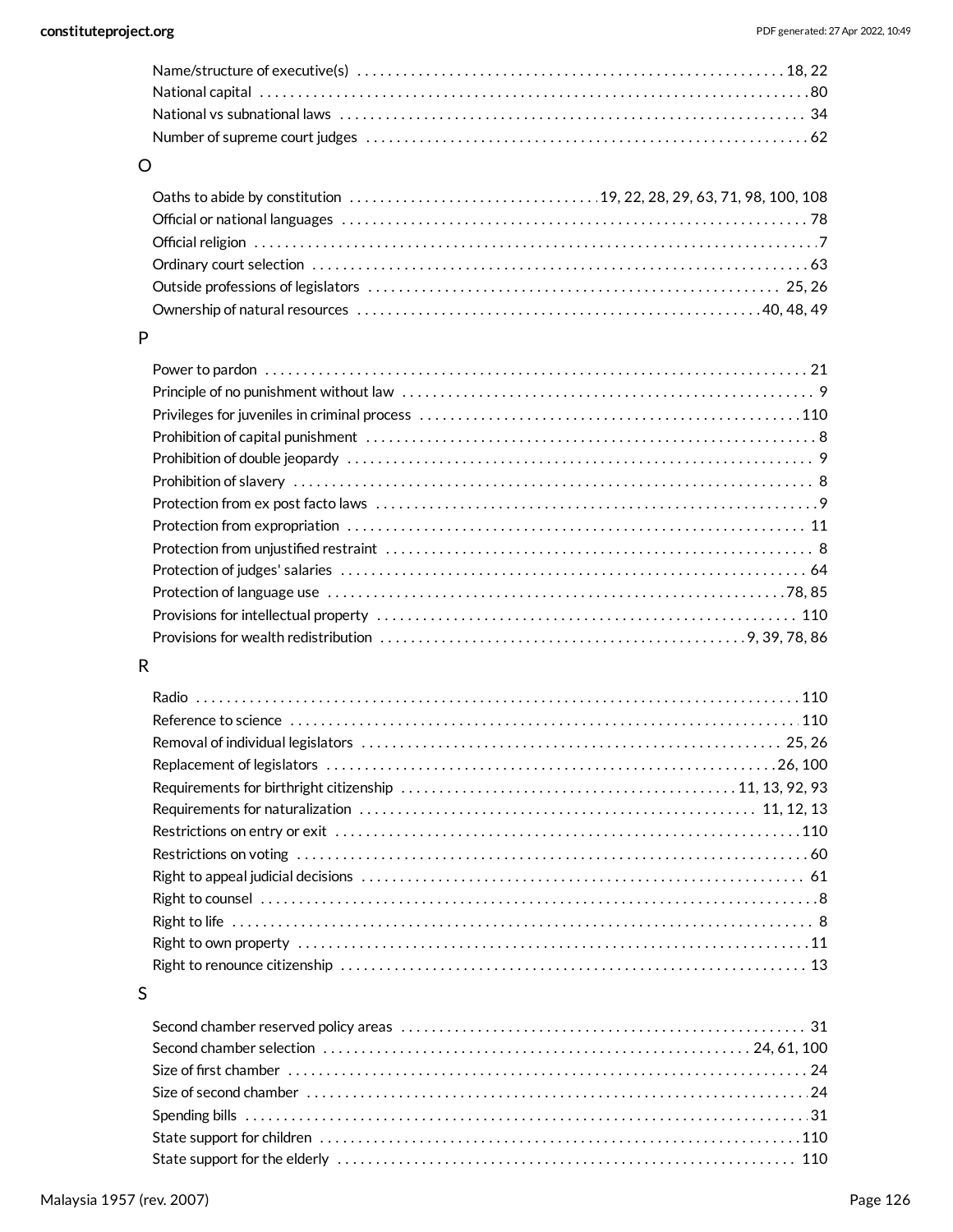Name/structure of executive(s) . . . . . . . . . . 18, 22
National capital . . . . . . . . . . 80
National vs subnational laws . . . . . . . . . . 34
Number of supreme court judges . . . . . . . . . . 62

## O

Oaths to abide by constitution . . . . . . . . . . 19, 22, 28, 29, 63, 71, 98, 100, 108
Official or national languages . . . . . . . . . . 78
Official religion . . . . . . . . . . 7
Ordinary court selection . . . . . . . . . . 63
Outside professions of legislators . . . . . . . . . . 25, 26
Ownership of natural resources . . . . . . . . . . 40, 48, 49

## P

Power to pardon . . . . . . . . . . 21
Principle of no punishment without law . . . . . . . . . . 9
Privileges for juveniles in criminal process . . . . . . . . . . 110
Prohibition of capital punishment . . . . . . . . . . 8
Prohibition of double jeopardy . . . . . . . . . . 9
Prohibition of slavery . . . . . . . . . . 8
Protection from ex post facto laws . . . . . . . . . . 9
Protection from expropriation . . . . . . . . . . 11
Protection from unjustified restraint . . . . . . . . . . 8
Protection of judges' salaries . . . . . . . . . . 64
Protection of language use . . . . . . . . . . 78, 85
Provisions for intellectual property . . . . . . . . . . 110
Provisions for wealth redistribution . . . . . . . . . . 9, 39, 78, 86

## R

Radio . . . . . . . . . . 110
Reference to science . . . . . . . . . . 110
Removal of individual legislators . . . . . . . . . . 25, 26
Replacement of legislators . . . . . . . . . . 26, 100
Requirements for birthright citizenship . . . . . . . . . . 11, 13, 92, 93
Requirements for naturalization . . . . . . . . . . 11, 12, 13
Restrictions on entry or exit . . . . . . . . . . 110
Restrictions on voting . . . . . . . . . . 60
Right to appeal judicial decisions . . . . . . . . . . 61
Right to counsel . . . . . . . . . . 8
Right to life . . . . . . . . . . 8
Right to own property . . . . . . . . . . 11
Right to renounce citizenship . . . . . . . . . . 13

## S

Second chamber reserved policy areas . . . . . . . . . . 31
Second chamber selection . . . . . . . . . . 24, 61, 100
Size of first chamber . . . . . . . . . . 24
Size of second chamber . . . . . . . . . . 24
Spending bills . . . . . . . . . . 31
State support for children . . . . . . . . . . 110
State support for the elderly . . . . . . . . . . 110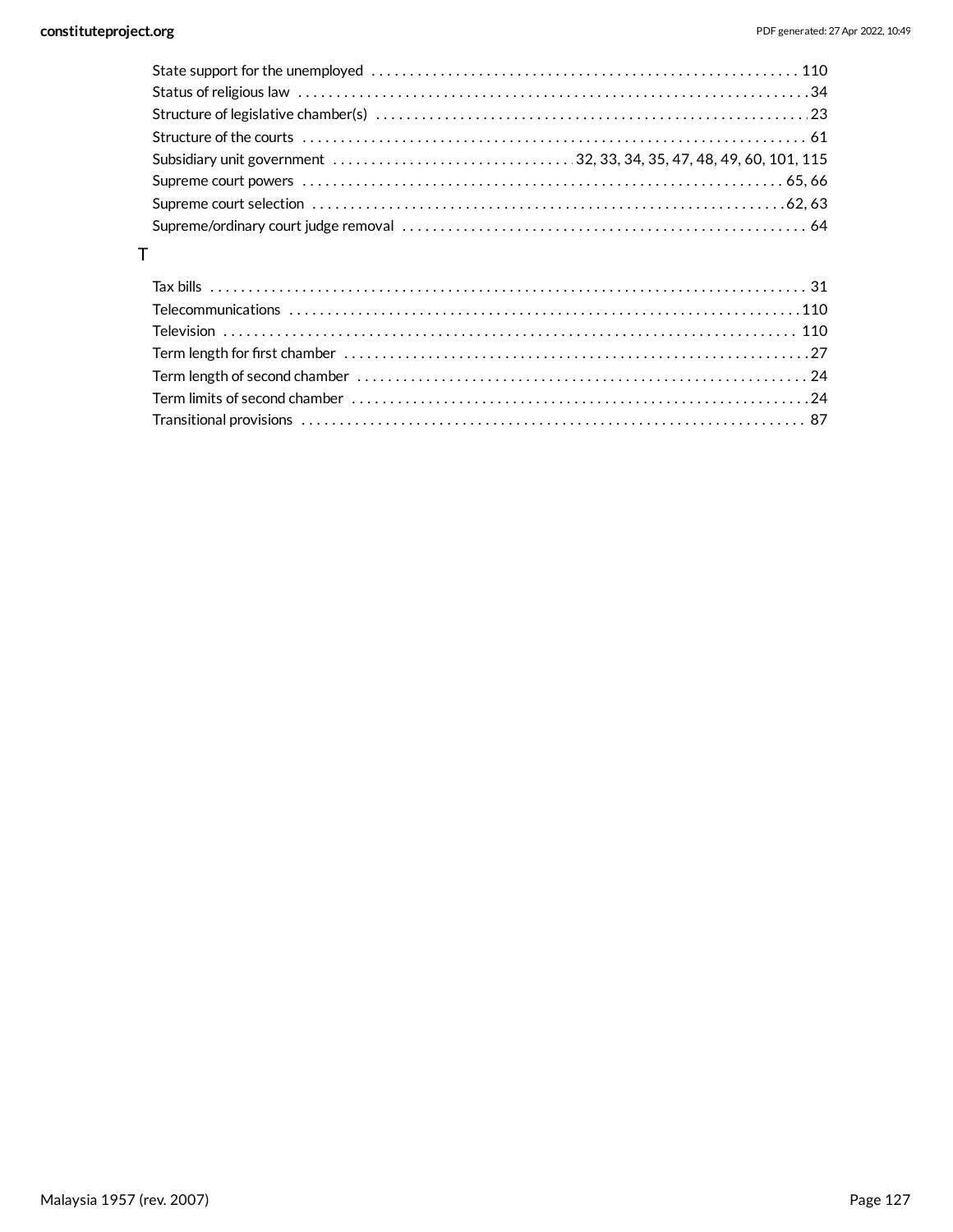State support for the unemployed . . . . . . . . . . . . . . . . . . . . . . . . . . . . . . . . . . . . . . . . . . . . . . . . . . . . . . . . . 110
Status of religious law . . . . . . . . . . . . . . . . . . . . . . . . . . . . . . . . . . . . . . . . . . . . . . . . . . . . . . . . . . . . . . . . . . . 34
Structure of legislative chamber(s) . . . . . . . . . . . . . . . . . . . . . . . . . . . . . . . . . . . . . . . . . . . . . . . . . . . . . . . . . 23
Structure of the courts . . . . . . . . . . . . . . . . . . . . . . . . . . . . . . . . . . . . . . . . . . . . . . . . . . . . . . . . . . . . . . . . . . . 61
Subsidiary unit government . . . . . . . . . . . . . . . . . . . . . . . . . . . . . . . 32, 33, 34, 35, 47, 48, 49, 60, 101, 115
Supreme court powers . . . . . . . . . . . . . . . . . . . . . . . . . . . . . . . . . . . . . . . . . . . . . . . . . . . . . . . . . . . . . . . . 65, 66
Supreme court selection . . . . . . . . . . . . . . . . . . . . . . . . . . . . . . . . . . . . . . . . . . . . . . . . . . . . . . . . . . . . . . . 62, 63
Supreme/ordinary court judge removal . . . . . . . . . . . . . . . . . . . . . . . . . . . . . . . . . . . . . . . . . . . . . . . . . . . . . 64

T

Tax bills . . . . . . . . . . . . . . . . . . . . . . . . . . . . . . . . . . . . . . . . . . . . . . . . . . . . . . . . . . . . . . . . . . . . . . . . . . . . 31
Telecommunications . . . . . . . . . . . . . . . . . . . . . . . . . . . . . . . . . . . . . . . . . . . . . . . . . . . . . . . . . . . . . . . . . . . 110
Television . . . . . . . . . . . . . . . . . . . . . . . . . . . . . . . . . . . . . . . . . . . . . . . . . . . . . . . . . . . . . . . . . . . . . . . . . . 110
Term length for first chamber . . . . . . . . . . . . . . . . . . . . . . . . . . . . . . . . . . . . . . . . . . . . . . . . . . . . . . . . . . . . . 27
Term length of second chamber . . . . . . . . . . . . . . . . . . . . . . . . . . . . . . . . . . . . . . . . . . . . . . . . . . . . . . . . . . . 24
Term limits of second chamber . . . . . . . . . . . . . . . . . . . . . . . . . . . . . . . . . . . . . . . . . . . . . . . . . . . . . . . . . . . . 24
Transitional provisions . . . . . . . . . . . . . . . . . . . . . . . . . . . . . . . . . . . . . . . . . . . . . . . . . . . . . . . . . . . . . . . . . . 87